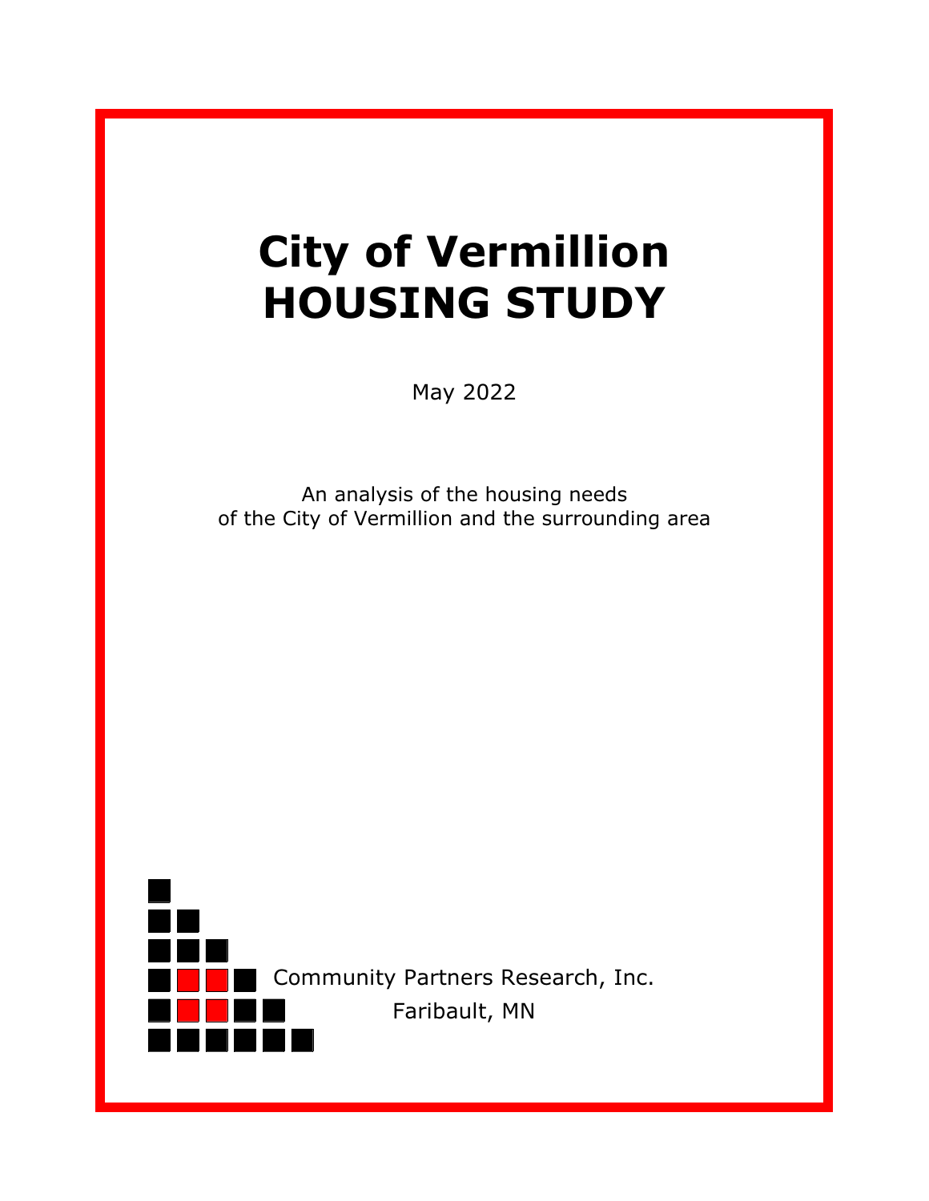# City of Vermillion HOUSING STUDY

May 2022

An analysis of the housing needs of the City of Vermillion and the surrounding area

Community Partners Research, Inc.

Faribault, MN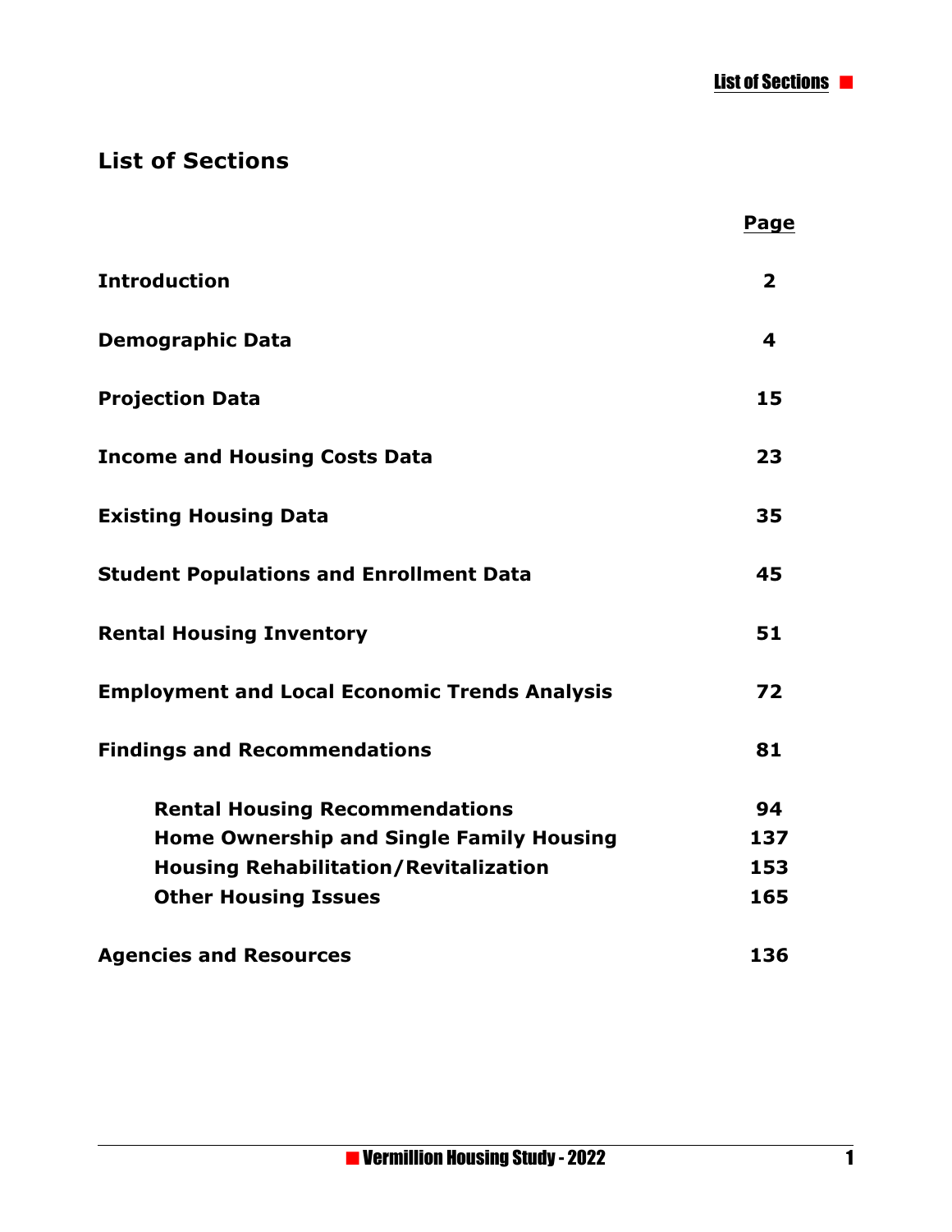## List of Sections

| | Page |
|---|---|
| **Introduction** | **2** |
| **Demographic Data** | **4** |
| **Projection Data** | **15** |
| **Income and Housing Costs Data** | **23** |
| **Existing Housing Data** | **35** |
| **Student Populations and Enrollment Data** | **45** |
| **Rental Housing Inventory** | **51** |
| **Employment and Local Economic Trends Analysis** | **72** |
| **Findings and Recommendations** | **81** |
| **Rental Housing Recommendations** | **94** |
| **Home Ownership and Single Family Housing** | **137** |
| **Housing Rehabilitation/Revitalization** | **153** |
| **Other Housing Issues** | **165** |
| **Agencies and Resources** | **136** |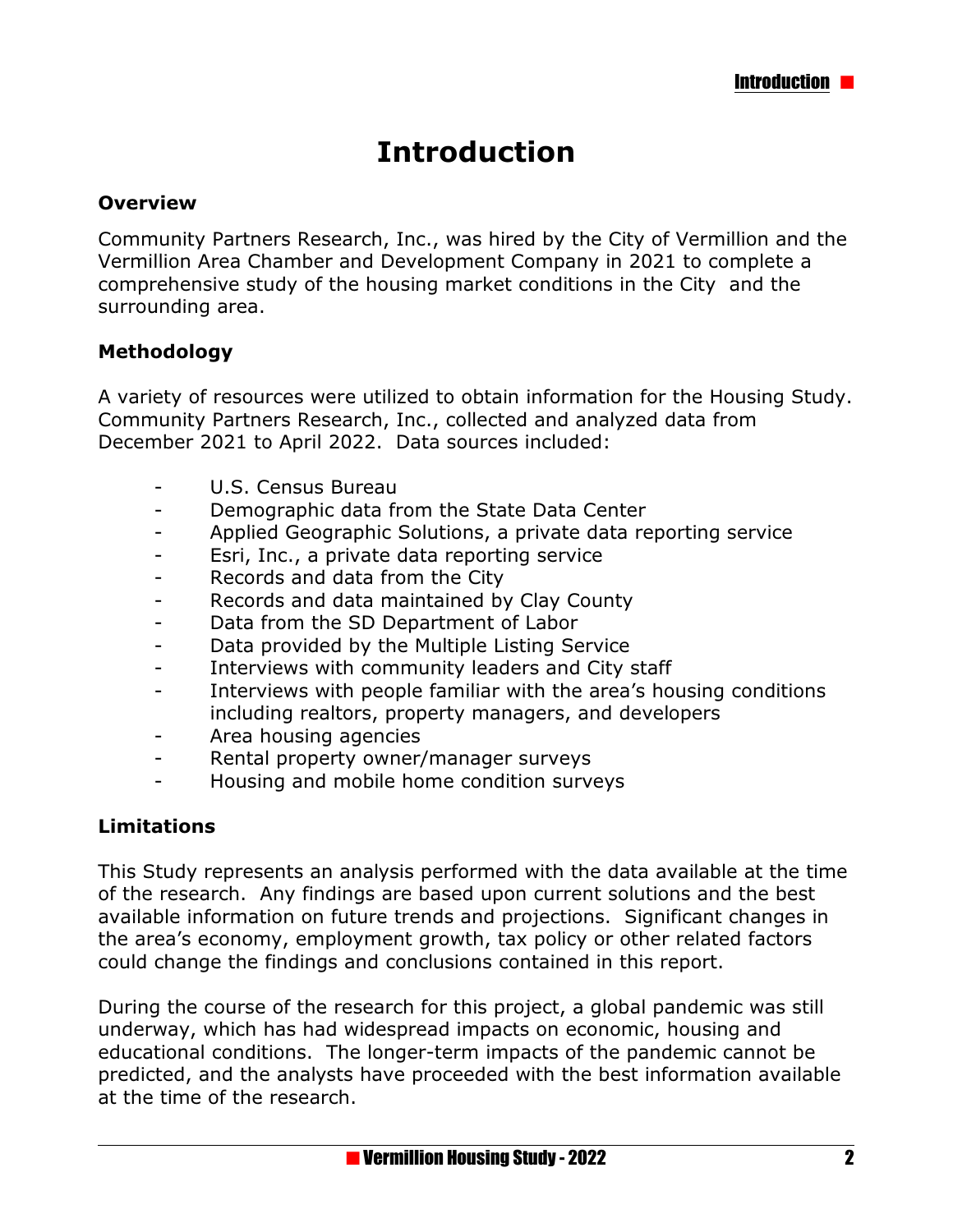# Introduction

## Overview

Community Partners Research, Inc., was hired by the City of Vermillion and the Vermillion Area Chamber and Development Company in 2021 to complete a comprehensive study of the housing market conditions in the City and the surrounding area.

## Methodology

A variety of resources were utilized to obtain information for the Housing Study. Community Partners Research, Inc., collected and analyzed data from December 2021 to April 2022. Data sources included:

- U.S. Census Bureau
- Demographic data from the State Data Center
- Applied Geographic Solutions, a private data reporting service
- Esri, Inc., a private data reporting service
- Records and data from the City
- Records and data maintained by Clay County
- Data from the SD Department of Labor
- Data provided by the Multiple Listing Service
- Interviews with community leaders and City staff
- Interviews with people familiar with the area's housing conditions including realtors, property managers, and developers
- Area housing agencies
- Rental property owner/manager surveys
- Housing and mobile home condition surveys

## Limitations

This Study represents an analysis performed with the data available at the time of the research. Any findings are based upon current solutions and the best available information on future trends and projections. Significant changes in the area's economy, employment growth, tax policy or other related factors could change the findings and conclusions contained in this report.

During the course of the research for this project, a global pandemic was still underway, which has had widespread impacts on economic, housing and educational conditions. The longer-term impacts of the pandemic cannot be predicted, and the analysts have proceeded with the best information available at the time of the research.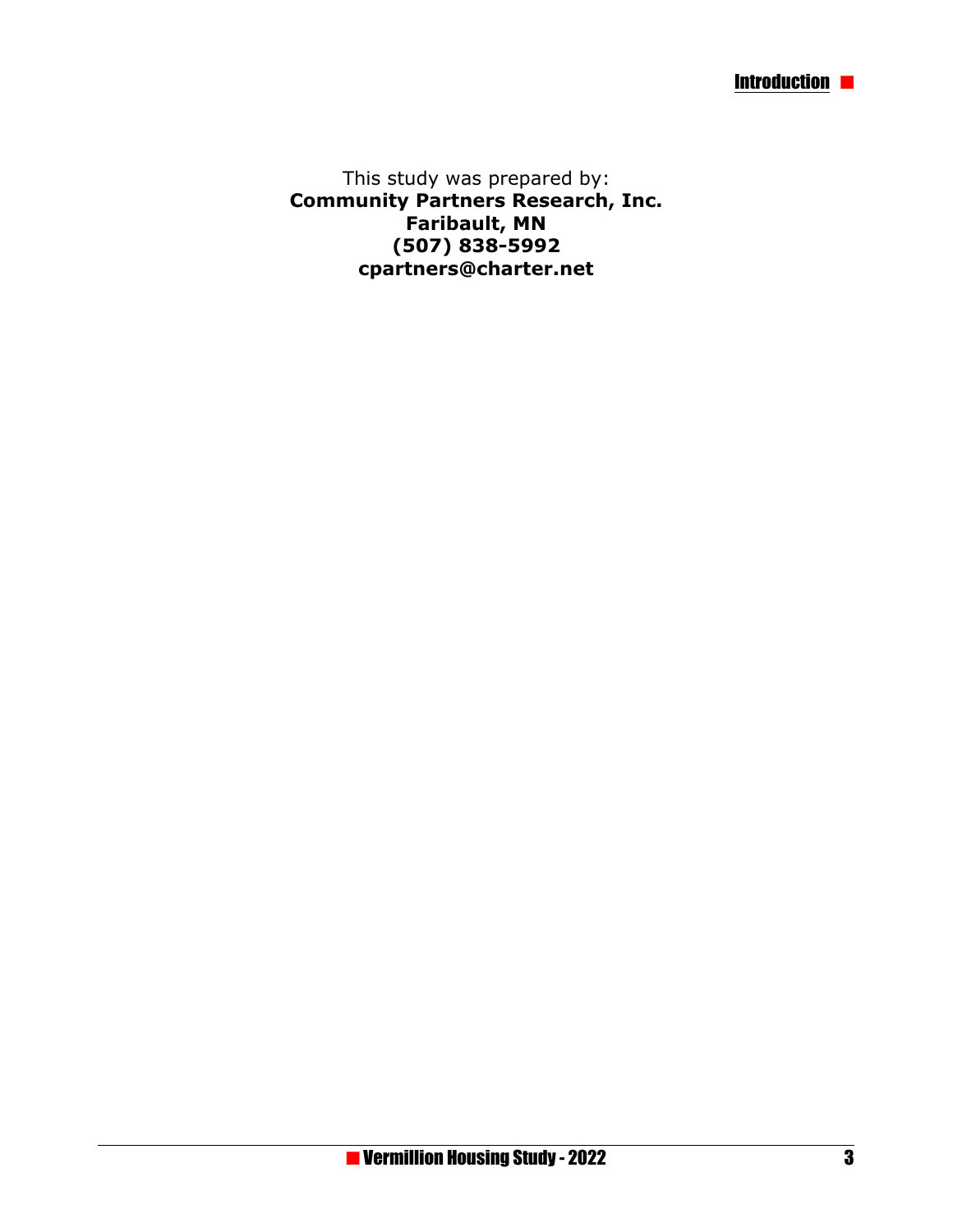This study was prepared by:
**Community Partners Research, Inc.**
**Faribault, MN**
**(507) 838-5992**
**cpartners@charter.net**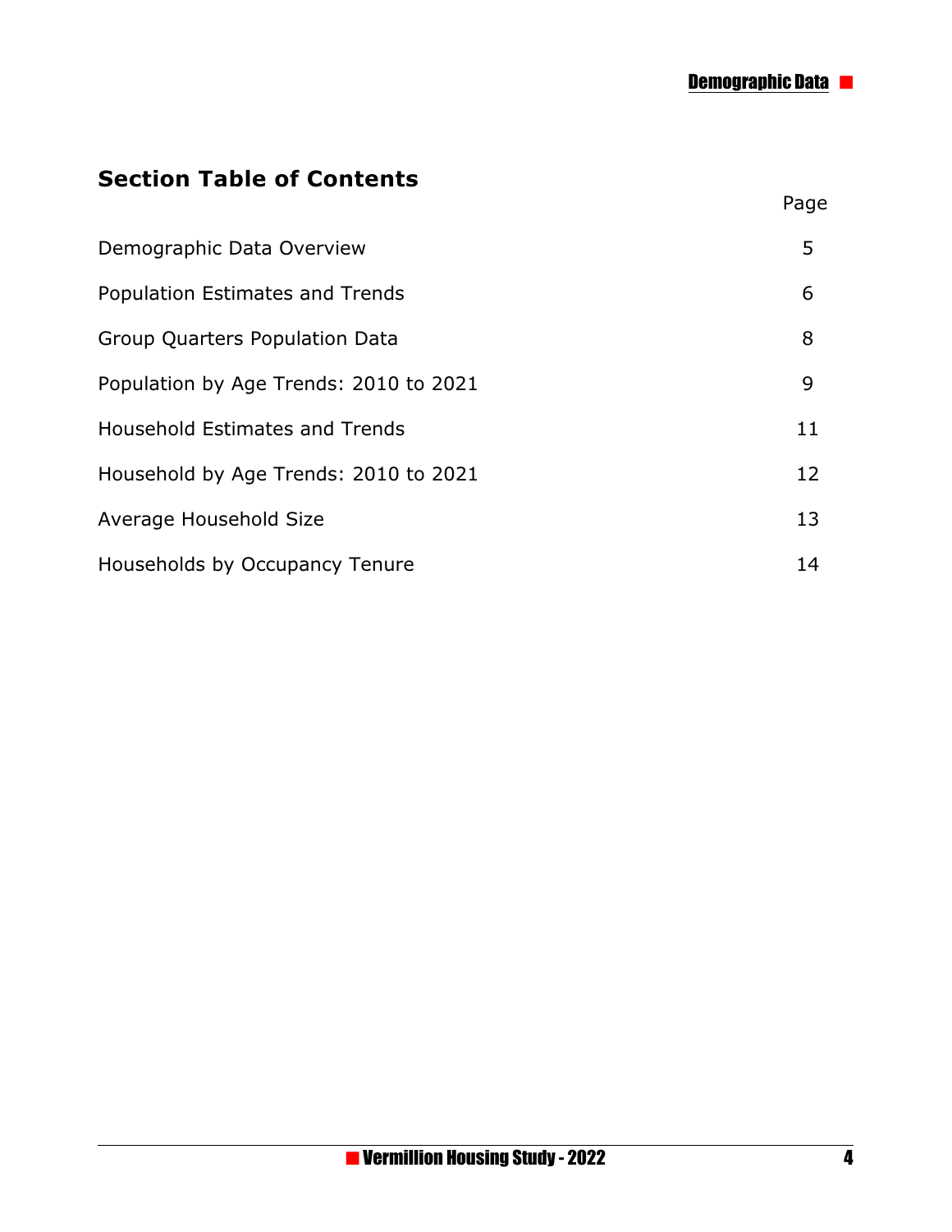## Section Table of Contents

| | Page |
|---|---|
| Demographic Data Overview | 5 |
| Population Estimates and Trends | 6 |
| Group Quarters Population Data | 8 |
| Population by Age Trends: 2010 to 2021 | 9 |
| Household Estimates and Trends | 11 |
| Household by Age Trends: 2010 to 2021 | 12 |
| Average Household Size | 13 |
| Households by Occupancy Tenure | 14 |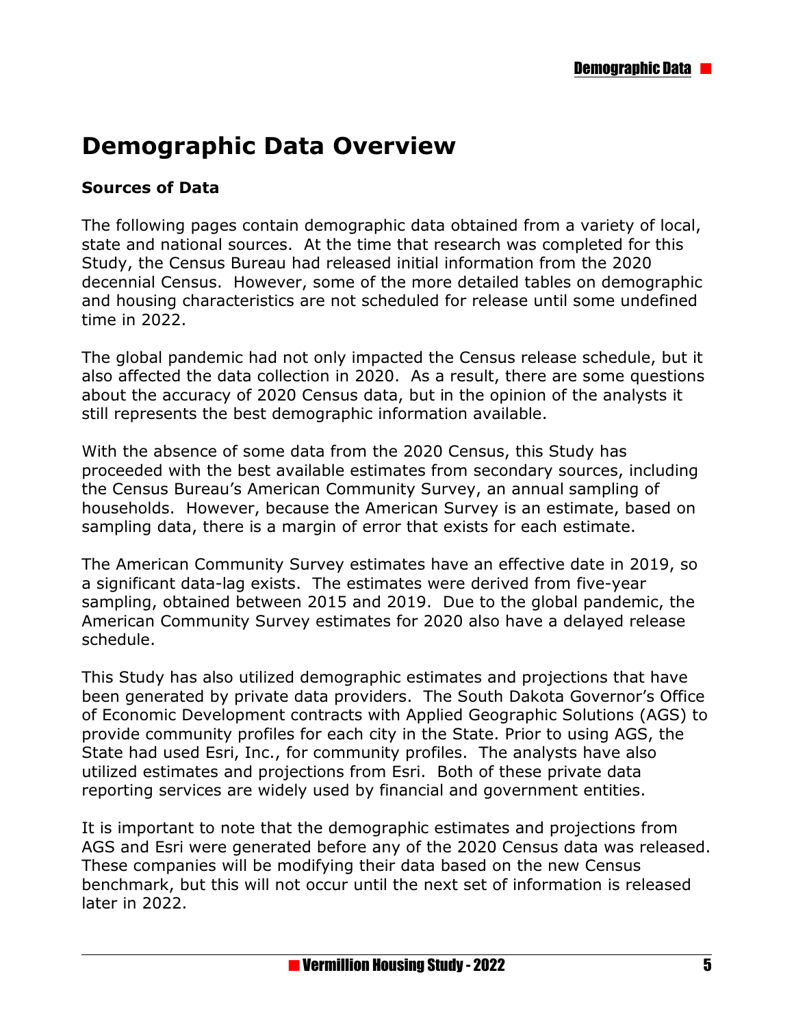# Demographic Data Overview

### Sources of Data

The following pages contain demographic data obtained from a variety of local, state and national sources. At the time that research was completed for this Study, the Census Bureau had released initial information from the 2020 decennial Census. However, some of the more detailed tables on demographic and housing characteristics are not scheduled for release until some undefined time in 2022.

The global pandemic had not only impacted the Census release schedule, but it also affected the data collection in 2020. As a result, there are some questions about the accuracy of 2020 Census data, but in the opinion of the analysts it still represents the best demographic information available.

With the absence of some data from the 2020 Census, this Study has proceeded with the best available estimates from secondary sources, including the Census Bureau's American Community Survey, an annual sampling of households. However, because the American Survey is an estimate, based on sampling data, there is a margin of error that exists for each estimate.

The American Community Survey estimates have an effective date in 2019, so a significant data-lag exists. The estimates were derived from five-year sampling, obtained between 2015 and 2019. Due to the global pandemic, the American Community Survey estimates for 2020 also have a delayed release schedule.

This Study has also utilized demographic estimates and projections that have been generated by private data providers. The South Dakota Governor's Office of Economic Development contracts with Applied Geographic Solutions (AGS) to provide community profiles for each city in the State. Prior to using AGS, the State had used Esri, Inc., for community profiles. The analysts have also utilized estimates and projections from Esri. Both of these private data reporting services are widely used by financial and government entities.

It is important to note that the demographic estimates and projections from AGS and Esri were generated before any of the 2020 Census data was released. These companies will be modifying their data based on the new Census benchmark, but this will not occur until the next set of information is released later in 2022.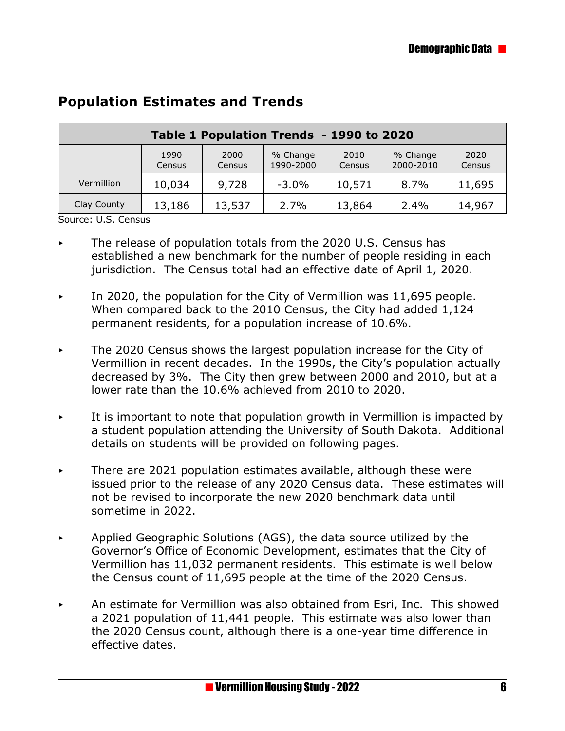## Population Estimates and Trends

| Table 1 Population Trends - 1990 to 2020 | | | | | | |
|---|---|---|---|---|---|---|
| | 1990 Census | 2000 Census | % Change 1990-2000 | 2010 Census | % Change 2000-2010 | 2020 Census |
| Vermillion | 10,034 | 9,728 | -3.0% | 10,571 | 8.7% | 11,695 |
| Clay County | 13,186 | 13,537 | 2.7% | 13,864 | 2.4% | 14,967 |

Source: U.S. Census

- The release of population totals from the 2020 U.S. Census has established a new benchmark for the number of people residing in each jurisdiction. The Census total had an effective date of April 1, 2020.
- In 2020, the population for the City of Vermillion was 11,695 people. When compared back to the 2010 Census, the City had added 1,124 permanent residents, for a population increase of 10.6%.
- The 2020 Census shows the largest population increase for the City of Vermillion in recent decades. In the 1990s, the City's population actually decreased by 3%. The City then grew between 2000 and 2010, but at a lower rate than the 10.6% achieved from 2010 to 2020.
- It is important to note that population growth in Vermillion is impacted by a student population attending the University of South Dakota. Additional details on students will be provided on following pages.
- There are 2021 population estimates available, although these were issued prior to the release of any 2020 Census data. These estimates will not be revised to incorporate the new 2020 benchmark data until sometime in 2022.
- Applied Geographic Solutions (AGS), the data source utilized by the Governor's Office of Economic Development, estimates that the City of Vermillion has 11,032 permanent residents. This estimate is well below the Census count of 11,695 people at the time of the 2020 Census.
- An estimate for Vermillion was also obtained from Esri, Inc. This showed a 2021 population of 11,441 people. This estimate was also lower than the 2020 Census count, although there is a one-year time difference in effective dates.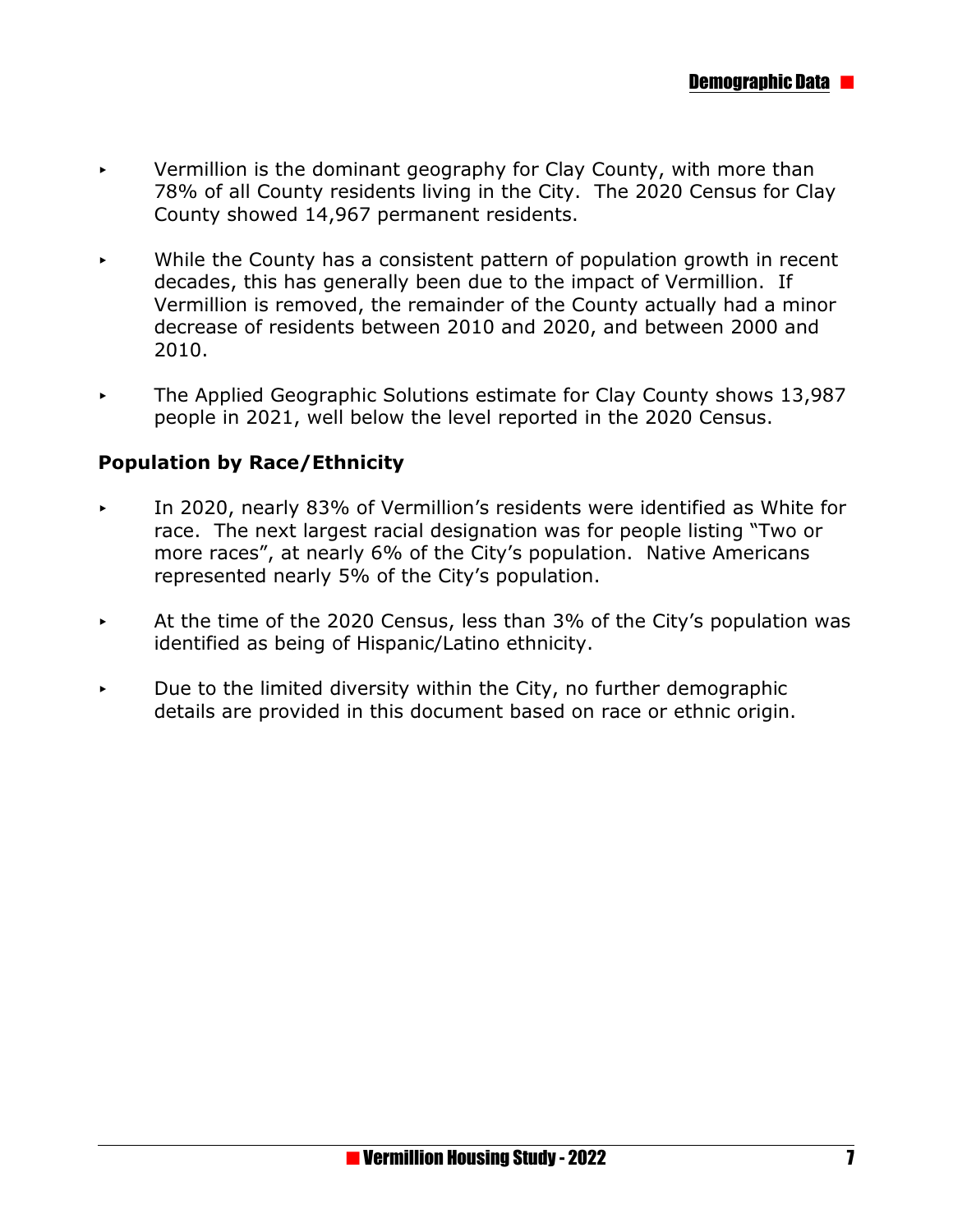- Vermillion is the dominant geography for Clay County, with more than 78% of all County residents living in the City. The 2020 Census for Clay County showed 14,967 permanent residents.
- While the County has a consistent pattern of population growth in recent decades, this has generally been due to the impact of Vermillion. If Vermillion is removed, the remainder of the County actually had a minor decrease of residents between 2010 and 2020, and between 2000 and 2010.
- The Applied Geographic Solutions estimate for Clay County shows 13,987 people in 2021, well below the level reported in the 2020 Census.

**Population by Race/Ethnicity**

- In 2020, nearly 83% of Vermillion's residents were identified as White for race. The next largest racial designation was for people listing "Two or more races", at nearly 6% of the City's population. Native Americans represented nearly 5% of the City's population.
- At the time of the 2020 Census, less than 3% of the City's population was identified as being of Hispanic/Latino ethnicity.
- Due to the limited diversity within the City, no further demographic details are provided in this document based on race or ethnic origin.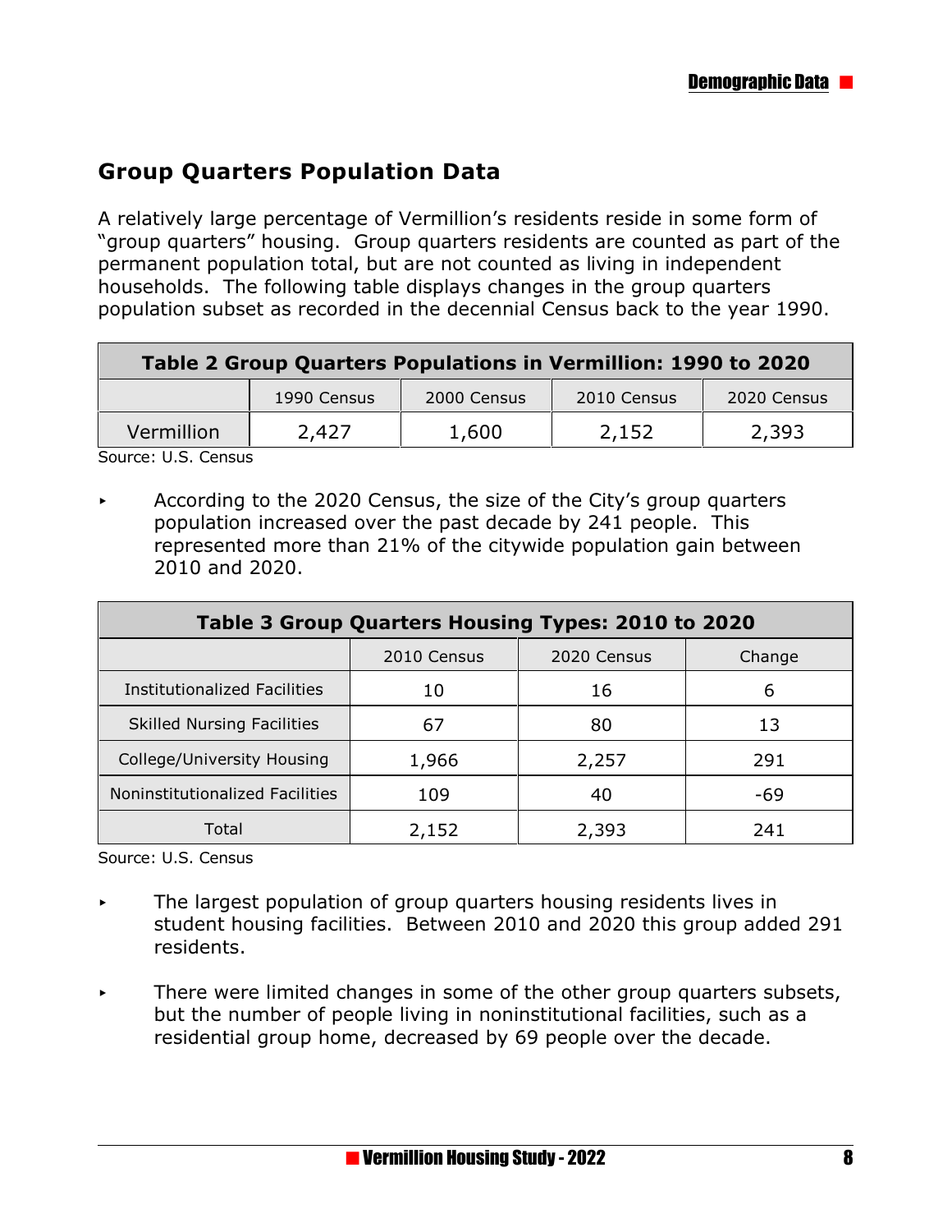## Group Quarters Population Data

A relatively large percentage of Vermillion's residents reside in some form of "group quarters" housing. Group quarters residents are counted as part of the permanent population total, but are not counted as living in independent households. The following table displays changes in the group quarters population subset as recorded in the decennial Census back to the year 1990.

**Table 2 Group Quarters Populations in Vermillion: 1990 to 2020**

| | 1990 Census | 2000 Census | 2010 Census | 2020 Census |
|---|---|---|---|---|
| Vermillion | 2,427 | 1,600 | 2,152 | 2,393 |

Source: U.S. Census

- According to the 2020 Census, the size of the City's group quarters population increased over the past decade by 241 people. This represented more than 21% of the citywide population gain between 2010 and 2020.

**Table 3 Group Quarters Housing Types: 2010 to 2020**

| | 2010 Census | 2020 Census | Change |
|---|---|---|---|
| Institutionalized Facilities | 10 | 16 | 6 |
| Skilled Nursing Facilities | 67 | 80 | 13 |
| College/University Housing | 1,966 | 2,257 | 291 |
| Noninstitutionalized Facilities | 109 | 40 | -69 |
| Total | 2,152 | 2,393 | 241 |

Source: U.S. Census

- The largest population of group quarters housing residents lives in student housing facilities. Between 2010 and 2020 this group added 291 residents.
- There were limited changes in some of the other group quarters subsets, but the number of people living in noninstitutional facilities, such as a residential group home, decreased by 69 people over the decade.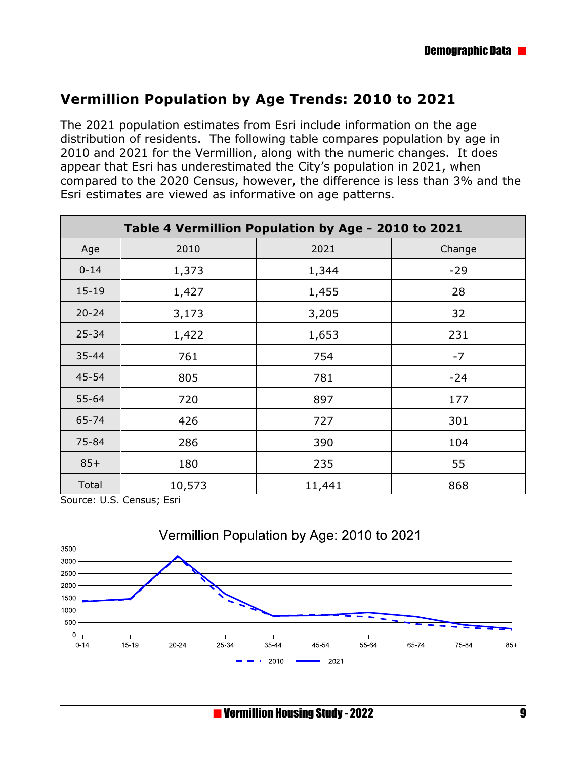## Vermillion Population by Age Trends: 2010 to 2021

The 2021 population estimates from Esri include information on the age distribution of residents. The following table compares population by age in 2010 and 2021 for the Vermillion, along with the numeric changes. It does appear that Esri has underestimated the City's population in 2021, when compared to the 2020 Census, however, the difference is less than 3% and the Esri estimates are viewed as informative on age patterns.

**Table 4 Vermillion Population by Age - 2010 to 2021**

| Age | 2010 | 2021 | Change |
|---|---|---|---|
| 0-14 | 1,373 | 1,344 | -29 |
| 15-19 | 1,427 | 1,455 | 28 |
| 20-24 | 3,173 | 3,205 | 32 |
| 25-34 | 1,422 | 1,653 | 231 |
| 35-44 | 761 | 754 | -7 |
| 45-54 | 805 | 781 | -24 |
| 55-64 | 720 | 897 | 177 |
| 65-74 | 426 | 727 | 301 |
| 75-84 | 286 | 390 | 104 |
| 85+ | 180 | 235 | 55 |
| Total | 10,573 | 11,441 | 868 |

Source: U.S. Census; Esri

Vermillion Population by Age: 2010 to 2021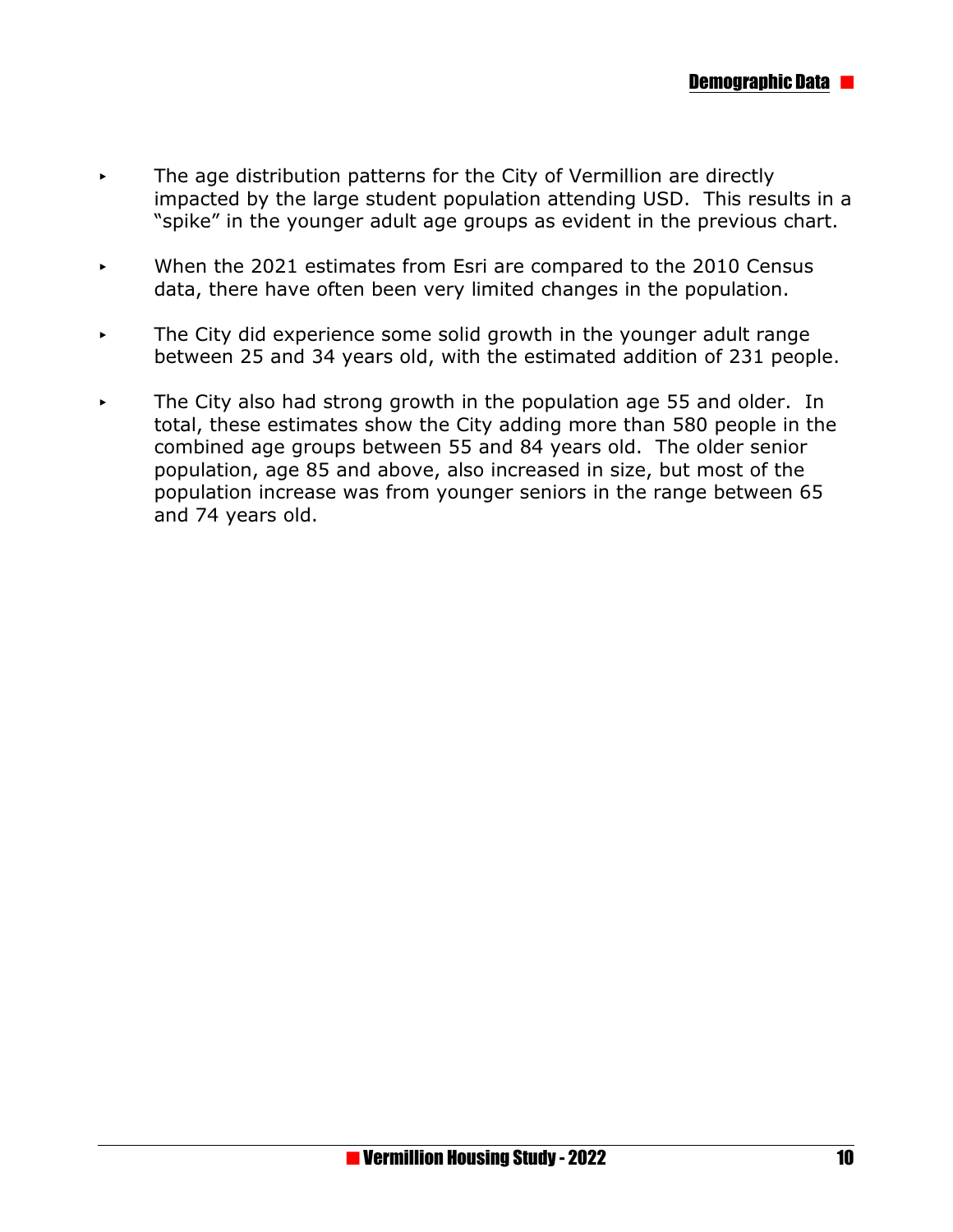- The age distribution patterns for the City of Vermillion are directly impacted by the large student population attending USD. This results in a "spike" in the younger adult age groups as evident in the previous chart.

- When the 2021 estimates from Esri are compared to the 2010 Census data, there have often been very limited changes in the population.

- The City did experience some solid growth in the younger adult range between 25 and 34 years old, with the estimated addition of 231 people.

- The City also had strong growth in the population age 55 and older. In total, these estimates show the City adding more than 580 people in the combined age groups between 55 and 84 years old. The older senior population, age 85 and above, also increased in size, but most of the population increase was from younger seniors in the range between 65 and 74 years old.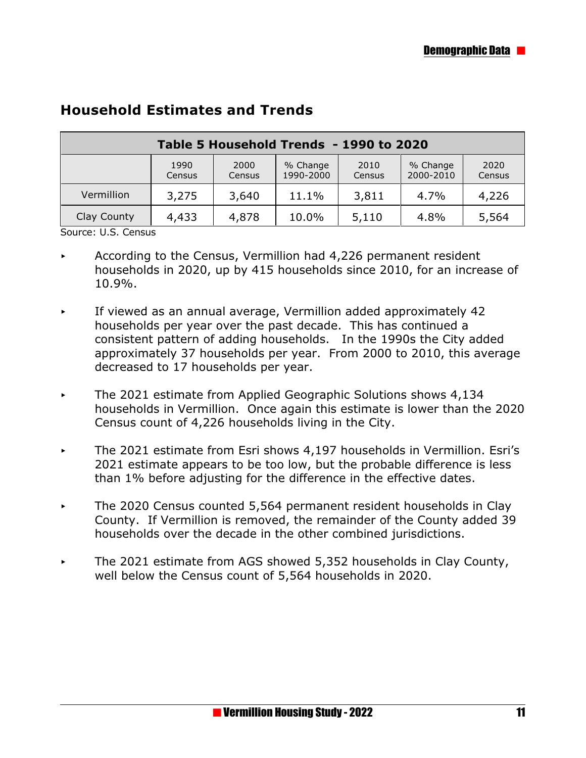## Household Estimates and Trends

| Table 5 Household Trends - 1990 to 2020 | | | | | | |
|---|---|---|---|---|---|---|
| | 1990 Census | 2000 Census | % Change 1990-2000 | 2010 Census | % Change 2000-2010 | 2020 Census |
| Vermillion | 3,275 | 3,640 | 11.1% | 3,811 | 4.7% | 4,226 |
| Clay County | 4,433 | 4,878 | 10.0% | 5,110 | 4.8% | 5,564 |

Source: U.S. Census

- According to the Census, Vermillion had 4,226 permanent resident households in 2020, up by 415 households since 2010, for an increase of 10.9%.
- If viewed as an annual average, Vermillion added approximately 42 households per year over the past decade. This has continued a consistent pattern of adding households. In the 1990s the City added approximately 37 households per year. From 2000 to 2010, this average decreased to 17 households per year.
- The 2021 estimate from Applied Geographic Solutions shows 4,134 households in Vermillion. Once again this estimate is lower than the 2020 Census count of 4,226 households living in the City.
- The 2021 estimate from Esri shows 4,197 households in Vermillion. Esri's 2021 estimate appears to be too low, but the probable difference is less than 1% before adjusting for the difference in the effective dates.
- The 2020 Census counted 5,564 permanent resident households in Clay County. If Vermillion is removed, the remainder of the County added 39 households over the decade in the other combined jurisdictions.
- The 2021 estimate from AGS showed 5,352 households in Clay County, well below the Census count of 5,564 households in 2020.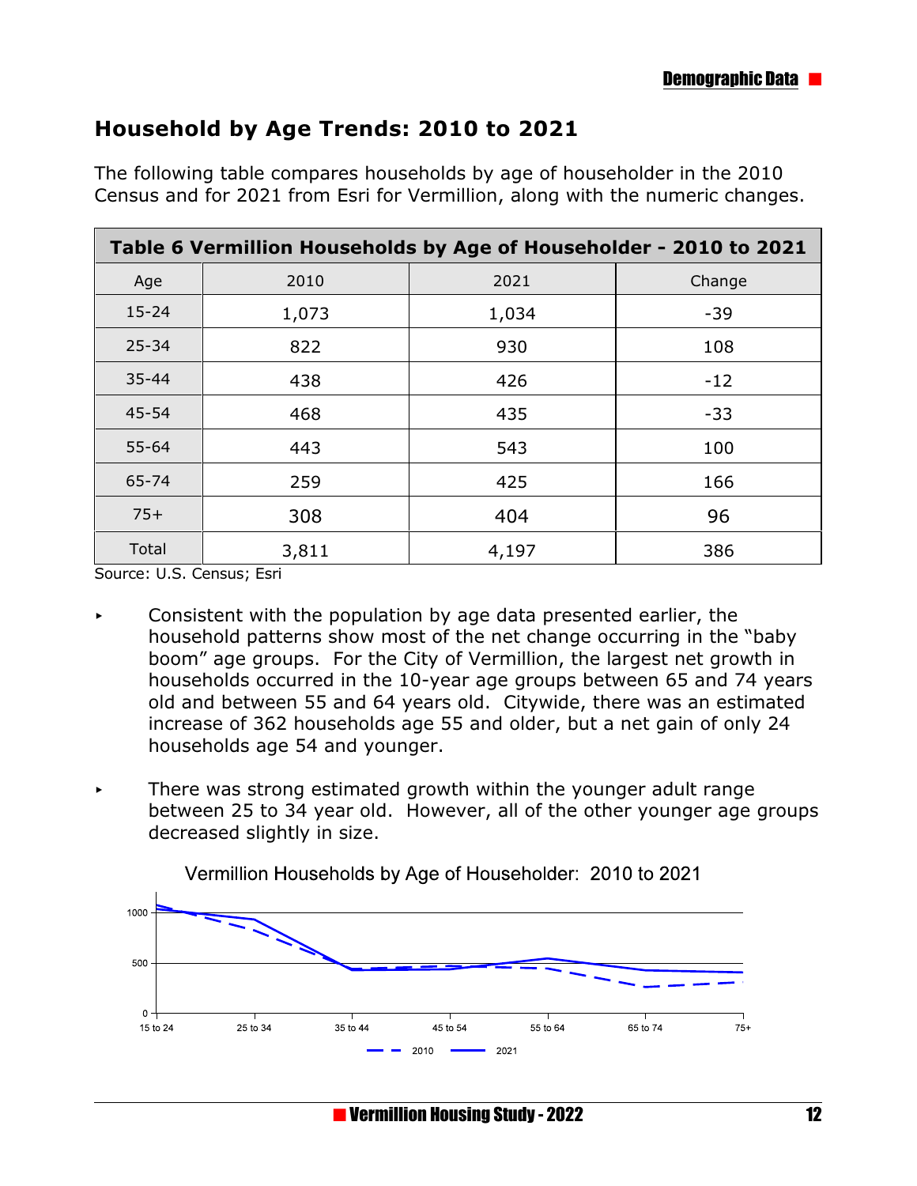## Household by Age Trends: 2010 to 2021

The following table compares households by age of householder in the 2010 Census and for 2021 from Esri for Vermillion, along with the numeric changes.

| Table 6 Vermillion Households by Age of Householder - 2010 to 2021 | | | |
|---|---|---|---|
| Age | 2010 | 2021 | Change |
| 15-24 | 1,073 | 1,034 | -39 |
| 25-34 | 822 | 930 | 108 |
| 35-44 | 438 | 426 | -12 |
| 45-54 | 468 | 435 | -33 |
| 55-64 | 443 | 543 | 100 |
| 65-74 | 259 | 425 | 166 |
| 75+ | 308 | 404 | 96 |
| Total | 3,811 | 4,197 | 386 |

Source: U.S. Census; Esri

- Consistent with the population by age data presented earlier, the household patterns show most of the net change occurring in the "baby boom" age groups. For the City of Vermillion, the largest net growth in households occurred in the 10-year age groups between 65 and 74 years old and between 55 and 64 years old. Citywide, there was an estimated increase of 362 households age 55 and older, but a net gain of only 24 households age 54 and younger.

- There was strong estimated growth within the younger adult range between 25 to 34 year old. However, all of the other younger age groups decreased slightly in size.

Vermillion Households by Age of Householder: 2010 to 2021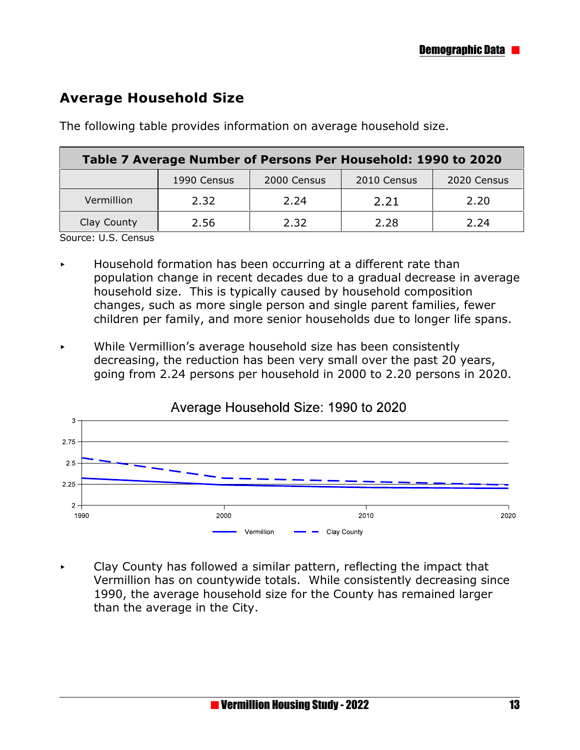## Average Household Size

The following table provides information on average household size.

| Table 7 Average Number of Persons Per Household: 1990 to 2020 | | | | |
|---|---|---|---|---|
| | 1990 Census | 2000 Census | 2010 Census | 2020 Census |
| Vermillion | 2.32 | 2.24 | 2.21 | 2.20 |
| Clay County | 2.56 | 2.32 | 2.28 | 2.24 |

Source: U.S. Census

- Household formation has been occurring at a different rate than population change in recent decades due to a gradual decrease in average household size. This is typically caused by household composition changes, such as more single person and single parent families, fewer children per family, and more senior households due to longer life spans.

- While Vermillion's average household size has been consistently decreasing, the reduction has been very small over the past 20 years, going from 2.24 persons per household in 2000 to 2.20 persons in 2020.

Average Household Size: 1990 to 2020

- Clay County has followed a similar pattern, reflecting the impact that Vermillion has on countywide totals. While consistently decreasing since 1990, the average household size for the County has remained larger than the average in the City.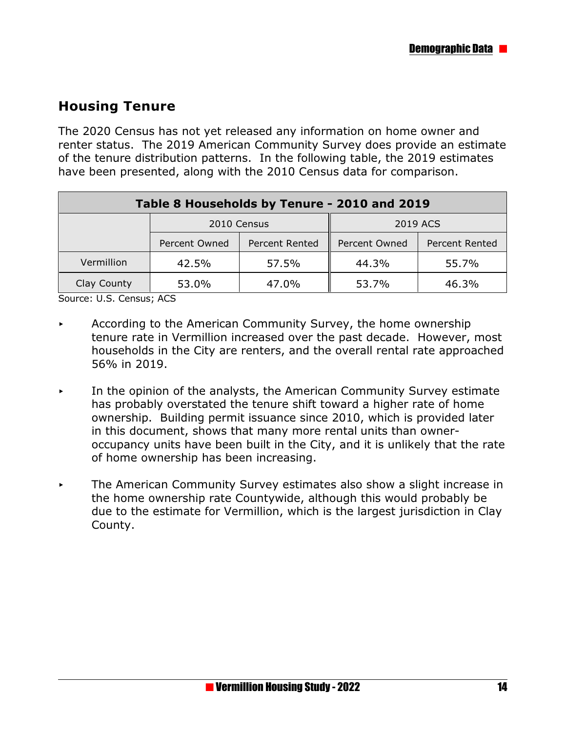## Housing Tenure

The 2020 Census has not yet released any information on home owner and renter status. The 2019 American Community Survey does provide an estimate of the tenure distribution patterns. In the following table, the 2019 estimates have been presented, along with the 2010 Census data for comparison.

| Table 8 Households by Tenure - 2010 and 2019 | | | | |
|---|---|---|---|---|
| | 2010 Census | | 2019 ACS | |
| | Percent Owned | Percent Rented | Percent Owned | Percent Rented |
| Vermillion | 42.5% | 57.5% | 44.3% | 55.7% |
| Clay County | 53.0% | 47.0% | 53.7% | 46.3% |

Source: U.S. Census; ACS

- According to the American Community Survey, the home ownership tenure rate in Vermillion increased over the past decade. However, most households in the City are renters, and the overall rental rate approached 56% in 2019.

- In the opinion of the analysts, the American Community Survey estimate has probably overstated the tenure shift toward a higher rate of home ownership. Building permit issuance since 2010, which is provided later in this document, shows that many more rental units than owner-occupancy units have been built in the City, and it is unlikely that the rate of home ownership has been increasing.

- The American Community Survey estimates also show a slight increase in the home ownership rate Countywide, although this would probably be due to the estimate for Vermillion, which is the largest jurisdiction in Clay County.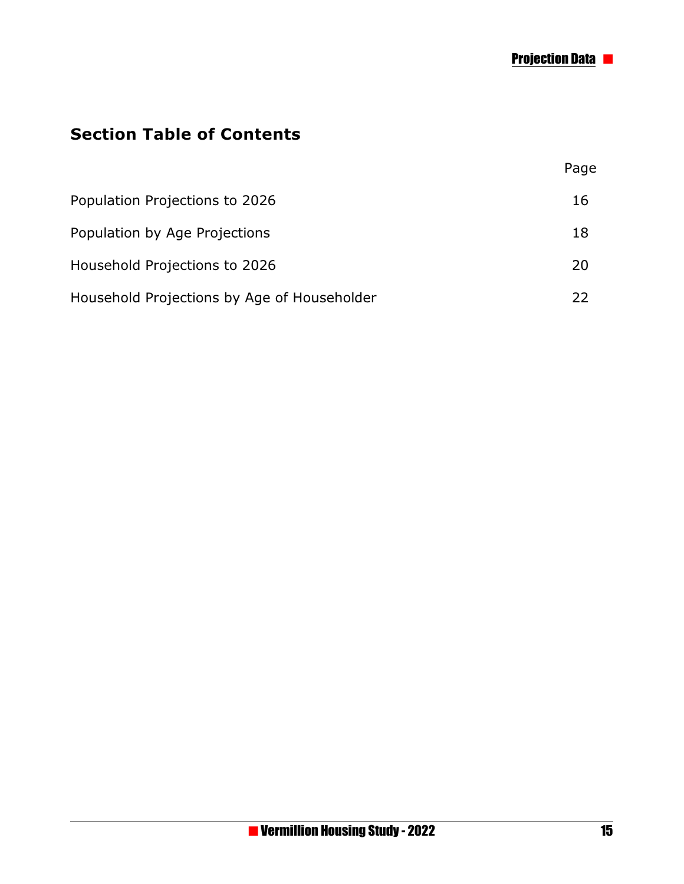## Section Table of Contents

| | Page |
|---|---|
| Population Projections to 2026 | 16 |
| Population by Age Projections | 18 |
| Household Projections to 2026 | 20 |
| Household Projections by Age of Householder | 22 |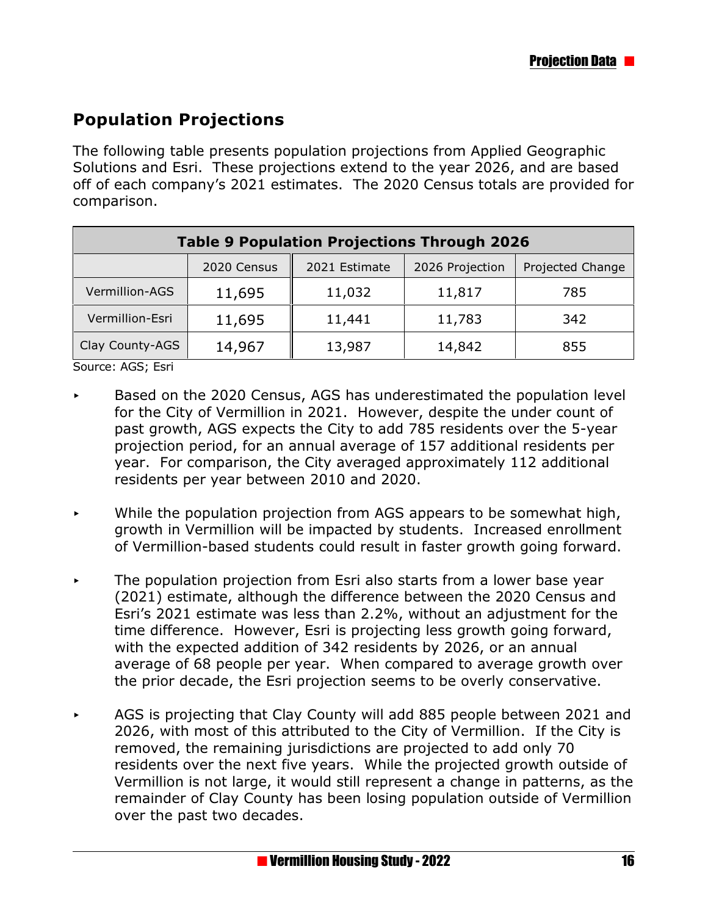## Population Projections

The following table presents population projections from Applied Geographic Solutions and Esri. These projections extend to the year 2026, and are based off of each company's 2021 estimates. The 2020 Census totals are provided for comparison.

**Table 9 Population Projections Through 2026**

| | 2020 Census | 2021 Estimate | 2026 Projection | Projected Change |
|---|---|---|---|---|
| Vermillion-AGS | 11,695 | 11,032 | 11,817 | 785 |
| Vermillion-Esri | 11,695 | 11,441 | 11,783 | 342 |
| Clay County-AGS | 14,967 | 13,987 | 14,842 | 855 |

Source: AGS; Esri

- Based on the 2020 Census, AGS has underestimated the population level for the City of Vermillion in 2021. However, despite the under count of past growth, AGS expects the City to add 785 residents over the 5-year projection period, for an annual average of 157 additional residents per year. For comparison, the City averaged approximately 112 additional residents per year between 2010 and 2020.

- While the population projection from AGS appears to be somewhat high, growth in Vermillion will be impacted by students. Increased enrollment of Vermillion-based students could result in faster growth going forward.

- The population projection from Esri also starts from a lower base year (2021) estimate, although the difference between the 2020 Census and Esri's 2021 estimate was less than 2.2%, without an adjustment for the time difference. However, Esri is projecting less growth going forward, with the expected addition of 342 residents by 2026, or an annual average of 68 people per year. When compared to average growth over the prior decade, the Esri projection seems to be overly conservative.

- AGS is projecting that Clay County will add 885 people between 2021 and 2026, with most of this attributed to the City of Vermillion. If the City is removed, the remaining jurisdictions are projected to add only 70 residents over the next five years. While the projected growth outside of Vermillion is not large, it would still represent a change in patterns, as the remainder of Clay County has been losing population outside of Vermillion over the past two decades.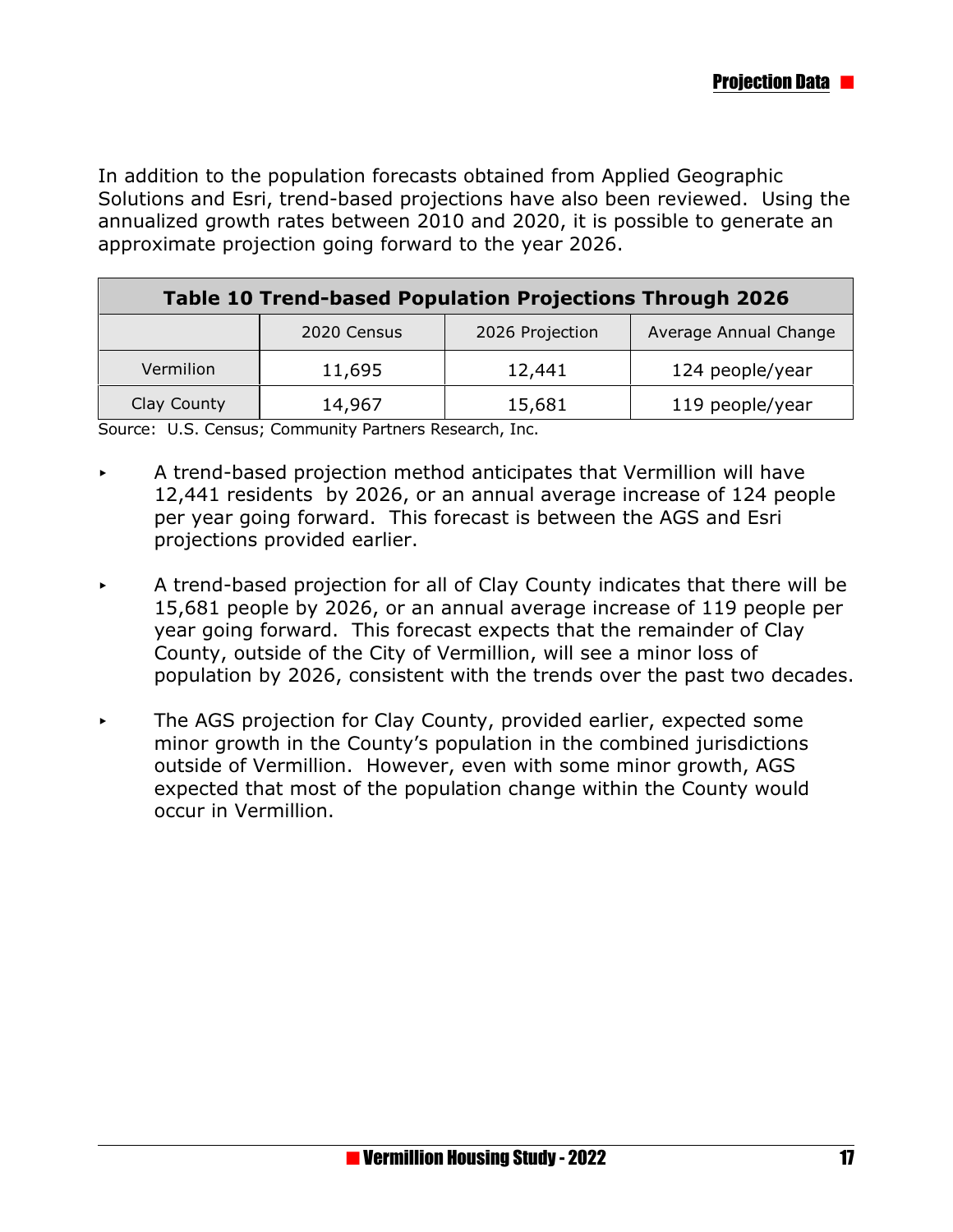In addition to the population forecasts obtained from Applied Geographic Solutions and Esri, trend-based projections have also been reviewed. Using the annualized growth rates between 2010 and 2020, it is possible to generate an approximate projection going forward to the year 2026.

| Table 10 Trend-based Population Projections Through 2026 | | | |
|---|---|---|---|
| | 2020 Census | 2026 Projection | Average Annual Change |
| Vermilion | 11,695 | 12,441 | 124 people/year |
| Clay County | 14,967 | 15,681 | 119 people/year |

Source: U.S. Census; Community Partners Research, Inc.

- A trend-based projection method anticipates that Vermillion will have 12,441 residents by 2026, or an annual average increase of 124 people per year going forward. This forecast is between the AGS and Esri projections provided earlier.

- A trend-based projection for all of Clay County indicates that there will be 15,681 people by 2026, or an annual average increase of 119 people per year going forward. This forecast expects that the remainder of Clay County, outside of the City of Vermillion, will see a minor loss of population by 2026, consistent with the trends over the past two decades.

- The AGS projection for Clay County, provided earlier, expected some minor growth in the County's population in the combined jurisdictions outside of Vermillion. However, even with some minor growth, AGS expected that most of the population change within the County would occur in Vermillion.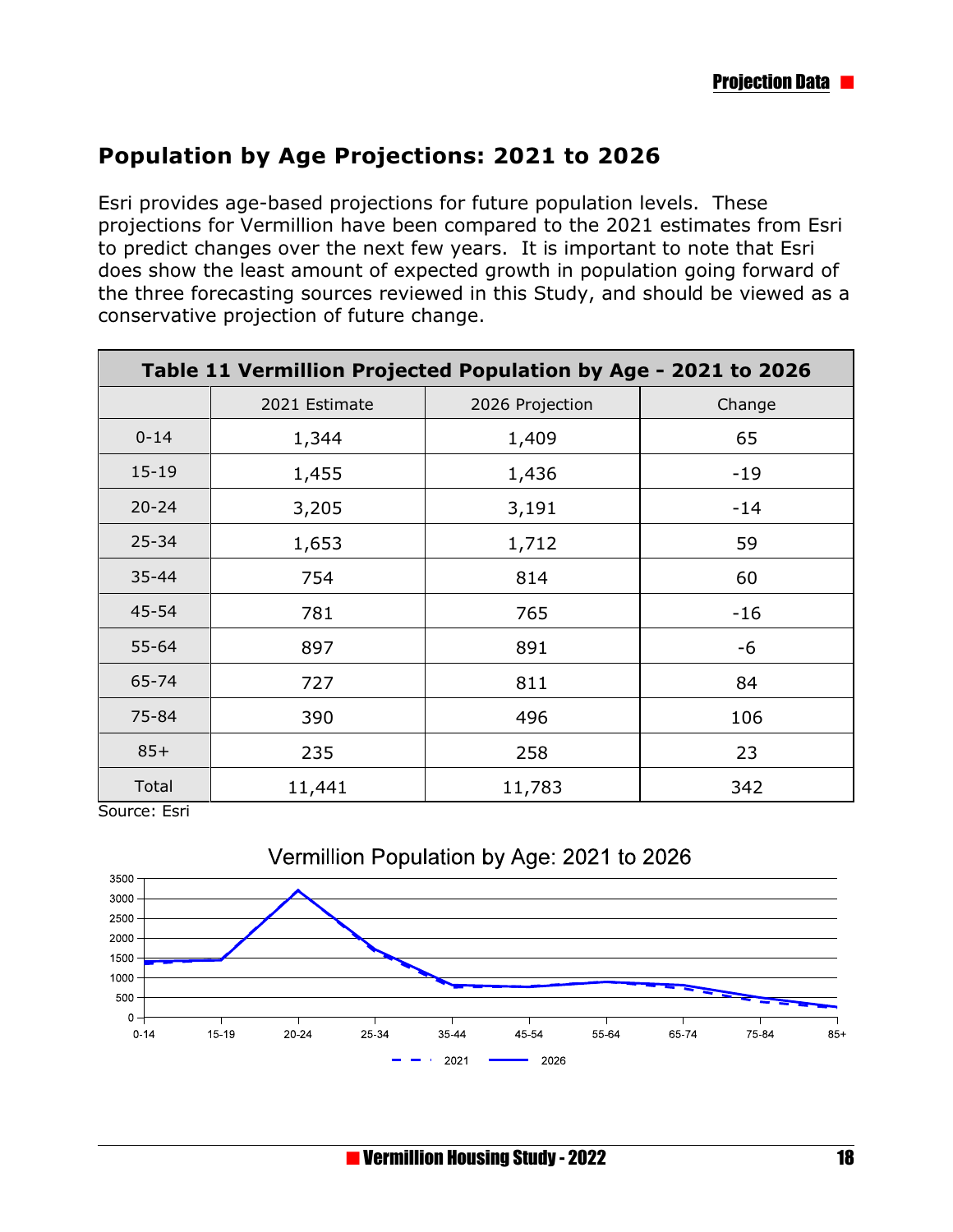## Population by Age Projections: 2021 to 2026

Esri provides age-based projections for future population levels. These projections for Vermillion have been compared to the 2021 estimates from Esri to predict changes over the next few years. It is important to note that Esri does show the least amount of expected growth in population going forward of the three forecasting sources reviewed in this Study, and should be viewed as a conservative projection of future change.

| Table 11 Vermillion Projected Population by Age - 2021 to 2026 | | | |
|---|---|---|---|
| | 2021 Estimate | 2026 Projection | Change |
| 0-14 | 1,344 | 1,409 | 65 |
| 15-19 | 1,455 | 1,436 | -19 |
| 20-24 | 3,205 | 3,191 | -14 |
| 25-34 | 1,653 | 1,712 | 59 |
| 35-44 | 754 | 814 | 60 |
| 45-54 | 781 | 765 | -16 |
| 55-64 | 897 | 891 | -6 |
| 65-74 | 727 | 811 | 84 |
| 75-84 | 390 | 496 | 106 |
| 85+ | 235 | 258 | 23 |
| Total | 11,441 | 11,783 | 342 |

Source: Esri

Vermillion Population by Age: 2021 to 2026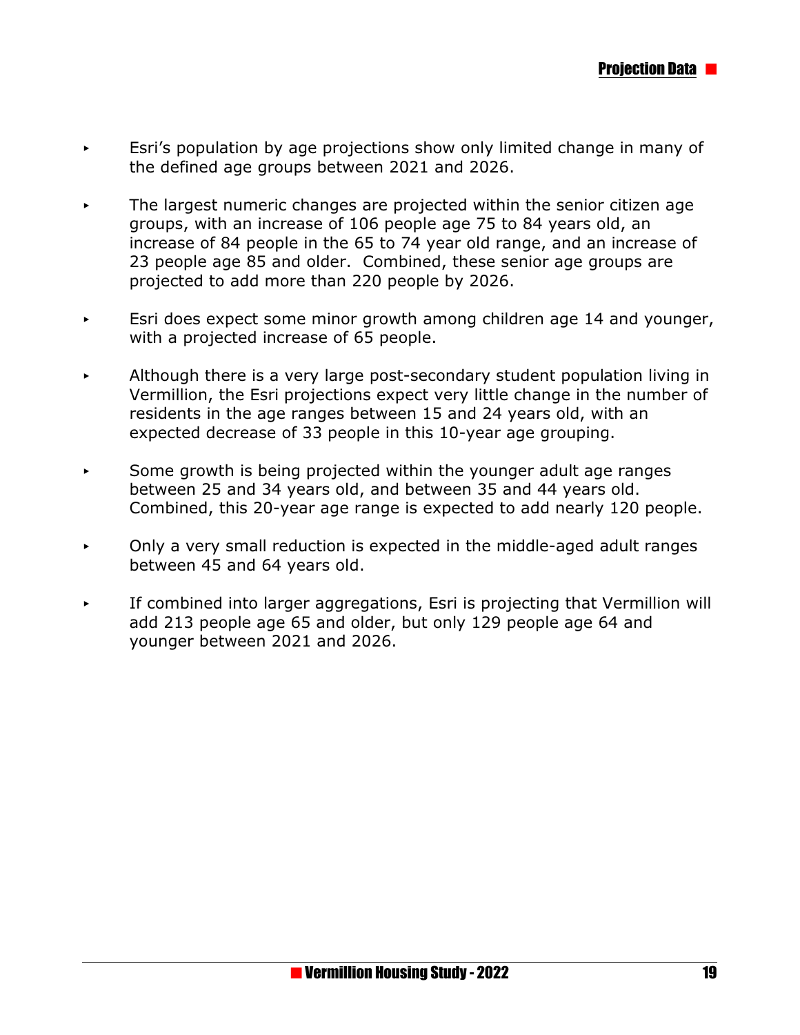- Esri's population by age projections show only limited change in many of the defined age groups between 2021 and 2026.

- The largest numeric changes are projected within the senior citizen age groups, with an increase of 106 people age 75 to 84 years old, an increase of 84 people in the 65 to 74 year old range, and an increase of 23 people age 85 and older. Combined, these senior age groups are projected to add more than 220 people by 2026.

- Esri does expect some minor growth among children age 14 and younger, with a projected increase of 65 people.

- Although there is a very large post-secondary student population living in Vermillion, the Esri projections expect very little change in the number of residents in the age ranges between 15 and 24 years old, with an expected decrease of 33 people in this 10-year age grouping.

- Some growth is being projected within the younger adult age ranges between 25 and 34 years old, and between 35 and 44 years old. Combined, this 20-year age range is expected to add nearly 120 people.

- Only a very small reduction is expected in the middle-aged adult ranges between 45 and 64 years old.

- If combined into larger aggregations, Esri is projecting that Vermillion will add 213 people age 65 and older, but only 129 people age 64 and younger between 2021 and 2026.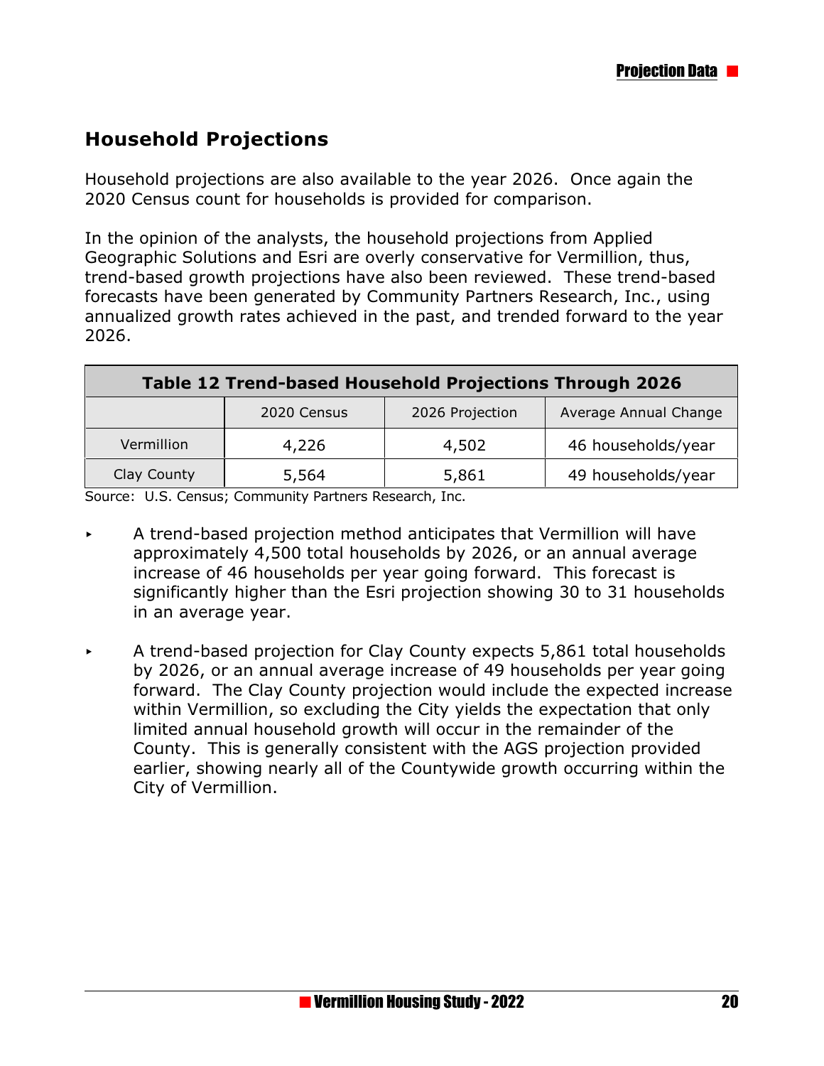## Household Projections

Household projections are also available to the year 2026. Once again the 2020 Census count for households is provided for comparison.

In the opinion of the analysts, the household projections from Applied Geographic Solutions and Esri are overly conservative for Vermillion, thus, trend-based growth projections have also been reviewed. These trend-based forecasts have been generated by Community Partners Research, Inc., using annualized growth rates achieved in the past, and trended forward to the year 2026.

**Table 12 Trend-based Household Projections Through 2026**

| | 2020 Census | 2026 Projection | Average Annual Change |
|---|---|---|---|
| Vermillion | 4,226 | 4,502 | 46 households/year |
| Clay County | 5,564 | 5,861 | 49 households/year |

Source: U.S. Census; Community Partners Research, Inc.

- A trend-based projection method anticipates that Vermillion will have approximately 4,500 total households by 2026, or an annual average increase of 46 households per year going forward. This forecast is significantly higher than the Esri projection showing 30 to 31 households in an average year.

- A trend-based projection for Clay County expects 5,861 total households by 2026, or an annual average increase of 49 households per year going forward. The Clay County projection would include the expected increase within Vermillion, so excluding the City yields the expectation that only limited annual household growth will occur in the remainder of the County. This is generally consistent with the AGS projection provided earlier, showing nearly all of the Countywide growth occurring within the City of Vermillion.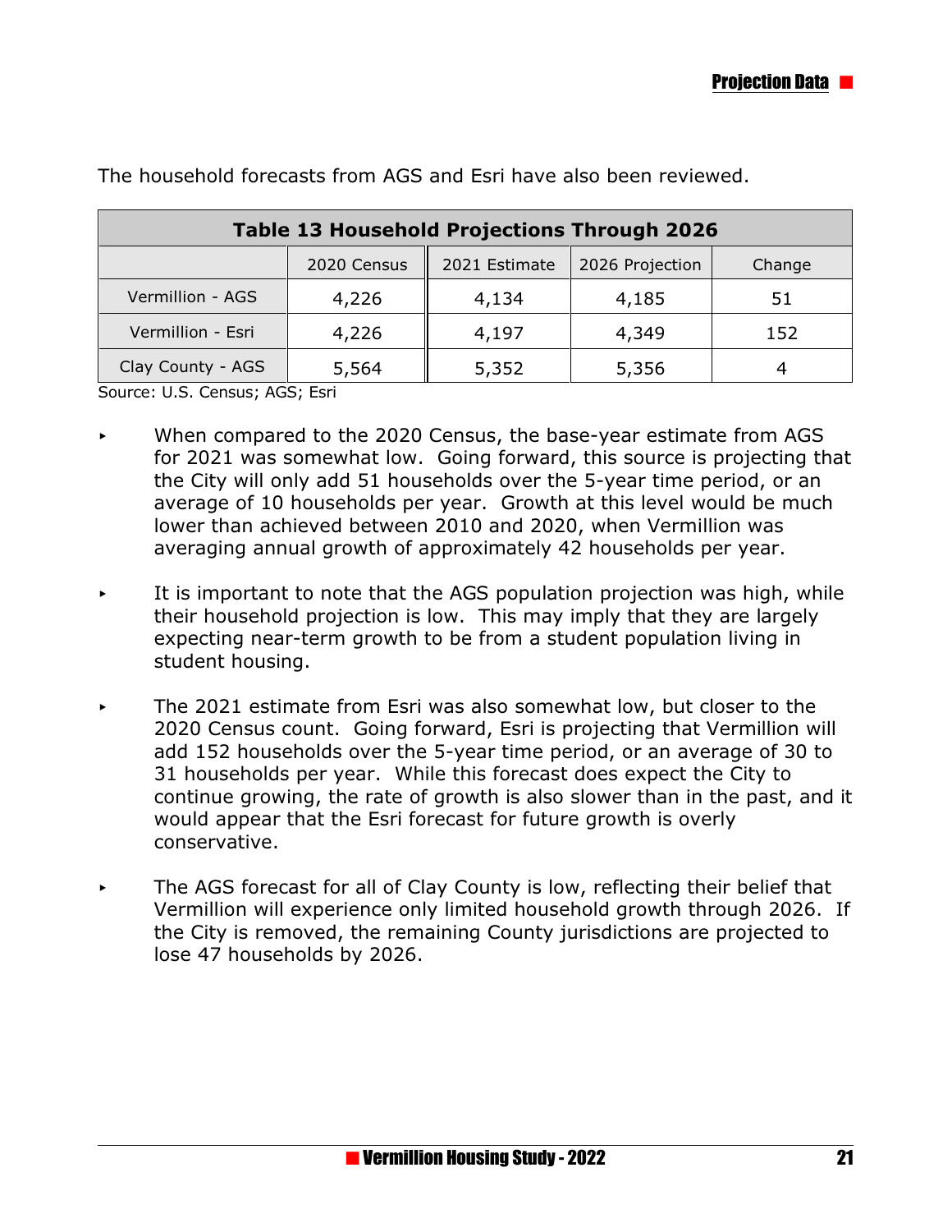The household forecasts from AGS and Esri have also been reviewed.

| Table 13 Household Projections Through 2026 | | | | |
|---|---|---|---|---|
| | 2020 Census | 2021 Estimate | 2026 Projection | Change |
| Vermillion - AGS | 4,226 | 4,134 | 4,185 | 51 |
| Vermillion - Esri | 4,226 | 4,197 | 4,349 | 152 |
| Clay County - AGS | 5,564 | 5,352 | 5,356 | 4 |

Source: U.S. Census; AGS; Esri

- When compared to the 2020 Census, the base-year estimate from AGS for 2021 was somewhat low. Going forward, this source is projecting that the City will only add 51 households over the 5-year time period, or an average of 10 households per year. Growth at this level would be much lower than achieved between 2010 and 2020, when Vermillion was averaging annual growth of approximately 42 households per year.

- It is important to note that the AGS population projection was high, while their household projection is low. This may imply that they are largely expecting near-term growth to be from a student population living in student housing.

- The 2021 estimate from Esri was also somewhat low, but closer to the 2020 Census count. Going forward, Esri is projecting that Vermillion will add 152 households over the 5-year time period, or an average of 30 to 31 households per year. While this forecast does expect the City to continue growing, the rate of growth is also slower than in the past, and it would appear that the Esri forecast for future growth is overly conservative.

- The AGS forecast for all of Clay County is low, reflecting their belief that Vermillion will experience only limited household growth through 2026. If the City is removed, the remaining County jurisdictions are projected to lose 47 households by 2026.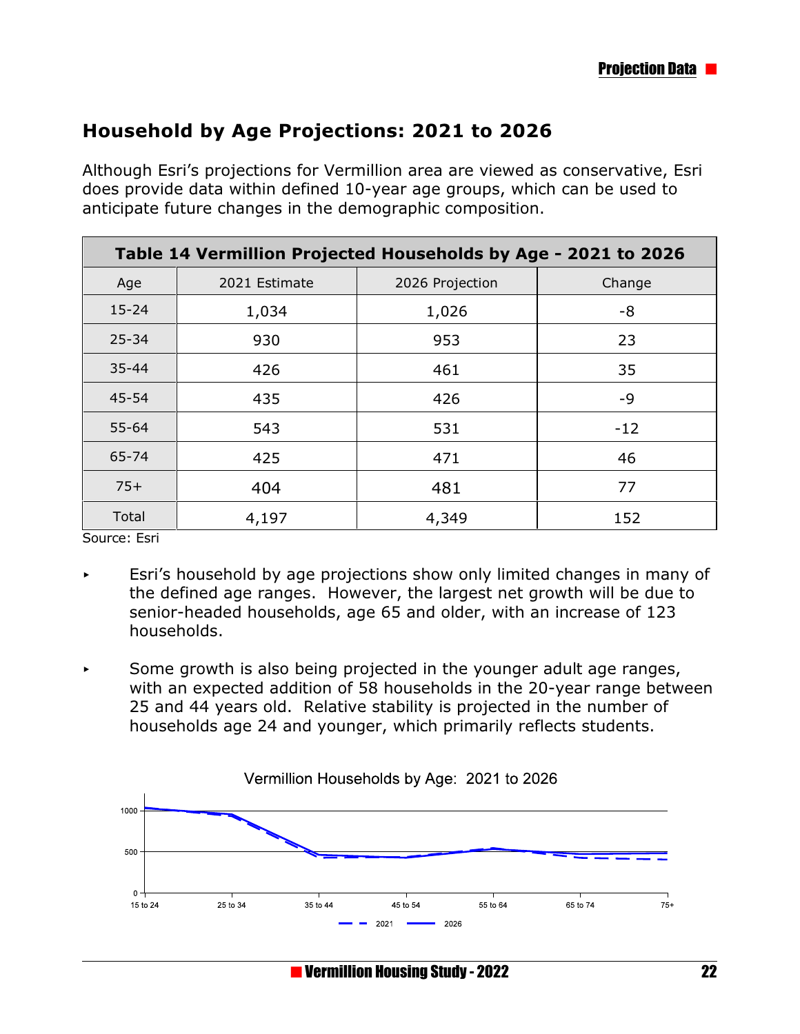## Household by Age Projections: 2021 to 2026

Although Esri's projections for Vermillion area are viewed as conservative, Esri does provide data within defined 10-year age groups, which can be used to anticipate future changes in the demographic composition.

| Table 14 Vermillion Projected Households by Age - 2021 to 2026 | | | |
|---|---|---|---|
| Age | 2021 Estimate | 2026 Projection | Change |
| 15-24 | 1,034 | 1,026 | -8 |
| 25-34 | 930 | 953 | 23 |
| 35-44 | 426 | 461 | 35 |
| 45-54 | 435 | 426 | -9 |
| 55-64 | 543 | 531 | -12 |
| 65-74 | 425 | 471 | 46 |
| 75+ | 404 | 481 | 77 |
| Total | 4,197 | 4,349 | 152 |

Source: Esri

- Esri's household by age projections show only limited changes in many of the defined age ranges. However, the largest net growth will be due to senior-headed households, age 65 and older, with an increase of 123 households.
- Some growth is also being projected in the younger adult age ranges, with an expected addition of 58 households in the 20-year range between 25 and 44 years old. Relative stability is projected in the number of households age 24 and younger, which primarily reflects students.

Vermillion Households by Age: 2021 to 2026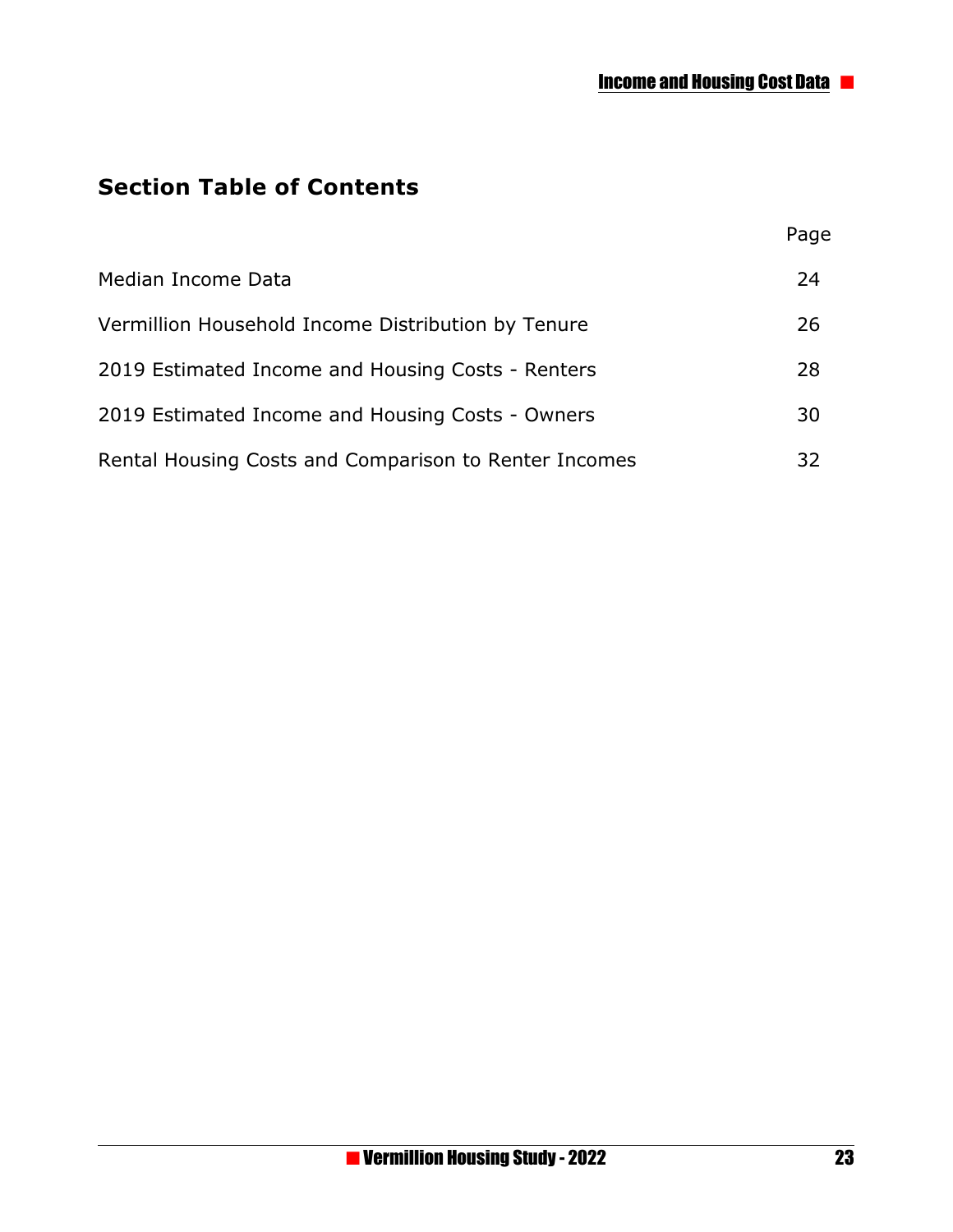## Section Table of Contents

| | Page |
|---|---|
| Median Income Data | 24 |
| Vermillion Household Income Distribution by Tenure | 26 |
| 2019 Estimated Income and Housing Costs - Renters | 28 |
| 2019 Estimated Income and Housing Costs - Owners | 30 |
| Rental Housing Costs and Comparison to Renter Incomes | 32 |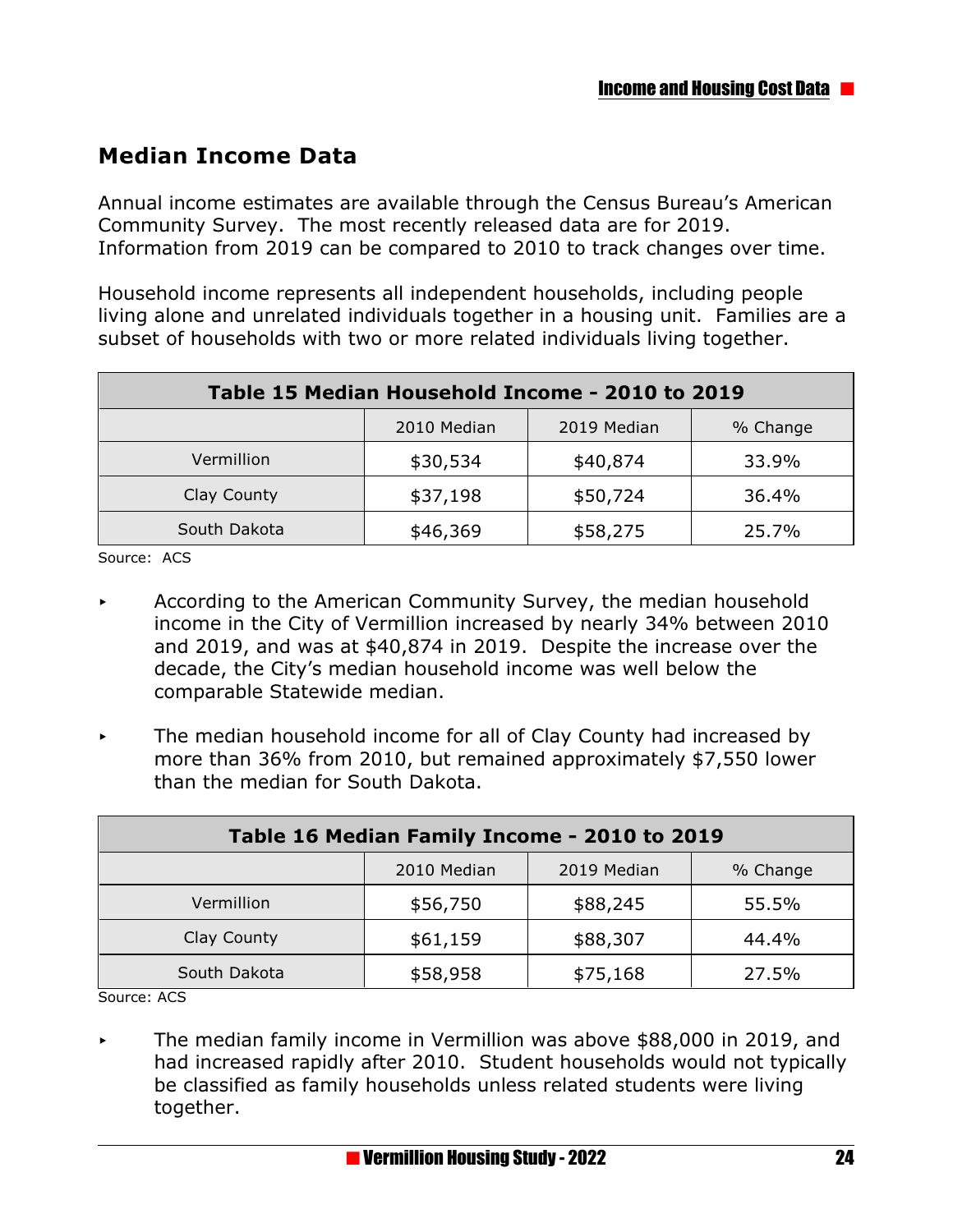## Median Income Data

Annual income estimates are available through the Census Bureau's American Community Survey. The most recently released data are for 2019. Information from 2019 can be compared to 2010 to track changes over time.

Household income represents all independent households, including people living alone and unrelated individuals together in a housing unit. Families are a subset of households with two or more related individuals living together.

| Table 15 Median Household Income - 2010 to 2019 | | | |
|---|---|---|---|
| | 2010 Median | 2019 Median | % Change |
| Vermillion | $30,534 | $40,874 | 33.9% |
| Clay County | $37,198 | $50,724 | 36.4% |
| South Dakota | $46,369 | $58,275 | 25.7% |

Source: ACS

- According to the American Community Survey, the median household income in the City of Vermillion increased by nearly 34% between 2010 and 2019, and was at $40,874 in 2019. Despite the increase over the decade, the City's median household income was well below the comparable Statewide median.
- The median household income for all of Clay County had increased by more than 36% from 2010, but remained approximately $7,550 lower than the median for South Dakota.

| Table 16 Median Family Income - 2010 to 2019 | | | |
|---|---|---|---|
| | 2010 Median | 2019 Median | % Change |
| Vermillion | $56,750 | $88,245 | 55.5% |
| Clay County | $61,159 | $88,307 | 44.4% |
| South Dakota | $58,958 | $75,168 | 27.5% |

Source: ACS

- The median family income in Vermillion was above $88,000 in 2019, and had increased rapidly after 2010. Student households would not typically be classified as family households unless related students were living together.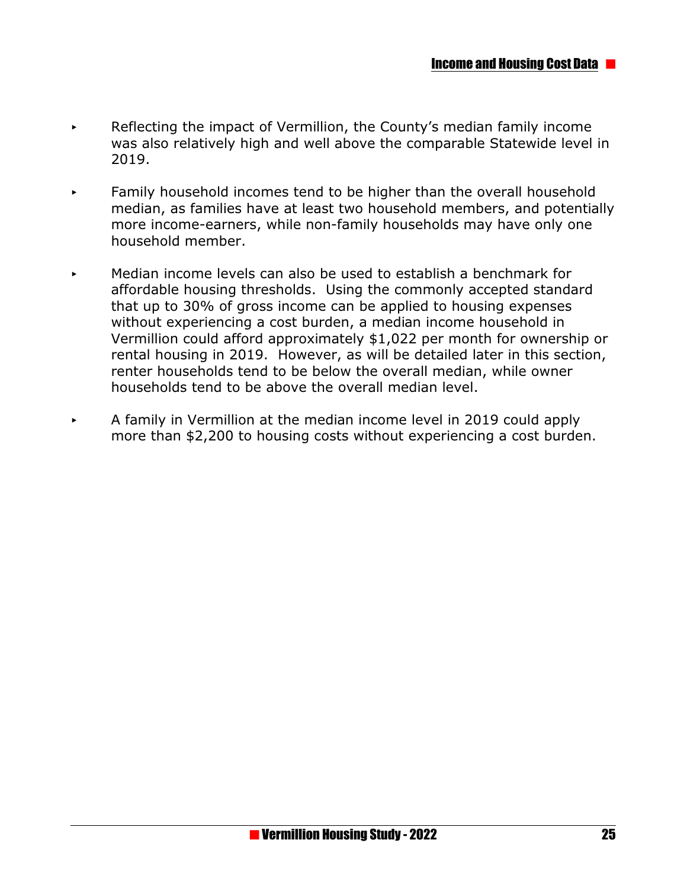- Reflecting the impact of Vermillion, the County's median family income was also relatively high and well above the comparable Statewide level in 2019.
- Family household incomes tend to be higher than the overall household median, as families have at least two household members, and potentially more income-earners, while non-family households may have only one household member.
- Median income levels can also be used to establish a benchmark for affordable housing thresholds. Using the commonly accepted standard that up to 30% of gross income can be applied to housing expenses without experiencing a cost burden, a median income household in Vermillion could afford approximately $1,022 per month for ownership or rental housing in 2019. However, as will be detailed later in this section, renter households tend to be below the overall median, while owner households tend to be above the overall median level.
- A family in Vermillion at the median income level in 2019 could apply more than $2,200 to housing costs without experiencing a cost burden.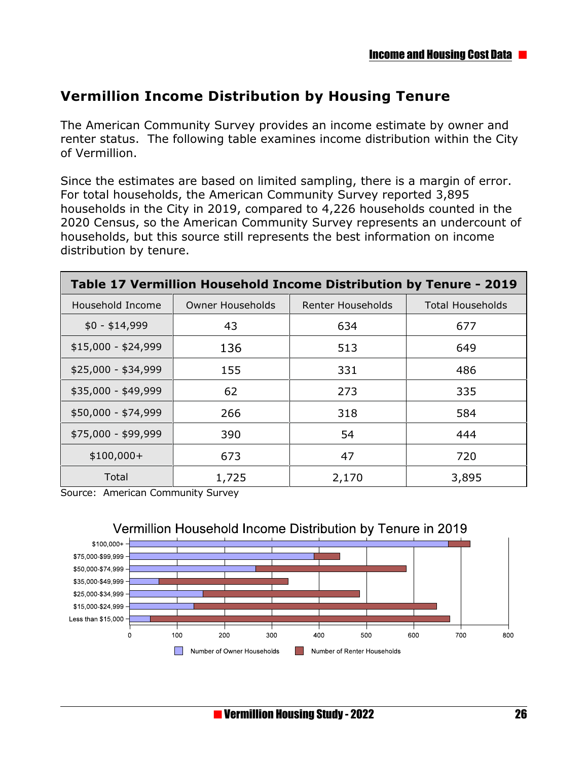## Vermillion Income Distribution by Housing Tenure

The American Community Survey provides an income estimate by owner and renter status. The following table examines income distribution within the City of Vermillion.

Since the estimates are based on limited sampling, there is a margin of error. For total households, the American Community Survey reported 3,895 households in the City in 2019, compared to 4,226 households counted in the 2020 Census, so the American Community Survey represents an undercount of households, but this source still represents the best information on income distribution by tenure.

| **Table 17 Vermillion Household Income Distribution by Tenure - 2019** | | | |
|---|---|---|---|
| Household Income | Owner Households | Renter Households | Total Households |
| $0 - $14,999 | 43 | 634 | 677 |
| $15,000 - $24,999 | 136 | 513 | 649 |
| $25,000 - $34,999 | 155 | 331 | 486 |
| $35,000 - $49,999 | 62 | 273 | 335 |
| $50,000 - $74,999 | 266 | 318 | 584 |
| $75,000 - $99,999 | 390 | 54 | 444 |
| $100,000+ | 673 | 47 | 720 |
| Total | 1,725 | 2,170 | 3,895 |

Source: American Community Survey

Vermillion Household Income Distribution by Tenure in 2019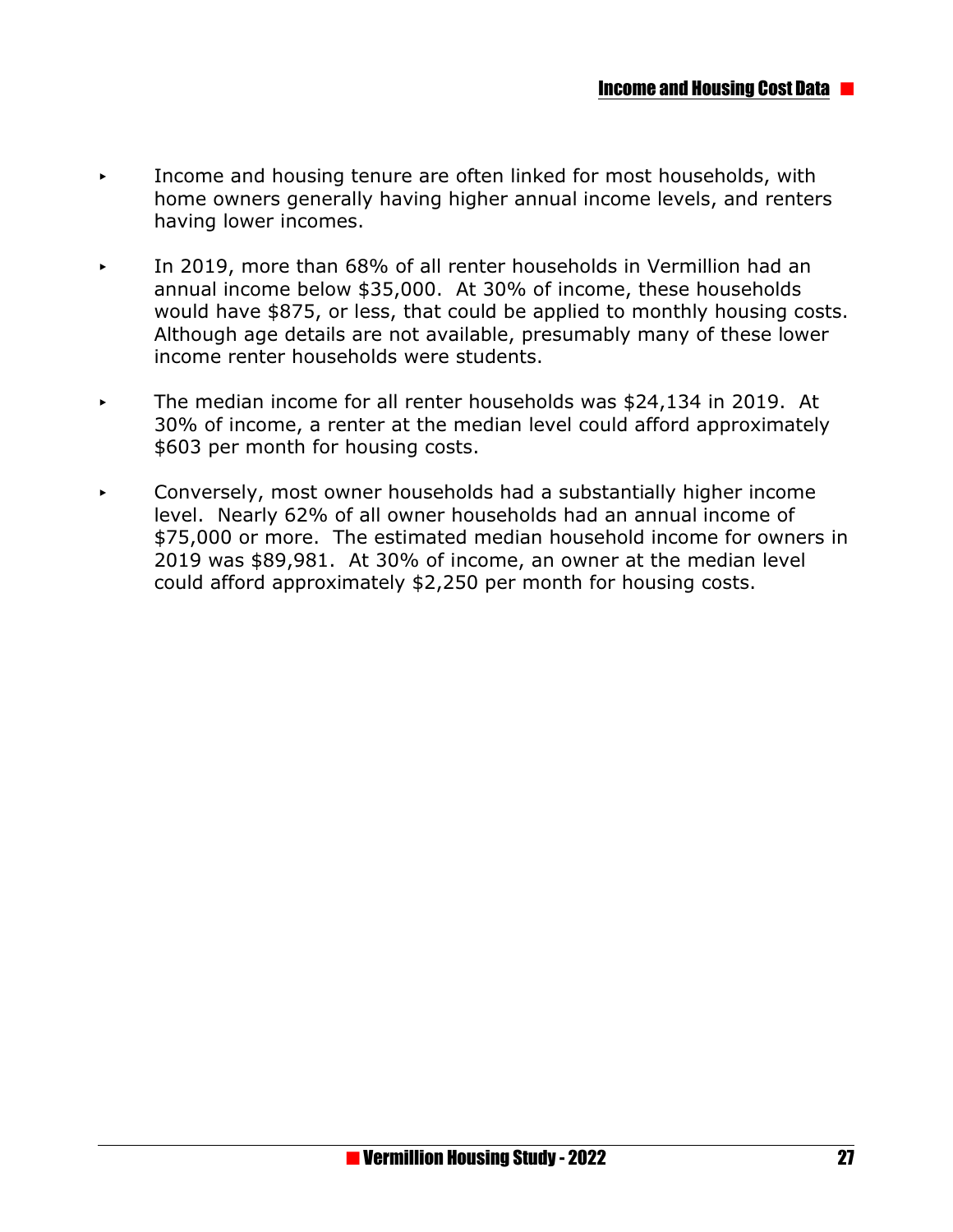- Income and housing tenure are often linked for most households, with home owners generally having higher annual income levels, and renters having lower incomes.

- In 2019, more than 68% of all renter households in Vermillion had an annual income below $35,000. At 30% of income, these households would have $875, or less, that could be applied to monthly housing costs. Although age details are not available, presumably many of these lower income renter households were students.

- The median income for all renter households was $24,134 in 2019. At 30% of income, a renter at the median level could afford approximately $603 per month for housing costs.

- Conversely, most owner households had a substantially higher income level. Nearly 62% of all owner households had an annual income of $75,000 or more. The estimated median household income for owners in 2019 was $89,981. At 30% of income, an owner at the median level could afford approximately $2,250 per month for housing costs.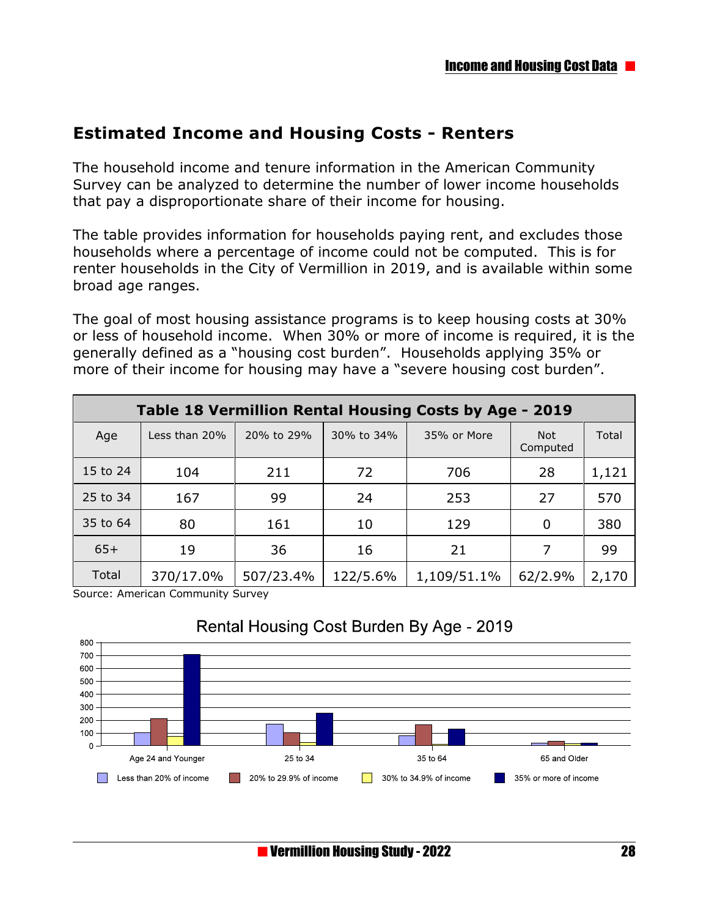## Estimated Income and Housing Costs - Renters

The household income and tenure information in the American Community Survey can be analyzed to determine the number of lower income households that pay a disproportionate share of their income for housing.

The table provides information for households paying rent, and excludes those households where a percentage of income could not be computed. This is for renter households in the City of Vermillion in 2019, and is available within some broad age ranges.

The goal of most housing assistance programs is to keep housing costs at 30% or less of household income. When 30% or more of income is required, it is the generally defined as a "housing cost burden". Households applying 35% or more of their income for housing may have a "severe housing cost burden".

**Table 18 Vermillion Rental Housing Costs by Age - 2019**

| Age | Less than 20% | 20% to 29% | 30% to 34% | 35% or More | Not Computed | Total |
|---|---|---|---|---|---|---|
| 15 to 24 | 104 | 211 | 72 | 706 | 28 | 1,121 |
| 25 to 34 | 167 | 99 | 24 | 253 | 27 | 570 |
| 35 to 64 | 80 | 161 | 10 | 129 | 0 | 380 |
| 65+ | 19 | 36 | 16 | 21 | 7 | 99 |
| Total | 370/17.0% | 507/23.4% | 122/5.6% | 1,109/51.1% | 62/2.9% | 2,170 |

Source: American Community Survey

Rental Housing Cost Burden By Age - 2019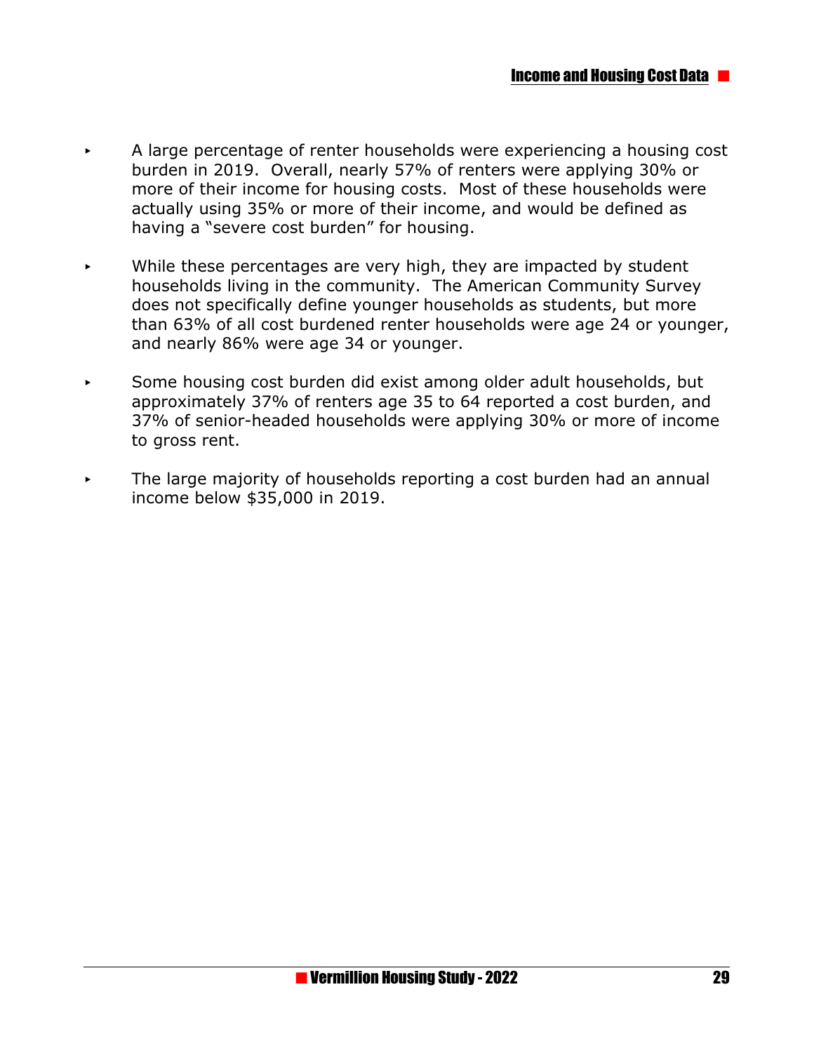- A large percentage of renter households were experiencing a housing cost burden in 2019. Overall, nearly 57% of renters were applying 30% or more of their income for housing costs. Most of these households were actually using 35% or more of their income, and would be defined as having a "severe cost burden" for housing.

- While these percentages are very high, they are impacted by student households living in the community. The American Community Survey does not specifically define younger households as students, but more than 63% of all cost burdened renter households were age 24 or younger, and nearly 86% were age 34 or younger.

- Some housing cost burden did exist among older adult households, but approximately 37% of renters age 35 to 64 reported a cost burden, and 37% of senior-headed households were applying 30% or more of income to gross rent.

- The large majority of households reporting a cost burden had an annual income below $35,000 in 2019.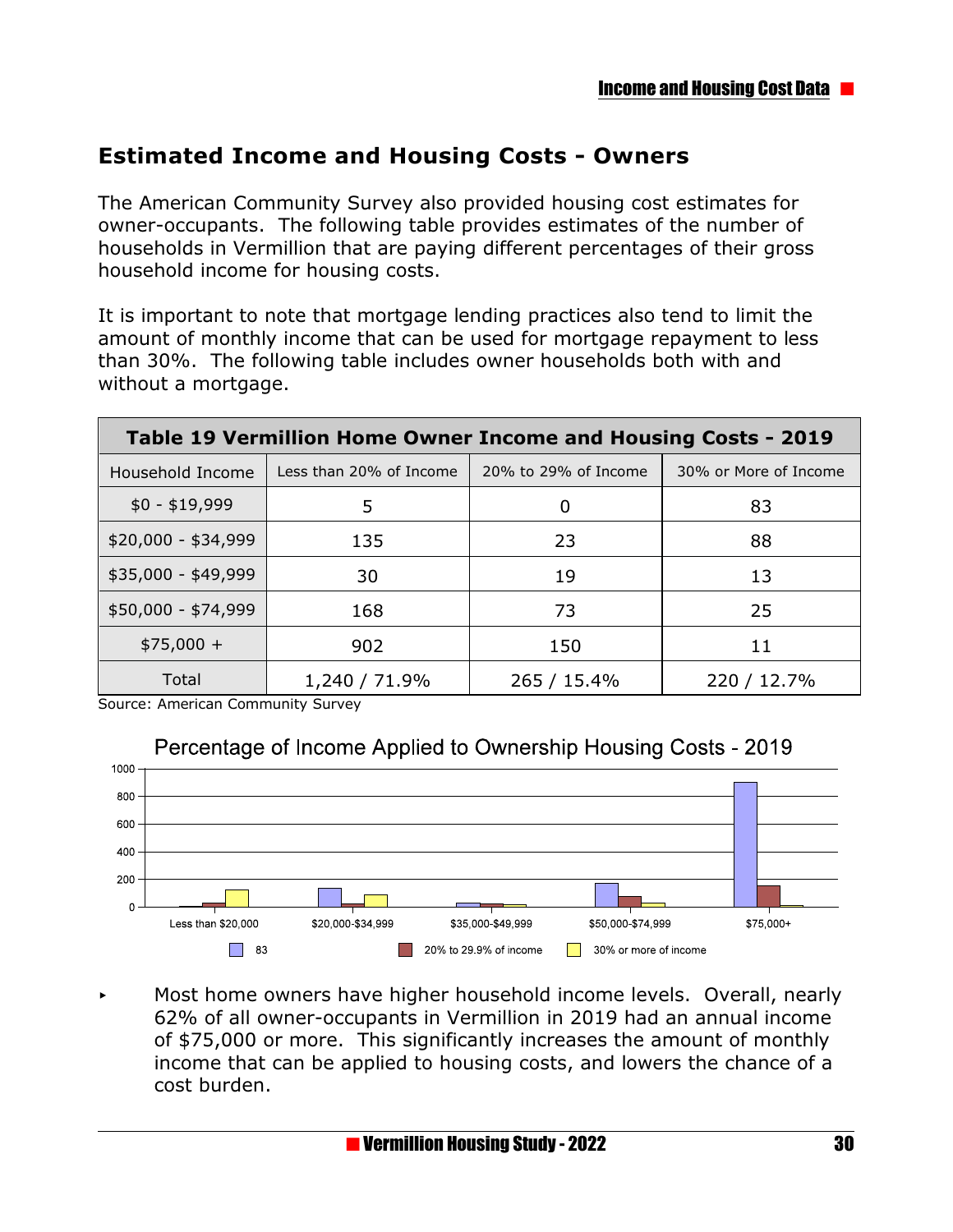## Estimated Income and Housing Costs - Owners

The American Community Survey also provided housing cost estimates for owner-occupants. The following table provides estimates of the number of households in Vermillion that are paying different percentages of their gross household income for housing costs.

It is important to note that mortgage lending practices also tend to limit the amount of monthly income that can be used for mortgage repayment to less than 30%. The following table includes owner households both with and without a mortgage.

| Table 19 Vermillion Home Owner Income and Housing Costs - 2019 | | | |
|---|---|---|---|
| Household Income | Less than 20% of Income | 20% to 29% of Income | 30% or More of Income |
| $0 - $19,999 | 5 | 0 | 83 |
| $20,000 - $34,999 | 135 | 23 | 88 |
| $35,000 - $49,999 | 30 | 19 | 13 |
| $50,000 - $74,999 | 168 | 73 | 25 |
| $75,000 + | 902 | 150 | 11 |
| Total | 1,240 / 71.9% | 265 / 15.4% | 220 / 12.7% |

Source: American Community Survey

Percentage of Income Applied to Ownership Housing Costs - 2019

- Most home owners have higher household income levels. Overall, nearly 62% of all owner-occupants in Vermillion in 2019 had an annual income of $75,000 or more. This significantly increases the amount of monthly income that can be applied to housing costs, and lowers the chance of a cost burden.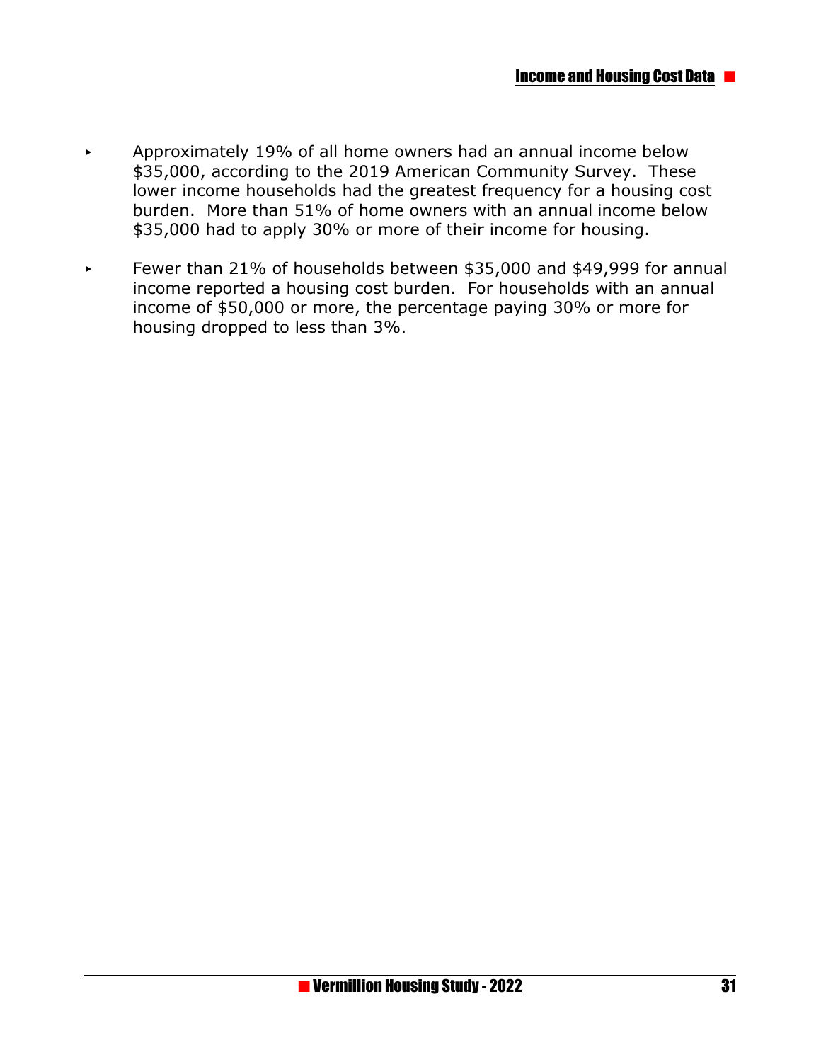- Approximately 19% of all home owners had an annual income below $35,000, according to the 2019 American Community Survey. These lower income households had the greatest frequency for a housing cost burden. More than 51% of home owners with an annual income below $35,000 had to apply 30% or more of their income for housing.

- Fewer than 21% of households between $35,000 and $49,999 for annual income reported a housing cost burden. For households with an annual income of $50,000 or more, the percentage paying 30% or more for housing dropped to less than 3%.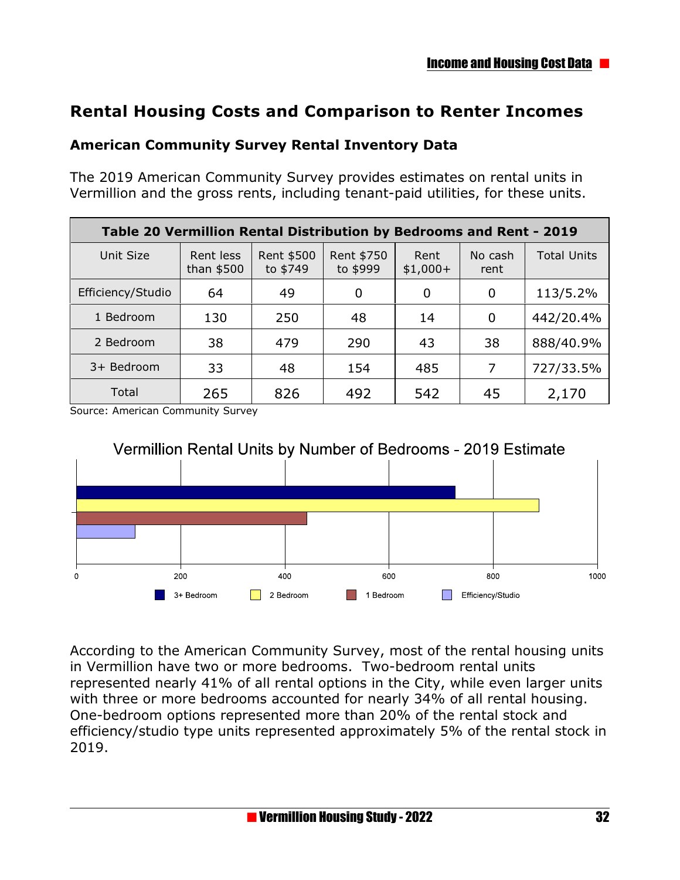## Rental Housing Costs and Comparison to Renter Incomes

### American Community Survey Rental Inventory Data

The 2019 American Community Survey provides estimates on rental units in Vermillion and the gross rents, including tenant-paid utilities, for these units.

| Table 20 Vermillion Rental Distribution by Bedrooms and Rent - 2019 | | | | | | |
|---|---|---|---|---|---|---|
| Unit Size | Rent less than $500 | Rent $500 to $749 | Rent $750 to $999 | Rent $1,000+ | No cash rent | Total Units |
| Efficiency/Studio | 64 | 49 | 0 | 0 | 0 | 113/5.2% |
| 1 Bedroom | 130 | 250 | 48 | 14 | 0 | 442/20.4% |
| 2 Bedroom | 38 | 479 | 290 | 43 | 38 | 888/40.9% |
| 3+ Bedroom | 33 | 48 | 154 | 485 | 7 | 727/33.5% |
| Total | 265 | 826 | 492 | 542 | 45 | 2,170 |

Source: American Community Survey

Vermillion Rental Units by Number of Bedrooms - 2019 Estimate

According to the American Community Survey, most of the rental housing units in Vermillion have two or more bedrooms. Two-bedroom rental units represented nearly 41% of all rental options in the City, while even larger units with three or more bedrooms accounted for nearly 34% of all rental housing. One-bedroom options represented more than 20% of the rental stock and efficiency/studio type units represented approximately 5% of the rental stock in 2019.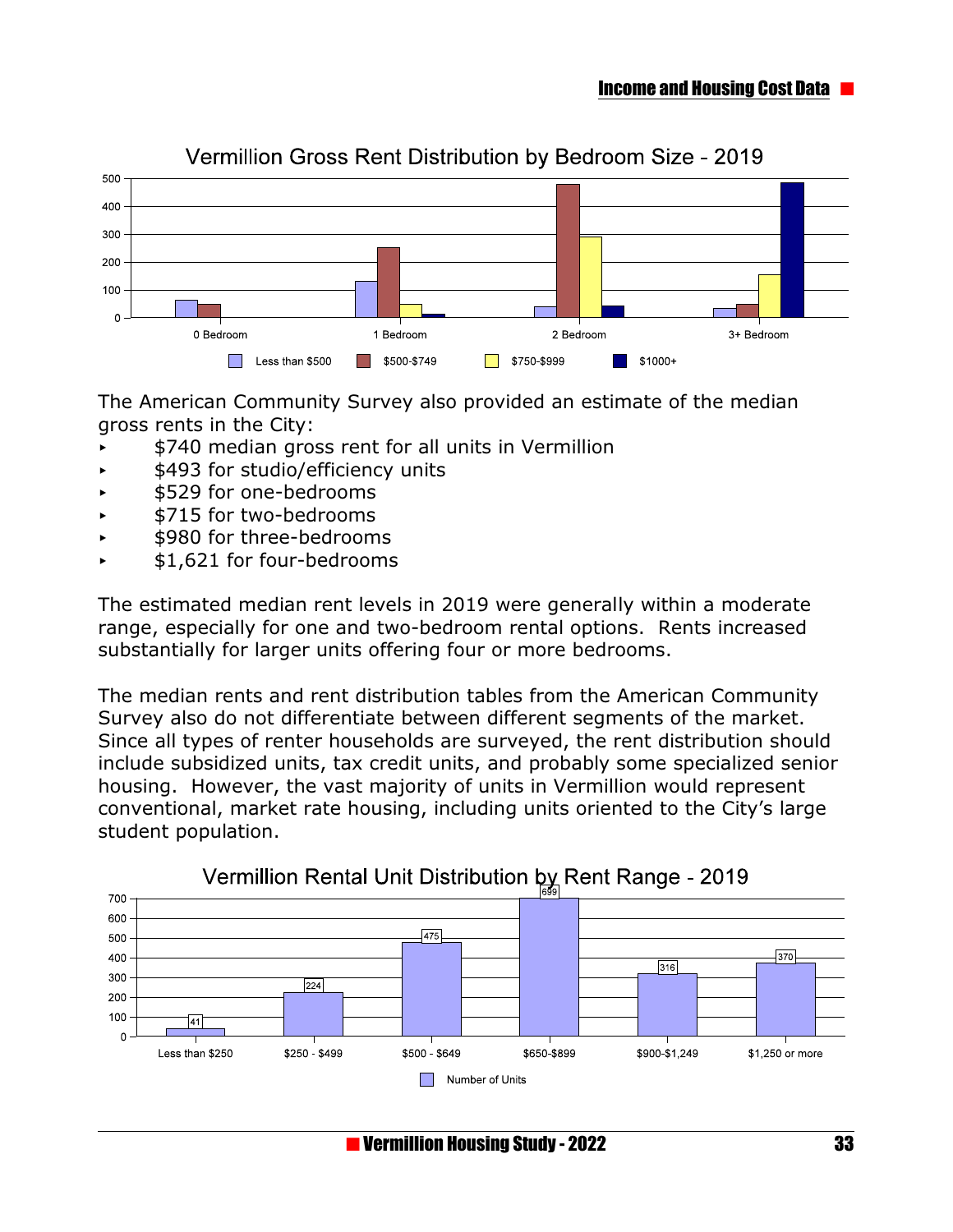Vermillion Gross Rent Distribution by Bedroom Size - 2019

The American Community Survey also provided an estimate of the median gross rents in the City:

- $740 median gross rent for all units in Vermillion
- $493 for studio/efficiency units
- $529 for one-bedrooms
- $715 for two-bedrooms
- $980 for three-bedrooms
- $1,621 for four-bedrooms

The estimated median rent levels in 2019 were generally within a moderate range, especially for one and two-bedroom rental options. Rents increased substantially for larger units offering four or more bedrooms.

The median rents and rent distribution tables from the American Community Survey also do not differentiate between different segments of the market. Since all types of renter households are surveyed, the rent distribution should include subsidized units, tax credit units, and probably some specialized senior housing. However, the vast majority of units in Vermillion would represent conventional, market rate housing, including units oriented to the City's large student population.

Vermillion Rental Unit Distribution by Rent Range - 2019

| Rent Range | Number of Units |
|---|---|
| Less than $250 | 41 |
| $250 - $499 | 224 |
| $500 - $649 | 475 |
| $650-$899 | 699 |
| $900-$1,249 | 316 |
| $1,250 or more | 370 |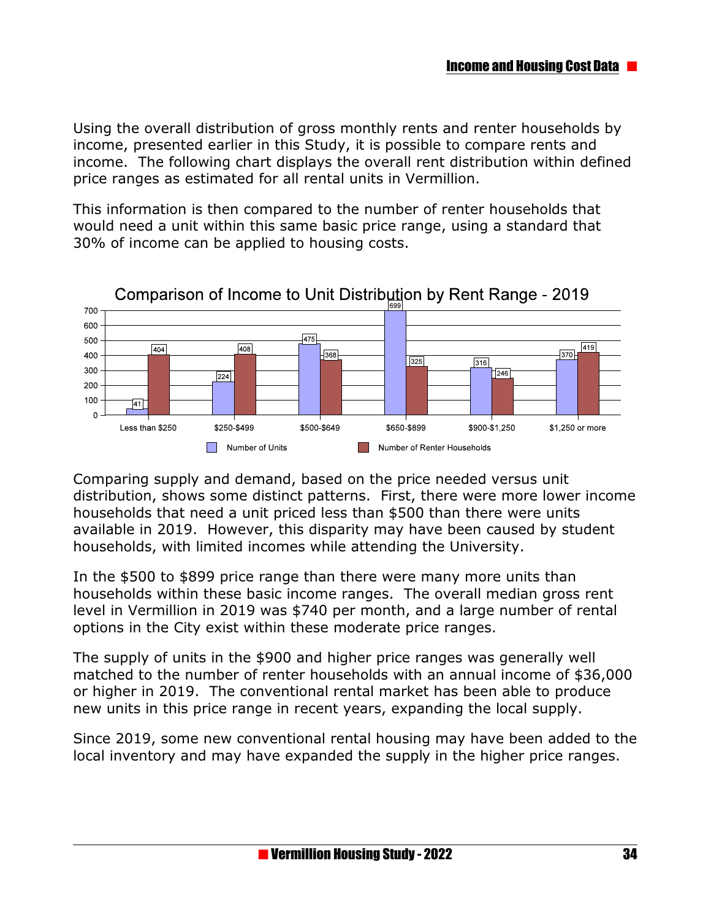Using the overall distribution of gross monthly rents and renter households by income, presented earlier in this Study, it is possible to compare rents and income. The following chart displays the overall rent distribution within defined price ranges as estimated for all rental units in Vermillion.

This information is then compared to the number of renter households that would need a unit within this same basic price range, using a standard that 30% of income can be applied to housing costs.

**Comparison of Income to Unit Distribution by Rent Range - 2019**

| Rent Range | Number of Units | Number of Renter Households |
|---|---|---|
| Less than $250 | 41 | 404 |
| $250-$499 | 224 | 408 |
| $500-$649 | 475 | 368 |
| $650-$899 | 699 | 325 |
| $900-$1,250 | 316 | 246 |
| $1,250 or more | 370 | 419 |

Comparing supply and demand, based on the price needed versus unit distribution, shows some distinct patterns. First, there were more lower income households that need a unit priced less than $500 than there were units available in 2019. However, this disparity may have been caused by student households, with limited incomes while attending the University.

In the $500 to $899 price range than there were many more units than households within these basic income ranges. The overall median gross rent level in Vermillion in 2019 was $740 per month, and a large number of rental options in the City exist within these moderate price ranges.

The supply of units in the $900 and higher price ranges was generally well matched to the number of renter households with an annual income of $36,000 or higher in 2019. The conventional rental market has been able to produce new units in this price range in recent years, expanding the local supply.

Since 2019, some new conventional rental housing may have been added to the local inventory and may have expanded the supply in the higher price ranges.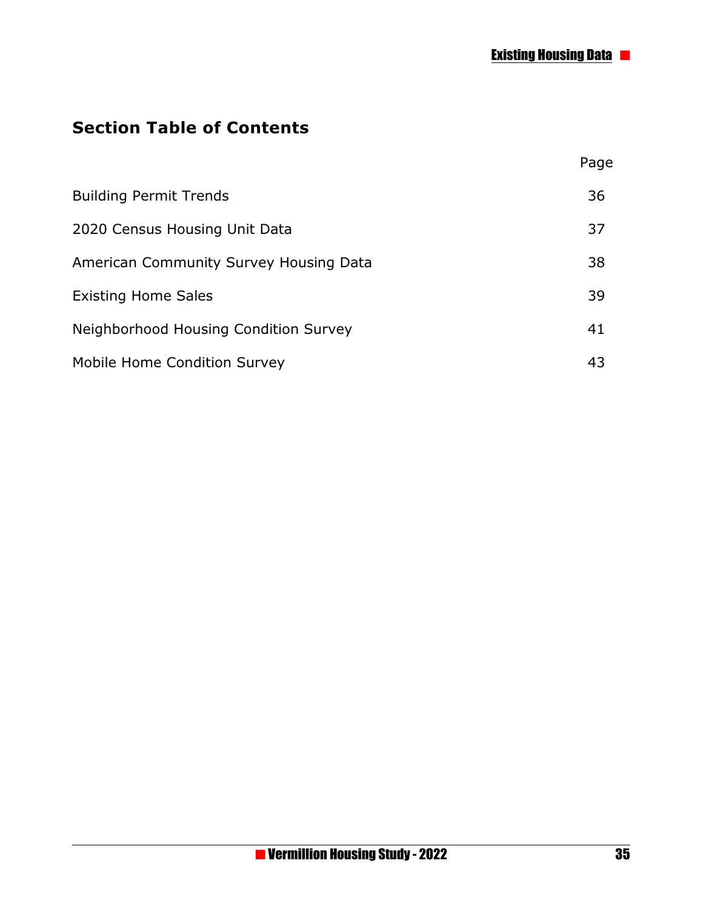## Section Table of Contents

| | Page |
|---|---|
| Building Permit Trends | 36 |
| 2020 Census Housing Unit Data | 37 |
| American Community Survey Housing Data | 38 |
| Existing Home Sales | 39 |
| Neighborhood Housing Condition Survey | 41 |
| Mobile Home Condition Survey | 43 |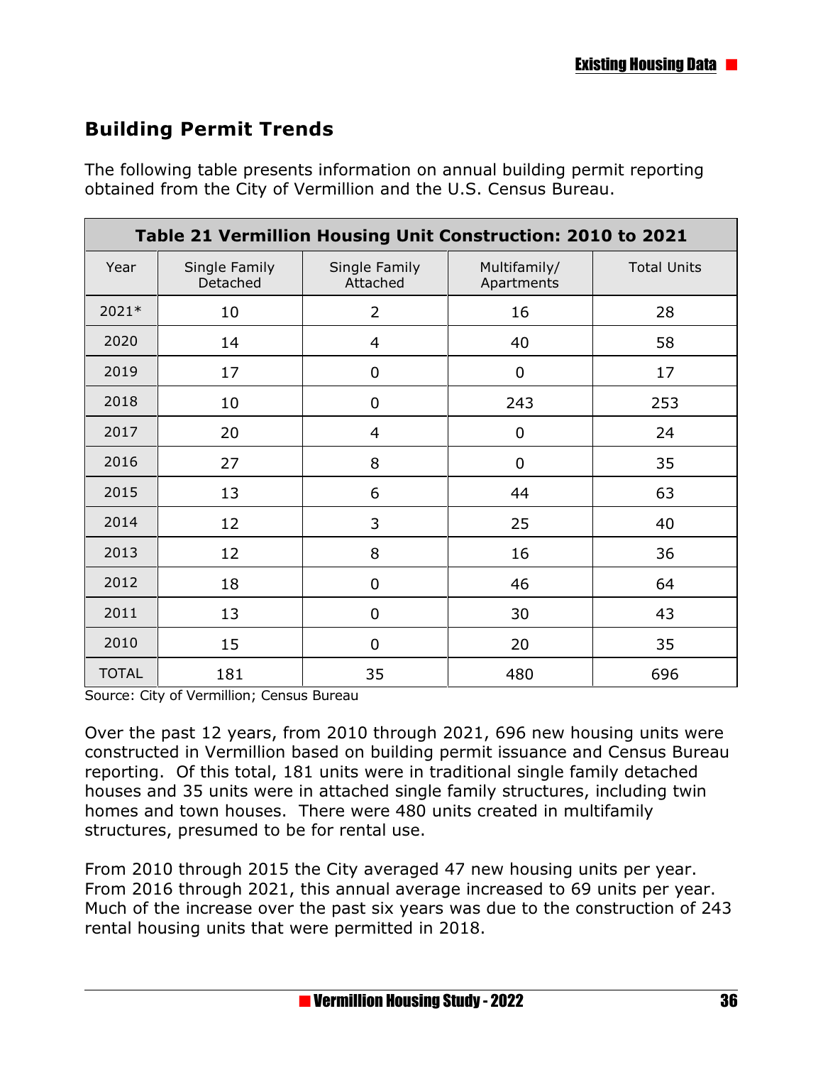## Building Permit Trends

The following table presents information on annual building permit reporting obtained from the City of Vermillion and the U.S. Census Bureau.

| Table 21 Vermillion Housing Unit Construction: 2010 to 2021 | | | | |
|---|---|---|---|---|
| Year | Single Family Detached | Single Family Attached | Multifamily/ Apartments | Total Units |
| 2021* | 10 | 2 | 16 | 28 |
| 2020 | 14 | 4 | 40 | 58 |
| 2019 | 17 | 0 | 0 | 17 |
| 2018 | 10 | 0 | 243 | 253 |
| 2017 | 20 | 4 | 0 | 24 |
| 2016 | 27 | 8 | 0 | 35 |
| 2015 | 13 | 6 | 44 | 63 |
| 2014 | 12 | 3 | 25 | 40 |
| 2013 | 12 | 8 | 16 | 36 |
| 2012 | 18 | 0 | 46 | 64 |
| 2011 | 13 | 0 | 30 | 43 |
| 2010 | 15 | 0 | 20 | 35 |
| TOTAL | 181 | 35 | 480 | 696 |

Source: City of Vermillion; Census Bureau

Over the past 12 years, from 2010 through 2021, 696 new housing units were constructed in Vermillion based on building permit issuance and Census Bureau reporting. Of this total, 181 units were in traditional single family detached houses and 35 units were in attached single family structures, including twin homes and town houses. There were 480 units created in multifamily structures, presumed to be for rental use.

From 2010 through 2015 the City averaged 47 new housing units per year. From 2016 through 2021, this annual average increased to 69 units per year. Much of the increase over the past six years was due to the construction of 243 rental housing units that were permitted in 2018.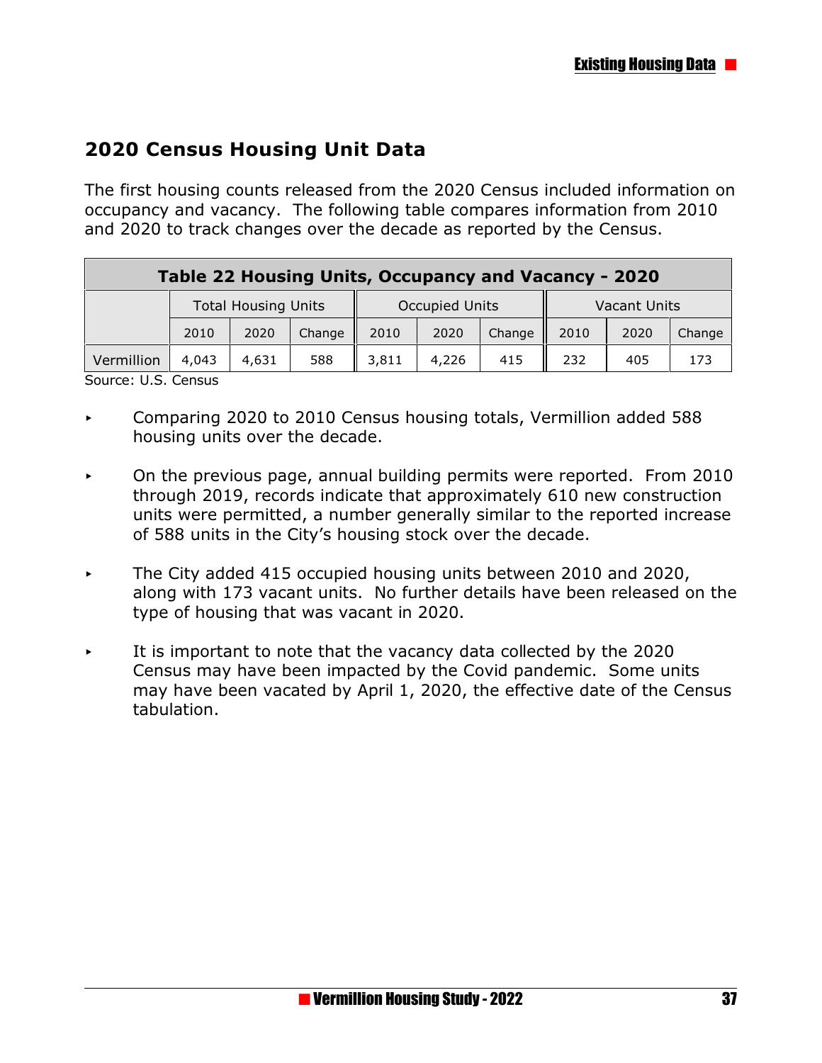## 2020 Census Housing Unit Data

The first housing counts released from the 2020 Census included information on occupancy and vacancy. The following table compares information from 2010 and 2020 to track changes over the decade as reported by the Census.

**Table 22 Housing Units, Occupancy and Vacancy - 2020**

| | Total Housing Units | | | Occupied Units | | | Vacant Units | | |
|---|---|---|---|---|---|---|---|---|---|
| | 2010 | 2020 | Change | 2010 | 2020 | Change | 2010 | 2020 | Change |
| Vermillion | 4,043 | 4,631 | 588 | 3,811 | 4,226 | 415 | 232 | 405 | 173 |

Source: U.S. Census

- Comparing 2020 to 2010 Census housing totals, Vermillion added 588 housing units over the decade.
- On the previous page, annual building permits were reported. From 2010 through 2019, records indicate that approximately 610 new construction units were permitted, a number generally similar to the reported increase of 588 units in the City's housing stock over the decade.
- The City added 415 occupied housing units between 2010 and 2020, along with 173 vacant units. No further details have been released on the type of housing that was vacant in 2020.
- It is important to note that the vacancy data collected by the 2020 Census may have been impacted by the Covid pandemic. Some units may have been vacated by April 1, 2020, the effective date of the Census tabulation.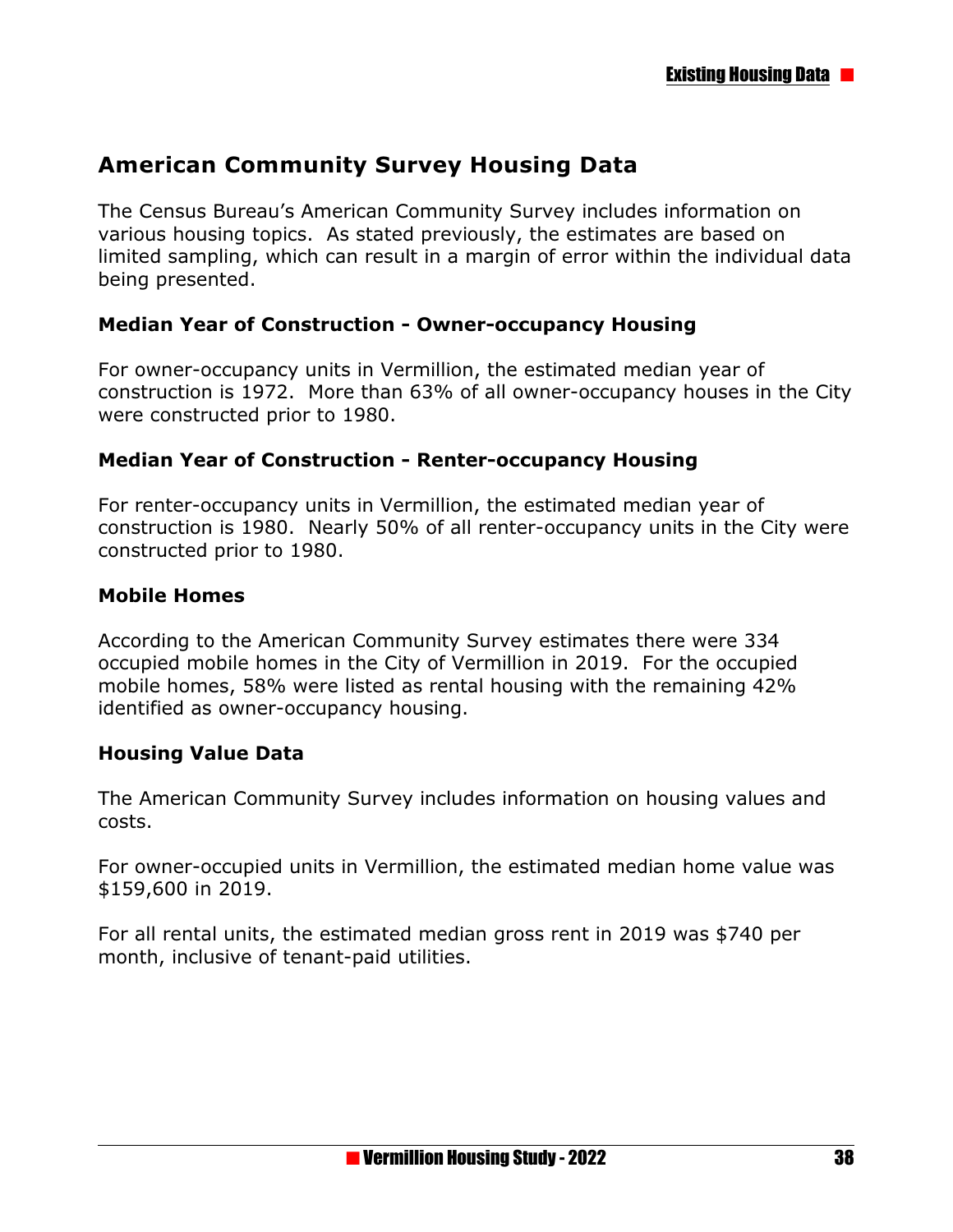## American Community Survey Housing Data

The Census Bureau's American Community Survey includes information on various housing topics. As stated previously, the estimates are based on limited sampling, which can result in a margin of error within the individual data being presented.

### Median Year of Construction - Owner-occupancy Housing

For owner-occupancy units in Vermillion, the estimated median year of construction is 1972. More than 63% of all owner-occupancy houses in the City were constructed prior to 1980.

### Median Year of Construction - Renter-occupancy Housing

For renter-occupancy units in Vermillion, the estimated median year of construction is 1980. Nearly 50% of all renter-occupancy units in the City were constructed prior to 1980.

### Mobile Homes

According to the American Community Survey estimates there were 334 occupied mobile homes in the City of Vermillion in 2019. For the occupied mobile homes, 58% were listed as rental housing with the remaining 42% identified as owner-occupancy housing.

### Housing Value Data

The American Community Survey includes information on housing values and costs.

For owner-occupied units in Vermillion, the estimated median home value was $159,600 in 2019.

For all rental units, the estimated median gross rent in 2019 was $740 per month, inclusive of tenant-paid utilities.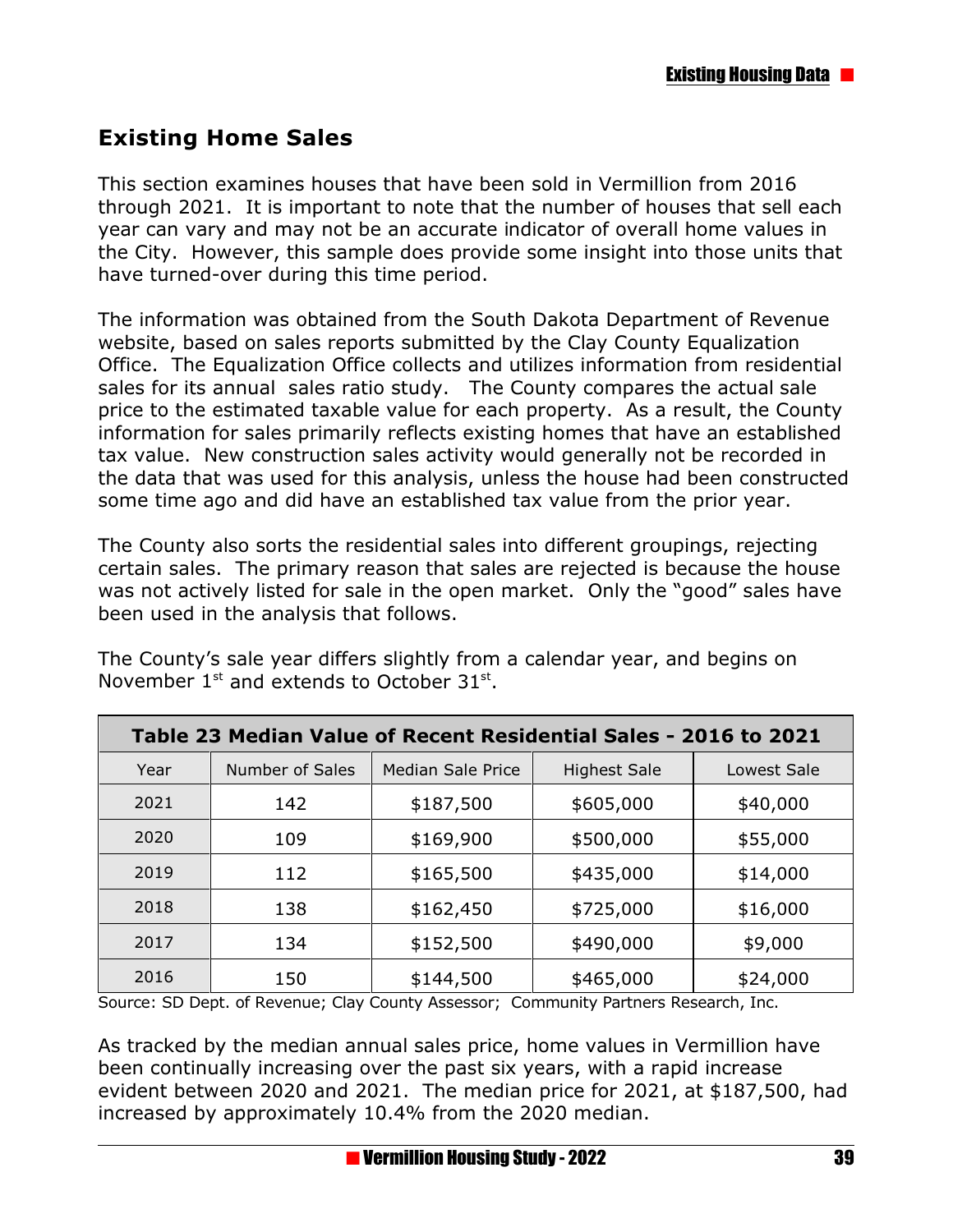## Existing Home Sales

This section examines houses that have been sold in Vermillion from 2016 through 2021. It is important to note that the number of houses that sell each year can vary and may not be an accurate indicator of overall home values in the City. However, this sample does provide some insight into those units that have turned-over during this time period.

The information was obtained from the South Dakota Department of Revenue website, based on sales reports submitted by the Clay County Equalization Office. The Equalization Office collects and utilizes information from residential sales for its annual sales ratio study. The County compares the actual sale price to the estimated taxable value for each property. As a result, the County information for sales primarily reflects existing homes that have an established tax value. New construction sales activity would generally not be recorded in the data that was used for this analysis, unless the house had been constructed some time ago and did have an established tax value from the prior year.

The County also sorts the residential sales into different groupings, rejecting certain sales. The primary reason that sales are rejected is because the house was not actively listed for sale in the open market. Only the "good" sales have been used in the analysis that follows.

The County's sale year differs slightly from a calendar year, and begins on November 1st and extends to October 31st.

**Table 23 Median Value of Recent Residential Sales - 2016 to 2021**

| Year | Number of Sales | Median Sale Price | Highest Sale | Lowest Sale |
|---|---|---|---|---|
| 2021 | 142 | $187,500 | $605,000 | $40,000 |
| 2020 | 109 | $169,900 | $500,000 | $55,000 |
| 2019 | 112 | $165,500 | $435,000 | $14,000 |
| 2018 | 138 | $162,450 | $725,000 | $16,000 |
| 2017 | 134 | $152,500 | $490,000 | $9,000 |
| 2016 | 150 | $144,500 | $465,000 | $24,000 |

Source: SD Dept. of Revenue; Clay County Assessor; Community Partners Research, Inc.

As tracked by the median annual sales price, home values in Vermillion have been continually increasing over the past six years, with a rapid increase evident between 2020 and 2021. The median price for 2021, at $187,500, had increased by approximately 10.4% from the 2020 median.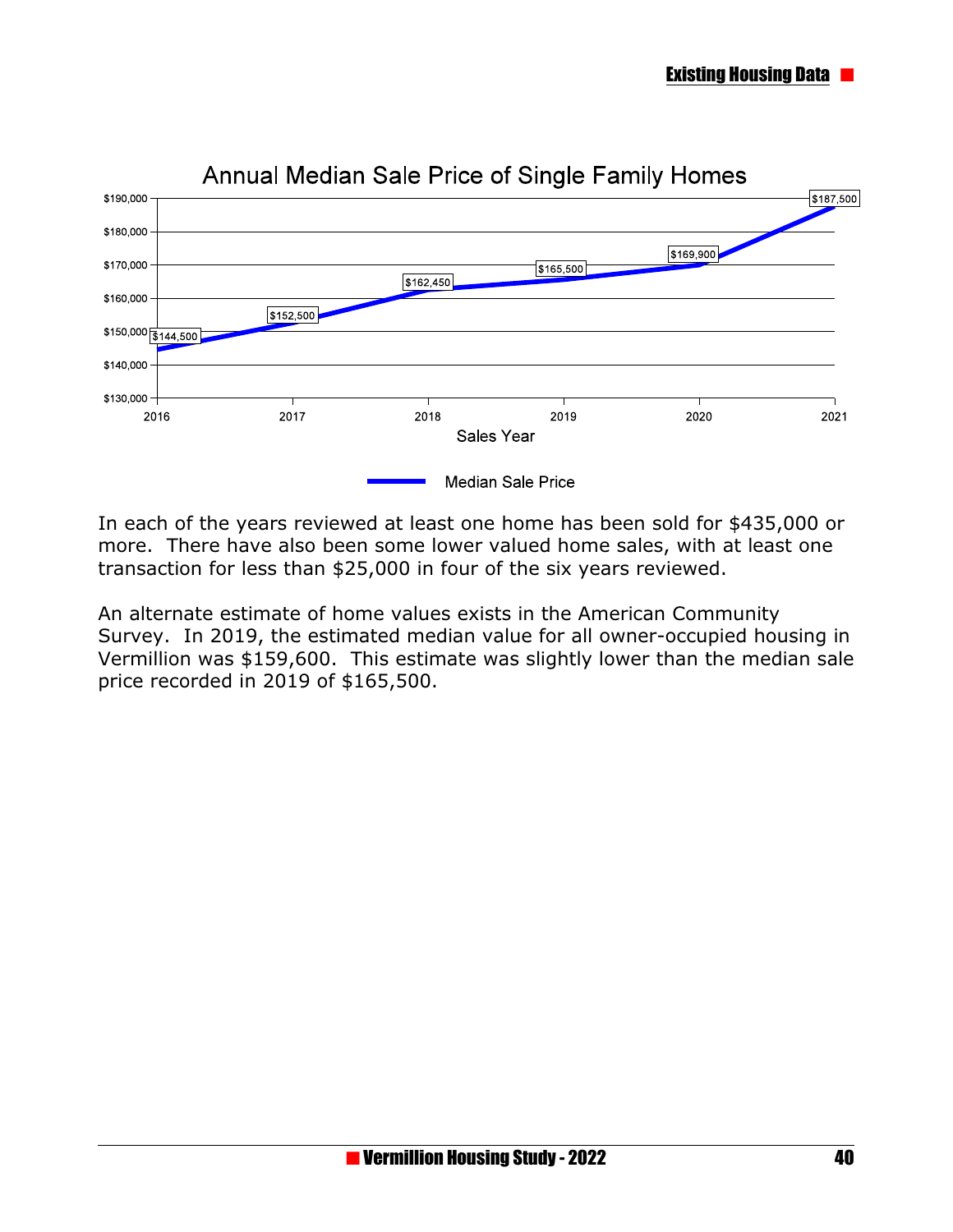Annual Median Sale Price of Single Family Homes

| Sales Year | Median Sale Price |
|---|---|
| 2016 | $144,500 |
| 2017 | $152,500 |
| 2018 | $162,450 |
| 2019 | $165,500 |
| 2020 | $169,900 |
| 2021 | $187,500 |

In each of the years reviewed at least one home has been sold for $435,000 or more. There have also been some lower valued home sales, with at least one transaction for less than $25,000 in four of the six years reviewed.

An alternate estimate of home values exists in the American Community Survey. In 2019, the estimated median value for all owner-occupied housing in Vermillion was $159,600. This estimate was slightly lower than the median sale price recorded in 2019 of $165,500.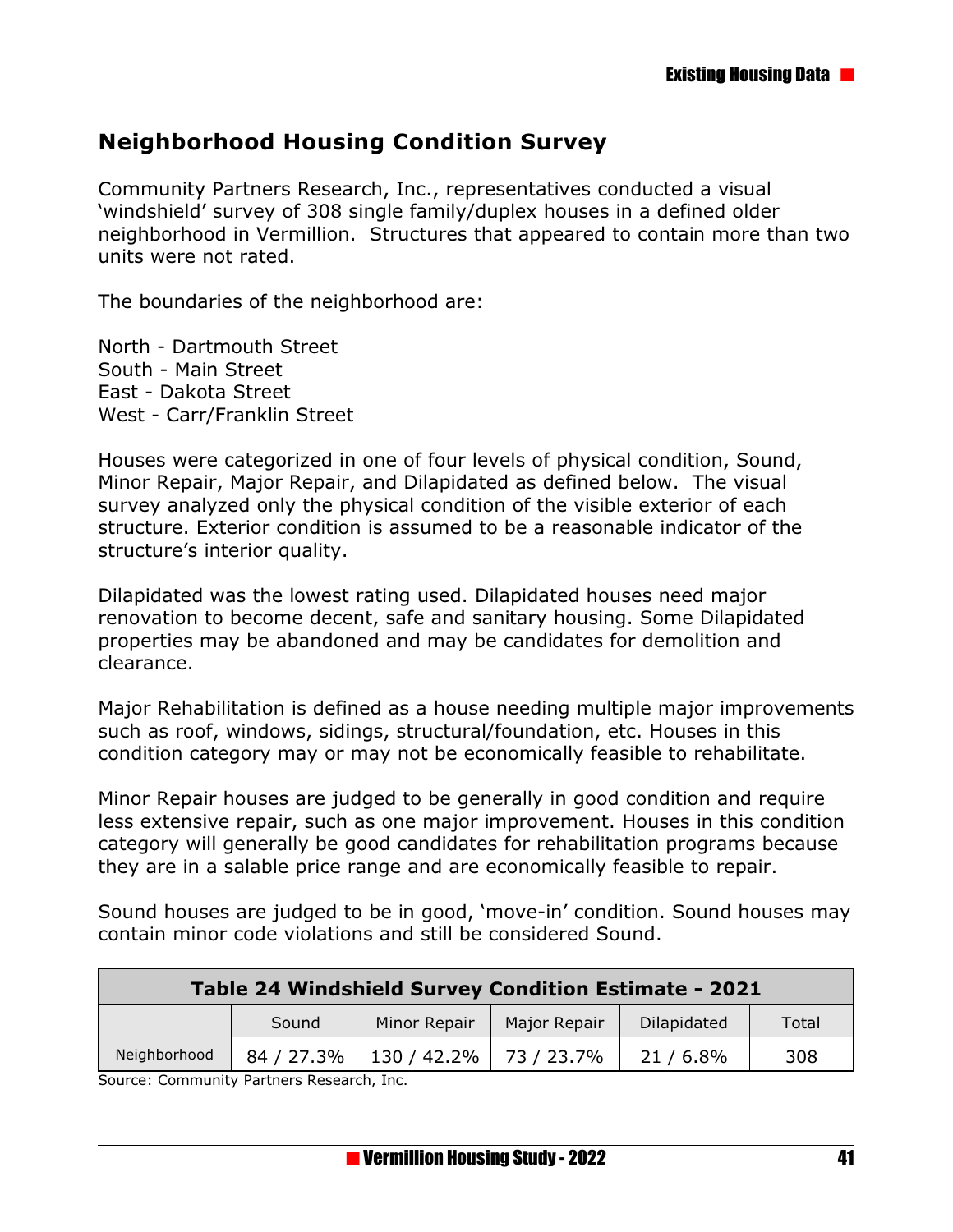## Neighborhood Housing Condition Survey

Community Partners Research, Inc., representatives conducted a visual 'windshield' survey of 308 single family/duplex houses in a defined older neighborhood in Vermillion. Structures that appeared to contain more than two units were not rated.

The boundaries of the neighborhood are:

North - Dartmouth Street
South - Main Street
East - Dakota Street
West - Carr/Franklin Street

Houses were categorized in one of four levels of physical condition, Sound, Minor Repair, Major Repair, and Dilapidated as defined below. The visual survey analyzed only the physical condition of the visible exterior of each structure. Exterior condition is assumed to be a reasonable indicator of the structure's interior quality.

Dilapidated was the lowest rating used. Dilapidated houses need major renovation to become decent, safe and sanitary housing. Some Dilapidated properties may be abandoned and may be candidates for demolition and clearance.

Major Rehabilitation is defined as a house needing multiple major improvements such as roof, windows, sidings, structural/foundation, etc. Houses in this condition category may or may not be economically feasible to rehabilitate.

Minor Repair houses are judged to be generally in good condition and require less extensive repair, such as one major improvement. Houses in this condition category will generally be good candidates for rehabilitation programs because they are in a salable price range and are economically feasible to repair.

Sound houses are judged to be in good, 'move-in' condition. Sound houses may contain minor code violations and still be considered Sound.

**Table 24 Windshield Survey Condition Estimate - 2021**

| | Sound | Minor Repair | Major Repair | Dilapidated | Total |
|---|---|---|---|---|---|
| Neighborhood | 84 / 27.3% | 130 / 42.2% | 73 / 23.7% | 21 / 6.8% | 308 |

Source: Community Partners Research, Inc.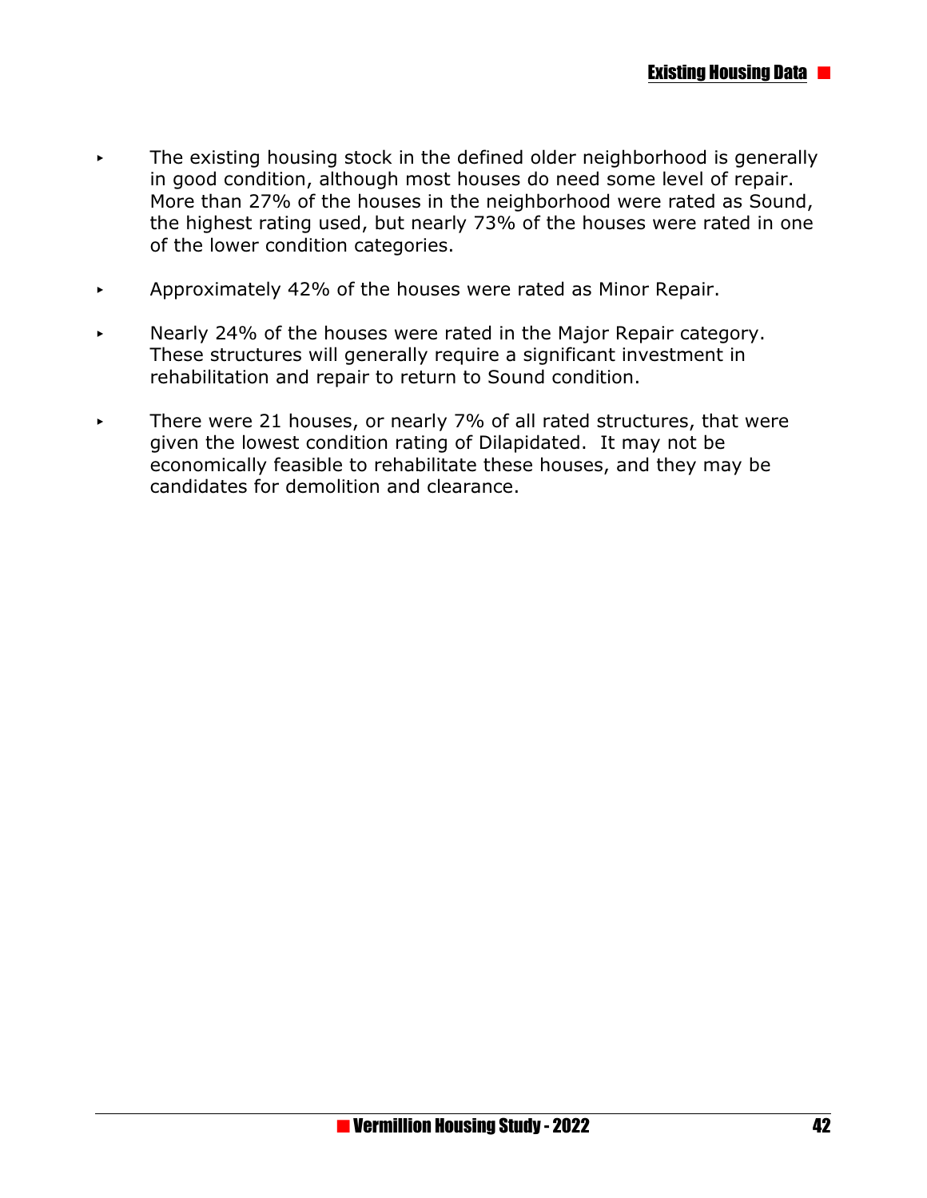- The existing housing stock in the defined older neighborhood is generally in good condition, although most houses do need some level of repair. More than 27% of the houses in the neighborhood were rated as Sound, the highest rating used, but nearly 73% of the houses were rated in one of the lower condition categories.
- Approximately 42% of the houses were rated as Minor Repair.
- Nearly 24% of the houses were rated in the Major Repair category. These structures will generally require a significant investment in rehabilitation and repair to return to Sound condition.
- There were 21 houses, or nearly 7% of all rated structures, that were given the lowest condition rating of Dilapidated. It may not be economically feasible to rehabilitate these houses, and they may be candidates for demolition and clearance.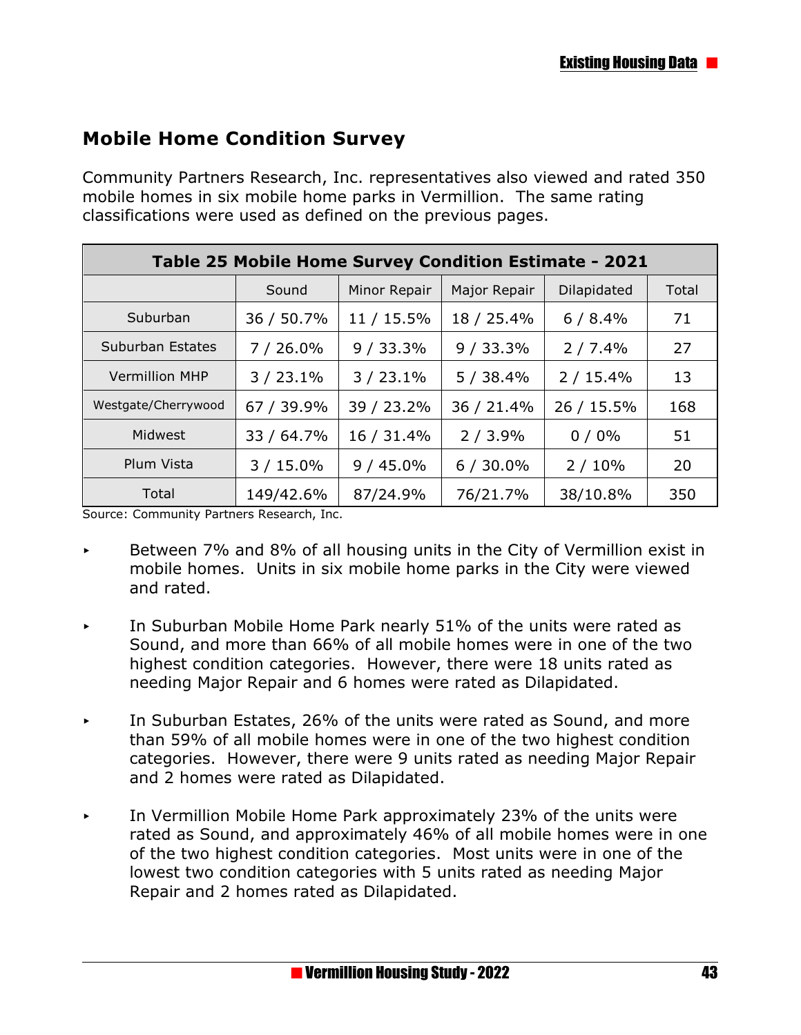## Mobile Home Condition Survey

Community Partners Research, Inc. representatives also viewed and rated 350 mobile homes in six mobile home parks in Vermillion. The same rating classifications were used as defined on the previous pages.

| Table 25 Mobile Home Survey Condition Estimate - 2021 | | | | | |
|---|---|---|---|---|---|
| | Sound | Minor Repair | Major Repair | Dilapidated | Total |
| Suburban | 36 / 50.7% | 11 / 15.5% | 18 / 25.4% | 6 / 8.4% | 71 |
| Suburban Estates | 7 / 26.0% | 9 / 33.3% | 9 / 33.3% | 2 / 7.4% | 27 |
| Vermillion MHP | 3 / 23.1% | 3 / 23.1% | 5 / 38.4% | 2 / 15.4% | 13 |
| Westgate/Cherrywood | 67 / 39.9% | 39 / 23.2% | 36 / 21.4% | 26 / 15.5% | 168 |
| Midwest | 33 / 64.7% | 16 / 31.4% | 2 / 3.9% | 0 / 0% | 51 |
| Plum Vista | 3 / 15.0% | 9 / 45.0% | 6 / 30.0% | 2 / 10% | 20 |
| Total | 149/42.6% | 87/24.9% | 76/21.7% | 38/10.8% | 350 |

Source: Community Partners Research, Inc.

- Between 7% and 8% of all housing units in the City of Vermillion exist in mobile homes. Units in six mobile home parks in the City were viewed and rated.
- In Suburban Mobile Home Park nearly 51% of the units were rated as Sound, and more than 66% of all mobile homes were in one of the two highest condition categories. However, there were 18 units rated as needing Major Repair and 6 homes were rated as Dilapidated.
- In Suburban Estates, 26% of the units were rated as Sound, and more than 59% of all mobile homes were in one of the two highest condition categories. However, there were 9 units rated as needing Major Repair and 2 homes were rated as Dilapidated.
- In Vermillion Mobile Home Park approximately 23% of the units were rated as Sound, and approximately 46% of all mobile homes were in one of the two highest condition categories. Most units were in one of the lowest two condition categories with 5 units rated as needing Major Repair and 2 homes rated as Dilapidated.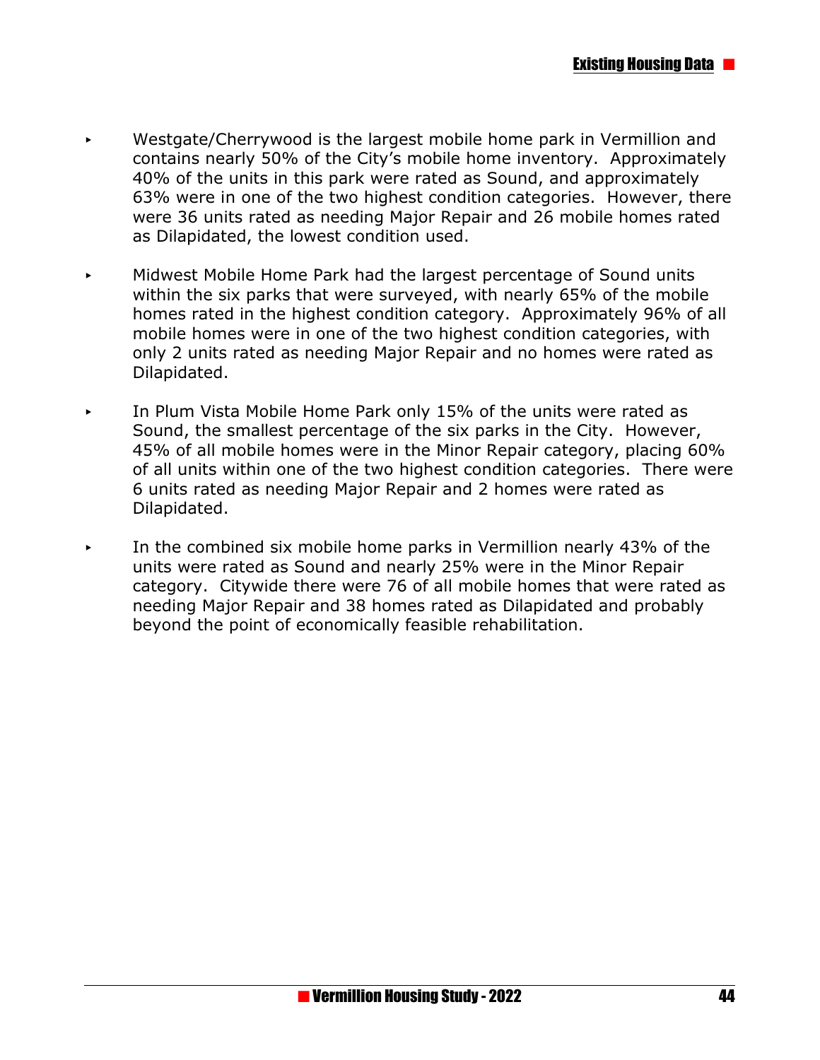- Westgate/Cherrywood is the largest mobile home park in Vermillion and contains nearly 50% of the City's mobile home inventory. Approximately 40% of the units in this park were rated as Sound, and approximately 63% were in one of the two highest condition categories. However, there were 36 units rated as needing Major Repair and 26 mobile homes rated as Dilapidated, the lowest condition used.

- Midwest Mobile Home Park had the largest percentage of Sound units within the six parks that were surveyed, with nearly 65% of the mobile homes rated in the highest condition category. Approximately 96% of all mobile homes were in one of the two highest condition categories, with only 2 units rated as needing Major Repair and no homes were rated as Dilapidated.

- In Plum Vista Mobile Home Park only 15% of the units were rated as Sound, the smallest percentage of the six parks in the City. However, 45% of all mobile homes were in the Minor Repair category, placing 60% of all units within one of the two highest condition categories. There were 6 units rated as needing Major Repair and 2 homes were rated as Dilapidated.

- In the combined six mobile home parks in Vermillion nearly 43% of the units were rated as Sound and nearly 25% were in the Minor Repair category. Citywide there were 76 of all mobile homes that were rated as needing Major Repair and 38 homes rated as Dilapidated and probably beyond the point of economically feasible rehabilitation.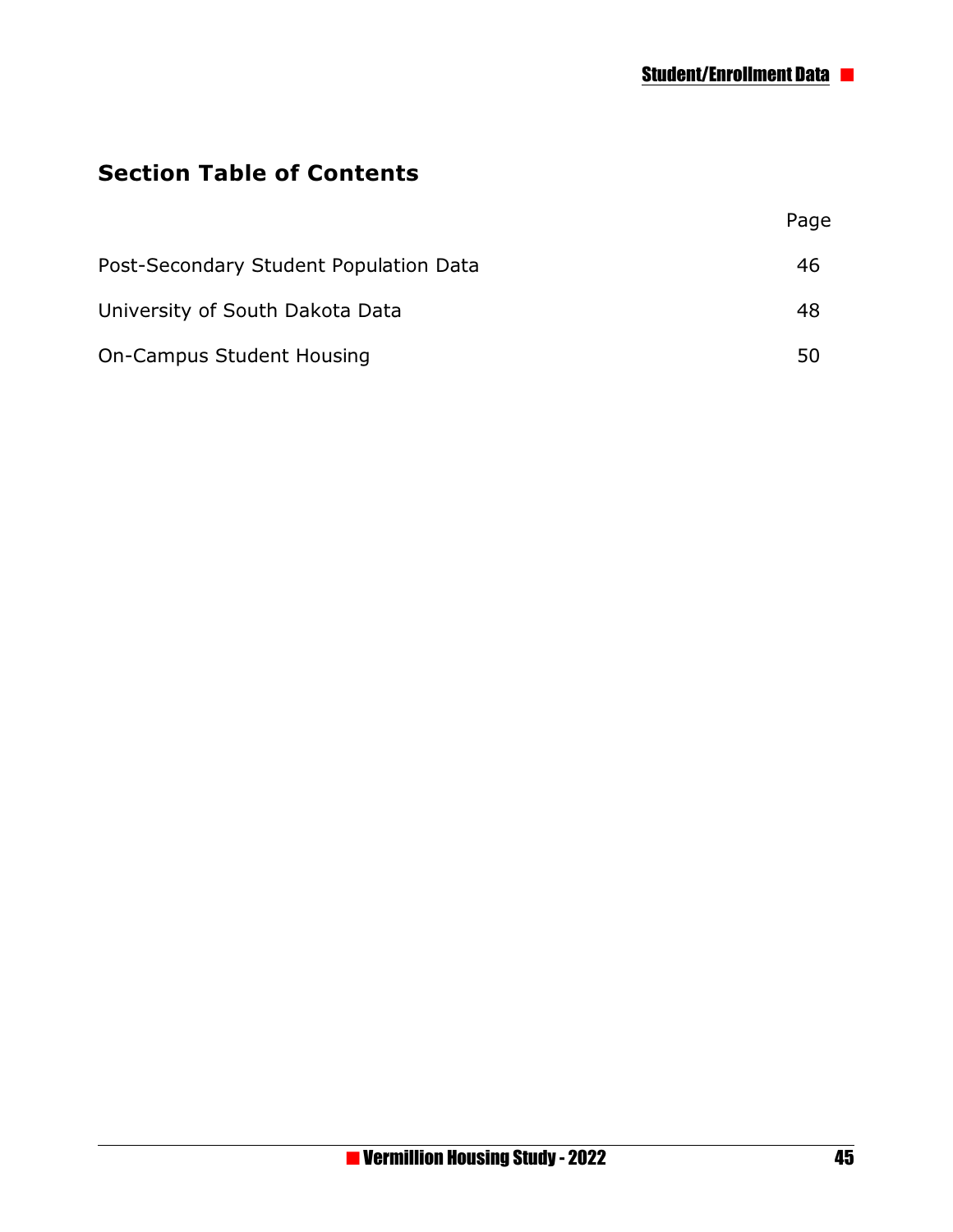## Section Table of Contents

| | Page |
|---|---|
| Post-Secondary Student Population Data | 46 |
| University of South Dakota Data | 48 |
| On-Campus Student Housing | 50 |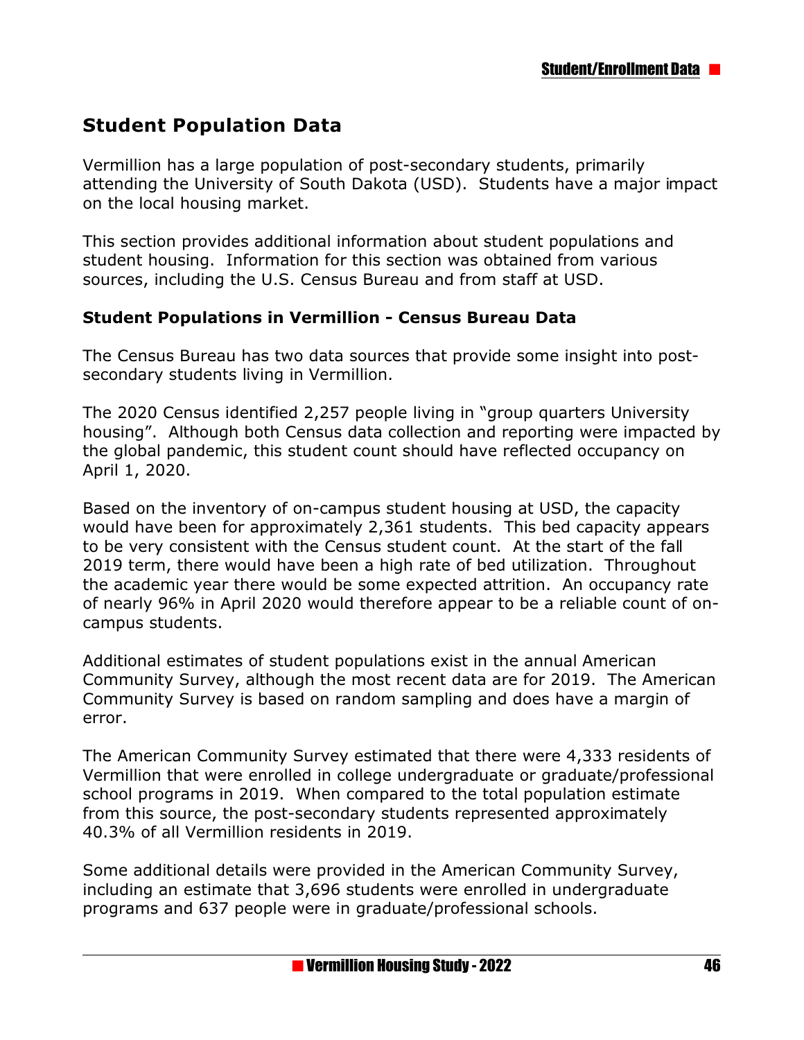## Student Population Data

Vermillion has a large population of post-secondary students, primarily attending the University of South Dakota (USD). Students have a major impact on the local housing market.

This section provides additional information about student populations and student housing. Information for this section was obtained from various sources, including the U.S. Census Bureau and from staff at USD.

### Student Populations in Vermillion - Census Bureau Data

The Census Bureau has two data sources that provide some insight into post-secondary students living in Vermillion.

The 2020 Census identified 2,257 people living in "group quarters University housing". Although both Census data collection and reporting were impacted by the global pandemic, this student count should have reflected occupancy on April 1, 2020.

Based on the inventory of on-campus student housing at USD, the capacity would have been for approximately 2,361 students. This bed capacity appears to be very consistent with the Census student count. At the start of the fall 2019 term, there would have been a high rate of bed utilization. Throughout the academic year there would be some expected attrition. An occupancy rate of nearly 96% in April 2020 would therefore appear to be a reliable count of on-campus students.

Additional estimates of student populations exist in the annual American Community Survey, although the most recent data are for 2019. The American Community Survey is based on random sampling and does have a margin of error.

The American Community Survey estimated that there were 4,333 residents of Vermillion that were enrolled in college undergraduate or graduate/professional school programs in 2019. When compared to the total population estimate from this source, the post-secondary students represented approximately 40.3% of all Vermillion residents in 2019.

Some additional details were provided in the American Community Survey, including an estimate that 3,696 students were enrolled in undergraduate programs and 637 people were in graduate/professional schools.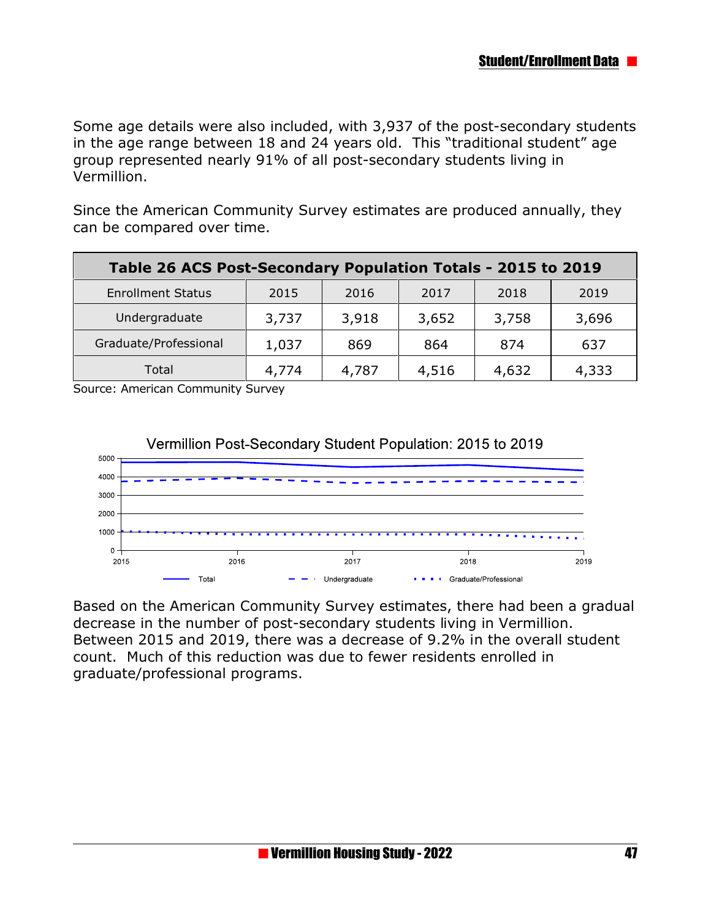Some age details were also included, with 3,937 of the post-secondary students in the age range between 18 and 24 years old. This "traditional student" age group represented nearly 91% of all post-secondary students living in Vermillion.

Since the American Community Survey estimates are produced annually, they can be compared over time.

| Table 26 ACS Post-Secondary Population Totals - 2015 to 2019 | | | | | |
|---|---|---|---|---|---|
| Enrollment Status | 2015 | 2016 | 2017 | 2018 | 2019 |
| Undergraduate | 3,737 | 3,918 | 3,652 | 3,758 | 3,696 |
| Graduate/Professional | 1,037 | 869 | 864 | 874 | 637 |
| Total | 4,774 | 4,787 | 4,516 | 4,632 | 4,333 |

Source: American Community Survey

Vermillion Post-Secondary Student Population: 2015 to 2019

Based on the American Community Survey estimates, there had been a gradual decrease in the number of post-secondary students living in Vermillion. Between 2015 and 2019, there was a decrease of 9.2% in the overall student count. Much of this reduction was due to fewer residents enrolled in graduate/professional programs.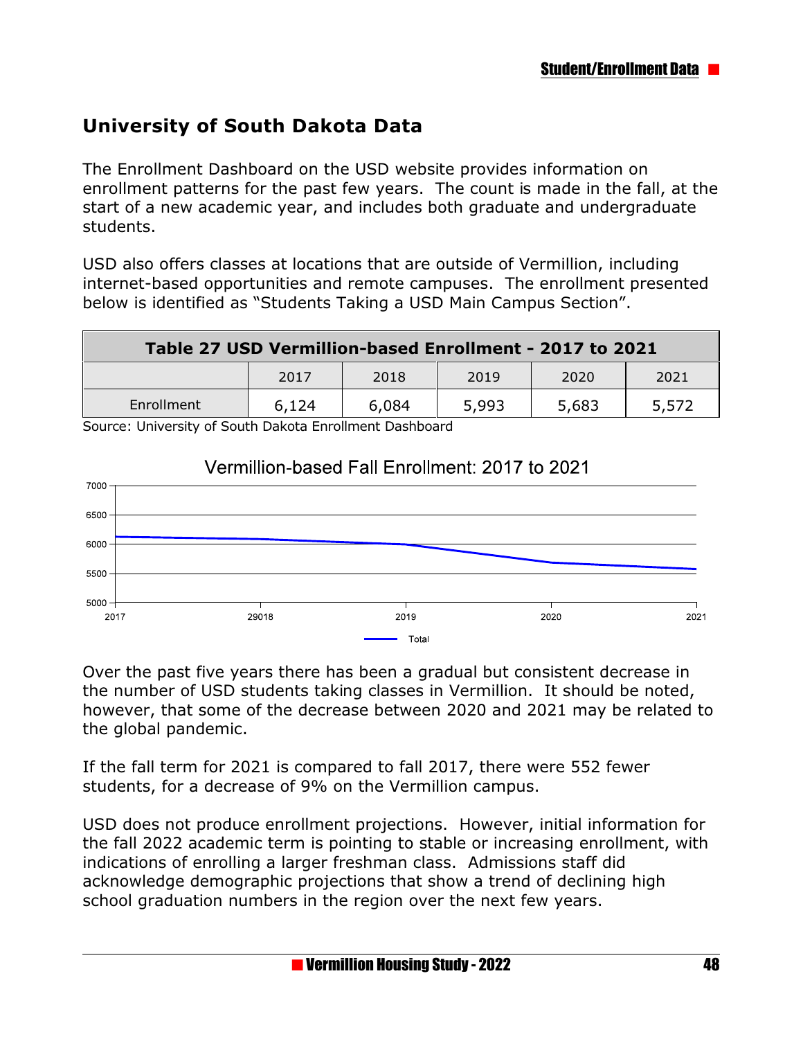## University of South Dakota Data

The Enrollment Dashboard on the USD website provides information on enrollment patterns for the past few years. The count is made in the fall, at the start of a new academic year, and includes both graduate and undergraduate students.

USD also offers classes at locations that are outside of Vermillion, including internet-based opportunities and remote campuses. The enrollment presented below is identified as "Students Taking a USD Main Campus Section".

| Table 27 USD Vermillion-based Enrollment - 2017 to 2021 | | | | | |
|---|---|---|---|---|---|
| | 2017 | 2018 | 2019 | 2020 | 2021 |
| Enrollment | 6,124 | 6,084 | 5,993 | 5,683 | 5,572 |

Source: University of South Dakota Enrollment Dashboard

Vermillion-based Fall Enrollment: 2017 to 2021

Over the past five years there has been a gradual but consistent decrease in the number of USD students taking classes in Vermillion. It should be noted, however, that some of the decrease between 2020 and 2021 may be related to the global pandemic.

If the fall term for 2021 is compared to fall 2017, there were 552 fewer students, for a decrease of 9% on the Vermillion campus.

USD does not produce enrollment projections. However, initial information for the fall 2022 academic term is pointing to stable or increasing enrollment, with indications of enrolling a larger freshman class. Admissions staff did acknowledge demographic projections that show a trend of declining high school graduation numbers in the region over the next few years.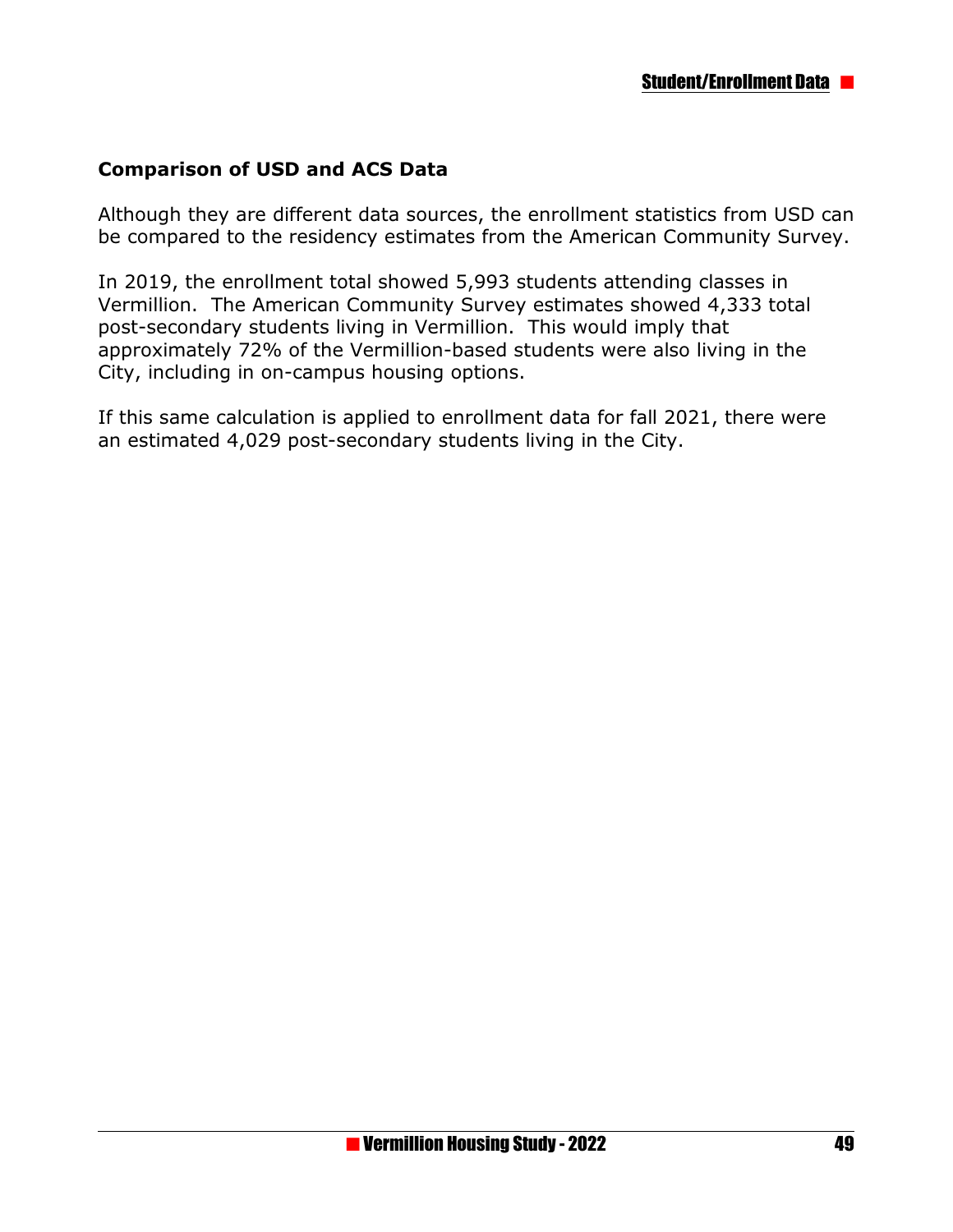## Comparison of USD and ACS Data

Although they are different data sources, the enrollment statistics from USD can be compared to the residency estimates from the American Community Survey.

In 2019, the enrollment total showed 5,993 students attending classes in Vermillion. The American Community Survey estimates showed 4,333 total post-secondary students living in Vermillion. This would imply that approximately 72% of the Vermillion-based students were also living in the City, including in on-campus housing options.

If this same calculation is applied to enrollment data for fall 2021, there were an estimated 4,029 post-secondary students living in the City.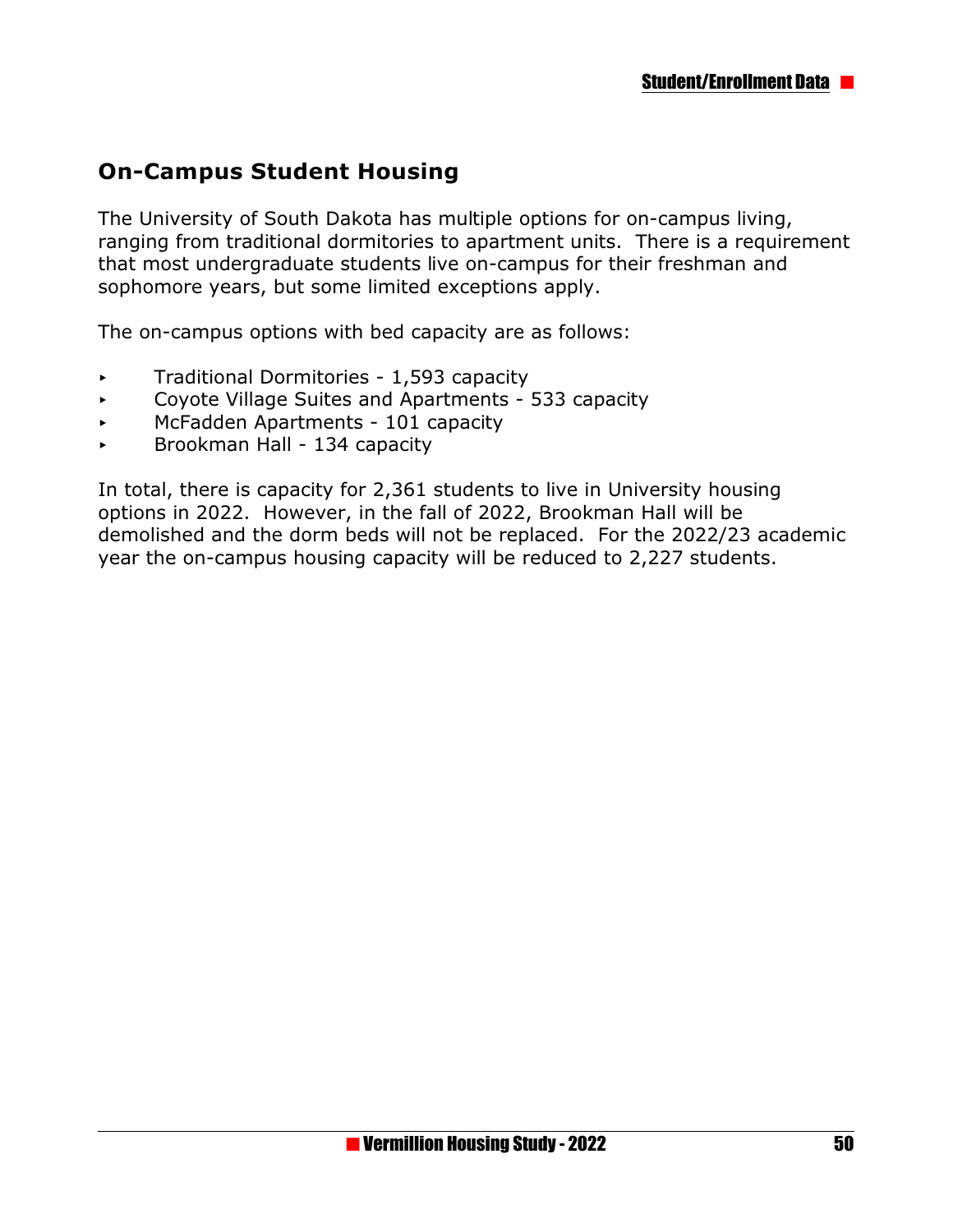## On-Campus Student Housing

The University of South Dakota has multiple options for on-campus living, ranging from traditional dormitories to apartment units. There is a requirement that most undergraduate students live on-campus for their freshman and sophomore years, but some limited exceptions apply.

The on-campus options with bed capacity are as follows:

- Traditional Dormitories - 1,593 capacity
- Coyote Village Suites and Apartments - 533 capacity
- McFadden Apartments - 101 capacity
- Brookman Hall - 134 capacity

In total, there is capacity for 2,361 students to live in University housing options in 2022. However, in the fall of 2022, Brookman Hall will be demolished and the dorm beds will not be replaced. For the 2022/23 academic year the on-campus housing capacity will be reduced to 2,227 students.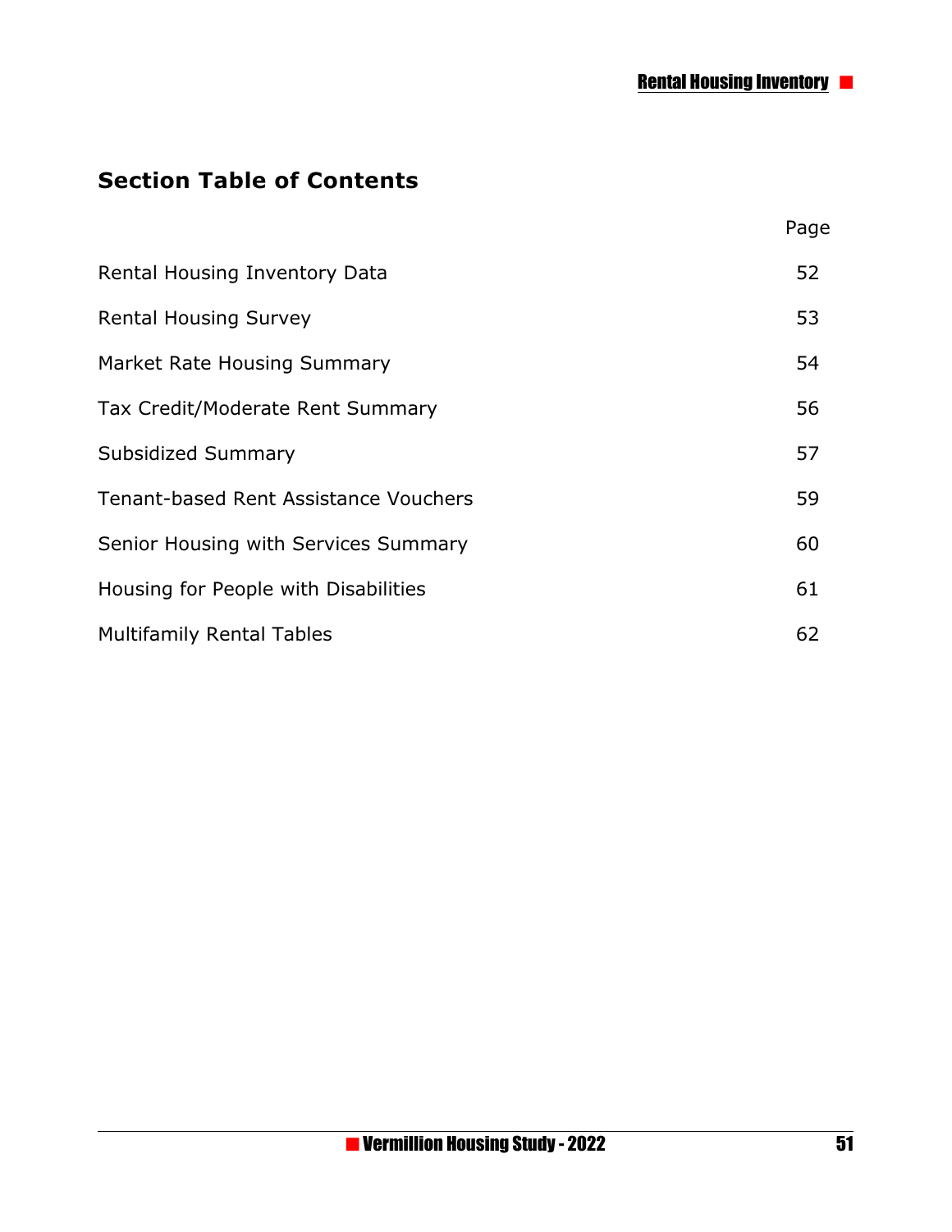## Section Table of Contents

| | Page |
|---|---|
| Rental Housing Inventory Data | 52 |
| Rental Housing Survey | 53 |
| Market Rate Housing Summary | 54 |
| Tax Credit/Moderate Rent Summary | 56 |
| Subsidized Summary | 57 |
| Tenant-based Rent Assistance Vouchers | 59 |
| Senior Housing with Services Summary | 60 |
| Housing for People with Disabilities | 61 |
| Multifamily Rental Tables | 62 |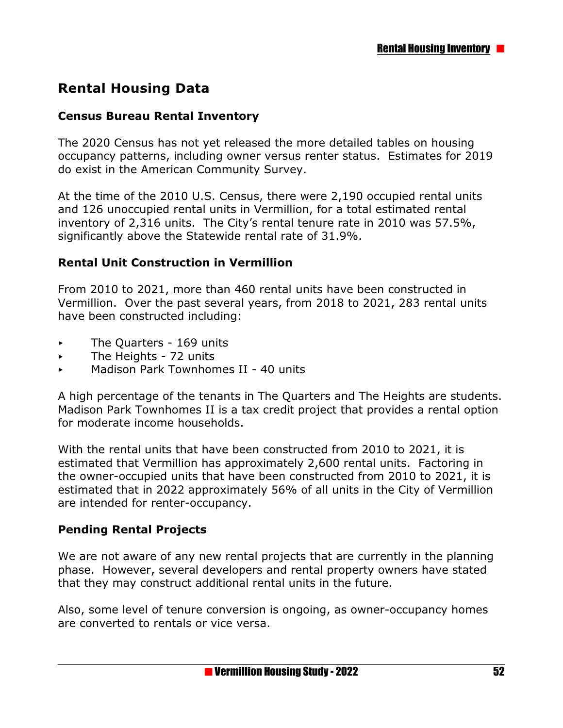## Rental Housing Data

### Census Bureau Rental Inventory

The 2020 Census has not yet released the more detailed tables on housing occupancy patterns, including owner versus renter status. Estimates for 2019 do exist in the American Community Survey.

At the time of the 2010 U.S. Census, there were 2,190 occupied rental units and 126 unoccupied rental units in Vermillion, for a total estimated rental inventory of 2,316 units. The City's rental tenure rate in 2010 was 57.5%, significantly above the Statewide rental rate of 31.9%.

### Rental Unit Construction in Vermillion

From 2010 to 2021, more than 460 rental units have been constructed in Vermillion. Over the past several years, from 2018 to 2021, 283 rental units have been constructed including:

- The Quarters - 169 units
- The Heights - 72 units
- Madison Park Townhomes II - 40 units

A high percentage of the tenants in The Quarters and The Heights are students. Madison Park Townhomes II is a tax credit project that provides a rental option for moderate income households.

With the rental units that have been constructed from 2010 to 2021, it is estimated that Vermillion has approximately 2,600 rental units. Factoring in the owner-occupied units that have been constructed from 2010 to 2021, it is estimated that in 2022 approximately 56% of all units in the City of Vermillion are intended for renter-occupancy.

### Pending Rental Projects

We are not aware of any new rental projects that are currently in the planning phase. However, several developers and rental property owners have stated that they may construct additional rental units in the future.

Also, some level of tenure conversion is ongoing, as owner-occupancy homes are converted to rentals or vice versa.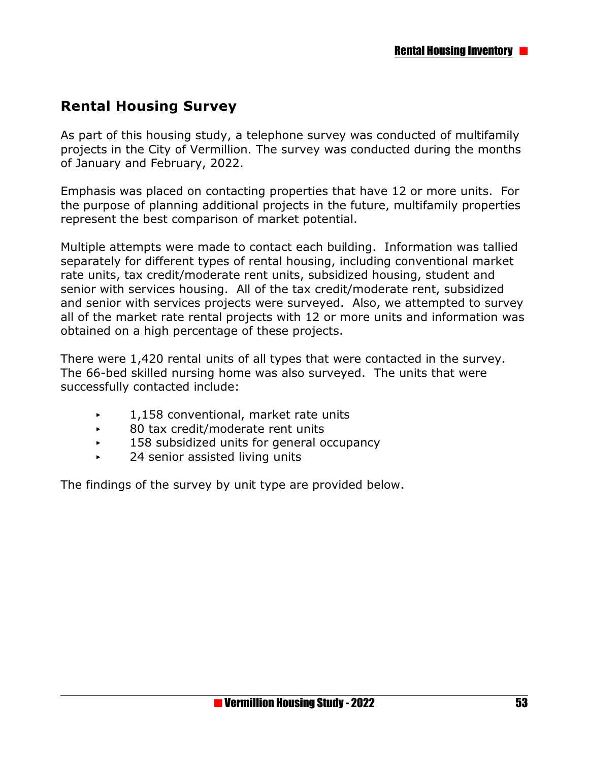## Rental Housing Survey

As part of this housing study, a telephone survey was conducted of multifamily projects in the City of Vermillion. The survey was conducted during the months of January and February, 2022.

Emphasis was placed on contacting properties that have 12 or more units. For the purpose of planning additional projects in the future, multifamily properties represent the best comparison of market potential.

Multiple attempts were made to contact each building. Information was tallied separately for different types of rental housing, including conventional market rate units, tax credit/moderate rent units, subsidized housing, student and senior with services housing. All of the tax credit/moderate rent, subsidized and senior with services projects were surveyed. Also, we attempted to survey all of the market rate rental projects with 12 or more units and information was obtained on a high percentage of these projects.

There were 1,420 rental units of all types that were contacted in the survey. The 66-bed skilled nursing home was also surveyed. The units that were successfully contacted include:

- 1,158 conventional, market rate units
- 80 tax credit/moderate rent units
- 158 subsidized units for general occupancy
- 24 senior assisted living units

The findings of the survey by unit type are provided below.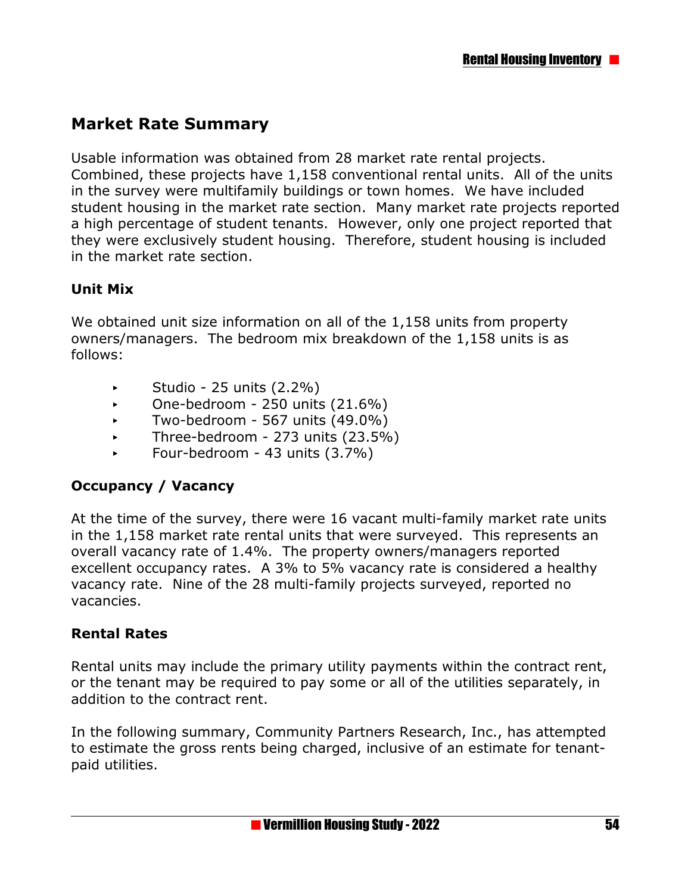## Market Rate Summary

Usable information was obtained from 28 market rate rental projects. Combined, these projects have 1,158 conventional rental units. All of the units in the survey were multifamily buildings or town homes. We have included student housing in the market rate section. Many market rate projects reported a high percentage of student tenants. However, only one project reported that they were exclusively student housing. Therefore, student housing is included in the market rate section.

### Unit Mix

We obtained unit size information on all of the 1,158 units from property owners/managers. The bedroom mix breakdown of the 1,158 units is as follows:

- Studio - 25 units (2.2%)
- One-bedroom - 250 units (21.6%)
- Two-bedroom - 567 units (49.0%)
- Three-bedroom - 273 units (23.5%)
- Four-bedroom - 43 units (3.7%)

### Occupancy / Vacancy

At the time of the survey, there were 16 vacant multi-family market rate units in the 1,158 market rate rental units that were surveyed. This represents an overall vacancy rate of 1.4%. The property owners/managers reported excellent occupancy rates. A 3% to 5% vacancy rate is considered a healthy vacancy rate. Nine of the 28 multi-family projects surveyed, reported no vacancies.

### Rental Rates

Rental units may include the primary utility payments within the contract rent, or the tenant may be required to pay some or all of the utilities separately, in addition to the contract rent.

In the following summary, Community Partners Research, Inc., has attempted to estimate the gross rents being charged, inclusive of an estimate for tenant-paid utilities.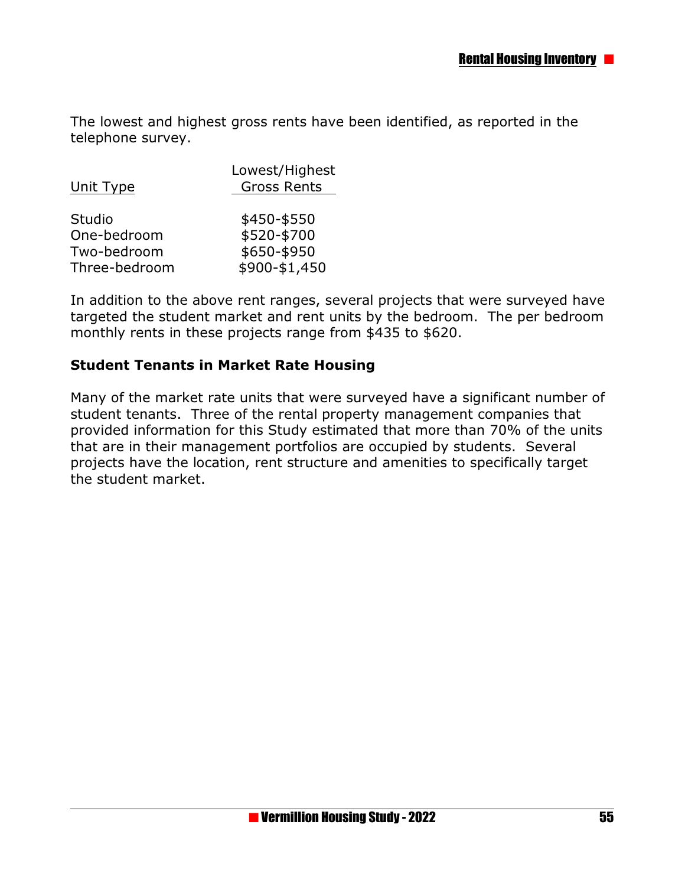The lowest and highest gross rents have been identified, as reported in the telephone survey.

| Unit Type | Lowest/Highest Gross Rents |
| --- | --- |
| Studio | $450-$550 |
| One-bedroom | $520-$700 |
| Two-bedroom | $650-$950 |
| Three-bedroom | $900-$1,450 |

In addition to the above rent ranges, several projects that were surveyed have targeted the student market and rent units by the bedroom. The per bedroom monthly rents in these projects range from $435 to $620.

**Student Tenants in Market Rate Housing**

Many of the market rate units that were surveyed have a significant number of student tenants. Three of the rental property management companies that provided information for this Study estimated that more than 70% of the units that are in their management portfolios are occupied by students. Several projects have the location, rent structure and amenities to specifically target the student market.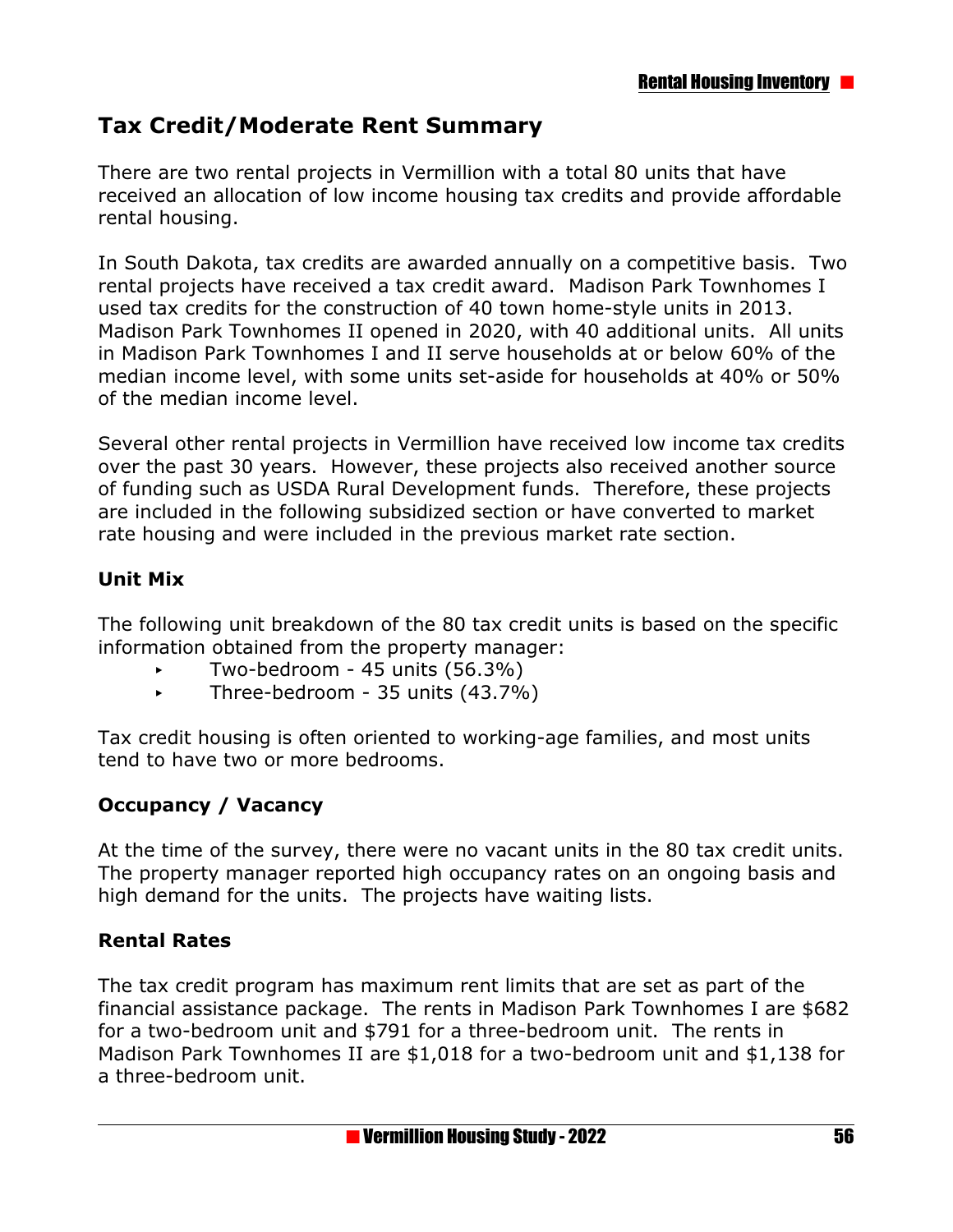## Tax Credit/Moderate Rent Summary

There are two rental projects in Vermillion with a total 80 units that have received an allocation of low income housing tax credits and provide affordable rental housing.

In South Dakota, tax credits are awarded annually on a competitive basis. Two rental projects have received a tax credit award. Madison Park Townhomes I used tax credits for the construction of 40 town home-style units in 2013. Madison Park Townhomes II opened in 2020, with 40 additional units. All units in Madison Park Townhomes I and II serve households at or below 60% of the median income level, with some units set-aside for households at 40% or 50% of the median income level.

Several other rental projects in Vermillion have received low income tax credits over the past 30 years. However, these projects also received another source of funding such as USDA Rural Development funds. Therefore, these projects are included in the following subsidized section or have converted to market rate housing and were included in the previous market rate section.

### Unit Mix

The following unit breakdown of the 80 tax credit units is based on the specific information obtained from the property manager:

- Two-bedroom - 45 units (56.3%)
- Three-bedroom - 35 units (43.7%)

Tax credit housing is often oriented to working-age families, and most units tend to have two or more bedrooms.

### Occupancy / Vacancy

At the time of the survey, there were no vacant units in the 80 tax credit units. The property manager reported high occupancy rates on an ongoing basis and high demand for the units. The projects have waiting lists.

### Rental Rates

The tax credit program has maximum rent limits that are set as part of the financial assistance package. The rents in Madison Park Townhomes I are $682 for a two-bedroom unit and $791 for a three-bedroom unit. The rents in Madison Park Townhomes II are $1,018 for a two-bedroom unit and $1,138 for a three-bedroom unit.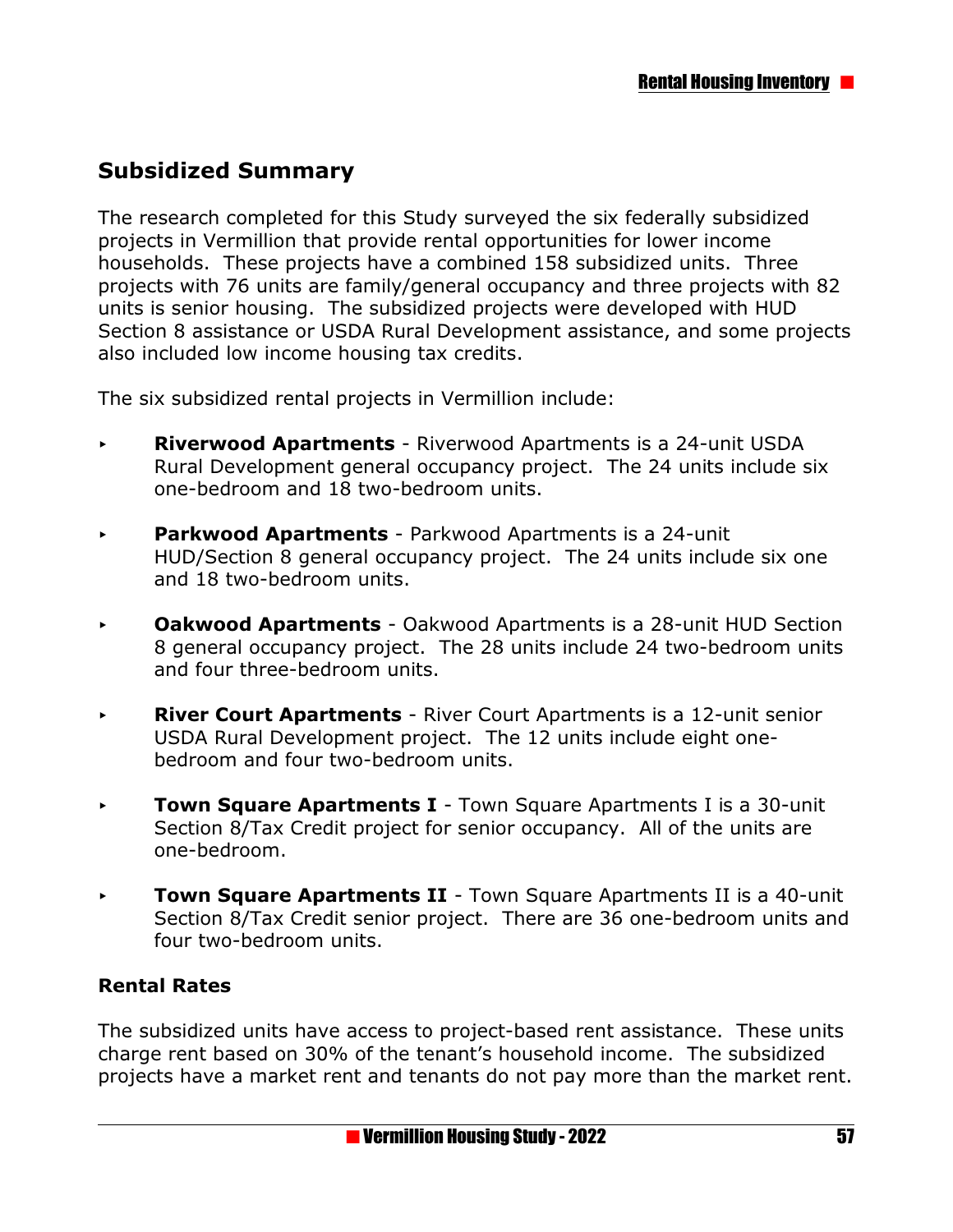## Subsidized Summary

The research completed for this Study surveyed the six federally subsidized projects in Vermillion that provide rental opportunities for lower income households. These projects have a combined 158 subsidized units. Three projects with 76 units are family/general occupancy and three projects with 82 units is senior housing. The subsidized projects were developed with HUD Section 8 assistance or USDA Rural Development assistance, and some projects also included low income housing tax credits.

The six subsidized rental projects in Vermillion include:

- **Riverwood Apartments** - Riverwood Apartments is a 24-unit USDA Rural Development general occupancy project. The 24 units include six one-bedroom and 18 two-bedroom units.
- **Parkwood Apartments** - Parkwood Apartments is a 24-unit HUD/Section 8 general occupancy project. The 24 units include six one and 18 two-bedroom units.
- **Oakwood Apartments** - Oakwood Apartments is a 28-unit HUD Section 8 general occupancy project. The 28 units include 24 two-bedroom units and four three-bedroom units.
- **River Court Apartments** - River Court Apartments is a 12-unit senior USDA Rural Development project. The 12 units include eight one-bedroom and four two-bedroom units.
- **Town Square Apartments I** - Town Square Apartments I is a 30-unit Section 8/Tax Credit project for senior occupancy. All of the units are one-bedroom.
- **Town Square Apartments II** - Town Square Apartments II is a 40-unit Section 8/Tax Credit senior project. There are 36 one-bedroom units and four two-bedroom units.

### Rental Rates

The subsidized units have access to project-based rent assistance. These units charge rent based on 30% of the tenant's household income. The subsidized projects have a market rent and tenants do not pay more than the market rent.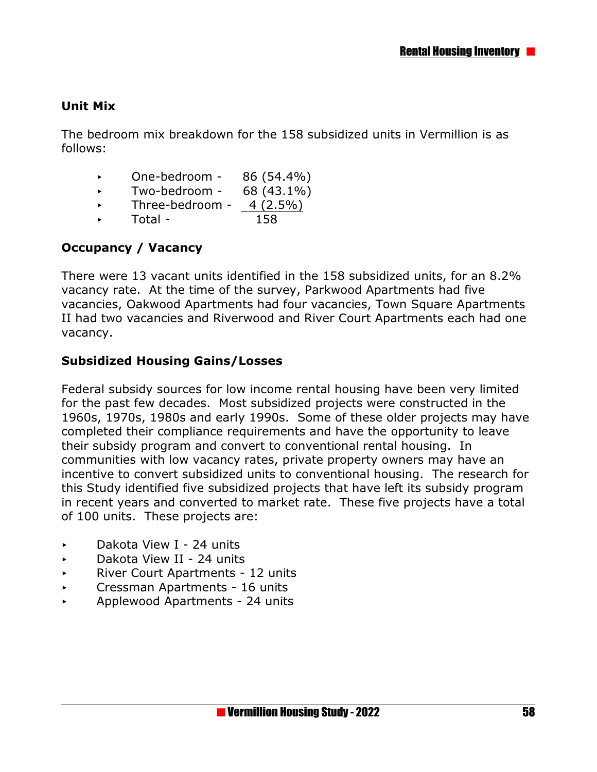## Unit Mix

The bedroom mix breakdown for the 158 subsidized units in Vermillion is as follows:

- One-bedroom - 86 (54.4%)
- Two-bedroom - 68 (43.1%)
- Three-bedroom - 4 (2.5%)
- Total - 158

## Occupancy / Vacancy

There were 13 vacant units identified in the 158 subsidized units, for an 8.2% vacancy rate. At the time of the survey, Parkwood Apartments had five vacancies, Oakwood Apartments had four vacancies, Town Square Apartments II had two vacancies and Riverwood and River Court Apartments each had one vacancy.

## Subsidized Housing Gains/Losses

Federal subsidy sources for low income rental housing have been very limited for the past few decades. Most subsidized projects were constructed in the 1960s, 1970s, 1980s and early 1990s. Some of these older projects may have completed their compliance requirements and have the opportunity to leave their subsidy program and convert to conventional rental housing. In communities with low vacancy rates, private property owners may have an incentive to convert subsidized units to conventional housing. The research for this Study identified five subsidized projects that have left its subsidy program in recent years and converted to market rate. These five projects have a total of 100 units. These projects are:

- Dakota View I - 24 units
- Dakota View II - 24 units
- River Court Apartments - 12 units
- Cressman Apartments - 16 units
- Applewood Apartments - 24 units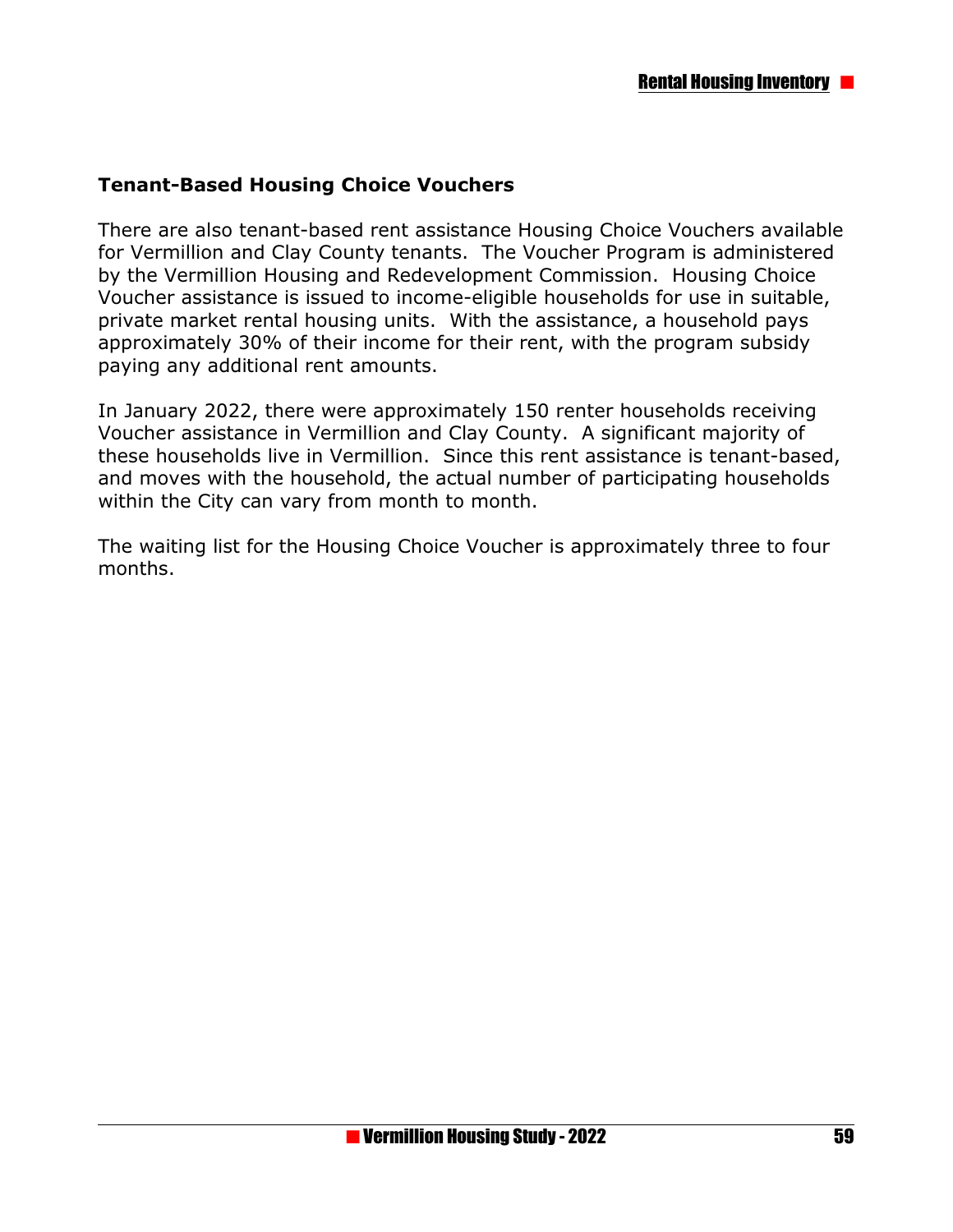### Tenant-Based Housing Choice Vouchers

There are also tenant-based rent assistance Housing Choice Vouchers available for Vermillion and Clay County tenants. The Voucher Program is administered by the Vermillion Housing and Redevelopment Commission. Housing Choice Voucher assistance is issued to income-eligible households for use in suitable, private market rental housing units. With the assistance, a household pays approximately 30% of their income for their rent, with the program subsidy paying any additional rent amounts.

In January 2022, there were approximately 150 renter households receiving Voucher assistance in Vermillion and Clay County. A significant majority of these households live in Vermillion. Since this rent assistance is tenant-based, and moves with the household, the actual number of participating households within the City can vary from month to month.

The waiting list for the Housing Choice Voucher is approximately three to four months.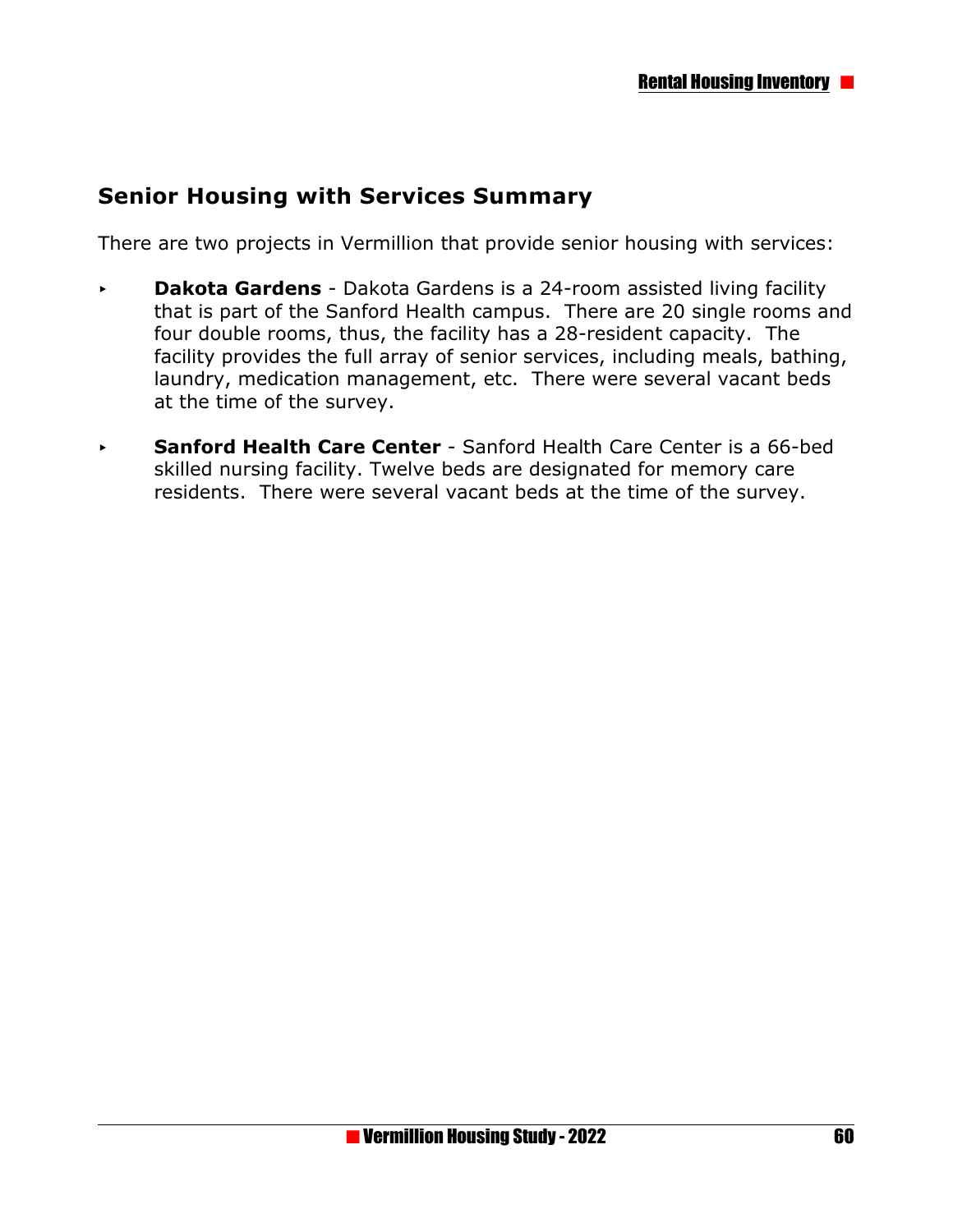## Senior Housing with Services Summary

There are two projects in Vermillion that provide senior housing with services:

- **Dakota Gardens** - Dakota Gardens is a 24-room assisted living facility that is part of the Sanford Health campus. There are 20 single rooms and four double rooms, thus, the facility has a 28-resident capacity. The facility provides the full array of senior services, including meals, bathing, laundry, medication management, etc. There were several vacant beds at the time of the survey.

- **Sanford Health Care Center** - Sanford Health Care Center is a 66-bed skilled nursing facility. Twelve beds are designated for memory care residents. There were several vacant beds at the time of the survey.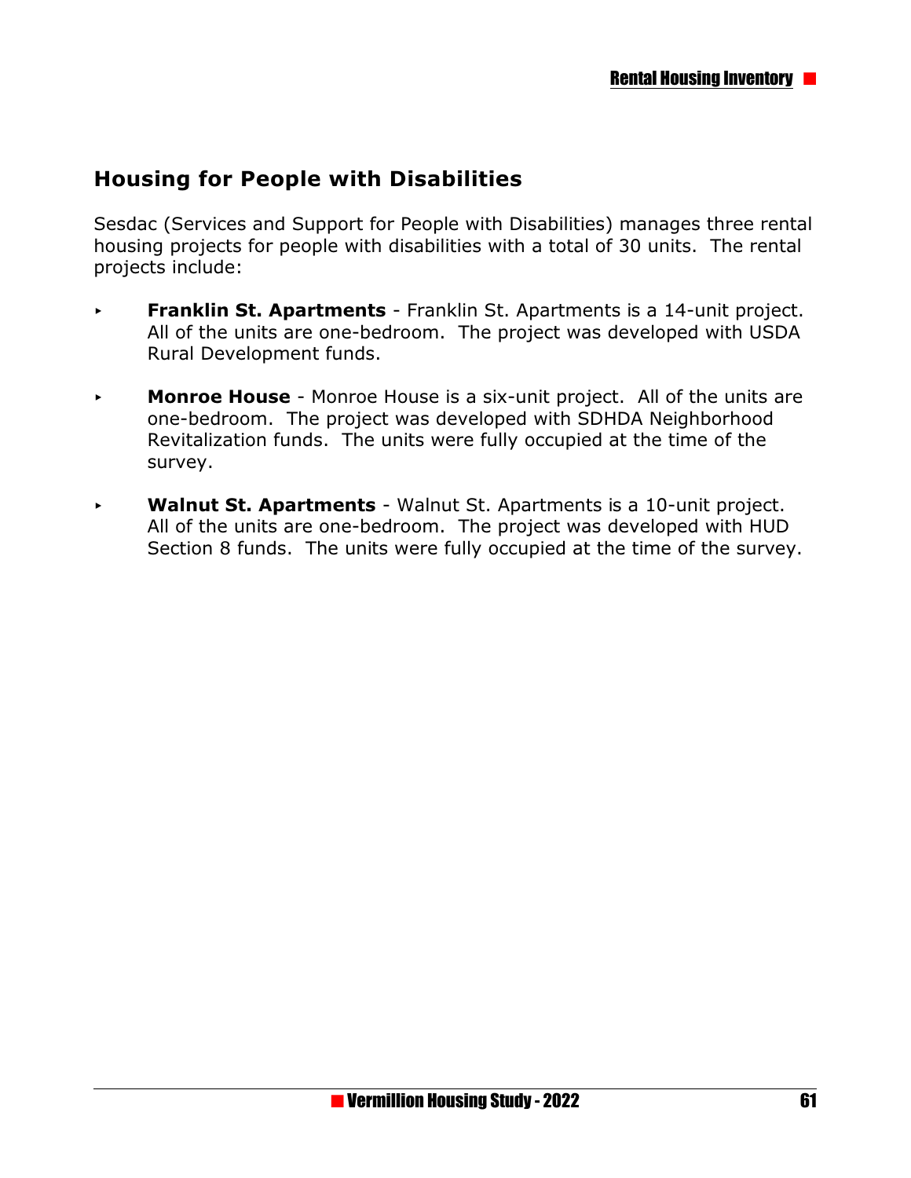## Housing for People with Disabilities

Sesdac (Services and Support for People with Disabilities) manages three rental housing projects for people with disabilities with a total of 30 units. The rental projects include:

- **Franklin St. Apartments** - Franklin St. Apartments is a 14-unit project. All of the units are one-bedroom. The project was developed with USDA Rural Development funds.
- **Monroe House** - Monroe House is a six-unit project. All of the units are one-bedroom. The project was developed with SDHDA Neighborhood Revitalization funds. The units were fully occupied at the time of the survey.
- **Walnut St. Apartments** - Walnut St. Apartments is a 10-unit project. All of the units are one-bedroom. The project was developed with HUD Section 8 funds. The units were fully occupied at the time of the survey.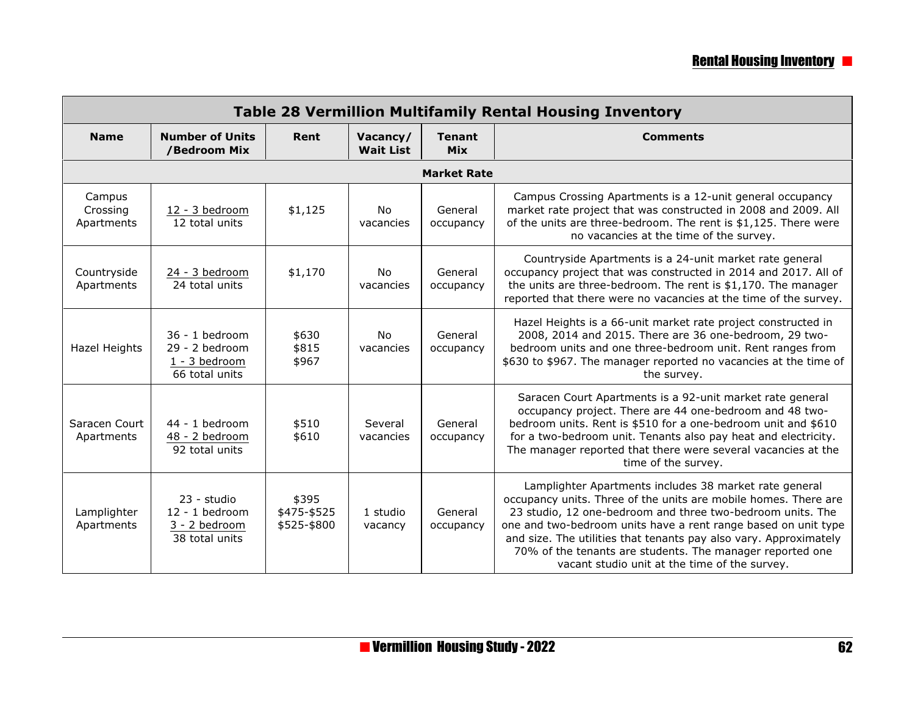| Table 28 Vermillion Multifamily Rental Housing Inventory | | | | | |
|---|---|---|---|---|---|
| **Name** | **Number of Units /Bedroom Mix** | **Rent** | **Vacancy/ Wait List** | **Tenant Mix** | **Comments** |
| **Market Rate** | | | | | |
| Campus Crossing Apartments | 12 - 3 bedroom<br>12 total units | $1,125 | No vacancies | General occupancy | Campus Crossing Apartments is a 12-unit general occupancy market rate project that was constructed in 2008 and 2009. All of the units are three-bedroom. The rent is $1,125. There were no vacancies at the time of the survey. |
| Countryside Apartments | 24 - 3 bedroom<br>24 total units | $1,170 | No vacancies | General occupancy | Countryside Apartments is a 24-unit market rate general occupancy project that was constructed in 2014 and 2017. All of the units are three-bedroom. The rent is $1,170. The manager reported that there were no vacancies at the time of the survey. |
| Hazel Heights | 36 - 1 bedroom<br>29 - 2 bedroom<br>1 - 3 bedroom<br>66 total units | $630<br>$815<br>$967 | No vacancies | General occupancy | Hazel Heights is a 66-unit market rate project constructed in 2008, 2014 and 2015. There are 36 one-bedroom, 29 two-bedroom units and one three-bedroom unit. Rent ranges from $630 to $967. The manager reported no vacancies at the time of the survey. |
| Saracen Court Apartments | 44 - 1 bedroom<br>48 - 2 bedroom<br>92 total units | $510<br>$610 | Several vacancies | General occupancy | Saracen Court Apartments is a 92-unit market rate general occupancy project. There are 44 one-bedroom and 48 two-bedroom units. Rent is $510 for a one-bedroom unit and $610 for a two-bedroom unit. Tenants also pay heat and electricity. The manager reported that there were several vacancies at the time of the survey. |
| Lamplighter Apartments | 23 - studio<br>12 - 1 bedroom<br>3 - 2 bedroom<br>38 total units | $395<br>$475-$525<br>$525-$800 | 1 studio vacancy | General occupancy | Lamplighter Apartments includes 38 market rate general occupancy units. Three of the units are mobile homes. There are 23 studio, 12 one-bedroom and three two-bedroom units. The one and two-bedroom units have a rent range based on unit type and size. The utilities that tenants pay also vary. Approximately 70% of the tenants are students. The manager reported one vacant studio unit at the time of the survey. |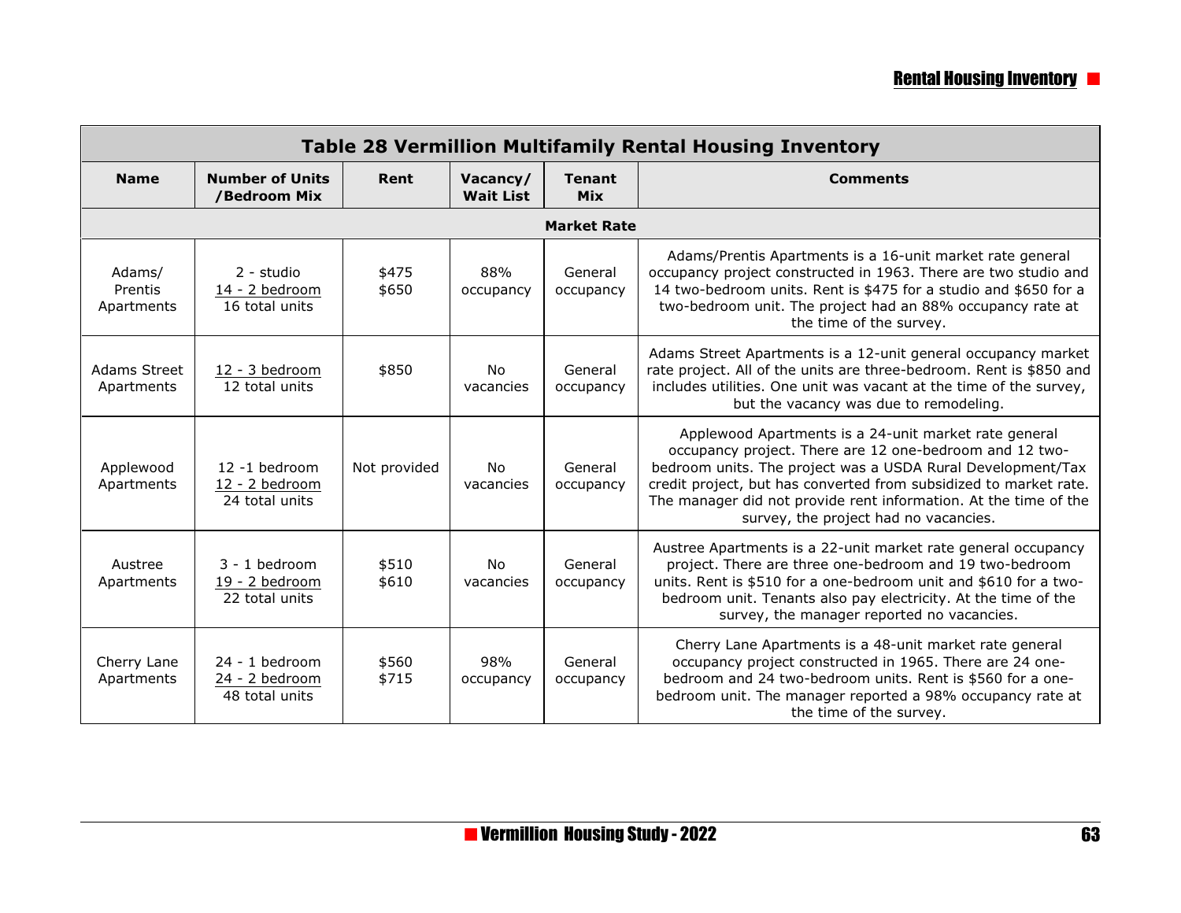| Table 28 Vermillion Multifamily Rental Housing Inventory | | | | | |
|---|---|---|---|---|---|
| **Name** | **Number of Units /Bedroom Mix** | **Rent** | **Vacancy/ Wait List** | **Tenant Mix** | **Comments** |
| **Market Rate** | | | | | |
| Adams/ Prentis Apartments | 2 - studio<br>14 - 2 bedroom<br>16 total units | $475<br>$650 | 88% occupancy | General occupancy | Adams/Prentis Apartments is a 16-unit market rate general occupancy project constructed in 1963. There are two studio and 14 two-bedroom units. Rent is $475 for a studio and $650 for a two-bedroom unit. The project had an 88% occupancy rate at the time of the survey. |
| Adams Street Apartments | 12 - 3 bedroom<br>12 total units | $850 | No vacancies | General occupancy | Adams Street Apartments is a 12-unit general occupancy market rate project. All of the units are three-bedroom. Rent is $850 and includes utilities. One unit was vacant at the time of the survey, but the vacancy was due to remodeling. |
| Applewood Apartments | 12 -1 bedroom<br>12 - 2 bedroom<br>24 total units | Not provided | No vacancies | General occupancy | Applewood Apartments is a 24-unit market rate general occupancy project. There are 12 one-bedroom and 12 two-bedroom units. The project was a USDA Rural Development/Tax credit project, but has converted from subsidized to market rate. The manager did not provide rent information. At the time of the survey, the project had no vacancies. |
| Austree Apartments | 3 - 1 bedroom<br>19 - 2 bedroom<br>22 total units | $510<br>$610 | No vacancies | General occupancy | Austree Apartments is a 22-unit market rate general occupancy project. There are three one-bedroom and 19 two-bedroom units. Rent is $510 for a one-bedroom unit and $610 for a two-bedroom unit. Tenants also pay electricity. At the time of the survey, the manager reported no vacancies. |
| Cherry Lane Apartments | 24 - 1 bedroom<br>24 - 2 bedroom<br>48 total units | $560<br>$715 | 98% occupancy | General occupancy | Cherry Lane Apartments is a 48-unit market rate general occupancy project constructed in 1965. There are 24 one-bedroom and 24 two-bedroom units. Rent is $560 for a one-bedroom unit. The manager reported a 98% occupancy rate at the time of the survey. |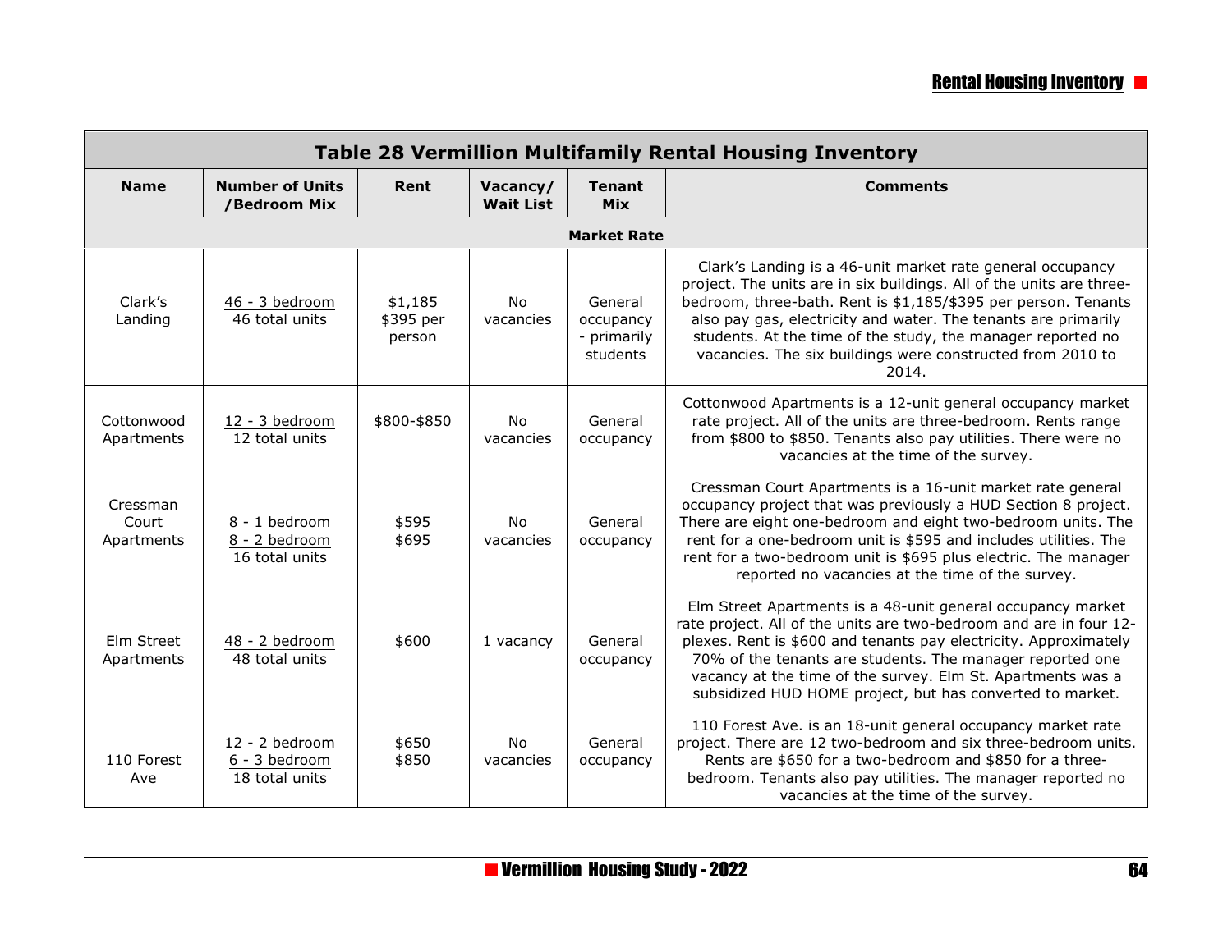| Name | Number of Units /Bedroom Mix | Rent | Vacancy/ Wait List | Tenant Mix | Comments |
|---|---|---|---|---|---|
| **Market Rate** | | | | | |
| Clark's Landing | 46 - 3 bedroom<br>46 total units | $1,185<br>$395 per person | No vacancies | General occupancy - primarily students | Clark's Landing is a 46-unit market rate general occupancy project. The units are in six buildings. All of the units are three-bedroom, three-bath. Rent is $1,185/$395 per person. Tenants also pay gas, electricity and water. The tenants are primarily students. At the time of the study, the manager reported no vacancies. The six buildings were constructed from 2010 to 2014. |
| Cottonwood Apartments | 12 - 3 bedroom<br>12 total units | $800-$850 | No vacancies | General occupancy | Cottonwood Apartments is a 12-unit general occupancy market rate project. All of the units are three-bedroom. Rents range from $800 to $850. Tenants also pay utilities. There were no vacancies at the time of the survey. |
| Cressman Court Apartments | 8 - 1 bedroom<br>8 - 2 bedroom<br>16 total units | $595<br>$695 | No vacancies | General occupancy | Cressman Court Apartments is a 16-unit market rate general occupancy project that was previously a HUD Section 8 project. There are eight one-bedroom and eight two-bedroom units. The rent for a one-bedroom unit is $595 and includes utilities. The rent for a two-bedroom unit is $695 plus electric. The manager reported no vacancies at the time of the survey. |
| Elm Street Apartments | 48 - 2 bedroom<br>48 total units | $600 | 1 vacancy | General occupancy | Elm Street Apartments is a 48-unit general occupancy market rate project. All of the units are two-bedroom and are in four 12-plexes. Rent is $600 and tenants pay electricity. Approximately 70% of the tenants are students. The manager reported one vacancy at the time of the survey. Elm St. Apartments was a subsidized HUD HOME project, but has converted to market. |
| 110 Forest Ave | 12 - 2 bedroom<br>6 - 3 bedroom<br>18 total units | $650<br>$850 | No vacancies | General occupancy | 110 Forest Ave. is an 18-unit general occupancy market rate project. There are 12 two-bedroom and six three-bedroom units. Rents are $650 for a two-bedroom and $850 for a three-bedroom. Tenants also pay utilities. The manager reported no vacancies at the time of the survey. |

**Table 28 Vermillion Multifamily Rental Housing Inventory**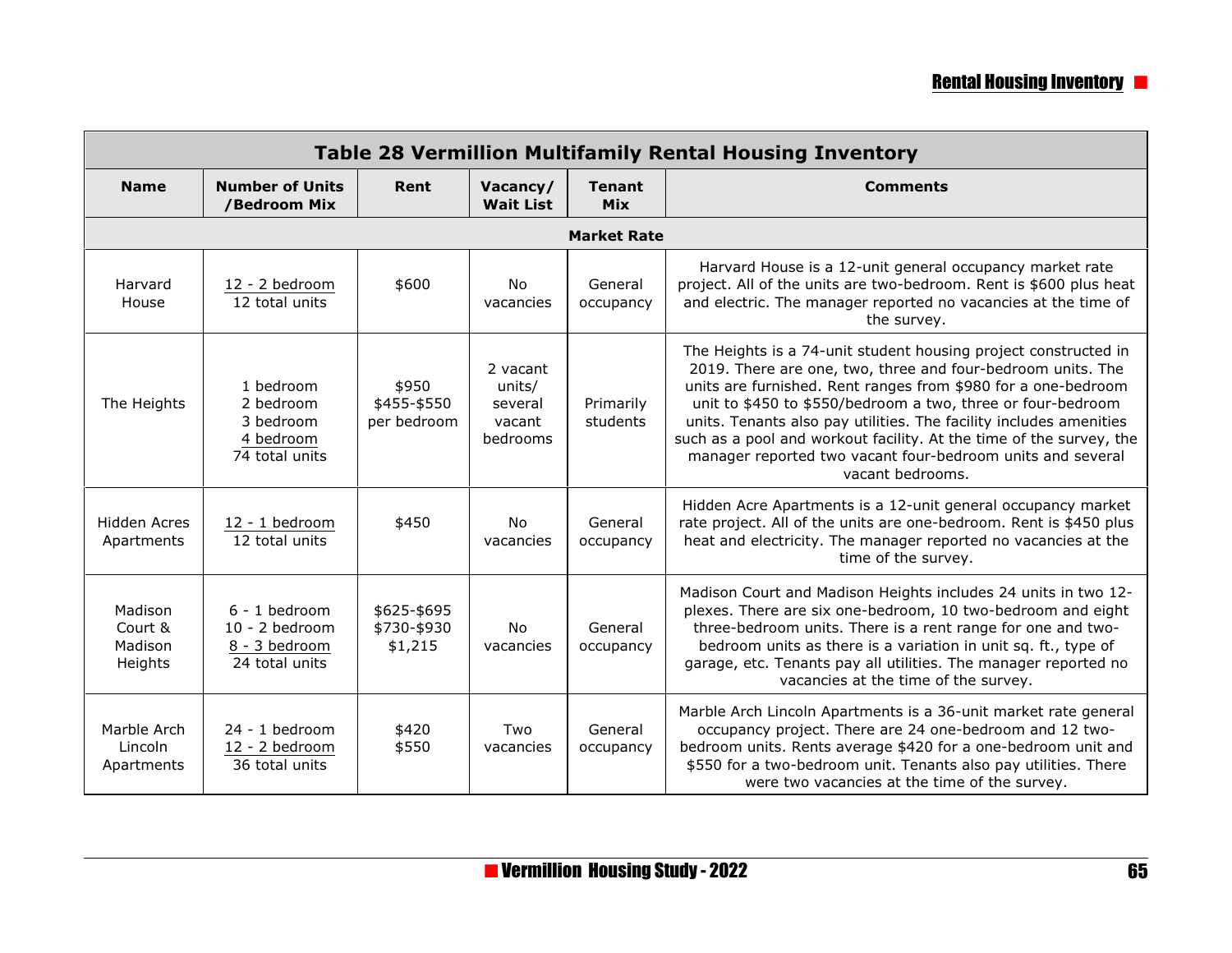| Table 28 Vermillion Multifamily Rental Housing Inventory | | | | | |
|---|---|---|---|---|---|
| **Name** | **Number of Units /Bedroom Mix** | **Rent** | **Vacancy/ Wait List** | **Tenant Mix** | **Comments** |
| **Market Rate** | | | | | |
| Harvard House | 12 - 2 bedroom<br>12 total units | $600 | No vacancies | General occupancy | Harvard House is a 12-unit general occupancy market rate project. All of the units are two-bedroom. Rent is $600 plus heat and electric. The manager reported no vacancies at the time of the survey. |
| The Heights | 1 bedroom<br>2 bedroom<br>3 bedroom<br>4 bedroom<br>74 total units | $950<br>$455-$550 per bedroom | 2 vacant units/ several vacant bedrooms | Primarily students | The Heights is a 74-unit student housing project constructed in 2019. There are one, two, three and four-bedroom units. The units are furnished. Rent ranges from $980 for a one-bedroom unit to $450 to $550/bedroom a two, three or four-bedroom units. Tenants also pay utilities. The facility includes amenities such as a pool and workout facility. At the time of the survey, the manager reported two vacant four-bedroom units and several vacant bedrooms. |
| Hidden Acres Apartments | 12 - 1 bedroom<br>12 total units | $450 | No vacancies | General occupancy | Hidden Acre Apartments is a 12-unit general occupancy market rate project. All of the units are one-bedroom. Rent is $450 plus heat and electricity. The manager reported no vacancies at the time of the survey. |
| Madison Court & Madison Heights | 6 - 1 bedroom<br>10 - 2 bedroom<br>8 - 3 bedroom<br>24 total units | $625-$695<br>$730-$930<br>$1,215 | No vacancies | General occupancy | Madison Court and Madison Heights includes 24 units in two 12-plexes. There are six one-bedroom, 10 two-bedroom and eight three-bedroom units. There is a rent range for one and two-bedroom units as there is a variation in unit sq. ft., type of garage, etc. Tenants pay all utilities. The manager reported no vacancies at the time of the survey. |
| Marble Arch Lincoln Apartments | 24 - 1 bedroom<br>12 - 2 bedroom<br>36 total units | $420<br>$550 | Two vacancies | General occupancy | Marble Arch Lincoln Apartments is a 36-unit market rate general occupancy project. There are 24 one-bedroom and 12 two-bedroom units. Rents average $420 for a one-bedroom unit and $550 for a two-bedroom unit. Tenants also pay utilities. There were two vacancies at the time of the survey. |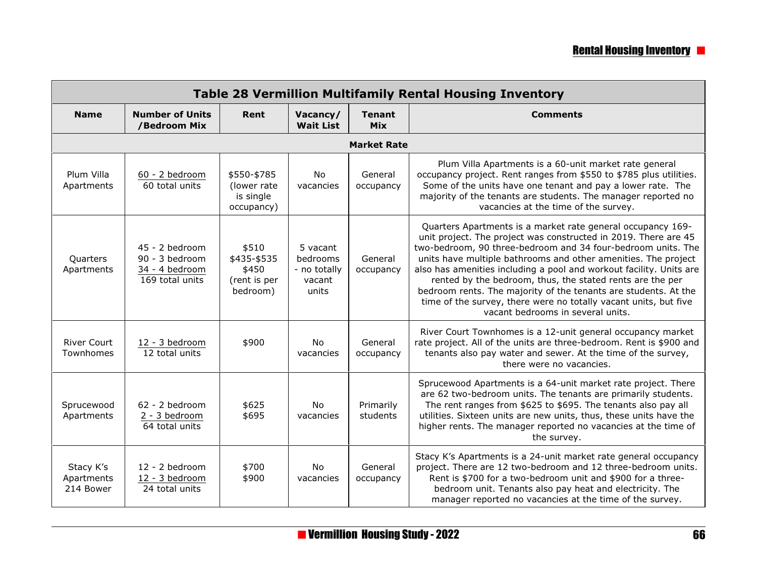| Table 28 Vermillion Multifamily Rental Housing Inventory | | | | | |
|---|---|---|---|---|---|
| **Name** | **Number of Units /Bedroom Mix** | **Rent** | **Vacancy/ Wait List** | **Tenant Mix** | **Comments** |
| **Market Rate** | | | | | |
| Plum Villa Apartments | 60 - 2 bedroom<br>60 total units | \$550-\$785 (lower rate is single occupancy) | No vacancies | General occupancy | Plum Villa Apartments is a 60-unit market rate general occupancy project. Rent ranges from \$550 to \$785 plus utilities. Some of the units have one tenant and pay a lower rate. The majority of the tenants are students. The manager reported no vacancies at the time of the survey. |
| Quarters Apartments | 45 - 2 bedroom<br>90 - 3 bedroom<br>34 - 4 bedroom<br>169 total units | \$510<br>\$435-\$535<br>\$450<br>(rent is per bedroom) | 5 vacant bedrooms - no totally vacant units | General occupancy | Quarters Apartments is a market rate general occupancy 169-unit project. The project was constructed in 2019. There are 45 two-bedroom, 90 three-bedroom and 34 four-bedroom units. The units have multiple bathrooms and other amenities. The project also has amenities including a pool and workout facility. Units are rented by the bedroom, thus, the stated rents are the per bedroom rents. The majority of the tenants are students. At the time of the survey, there were no totally vacant units, but five vacant bedrooms in several units. |
| River Court Townhomes | 12 - 3 bedroom<br>12 total units | \$900 | No vacancies | General occupancy | River Court Townhomes is a 12-unit general occupancy market rate project. All of the units are three-bedroom. Rent is \$900 and tenants also pay water and sewer. At the time of the survey, there were no vacancies. |
| Sprucewood Apartments | 62 - 2 bedroom<br>2 - 3 bedroom<br>64 total units | \$625<br>\$695 | No vacancies | Primarily students | Sprucewood Apartments is a 64-unit market rate project. There are 62 two-bedroom units. The tenants are primarily students. The rent ranges from \$625 to \$695. The tenants also pay all utilities. Sixteen units are new units, thus, these units have the higher rents. The manager reported no vacancies at the time of the survey. |
| Stacy K's Apartments 214 Bower | 12 - 2 bedroom<br>12 - 3 bedroom<br>24 total units | \$700<br>\$900 | No vacancies | General occupancy | Stacy K's Apartments is a 24-unit market rate general occupancy project. There are 12 two-bedroom and 12 three-bedroom units. Rent is \$700 for a two-bedroom unit and \$900 for a three-bedroom unit. Tenants also pay heat and electricity. The manager reported no vacancies at the time of the survey. |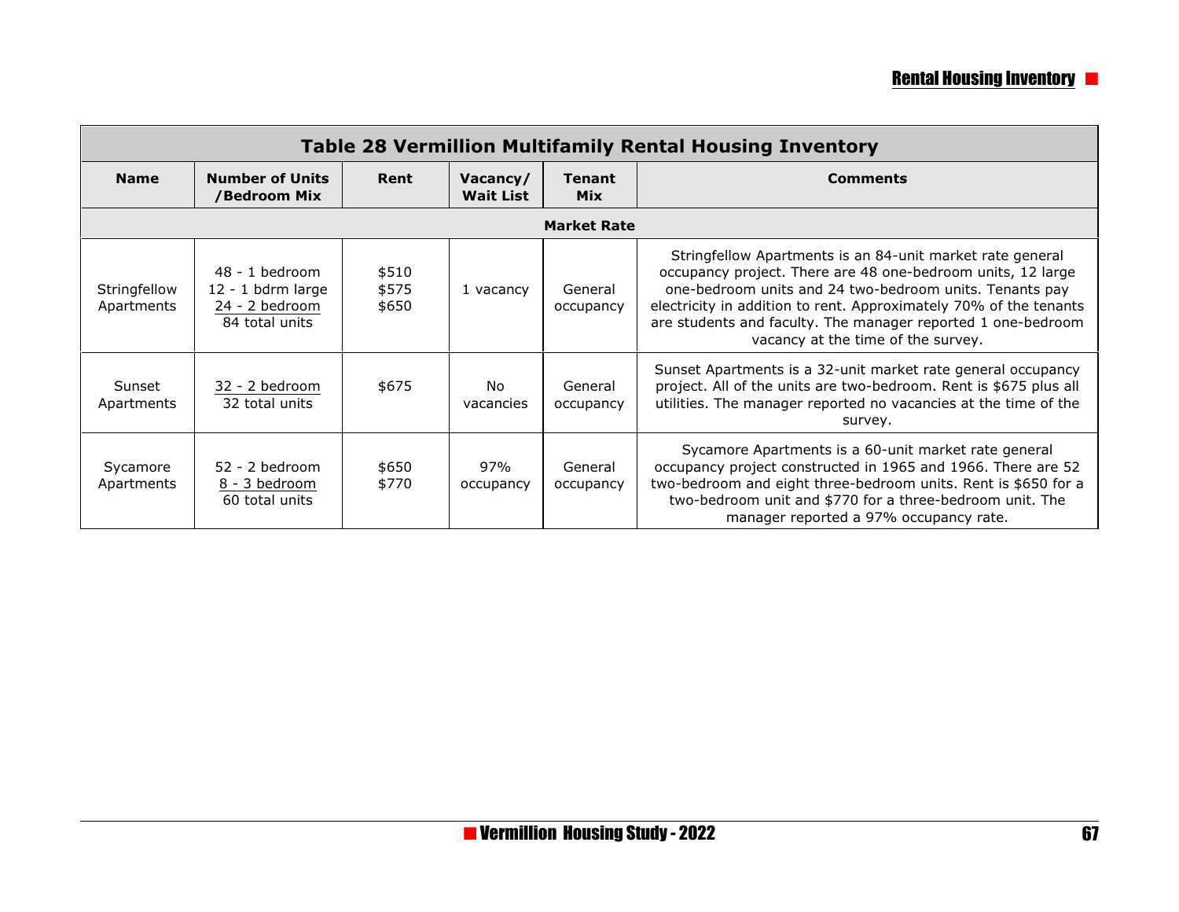| Table 28 Vermillion Multifamily Rental Housing Inventory | | | | | |
|---|---|---|---|---|---|
| **Name** | **Number of Units /Bedroom Mix** | **Rent** | **Vacancy/ Wait List** | **Tenant Mix** | **Comments** |
| **Market Rate** | | | | | |
| Stringfellow Apartments | 48 - 1 bedroom<br>12 - 1 bdrm large<br>24 - 2 bedroom<br>84 total units | \$510<br>\$575<br>\$650 | 1 vacancy | General occupancy | Stringfellow Apartments is an 84-unit market rate general occupancy project. There are 48 one-bedroom units, 12 large one-bedroom units and 24 two-bedroom units. Tenants pay electricity in addition to rent. Approximately 70% of the tenants are students and faculty. The manager reported 1 one-bedroom vacancy at the time of the survey. |
| Sunset Apartments | 32 - 2 bedroom<br>32 total units | \$675 | No vacancies | General occupancy | Sunset Apartments is a 32-unit market rate general occupancy project. All of the units are two-bedroom. Rent is \$675 plus all utilities. The manager reported no vacancies at the time of the survey. |
| Sycamore Apartments | 52 - 2 bedroom<br>8 - 3 bedroom<br>60 total units | \$650<br>\$770 | 97% occupancy | General occupancy | Sycamore Apartments is a 60-unit market rate general occupancy project constructed in 1965 and 1966. There are 52 two-bedroom and eight three-bedroom units. Rent is \$650 for a two-bedroom unit and \$770 for a three-bedroom unit. The manager reported a 97% occupancy rate. |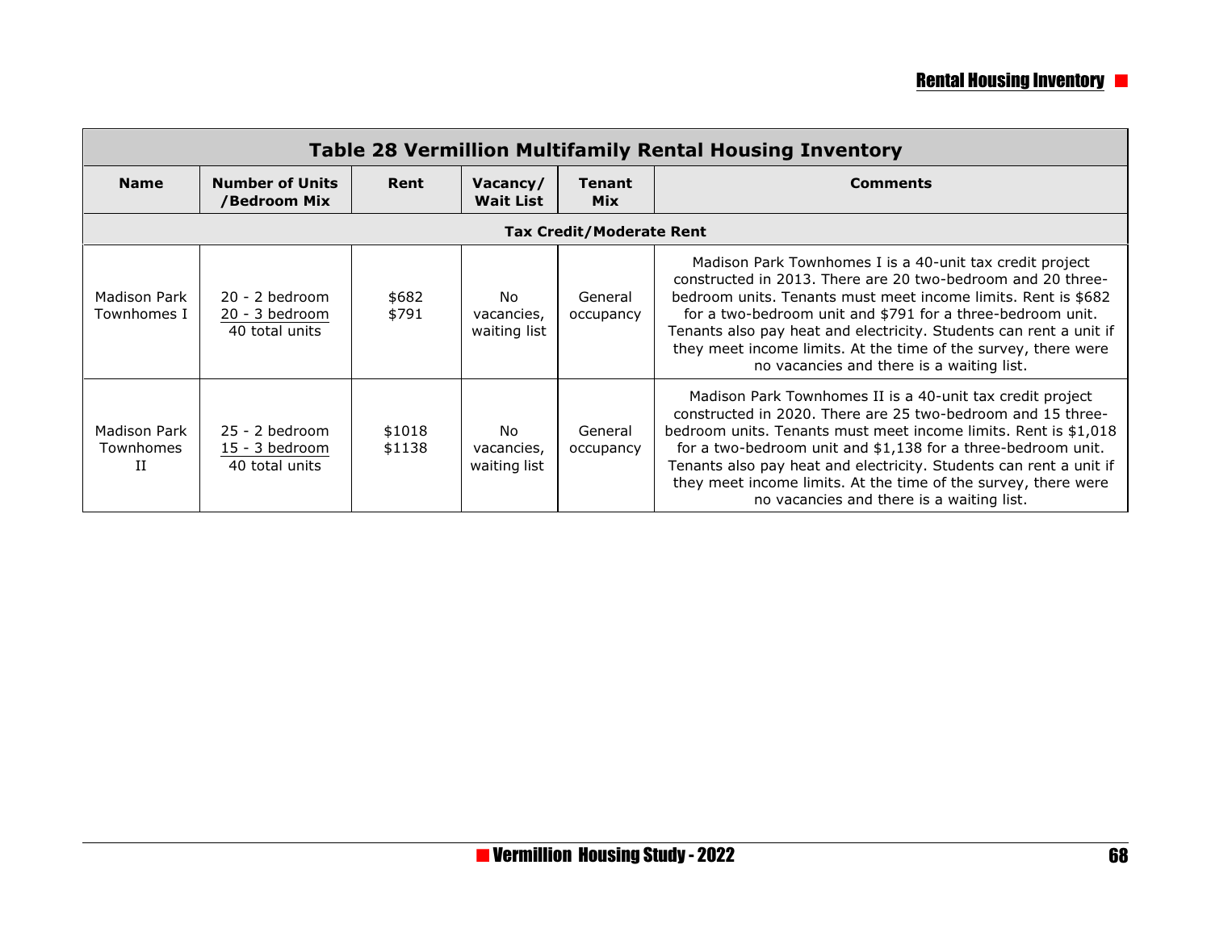| Table 28 Vermillion Multifamily Rental Housing Inventory | | | | | |
|---|---|---|---|---|---|
| **Name** | **Number of Units /Bedroom Mix** | **Rent** | **Vacancy/ Wait List** | **Tenant Mix** | **Comments** |
| **Tax Credit/Moderate Rent** | | | | | |
| Madison Park Townhomes I | 20 - 2 bedroom<br>20 - 3 bedroom<br>40 total units | \$682<br>\$791 | No vacancies, waiting list | General occupancy | Madison Park Townhomes I is a 40-unit tax credit project constructed in 2013. There are 20 two-bedroom and 20 three-bedroom units. Tenants must meet income limits. Rent is \$682 for a two-bedroom unit and \$791 for a three-bedroom unit. Tenants also pay heat and electricity. Students can rent a unit if they meet income limits. At the time of the survey, there were no vacancies and there is a waiting list. |
| Madison Park Townhomes II | 25 - 2 bedroom<br>15 - 3 bedroom<br>40 total units | \$1018<br>\$1138 | No vacancies, waiting list | General occupancy | Madison Park Townhomes II is a 40-unit tax credit project constructed in 2020. There are 25 two-bedroom and 15 three-bedroom units. Tenants must meet income limits. Rent is \$1,018 for a two-bedroom unit and \$1,138 for a three-bedroom unit. Tenants also pay heat and electricity. Students can rent a unit if they meet income limits. At the time of the survey, there were no vacancies and there is a waiting list. |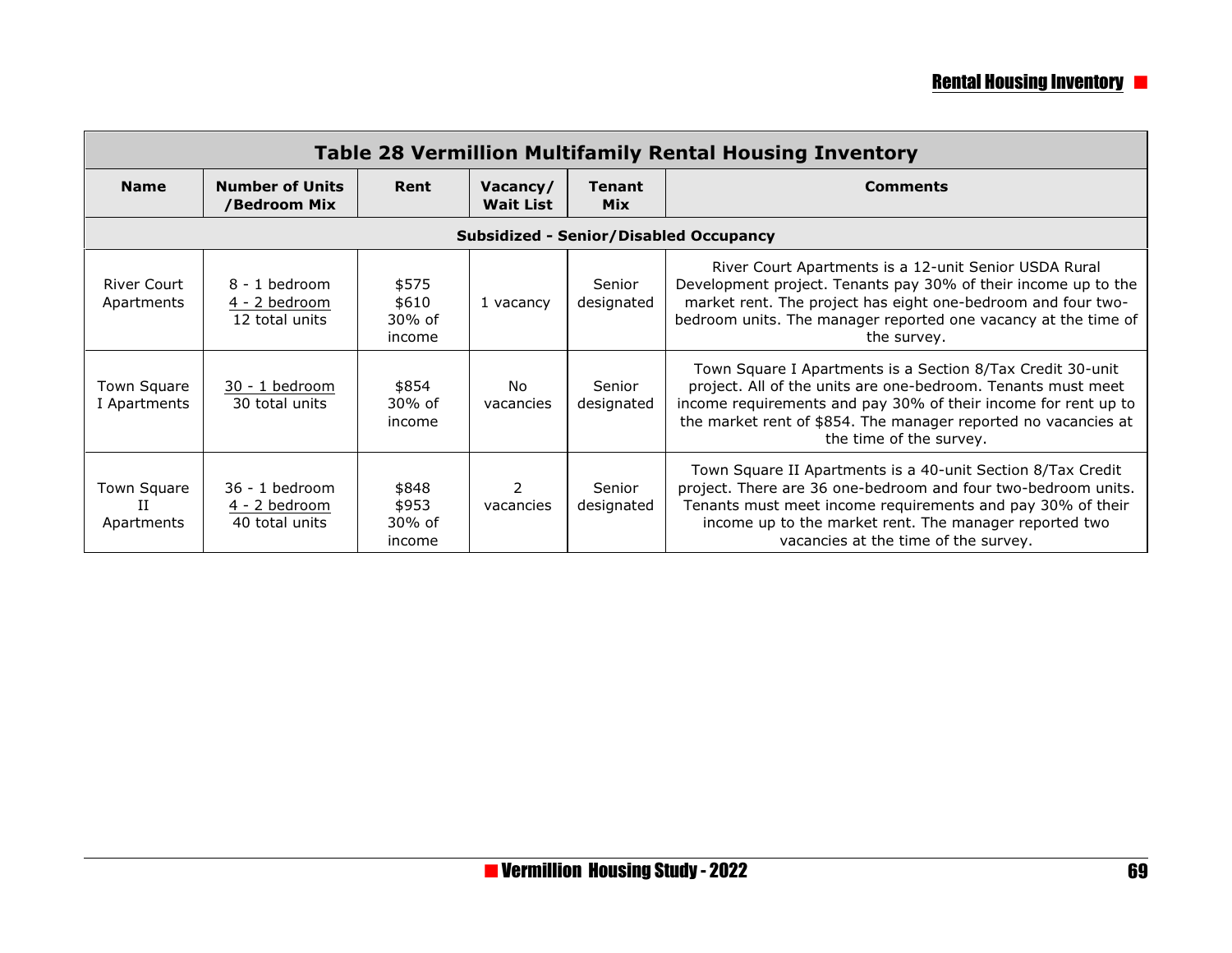| Name | Number of Units /Bedroom Mix | Rent | Vacancy/ Wait List | Tenant Mix | Comments |
|---|---|---|---|---|---|
| **Subsidized - Senior/Disabled Occupancy** | | | | | |
| River Court Apartments | 8 - 1 bedroom<br>4 - 2 bedroom<br>12 total units | \$575<br>\$610<br>30% of income | 1 vacancy | Senior designated | River Court Apartments is a 12-unit Senior USDA Rural Development project. Tenants pay 30% of their income up to the market rent. The project has eight one-bedroom and four two-bedroom units. The manager reported one vacancy at the time of the survey. |
| Town Square I Apartments | 30 - 1 bedroom<br>30 total units | \$854<br>30% of income | No vacancies | Senior designated | Town Square I Apartments is a Section 8/Tax Credit 30-unit project. All of the units are one-bedroom. Tenants must meet income requirements and pay 30% of their income for rent up to the market rent of \$854. The manager reported no vacancies at the time of the survey. |
| Town Square II Apartments | 36 - 1 bedroom<br>4 - 2 bedroom<br>40 total units | \$848<br>\$953<br>30% of income | 2 vacancies | Senior designated | Town Square II Apartments is a 40-unit Section 8/Tax Credit project. There are 36 one-bedroom and four two-bedroom units. Tenants must meet income requirements and pay 30% of their income up to the market rent. The manager reported two vacancies at the time of the survey. |

Table 28 Vermillion Multifamily Rental Housing Inventory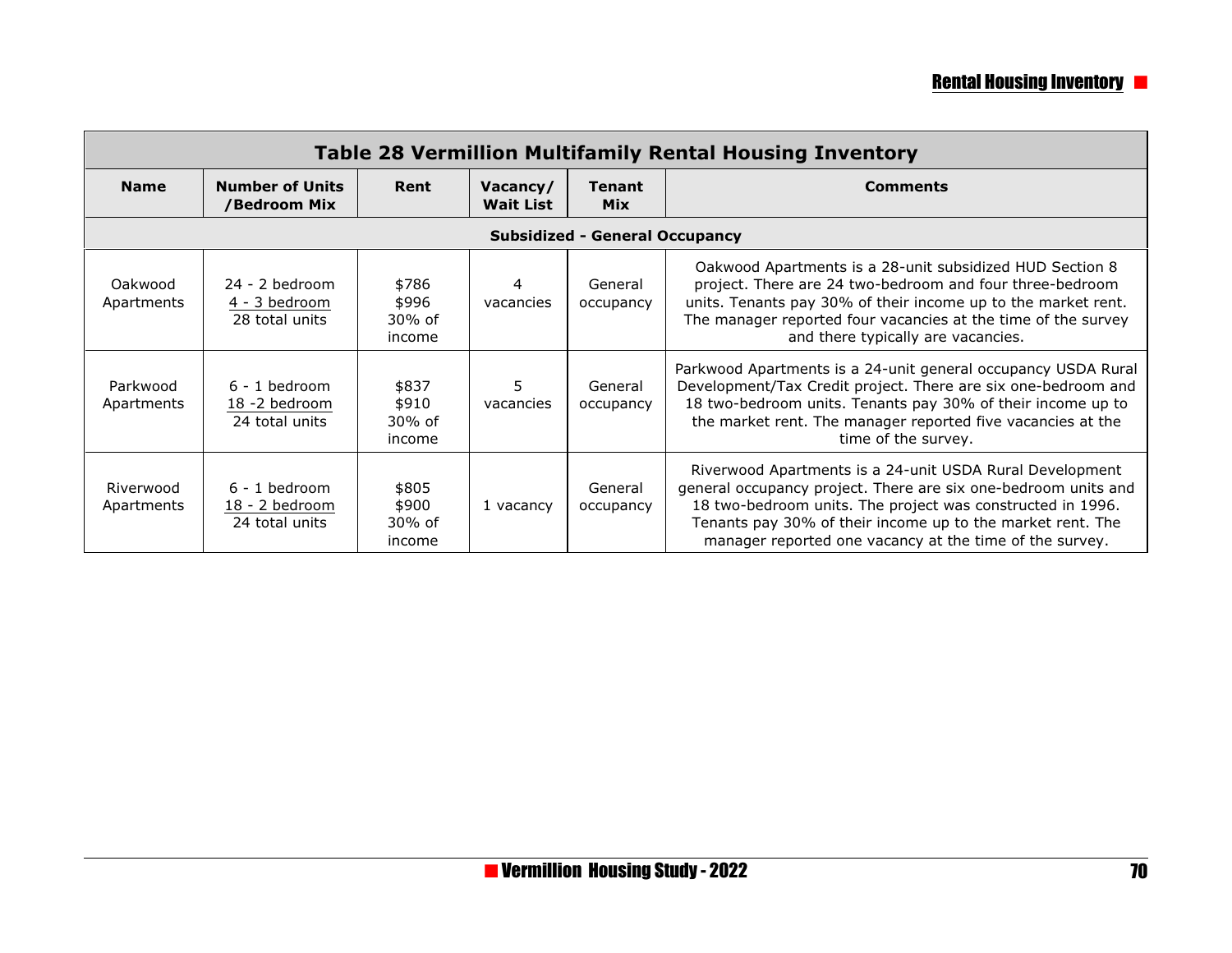| Table 28 Vermillion Multifamily Rental Housing Inventory | | | | | |
|---|---|---|---|---|---|
| **Name** | **Number of Units /Bedroom Mix** | **Rent** | **Vacancy/ Wait List** | **Tenant Mix** | **Comments** |
| **Subsidized - General Occupancy** | | | | | |
| Oakwood Apartments | 24 - 2 bedroom<br>4 - 3 bedroom<br>28 total units | \$786<br>\$996<br>30% of income | 4 vacancies | General occupancy | Oakwood Apartments is a 28-unit subsidized HUD Section 8 project. There are 24 two-bedroom and four three-bedroom units. Tenants pay 30% of their income up to the market rent. The manager reported four vacancies at the time of the survey and there typically are vacancies. |
| Parkwood Apartments | 6 - 1 bedroom<br>18 -2 bedroom<br>24 total units | \$837<br>\$910<br>30% of income | 5 vacancies | General occupancy | Parkwood Apartments is a 24-unit general occupancy USDA Rural Development/Tax Credit project. There are six one-bedroom and 18 two-bedroom units. Tenants pay 30% of their income up to the market rent. The manager reported five vacancies at the time of the survey. |
| Riverwood Apartments | 6 - 1 bedroom<br>18 - 2 bedroom<br>24 total units | \$805<br>\$900<br>30% of income | 1 vacancy | General occupancy | Riverwood Apartments is a 24-unit USDA Rural Development general occupancy project. There are six one-bedroom units and 18 two-bedroom units. The project was constructed in 1996. Tenants pay 30% of their income up to the market rent. The manager reported one vacancy at the time of the survey. |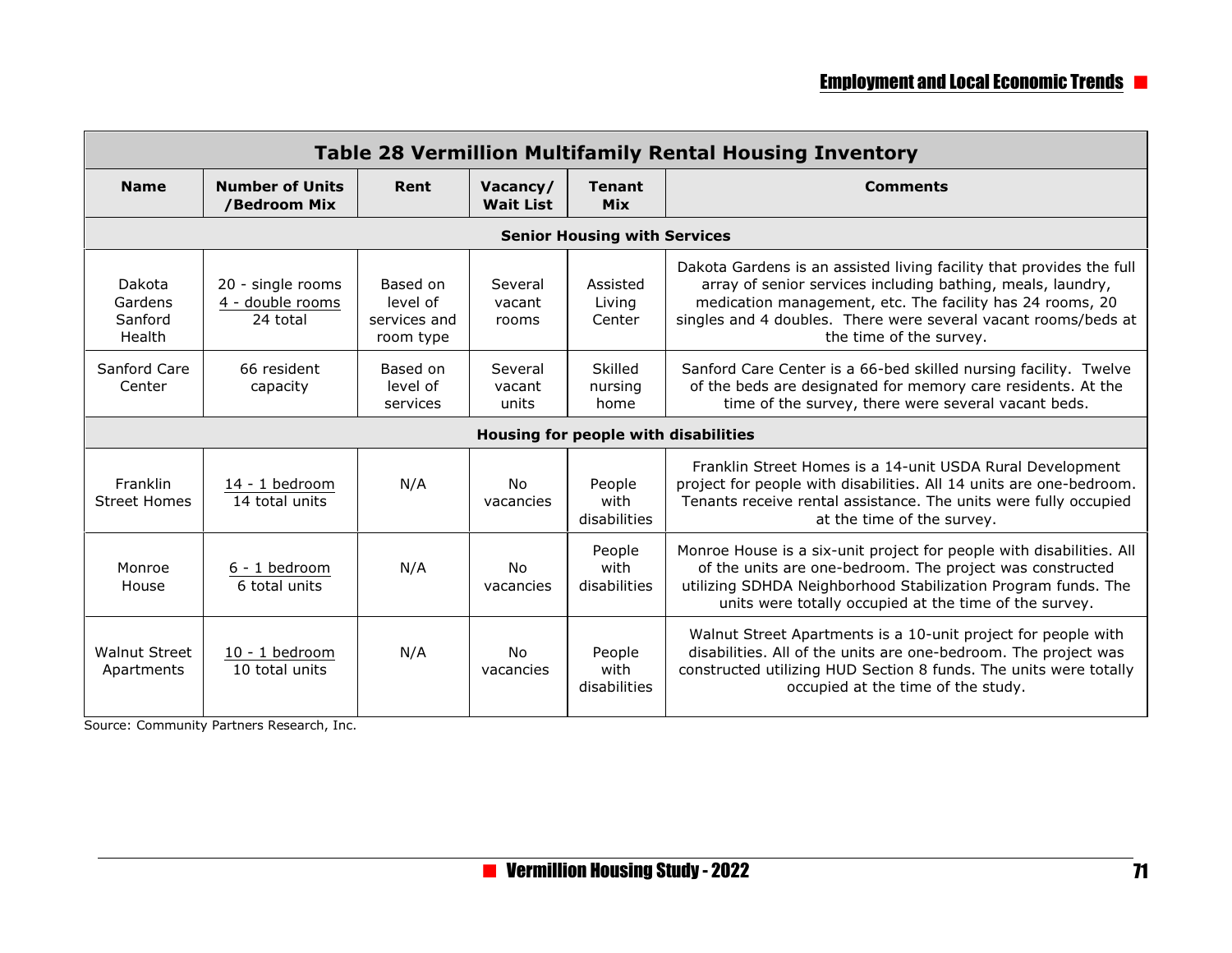| Table 28 Vermillion Multifamily Rental Housing Inventory | | | | | |
|---|---|---|---|---|---|
| **Name** | **Number of Units /Bedroom Mix** | **Rent** | **Vacancy/ Wait List** | **Tenant Mix** | **Comments** |
| **Senior Housing with Services** | | | | | |
| Dakota Gardens Sanford Health | 20 - single rooms<br>4 - double rooms<br>24 total | Based on level of services and room type | Several vacant rooms | Assisted Living Center | Dakota Gardens is an assisted living facility that provides the full array of senior services including bathing, meals, laundry, medication management, etc. The facility has 24 rooms, 20 singles and 4 doubles. There were several vacant rooms/beds at the time of the survey. |
| Sanford Care Center | 66 resident capacity | Based on level of services | Several vacant units | Skilled nursing home | Sanford Care Center is a 66-bed skilled nursing facility. Twelve of the beds are designated for memory care residents. At the time of the survey, there were several vacant beds. |
| **Housing for people with disabilities** | | | | | |
| Franklin Street Homes | 14 - 1 bedroom<br>14 total units | N/A | No vacancies | People with disabilities | Franklin Street Homes is a 14-unit USDA Rural Development project for people with disabilities. All 14 units are one-bedroom. Tenants receive rental assistance. The units were fully occupied at the time of the survey. |
| Monroe House | 6 - 1 bedroom<br>6 total units | N/A | No vacancies | People with disabilities | Monroe House is a six-unit project for people with disabilities. All of the units are one-bedroom. The project was constructed utilizing SDHDA Neighborhood Stabilization Program funds. The units were totally occupied at the time of the survey. |
| Walnut Street Apartments | 10 - 1 bedroom<br>10 total units | N/A | No vacancies | People with disabilities | Walnut Street Apartments is a 10-unit project for people with disabilities. All of the units are one-bedroom. The project was constructed utilizing HUD Section 8 funds. The units were totally occupied at the time of the study. |

Source: Community Partners Research, Inc.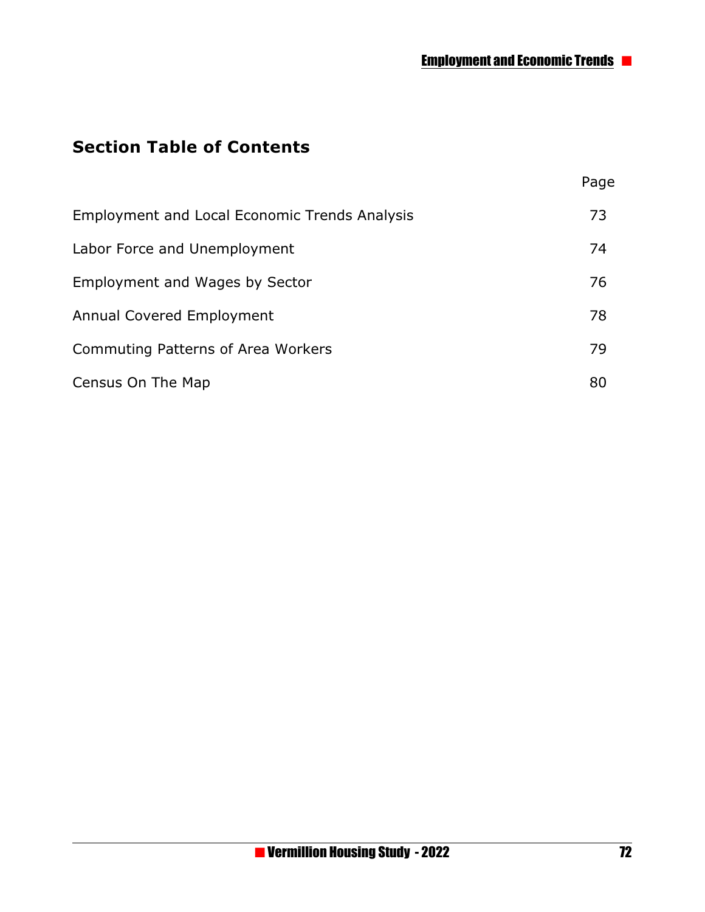## Section Table of Contents

| | Page |
|---|---|
| Employment and Local Economic Trends Analysis | 73 |
| Labor Force and Unemployment | 74 |
| Employment and Wages by Sector | 76 |
| Annual Covered Employment | 78 |
| Commuting Patterns of Area Workers | 79 |
| Census On The Map | 80 |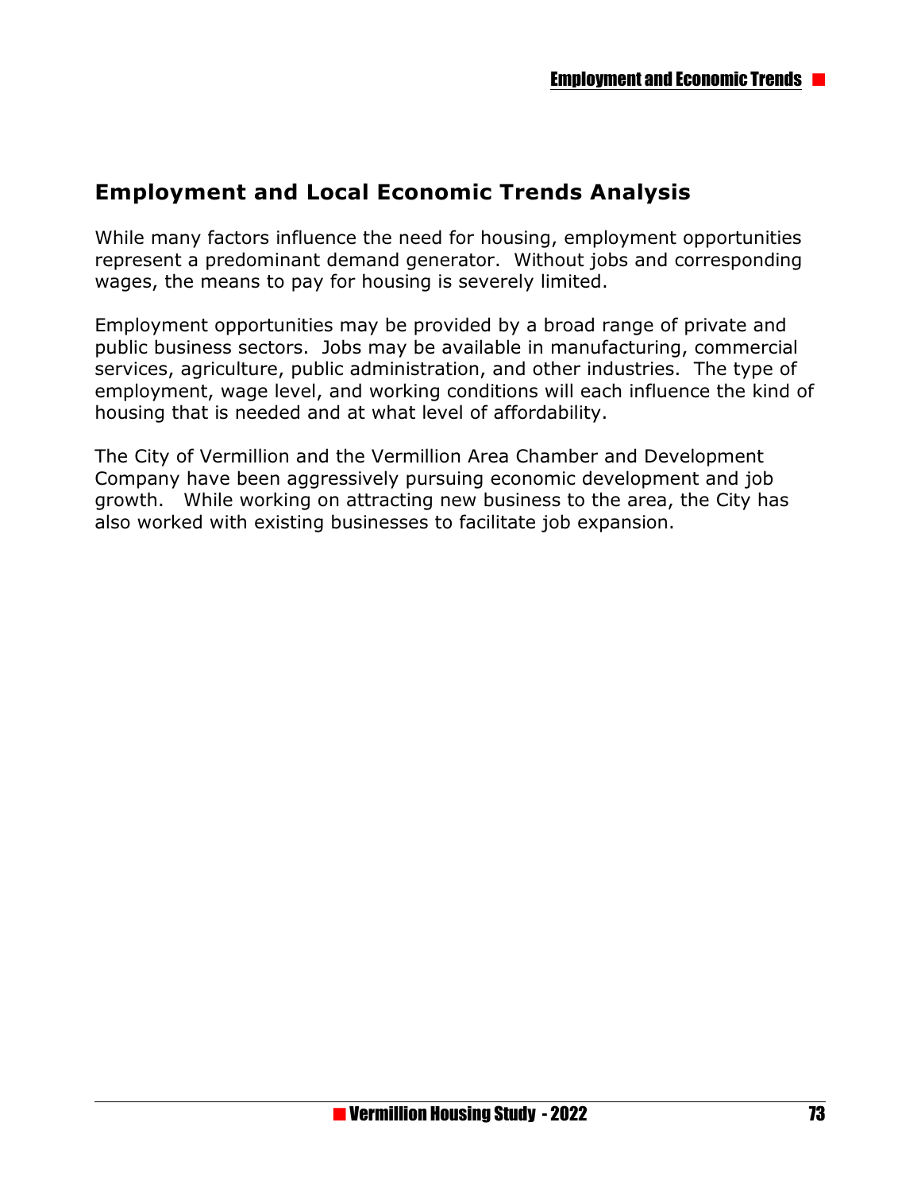## Employment and Local Economic Trends Analysis

While many factors influence the need for housing, employment opportunities represent a predominant demand generator. Without jobs and corresponding wages, the means to pay for housing is severely limited.

Employment opportunities may be provided by a broad range of private and public business sectors. Jobs may be available in manufacturing, commercial services, agriculture, public administration, and other industries. The type of employment, wage level, and working conditions will each influence the kind of housing that is needed and at what level of affordability.

The City of Vermillion and the Vermillion Area Chamber and Development Company have been aggressively pursuing economic development and job growth. While working on attracting new business to the area, the City has also worked with existing businesses to facilitate job expansion.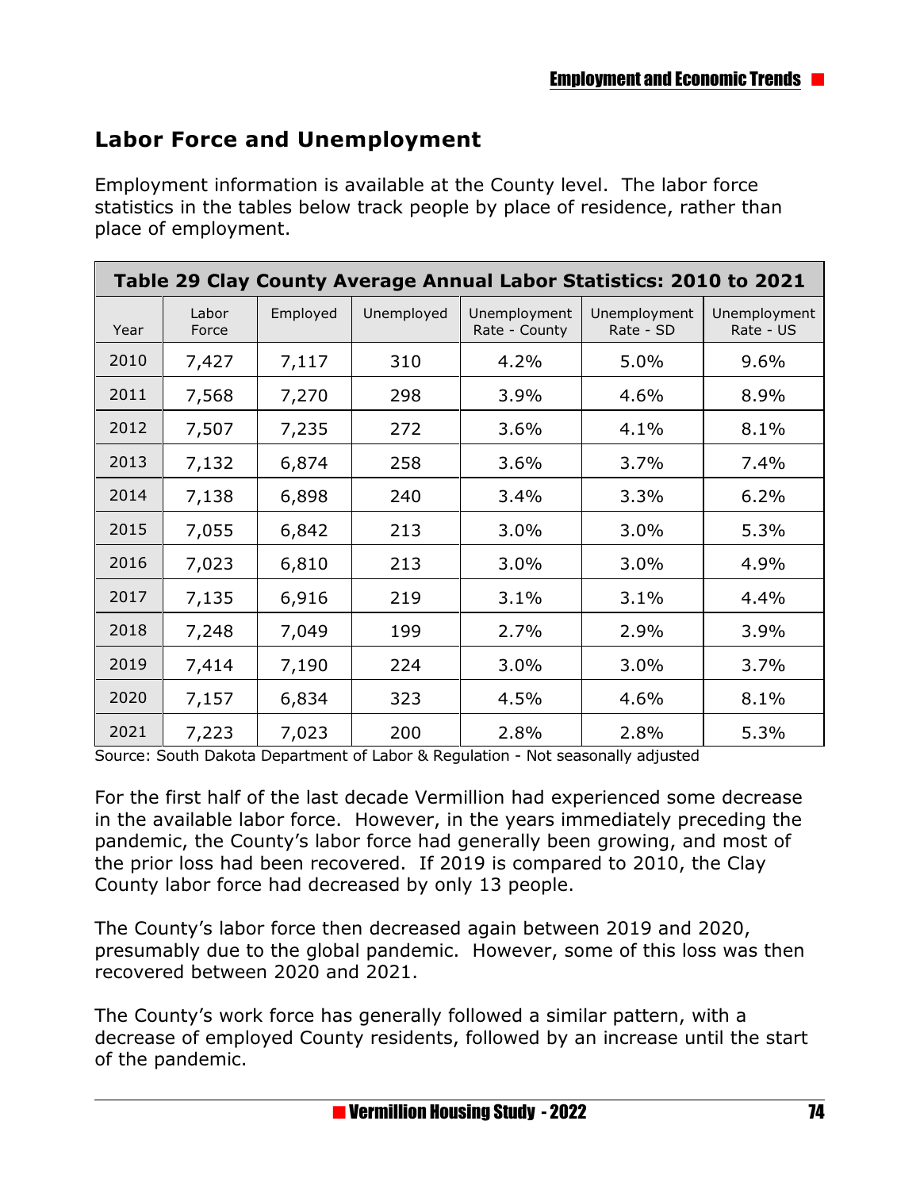## Labor Force and Unemployment

Employment information is available at the County level. The labor force statistics in the tables below track people by place of residence, rather than place of employment.

| Table 29 Clay County Average Annual Labor Statistics: 2010 to 2021 | | | | | | |
|---|---|---|---|---|---|---|
| Year | Labor Force | Employed | Unemployed | Unemployment Rate - County | Unemployment Rate - SD | Unemployment Rate - US |
| 2010 | 7,427 | 7,117 | 310 | 4.2% | 5.0% | 9.6% |
| 2011 | 7,568 | 7,270 | 298 | 3.9% | 4.6% | 8.9% |
| 2012 | 7,507 | 7,235 | 272 | 3.6% | 4.1% | 8.1% |
| 2013 | 7,132 | 6,874 | 258 | 3.6% | 3.7% | 7.4% |
| 2014 | 7,138 | 6,898 | 240 | 3.4% | 3.3% | 6.2% |
| 2015 | 7,055 | 6,842 | 213 | 3.0% | 3.0% | 5.3% |
| 2016 | 7,023 | 6,810 | 213 | 3.0% | 3.0% | 4.9% |
| 2017 | 7,135 | 6,916 | 219 | 3.1% | 3.1% | 4.4% |
| 2018 | 7,248 | 7,049 | 199 | 2.7% | 2.9% | 3.9% |
| 2019 | 7,414 | 7,190 | 224 | 3.0% | 3.0% | 3.7% |
| 2020 | 7,157 | 6,834 | 323 | 4.5% | 4.6% | 8.1% |
| 2021 | 7,223 | 7,023 | 200 | 2.8% | 2.8% | 5.3% |

Source: South Dakota Department of Labor & Regulation - Not seasonally adjusted

For the first half of the last decade Vermillion had experienced some decrease in the available labor force. However, in the years immediately preceding the pandemic, the County's labor force had generally been growing, and most of the prior loss had been recovered. If 2019 is compared to 2010, the Clay County labor force had decreased by only 13 people.

The County's labor force then decreased again between 2019 and 2020, presumably due to the global pandemic. However, some of this loss was then recovered between 2020 and 2021.

The County's work force has generally followed a similar pattern, with a decrease of employed County residents, followed by an increase until the start of the pandemic.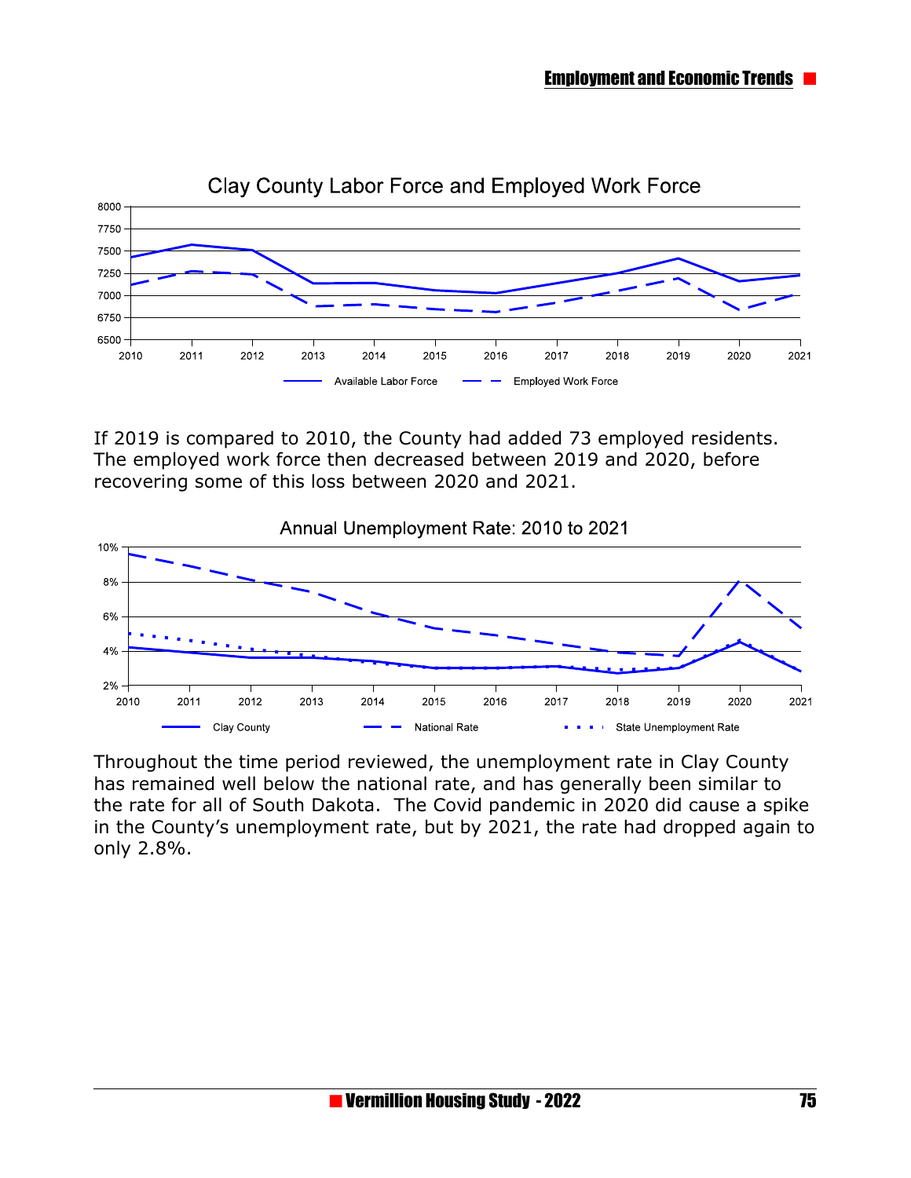**Clay County Labor Force and Employed Work Force**

If 2019 is compared to 2010, the County had added 73 employed residents. The employed work force then decreased between 2019 and 2020, before recovering some of this loss between 2020 and 2021.

**Annual Unemployment Rate: 2010 to 2021**

Throughout the time period reviewed, the unemployment rate in Clay County has remained well below the national rate, and has generally been similar to the rate for all of South Dakota. The Covid pandemic in 2020 did cause a spike in the County's unemployment rate, but by 2021, the rate had dropped again to only 2.8%.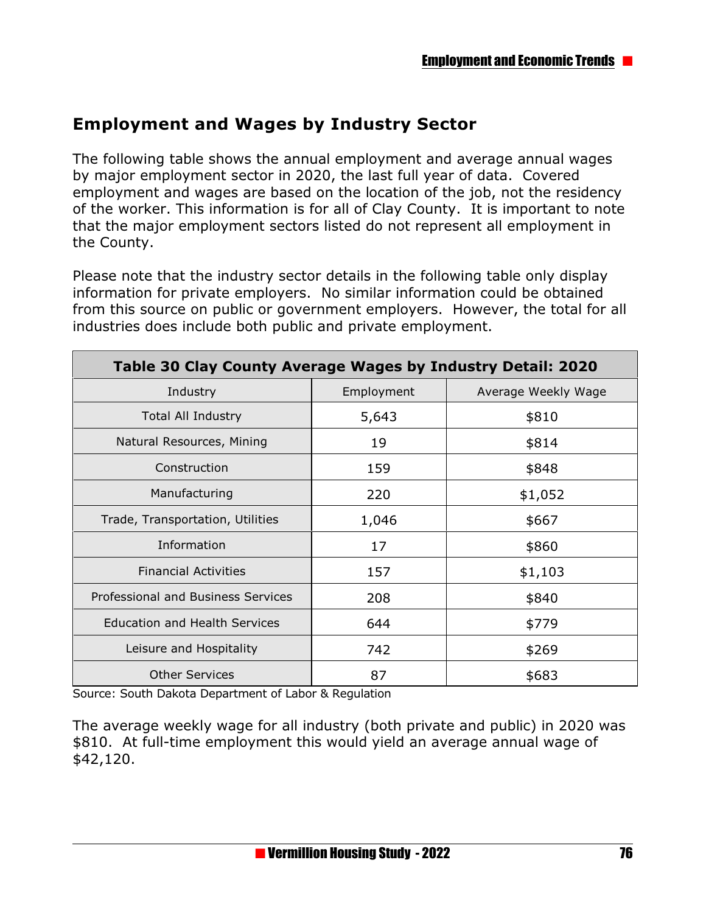## Employment and Wages by Industry Sector

The following table shows the annual employment and average annual wages by major employment sector in 2020, the last full year of data. Covered employment and wages are based on the location of the job, not the residency of the worker. This information is for all of Clay County. It is important to note that the major employment sectors listed do not represent all employment in the County.

Please note that the industry sector details in the following table only display information for private employers. No similar information could be obtained from this source on public or government employers. However, the total for all industries does include both public and private employment.

**Table 30 Clay County Average Wages by Industry Detail: 2020**

| Industry | Employment | Average Weekly Wage |
|---|---|---|
| Total All Industry | 5,643 | $810 |
| Natural Resources, Mining | 19 | $814 |
| Construction | 159 | $848 |
| Manufacturing | 220 | $1,052 |
| Trade, Transportation, Utilities | 1,046 | $667 |
| Information | 17 | $860 |
| Financial Activities | 157 | $1,103 |
| Professional and Business Services | 208 | $840 |
| Education and Health Services | 644 | $779 |
| Leisure and Hospitality | 742 | $269 |
| Other Services | 87 | $683 |

Source: South Dakota Department of Labor & Regulation

The average weekly wage for all industry (both private and public) in 2020 was $810. At full-time employment this would yield an average annual wage of $42,120.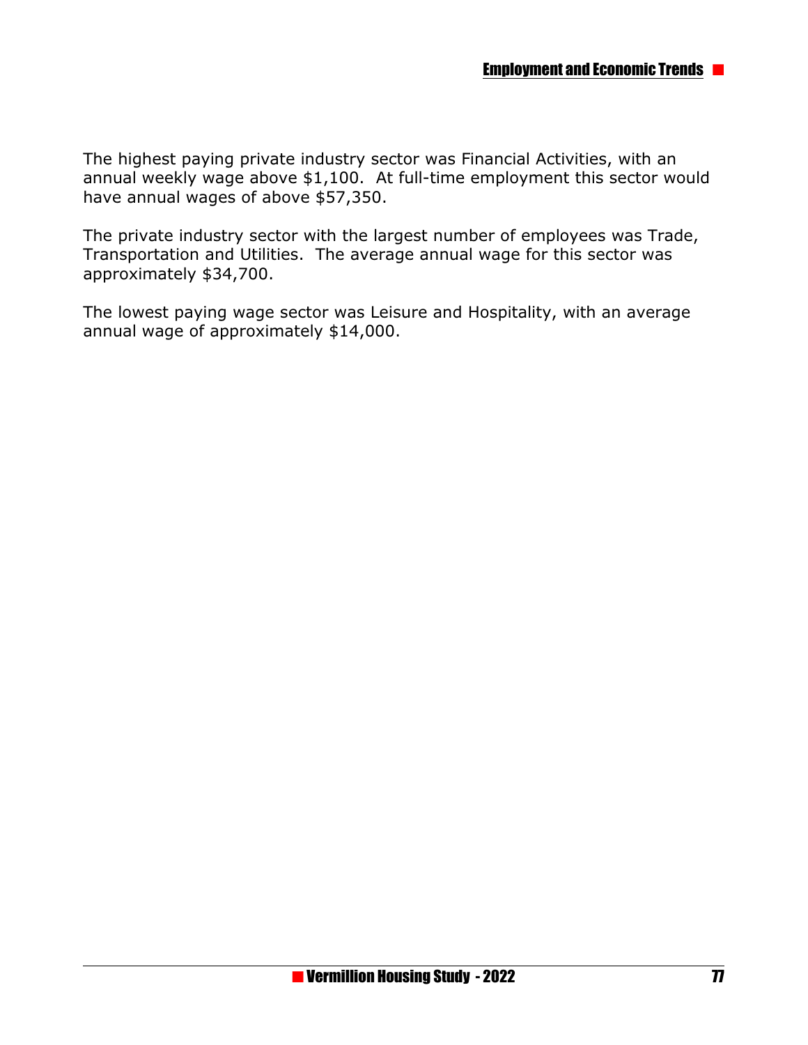The highest paying private industry sector was Financial Activities, with an annual weekly wage above $1,100. At full-time employment this sector would have annual wages of above $57,350.

The private industry sector with the largest number of employees was Trade, Transportation and Utilities. The average annual wage for this sector was approximately $34,700.

The lowest paying wage sector was Leisure and Hospitality, with an average annual wage of approximately $14,000.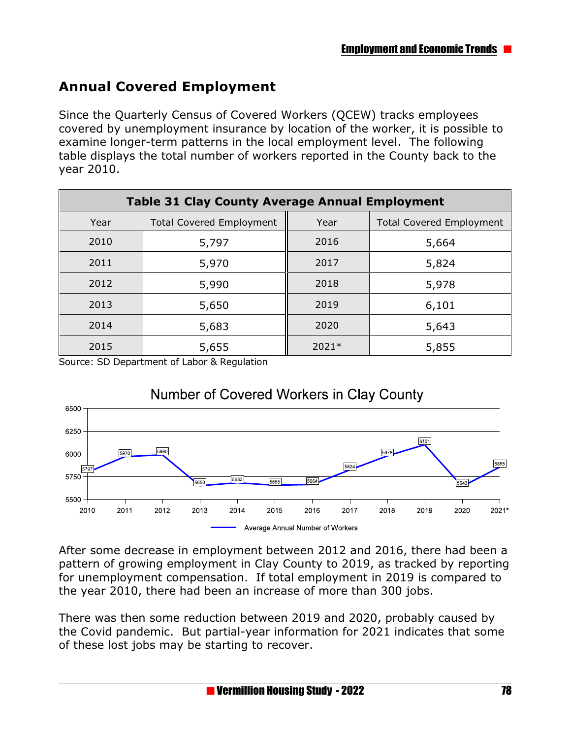## Annual Covered Employment

Since the Quarterly Census of Covered Workers (QCEW) tracks employees covered by unemployment insurance by location of the worker, it is possible to examine longer-term patterns in the local employment level. The following table displays the total number of workers reported in the County back to the year 2010.

| Table 31 Clay County Average Annual Employment | | | |
|---|---|---|---|
| Year | Total Covered Employment | Year | Total Covered Employment |
| 2010 | 5,797 | 2016 | 5,664 |
| 2011 | 5,970 | 2017 | 5,824 |
| 2012 | 5,990 | 2018 | 5,978 |
| 2013 | 5,650 | 2019 | 6,101 |
| 2014 | 5,683 | 2020 | 5,643 |
| 2015 | 5,655 | 2021* | 5,855 |

Source: SD Department of Labor & Regulation

Number of Covered Workers in Clay County

| Year | Average Annual Number of Workers |
|---|---|
| 2010 | 5797 |
| 2011 | 5970 |
| 2012 | 5990 |
| 2013 | 5650 |
| 2014 | 5683 |
| 2015 | 5655 |
| 2016 | 5664 |
| 2017 | 5824 |
| 2018 | 5978 |
| 2019 | 6101 |
| 2020 | 5643 |
| 2021* | 5855 |

After some decrease in employment between 2012 and 2016, there had been a pattern of growing employment in Clay County to 2019, as tracked by reporting for unemployment compensation. If total employment in 2019 is compared to the year 2010, there had been an increase of more than 300 jobs.

There was then some reduction between 2019 and 2020, probably caused by the Covid pandemic. But partial-year information for 2021 indicates that some of these lost jobs may be starting to recover.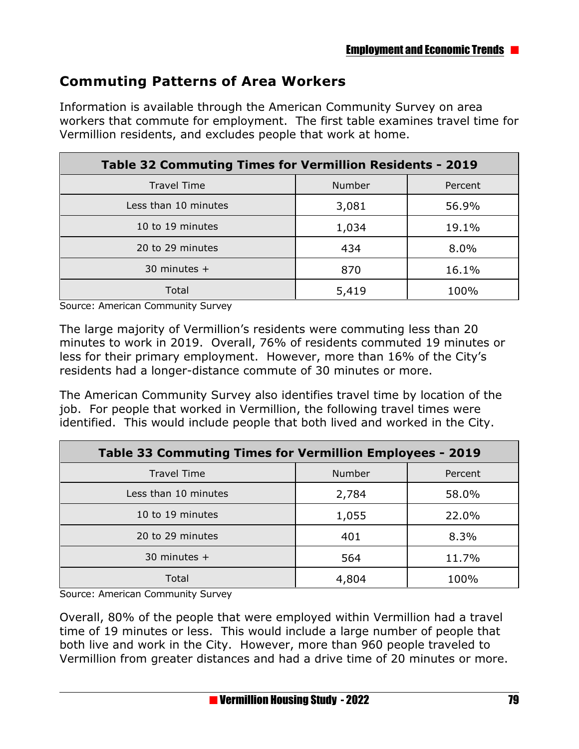## Commuting Patterns of Area Workers

Information is available through the American Community Survey on area workers that commute for employment. The first table examines travel time for Vermillion residents, and excludes people that work at home.

| Table 32 Commuting Times for Vermillion Residents - 2019 | | |
|---|---|---|
| Travel Time | Number | Percent |
| Less than 10 minutes | 3,081 | 56.9% |
| 10 to 19 minutes | 1,034 | 19.1% |
| 20 to 29 minutes | 434 | 8.0% |
| 30 minutes + | 870 | 16.1% |
| Total | 5,419 | 100% |

Source: American Community Survey

The large majority of Vermillion's residents were commuting less than 20 minutes to work in 2019. Overall, 76% of residents commuted 19 minutes or less for their primary employment. However, more than 16% of the City's residents had a longer-distance commute of 30 minutes or more.

The American Community Survey also identifies travel time by location of the job. For people that worked in Vermillion, the following travel times were identified. This would include people that both lived and worked in the City.

| Table 33 Commuting Times for Vermillion Employees - 2019 | | |
|---|---|---|
| Travel Time | Number | Percent |
| Less than 10 minutes | 2,784 | 58.0% |
| 10 to 19 minutes | 1,055 | 22.0% |
| 20 to 29 minutes | 401 | 8.3% |
| 30 minutes + | 564 | 11.7% |
| Total | 4,804 | 100% |

Source: American Community Survey

Overall, 80% of the people that were employed within Vermillion had a travel time of 19 minutes or less. This would include a large number of people that both live and work in the City. However, more than 960 people traveled to Vermillion from greater distances and had a drive time of 20 minutes or more.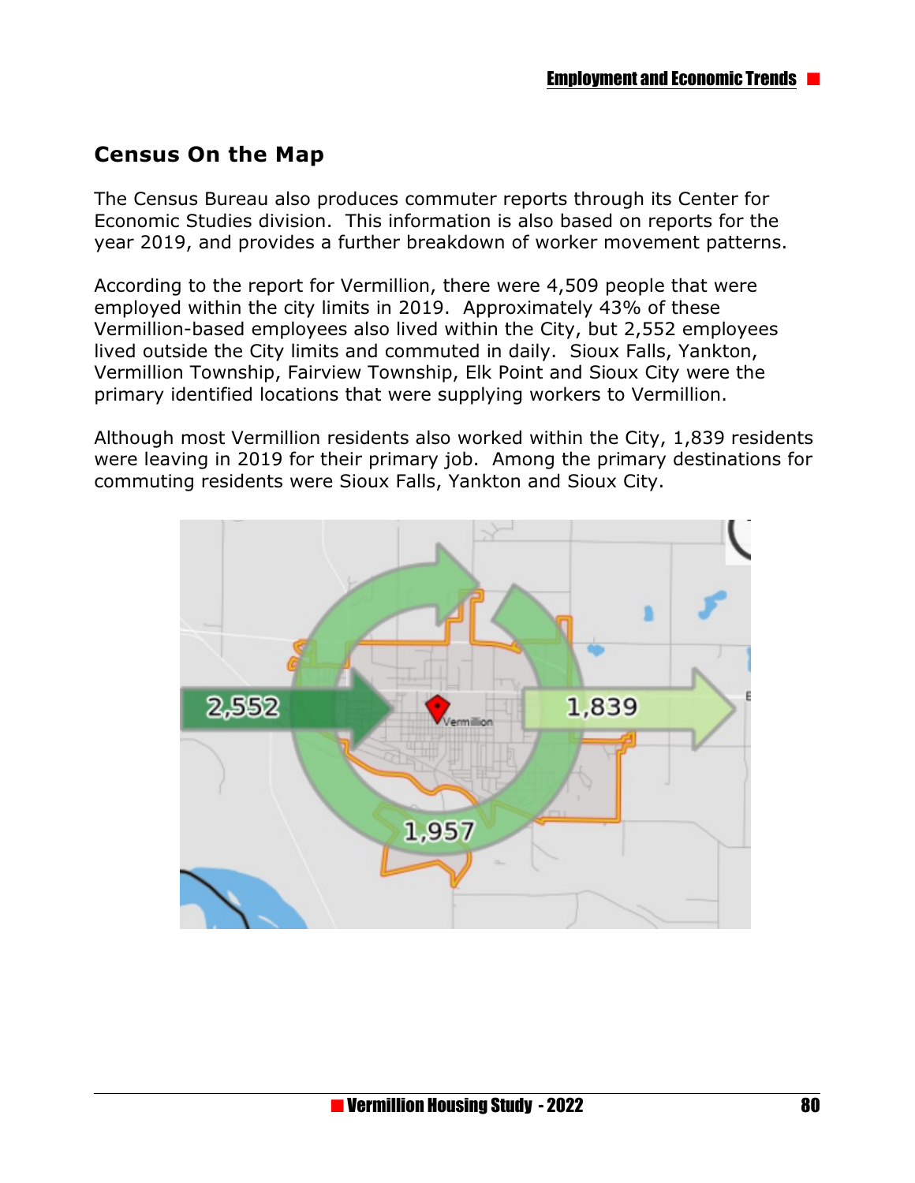## Census On the Map

The Census Bureau also produces commuter reports through its Center for Economic Studies division. This information is also based on reports for the year 2019, and provides a further breakdown of worker movement patterns.

According to the report for Vermillion, there were 4,509 people that were employed within the city limits in 2019. Approximately 43% of these Vermillion-based employees also lived within the City, but 2,552 employees lived outside the City limits and commuted in daily. Sioux Falls, Yankton, Vermillion Township, Fairview Township, Elk Point and Sioux City were the primary identified locations that were supplying workers to Vermillion.

Although most Vermillion residents also worked within the City, 1,839 residents were leaving in 2019 for their primary job. Among the primary destinations for commuting residents were Sioux Falls, Yankton and Sioux City.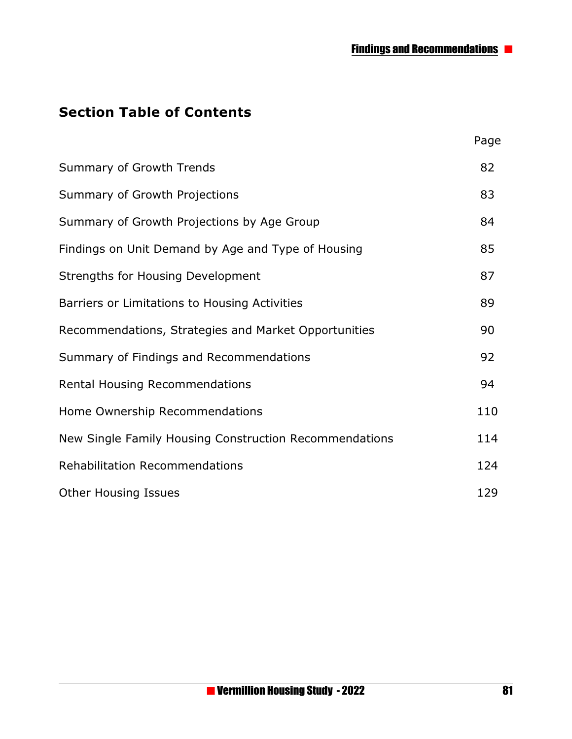## Section Table of Contents

| | Page |
|---|---|
| Summary of Growth Trends | 82 |
| Summary of Growth Projections | 83 |
| Summary of Growth Projections by Age Group | 84 |
| Findings on Unit Demand by Age and Type of Housing | 85 |
| Strengths for Housing Development | 87 |
| Barriers or Limitations to Housing Activities | 89 |
| Recommendations, Strategies and Market Opportunities | 90 |
| Summary of Findings and Recommendations | 92 |
| Rental Housing Recommendations | 94 |
| Home Ownership Recommendations | 110 |
| New Single Family Housing Construction Recommendations | 114 |
| Rehabilitation Recommendations | 124 |
| Other Housing Issues | 129 |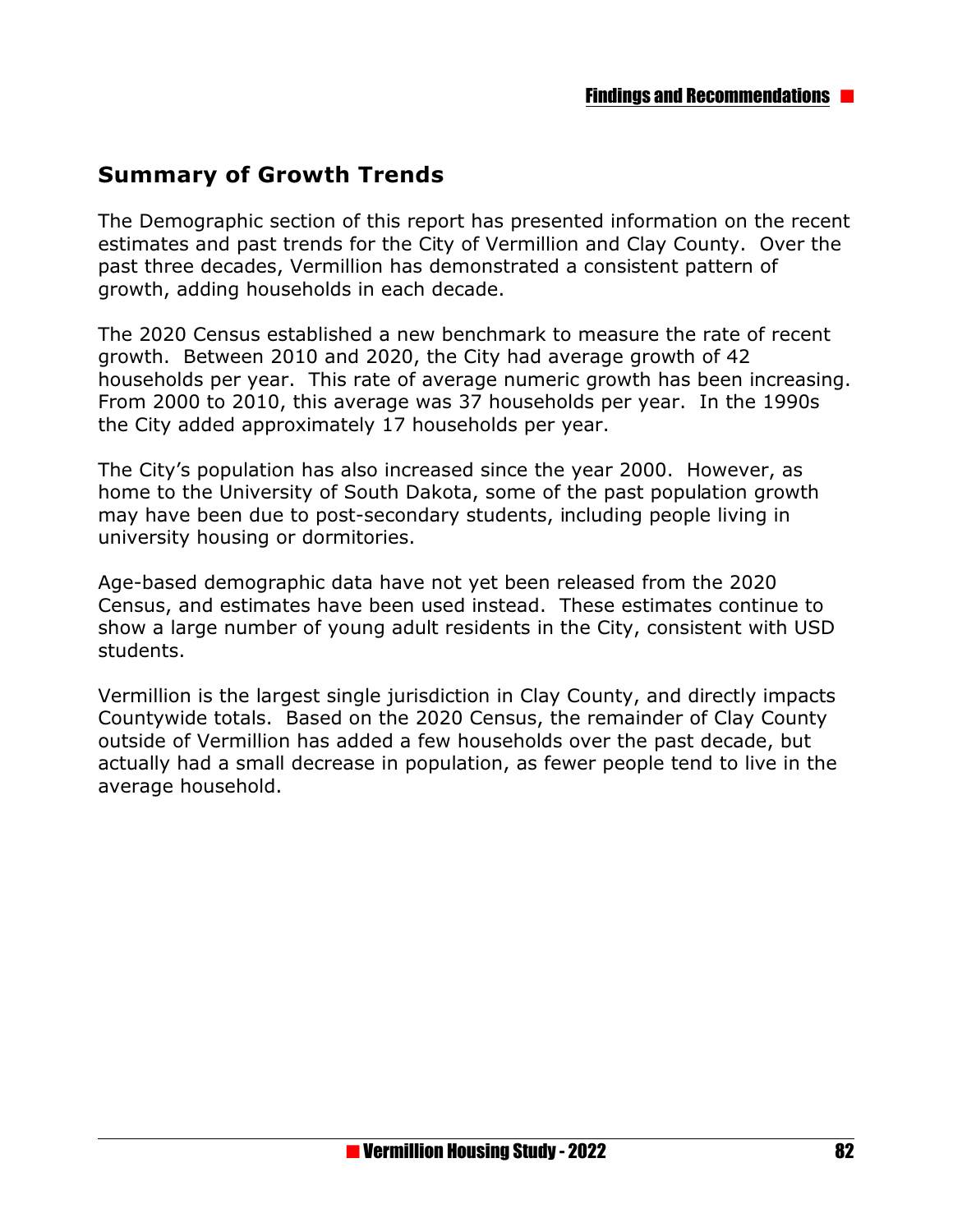## Summary of Growth Trends

The Demographic section of this report has presented information on the recent estimates and past trends for the City of Vermillion and Clay County. Over the past three decades, Vermillion has demonstrated a consistent pattern of growth, adding households in each decade.

The 2020 Census established a new benchmark to measure the rate of recent growth. Between 2010 and 2020, the City had average growth of 42 households per year. This rate of average numeric growth has been increasing. From 2000 to 2010, this average was 37 households per year. In the 1990s the City added approximately 17 households per year.

The City's population has also increased since the year 2000. However, as home to the University of South Dakota, some of the past population growth may have been due to post-secondary students, including people living in university housing or dormitories.

Age-based demographic data have not yet been released from the 2020 Census, and estimates have been used instead. These estimates continue to show a large number of young adult residents in the City, consistent with USD students.

Vermillion is the largest single jurisdiction in Clay County, and directly impacts Countywide totals. Based on the 2020 Census, the remainder of Clay County outside of Vermillion has added a few households over the past decade, but actually had a small decrease in population, as fewer people tend to live in the average household.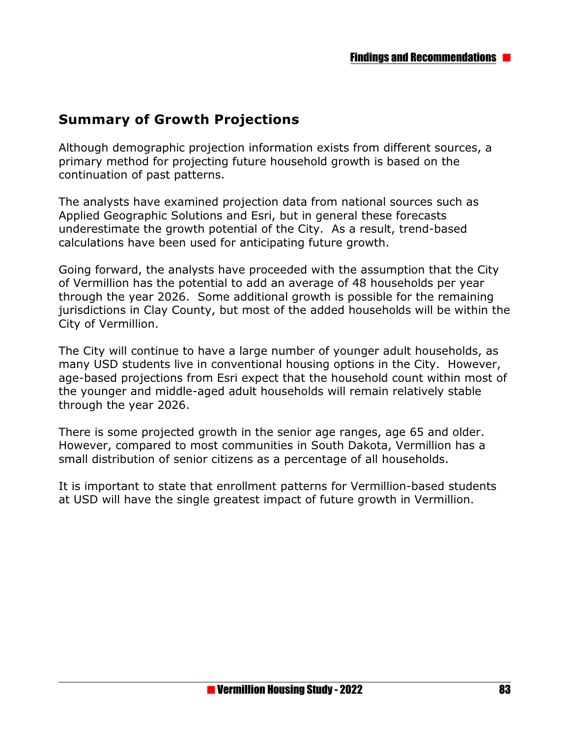## Summary of Growth Projections

Although demographic projection information exists from different sources, a primary method for projecting future household growth is based on the continuation of past patterns.

The analysts have examined projection data from national sources such as Applied Geographic Solutions and Esri, but in general these forecasts underestimate the growth potential of the City. As a result, trend-based calculations have been used for anticipating future growth.

Going forward, the analysts have proceeded with the assumption that the City of Vermillion has the potential to add an average of 48 households per year through the year 2026. Some additional growth is possible for the remaining jurisdictions in Clay County, but most of the added households will be within the City of Vermillion.

The City will continue to have a large number of younger adult households, as many USD students live in conventional housing options in the City. However, age-based projections from Esri expect that the household count within most of the younger and middle-aged adult households will remain relatively stable through the year 2026.

There is some projected growth in the senior age ranges, age 65 and older. However, compared to most communities in South Dakota, Vermillion has a small distribution of senior citizens as a percentage of all households.

It is important to state that enrollment patterns for Vermillion-based students at USD will have the single greatest impact of future growth in Vermillion.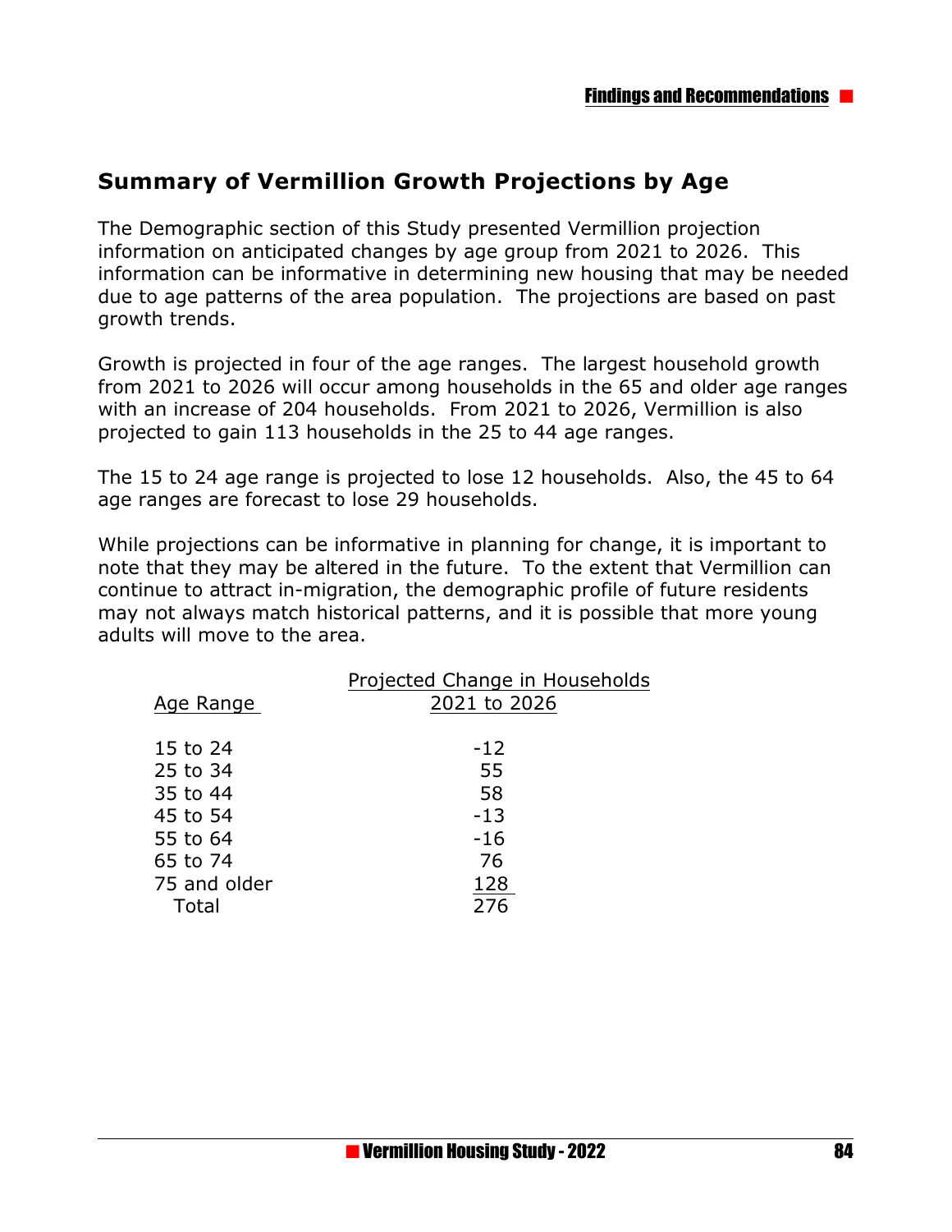## Summary of Vermillion Growth Projections by Age

The Demographic section of this Study presented Vermillion projection information on anticipated changes by age group from 2021 to 2026. This information can be informative in determining new housing that may be needed due to age patterns of the area population. The projections are based on past growth trends.

Growth is projected in four of the age ranges. The largest household growth from 2021 to 2026 will occur among households in the 65 and older age ranges with an increase of 204 households. From 2021 to 2026, Vermillion is also projected to gain 113 households in the 25 to 44 age ranges.

The 15 to 24 age range is projected to lose 12 households. Also, the 45 to 64 age ranges are forecast to lose 29 households.

While projections can be informative in planning for change, it is important to note that they may be altered in the future. To the extent that Vermillion can continue to attract in-migration, the demographic profile of future residents may not always match historical patterns, and it is possible that more young adults will move to the area.

| Age Range | Projected Change in Households 2021 to 2026 |
|---|---|
| 15 to 24 | -12 |
| 25 to 34 | 55 |
| 35 to 44 | 58 |
| 45 to 54 | -13 |
| 55 to 64 | -16 |
| 65 to 74 | 76 |
| 75 and older | 128 |
| Total | 276 |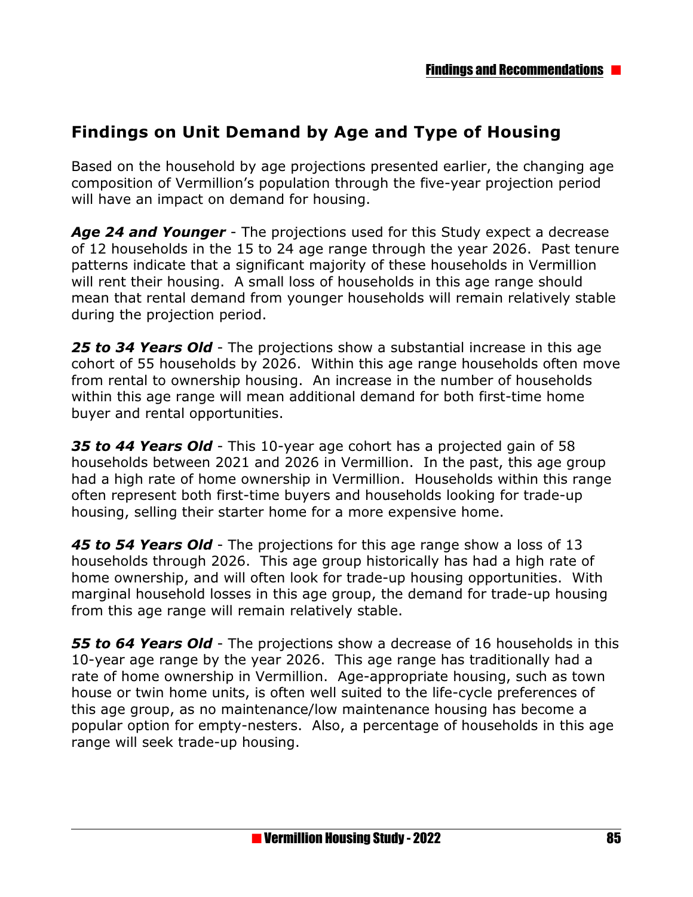## Findings on Unit Demand by Age and Type of Housing

Based on the household by age projections presented earlier, the changing age composition of Vermillion's population through the five-year projection period will have an impact on demand for housing.

***Age 24 and Younger*** - The projections used for this Study expect a decrease of 12 households in the 15 to 24 age range through the year 2026. Past tenure patterns indicate that a significant majority of these households in Vermillion will rent their housing. A small loss of households in this age range should mean that rental demand from younger households will remain relatively stable during the projection period.

***25 to 34 Years Old*** - The projections show a substantial increase in this age cohort of 55 households by 2026. Within this age range households often move from rental to ownership housing. An increase in the number of households within this age range will mean additional demand for both first-time home buyer and rental opportunities.

***35 to 44 Years Old*** - This 10-year age cohort has a projected gain of 58 households between 2021 and 2026 in Vermillion. In the past, this age group had a high rate of home ownership in Vermillion. Households within this range often represent both first-time buyers and households looking for trade-up housing, selling their starter home for a more expensive home.

***45 to 54 Years Old*** - The projections for this age range show a loss of 13 households through 2026. This age group historically has had a high rate of home ownership, and will often look for trade-up housing opportunities. With marginal household losses in this age group, the demand for trade-up housing from this age range will remain relatively stable.

***55 to 64 Years Old*** - The projections show a decrease of 16 households in this 10-year age range by the year 2026. This age range has traditionally had a rate of home ownership in Vermillion. Age-appropriate housing, such as town house or twin home units, is often well suited to the life-cycle preferences of this age group, as no maintenance/low maintenance housing has become a popular option for empty-nesters. Also, a percentage of households in this age range will seek trade-up housing.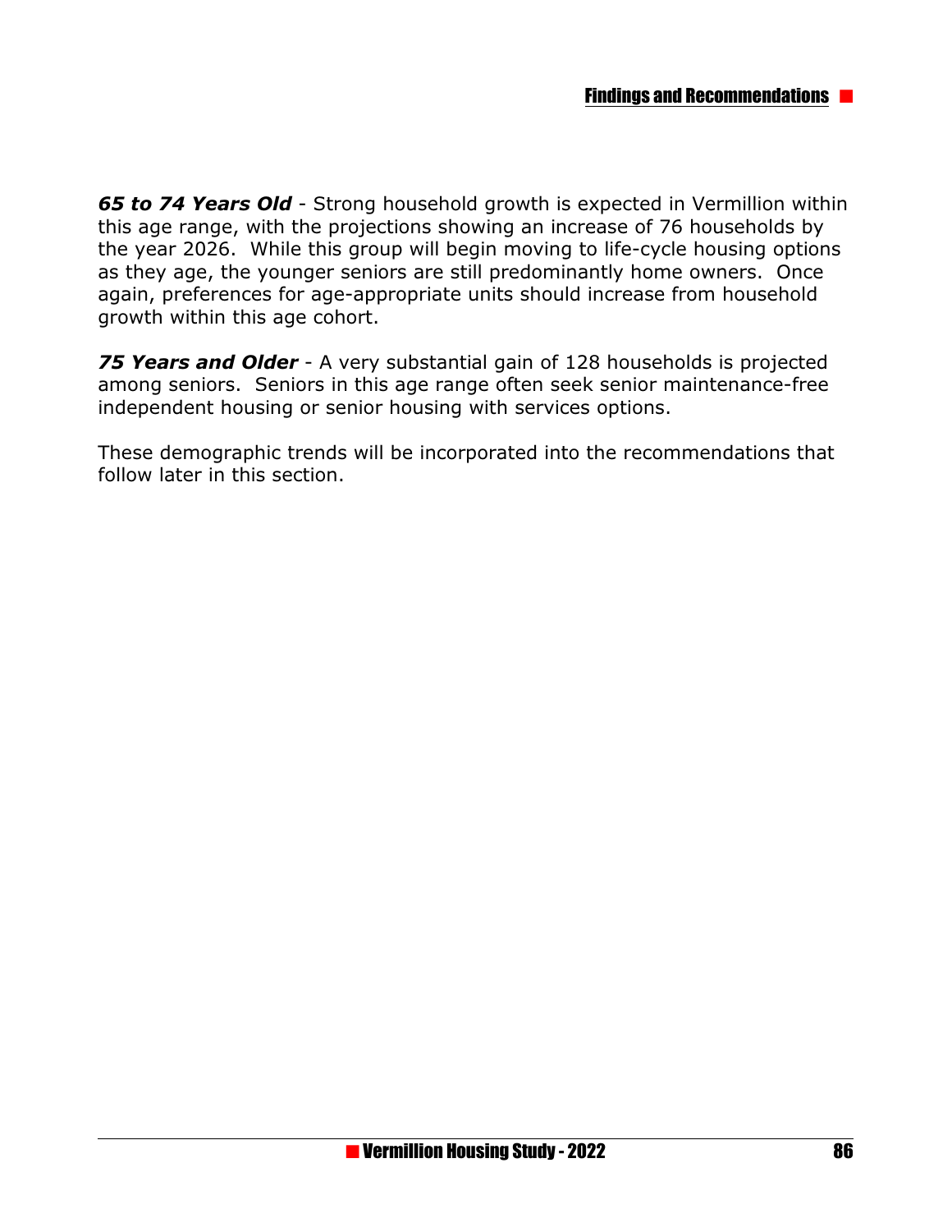***65 to 74 Years Old*** - Strong household growth is expected in Vermillion within this age range, with the projections showing an increase of 76 households by the year 2026. While this group will begin moving to life-cycle housing options as they age, the younger seniors are still predominantly home owners. Once again, preferences for age-appropriate units should increase from household growth within this age cohort.

***75 Years and Older*** - A very substantial gain of 128 households is projected among seniors. Seniors in this age range often seek senior maintenance-free independent housing or senior housing with services options.

These demographic trends will be incorporated into the recommendations that follow later in this section.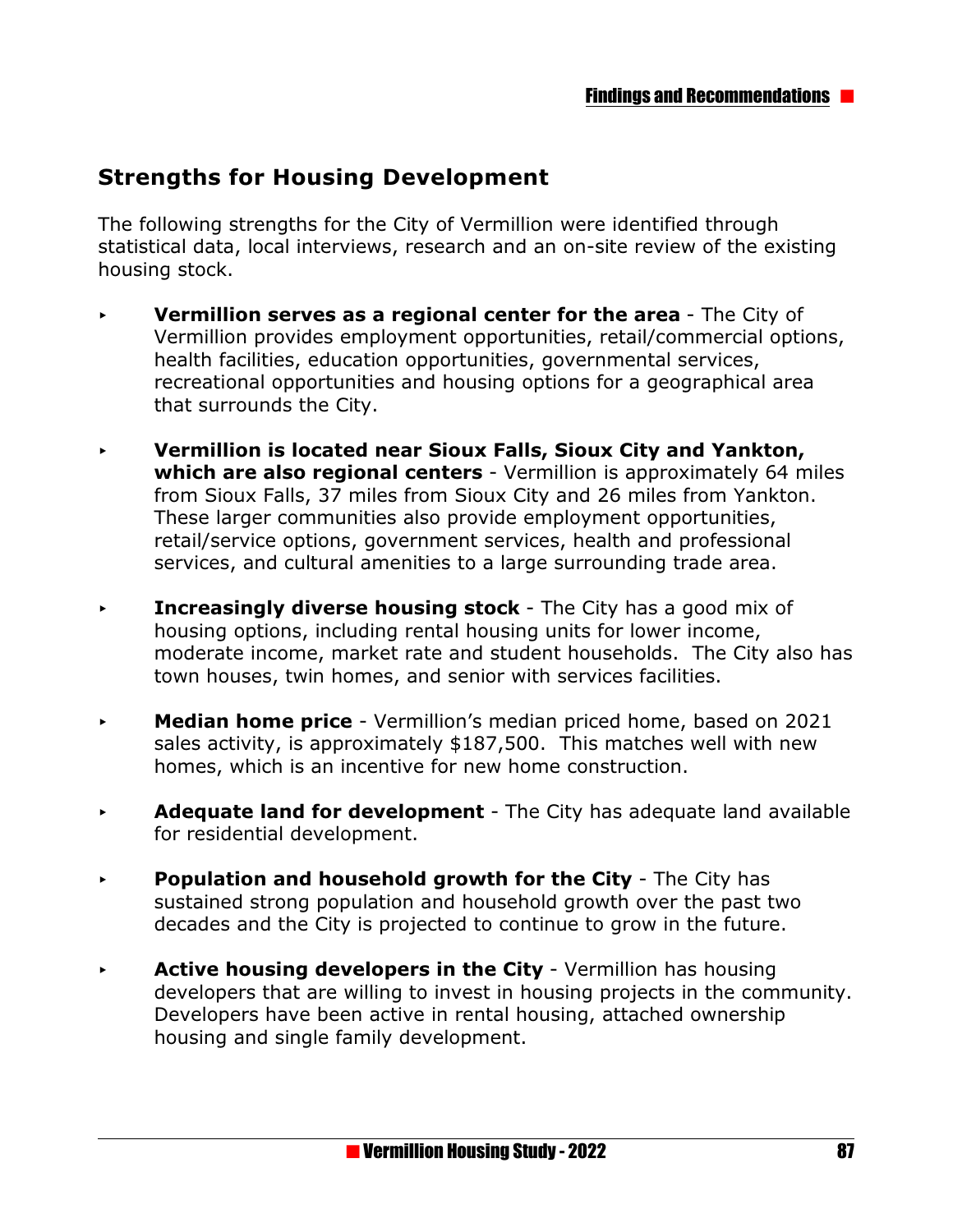## Strengths for Housing Development

The following strengths for the City of Vermillion were identified through statistical data, local interviews, research and an on-site review of the existing housing stock.

- **Vermillion serves as a regional center for the area** - The City of Vermillion provides employment opportunities, retail/commercial options, health facilities, education opportunities, governmental services, recreational opportunities and housing options for a geographical area that surrounds the City.

- **Vermillion is located near Sioux Falls, Sioux City and Yankton, which are also regional centers** - Vermillion is approximately 64 miles from Sioux Falls, 37 miles from Sioux City and 26 miles from Yankton. These larger communities also provide employment opportunities, retail/service options, government services, health and professional services, and cultural amenities to a large surrounding trade area.

- **Increasingly diverse housing stock** - The City has a good mix of housing options, including rental housing units for lower income, moderate income, market rate and student households. The City also has town houses, twin homes, and senior with services facilities.

- **Median home price** - Vermillion's median priced home, based on 2021 sales activity, is approximately $187,500. This matches well with new homes, which is an incentive for new home construction.

- **Adequate land for development** - The City has adequate land available for residential development.

- **Population and household growth for the City** - The City has sustained strong population and household growth over the past two decades and the City is projected to continue to grow in the future.

- **Active housing developers in the City** - Vermillion has housing developers that are willing to invest in housing projects in the community. Developers have been active in rental housing, attached ownership housing and single family development.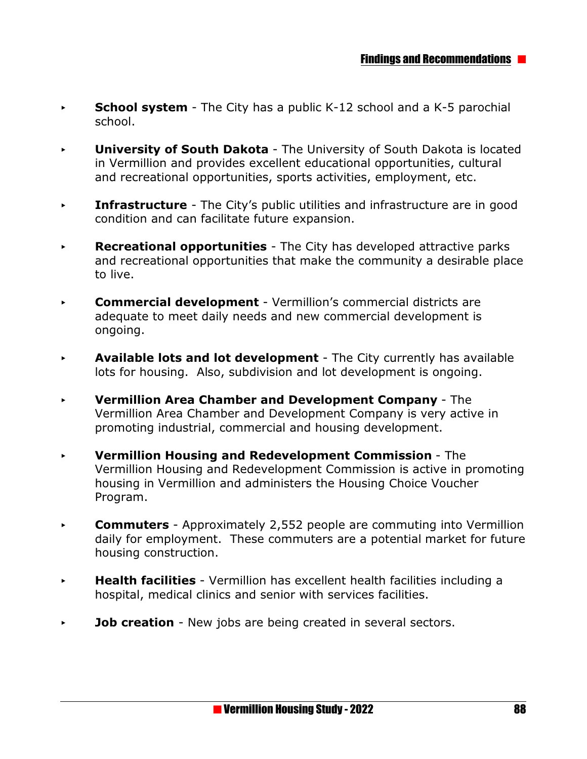- **School system** - The City has a public K-12 school and a K-5 parochial school.

- **University of South Dakota** - The University of South Dakota is located in Vermillion and provides excellent educational opportunities, cultural and recreational opportunities, sports activities, employment, etc.

- **Infrastructure** - The City's public utilities and infrastructure are in good condition and can facilitate future expansion.

- **Recreational opportunities** - The City has developed attractive parks and recreational opportunities that make the community a desirable place to live.

- **Commercial development** - Vermillion's commercial districts are adequate to meet daily needs and new commercial development is ongoing.

- **Available lots and lot development** - The City currently has available lots for housing. Also, subdivision and lot development is ongoing.

- **Vermillion Area Chamber and Development Company** - The Vermillion Area Chamber and Development Company is very active in promoting industrial, commercial and housing development.

- **Vermillion Housing and Redevelopment Commission** - The Vermillion Housing and Redevelopment Commission is active in promoting housing in Vermillion and administers the Housing Choice Voucher Program.

- **Commuters** - Approximately 2,552 people are commuting into Vermillion daily for employment. These commuters are a potential market for future housing construction.

- **Health facilities** - Vermillion has excellent health facilities including a hospital, medical clinics and senior with services facilities.

- **Job creation** - New jobs are being created in several sectors.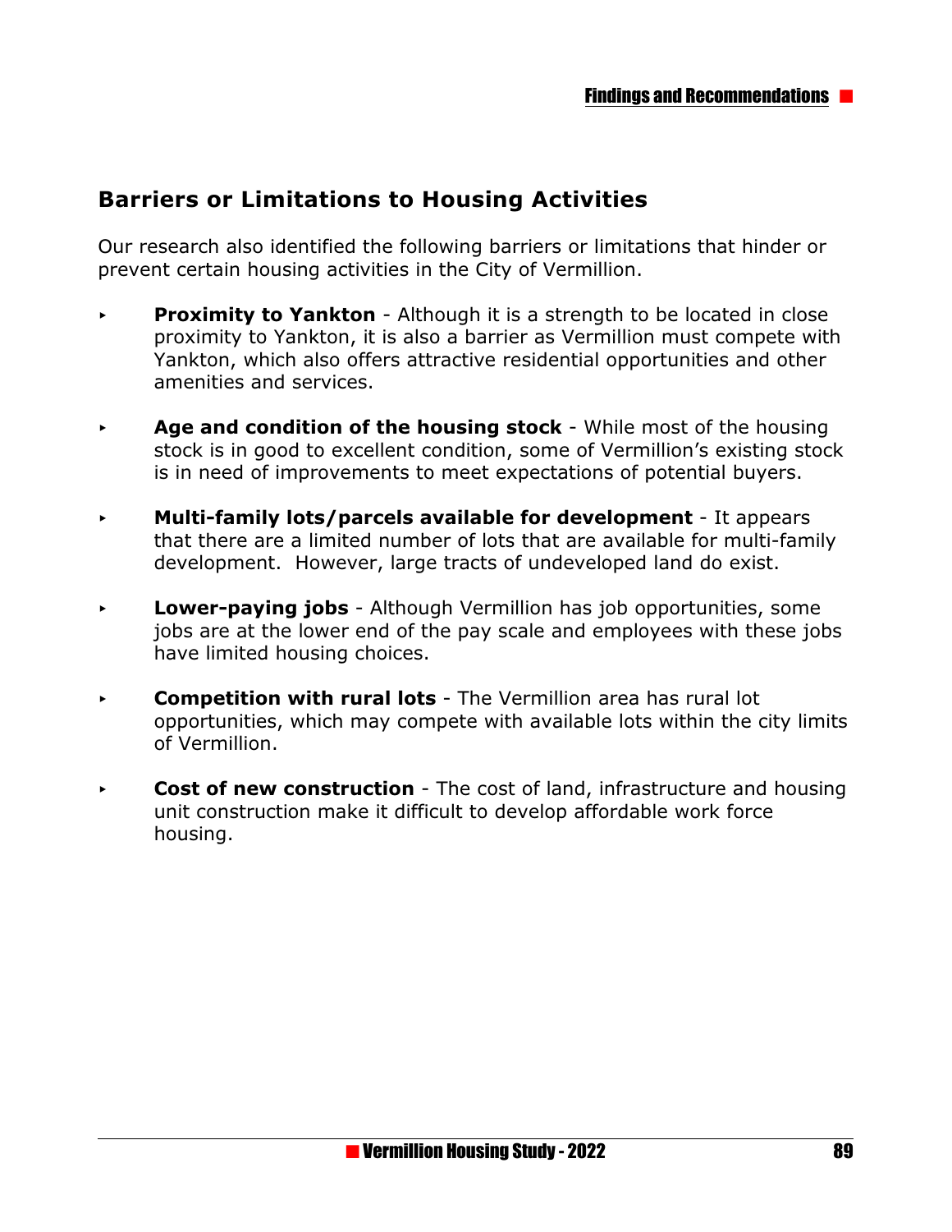## Barriers or Limitations to Housing Activities

Our research also identified the following barriers or limitations that hinder or prevent certain housing activities in the City of Vermillion.

- **Proximity to Yankton** - Although it is a strength to be located in close proximity to Yankton, it is also a barrier as Vermillion must compete with Yankton, which also offers attractive residential opportunities and other amenities and services.

- **Age and condition of the housing stock** - While most of the housing stock is in good to excellent condition, some of Vermillion's existing stock is in need of improvements to meet expectations of potential buyers.

- **Multi-family lots/parcels available for development** - It appears that there are a limited number of lots that are available for multi-family development. However, large tracts of undeveloped land do exist.

- **Lower-paying jobs** - Although Vermillion has job opportunities, some jobs are at the lower end of the pay scale and employees with these jobs have limited housing choices.

- **Competition with rural lots** - The Vermillion area has rural lot opportunities, which may compete with available lots within the city limits of Vermillion.

- **Cost of new construction** - The cost of land, infrastructure and housing unit construction make it difficult to develop affordable work force housing.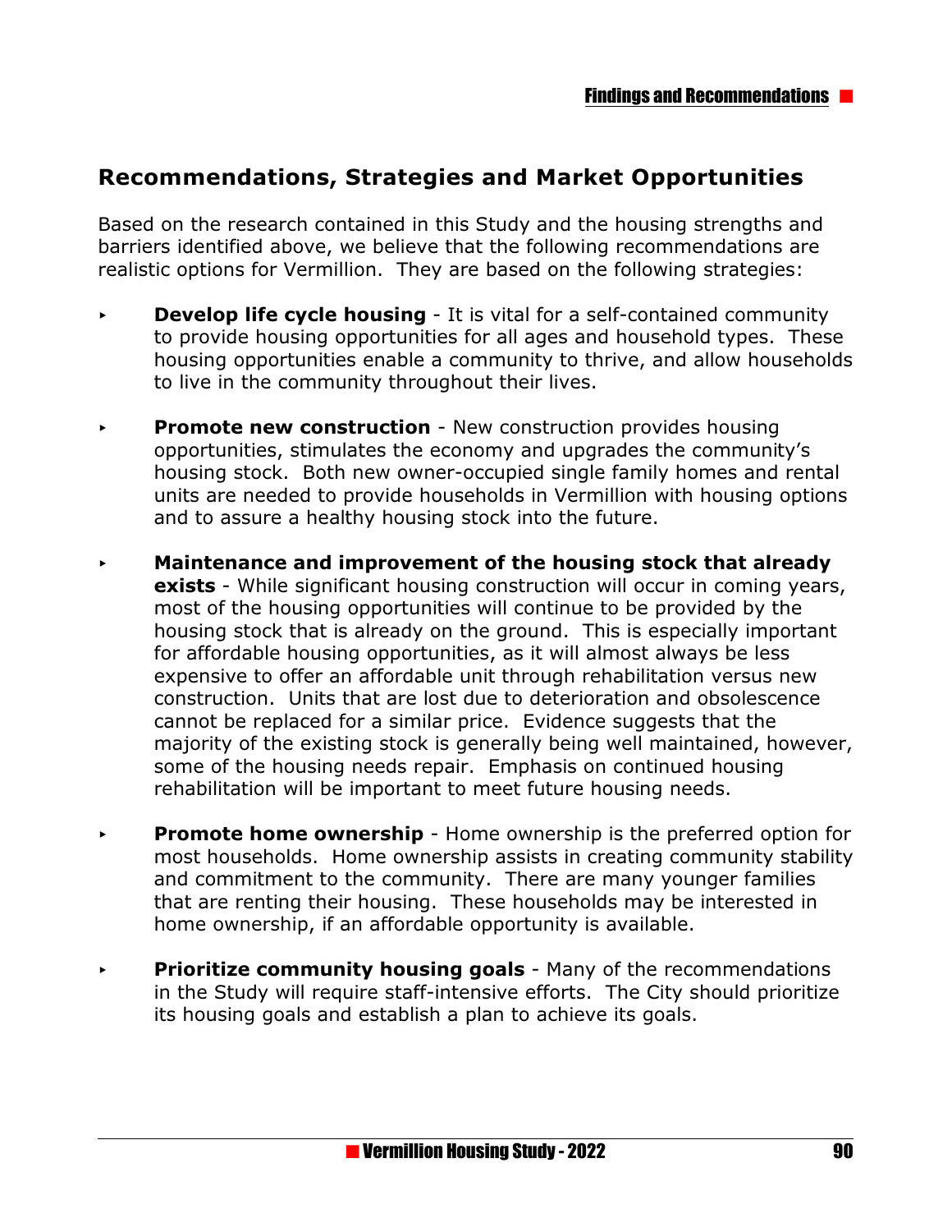## Recommendations, Strategies and Market Opportunities

Based on the research contained in this Study and the housing strengths and barriers identified above, we believe that the following recommendations are realistic options for Vermillion. They are based on the following strategies:

- **Develop life cycle housing** - It is vital for a self-contained community to provide housing opportunities for all ages and household types. These housing opportunities enable a community to thrive, and allow households to live in the community throughout their lives.

- **Promote new construction** - New construction provides housing opportunities, stimulates the economy and upgrades the community's housing stock. Both new owner-occupied single family homes and rental units are needed to provide households in Vermillion with housing options and to assure a healthy housing stock into the future.

- **Maintenance and improvement of the housing stock that already exists** - While significant housing construction will occur in coming years, most of the housing opportunities will continue to be provided by the housing stock that is already on the ground. This is especially important for affordable housing opportunities, as it will almost always be less expensive to offer an affordable unit through rehabilitation versus new construction. Units that are lost due to deterioration and obsolescence cannot be replaced for a similar price. Evidence suggests that the majority of the existing stock is generally being well maintained, however, some of the housing needs repair. Emphasis on continued housing rehabilitation will be important to meet future housing needs.

- **Promote home ownership** - Home ownership is the preferred option for most households. Home ownership assists in creating community stability and commitment to the community. There are many younger families that are renting their housing. These households may be interested in home ownership, if an affordable opportunity is available.

- **Prioritize community housing goals** - Many of the recommendations in the Study will require staff-intensive efforts. The City should prioritize its housing goals and establish a plan to achieve its goals.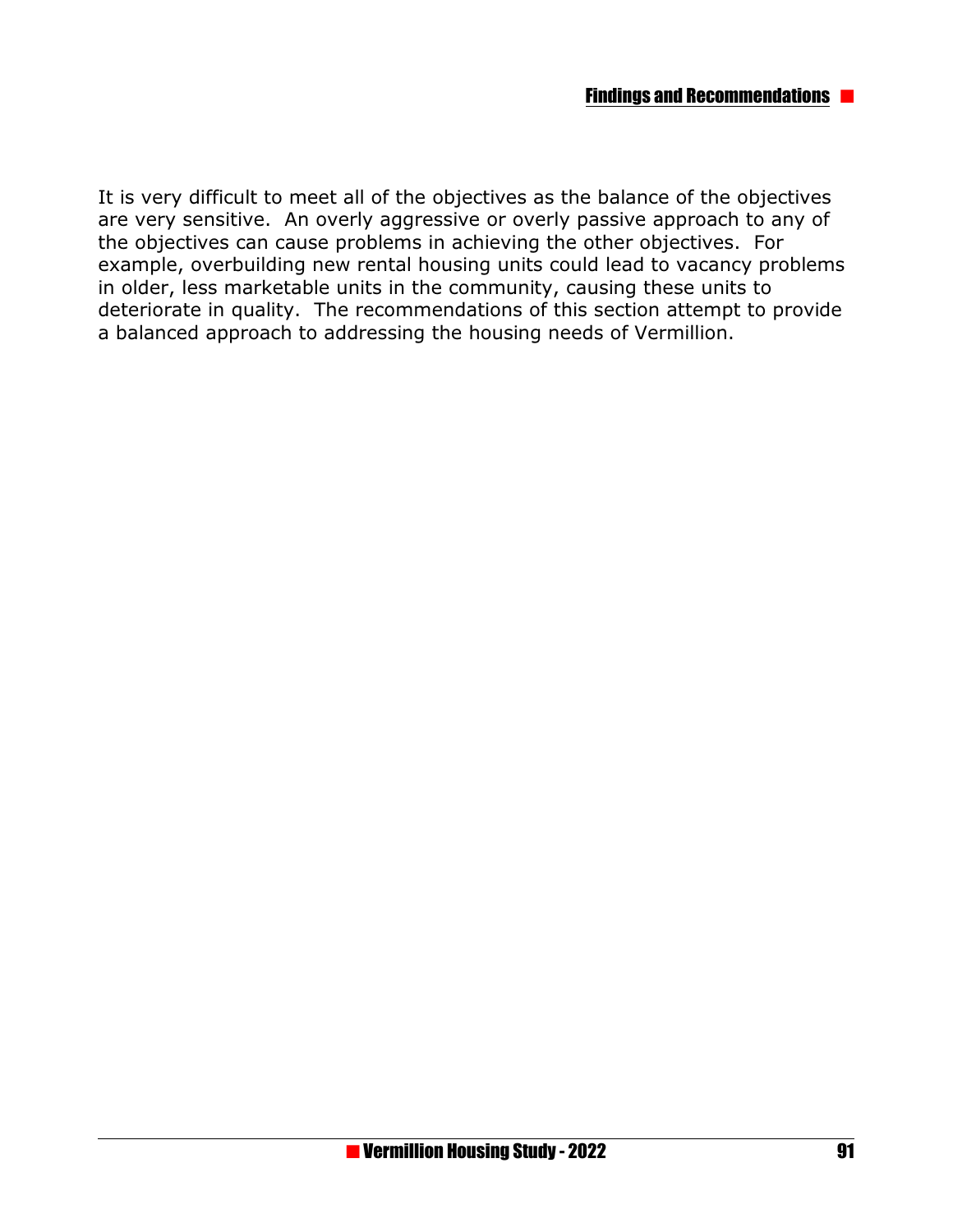It is very difficult to meet all of the objectives as the balance of the objectives are very sensitive. An overly aggressive or overly passive approach to any of the objectives can cause problems in achieving the other objectives. For example, overbuilding new rental housing units could lead to vacancy problems in older, less marketable units in the community, causing these units to deteriorate in quality. The recommendations of this section attempt to provide a balanced approach to addressing the housing needs of Vermillion.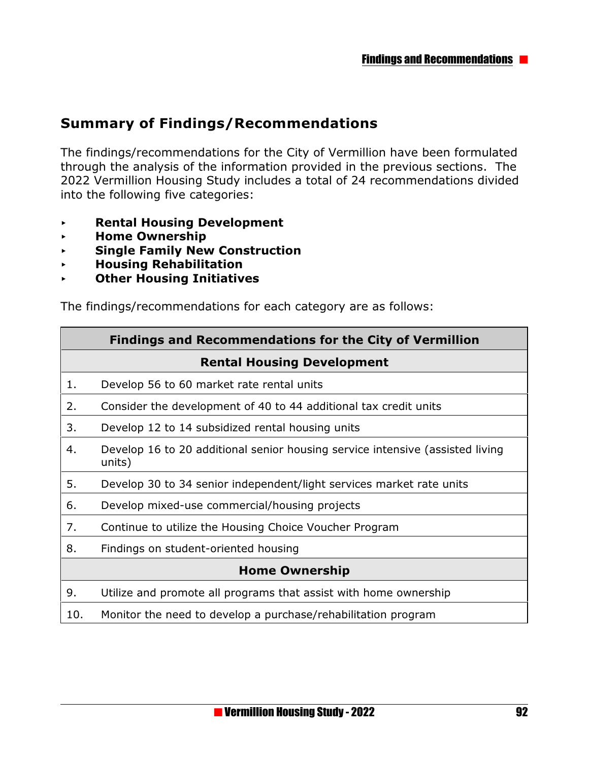## Summary of Findings/Recommendations

The findings/recommendations for the City of Vermillion have been formulated through the analysis of the information provided in the previous sections. The 2022 Vermillion Housing Study includes a total of 24 recommendations divided into the following five categories:

- **Rental Housing Development**
- **Home Ownership**
- **Single Family New Construction**
- **Housing Rehabilitation**
- **Other Housing Initiatives**

The findings/recommendations for each category are as follows:

| **Findings and Recommendations for the City of Vermillion** | |
|---|---|
| **Rental Housing Development** | |
| 1. | Develop 56 to 60 market rate rental units |
| 2. | Consider the development of 40 to 44 additional tax credit units |
| 3. | Develop 12 to 14 subsidized rental housing units |
| 4. | Develop 16 to 20 additional senior housing service intensive (assisted living units) |
| 5. | Develop 30 to 34 senior independent/light services market rate units |
| 6. | Develop mixed-use commercial/housing projects |
| 7. | Continue to utilize the Housing Choice Voucher Program |
| 8. | Findings on student-oriented housing |
| **Home Ownership** | |
| 9. | Utilize and promote all programs that assist with home ownership |
| 10. | Monitor the need to develop a purchase/rehabilitation program |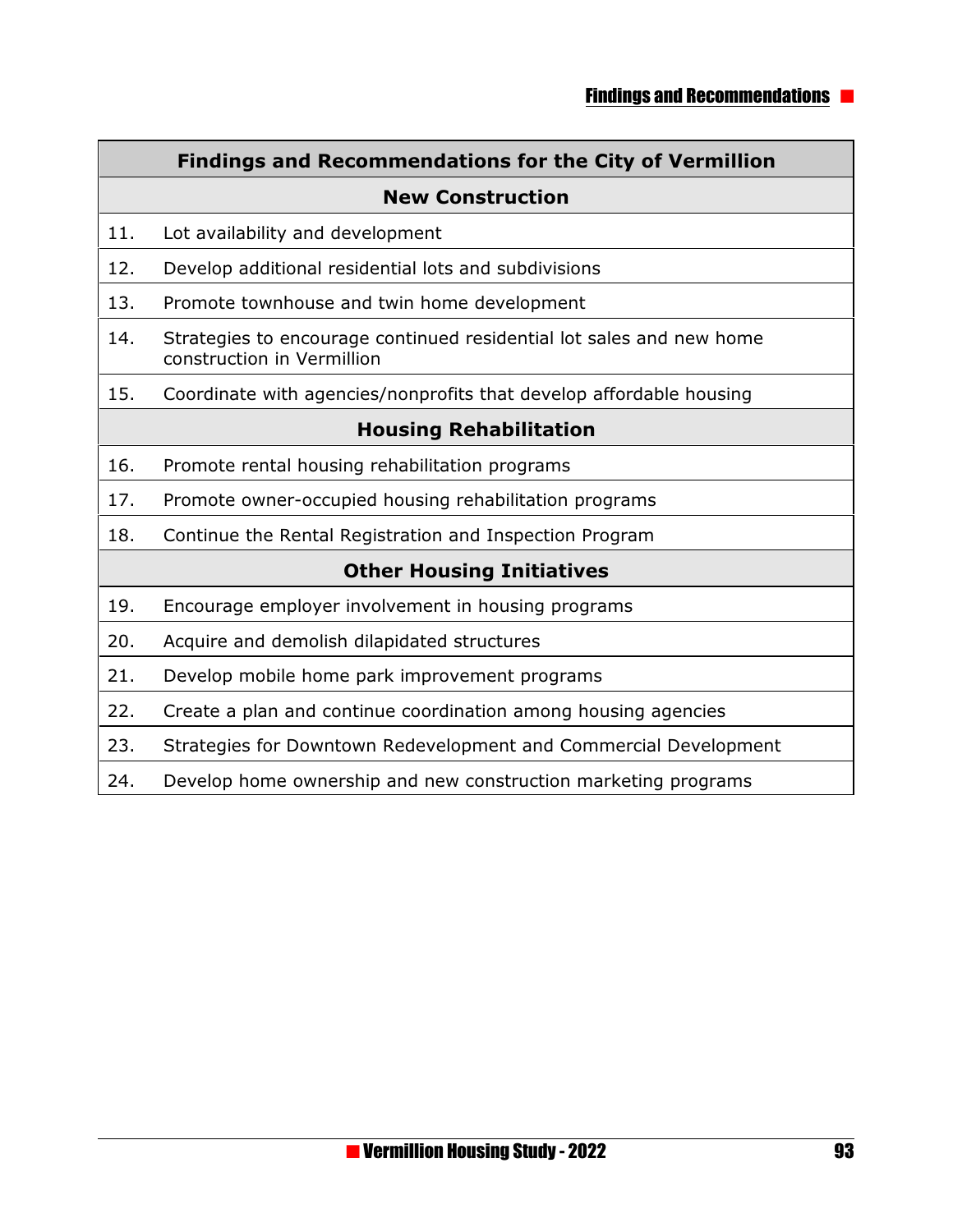| Findings and Recommendations for the City of Vermillion | |
|---|---|
| **New Construction** | |
| 11. | Lot availability and development |
| 12. | Develop additional residential lots and subdivisions |
| 13. | Promote townhouse and twin home development |
| 14. | Strategies to encourage continued residential lot sales and new home construction in Vermillion |
| 15. | Coordinate with agencies/nonprofits that develop affordable housing |
| **Housing Rehabilitation** | |
| 16. | Promote rental housing rehabilitation programs |
| 17. | Promote owner-occupied housing rehabilitation programs |
| 18. | Continue the Rental Registration and Inspection Program |
| **Other Housing Initiatives** | |
| 19. | Encourage employer involvement in housing programs |
| 20. | Acquire and demolish dilapidated structures |
| 21. | Develop mobile home park improvement programs |
| 22. | Create a plan and continue coordination among housing agencies |
| 23. | Strategies for Downtown Redevelopment and Commercial Development |
| 24. | Develop home ownership and new construction marketing programs |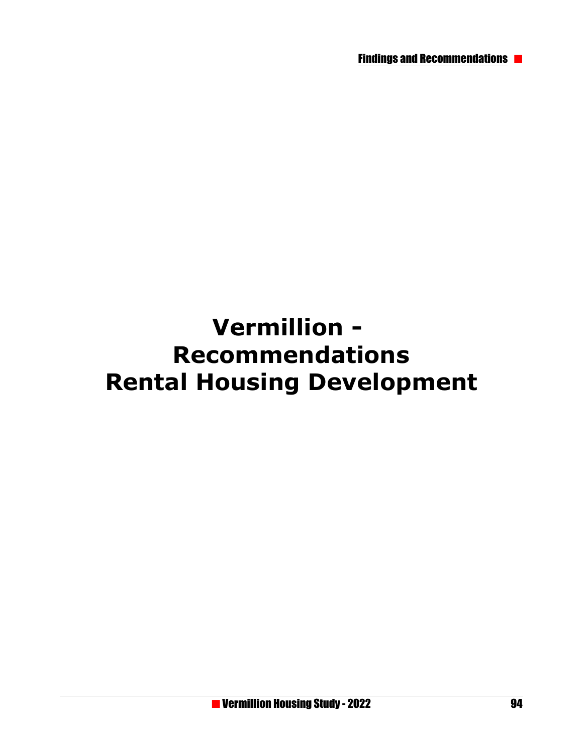# Vermillion - Recommendations Rental Housing Development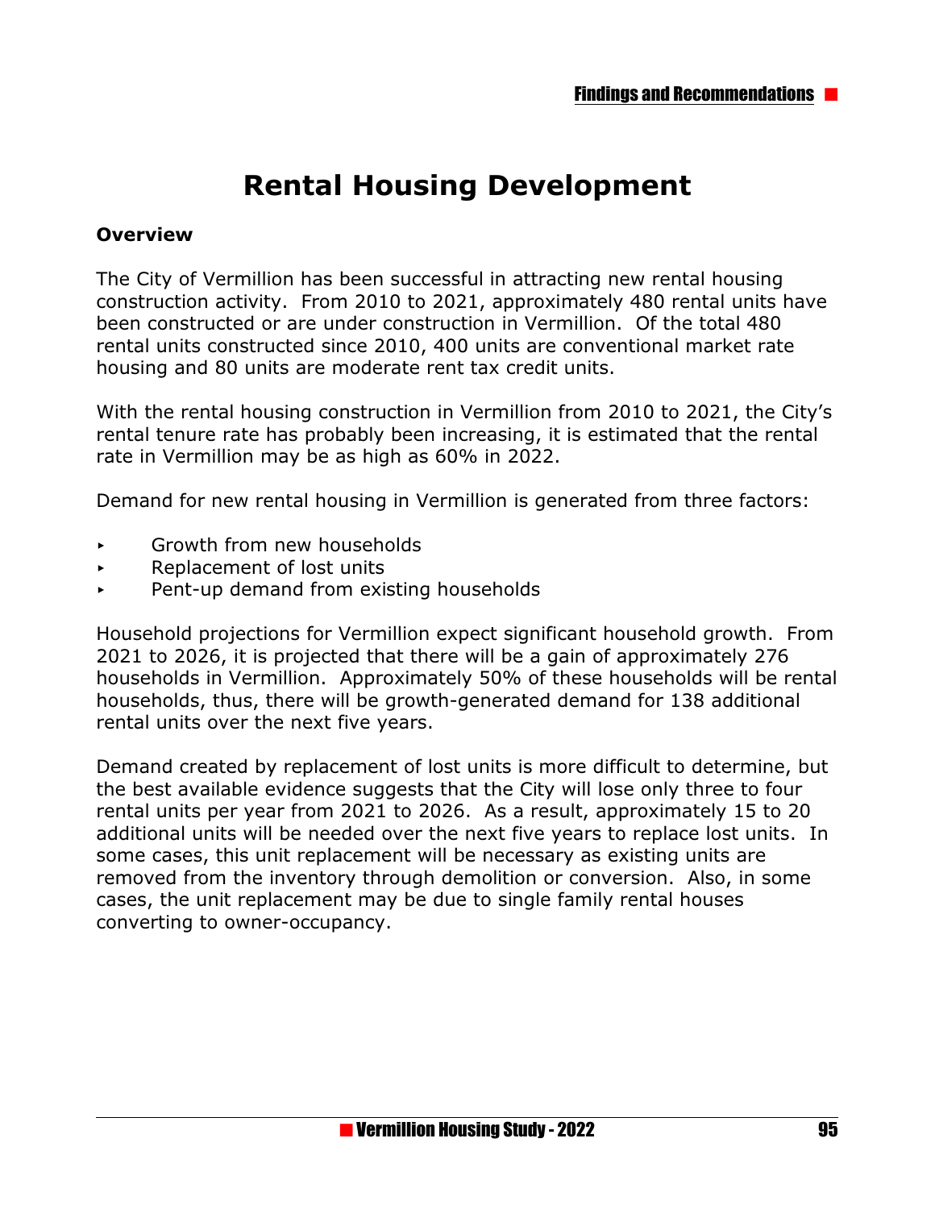# Rental Housing Development

### Overview

The City of Vermillion has been successful in attracting new rental housing construction activity. From 2010 to 2021, approximately 480 rental units have been constructed or are under construction in Vermillion. Of the total 480 rental units constructed since 2010, 400 units are conventional market rate housing and 80 units are moderate rent tax credit units.

With the rental housing construction in Vermillion from 2010 to 2021, the City's rental tenure rate has probably been increasing, it is estimated that the rental rate in Vermillion may be as high as 60% in 2022.

Demand for new rental housing in Vermillion is generated from three factors:

- Growth from new households
- Replacement of lost units
- Pent-up demand from existing households

Household projections for Vermillion expect significant household growth. From 2021 to 2026, it is projected that there will be a gain of approximately 276 households in Vermillion. Approximately 50% of these households will be rental households, thus, there will be growth-generated demand for 138 additional rental units over the next five years.

Demand created by replacement of lost units is more difficult to determine, but the best available evidence suggests that the City will lose only three to four rental units per year from 2021 to 2026. As a result, approximately 15 to 20 additional units will be needed over the next five years to replace lost units. In some cases, this unit replacement will be necessary as existing units are removed from the inventory through demolition or conversion. Also, in some cases, the unit replacement may be due to single family rental houses converting to owner-occupancy.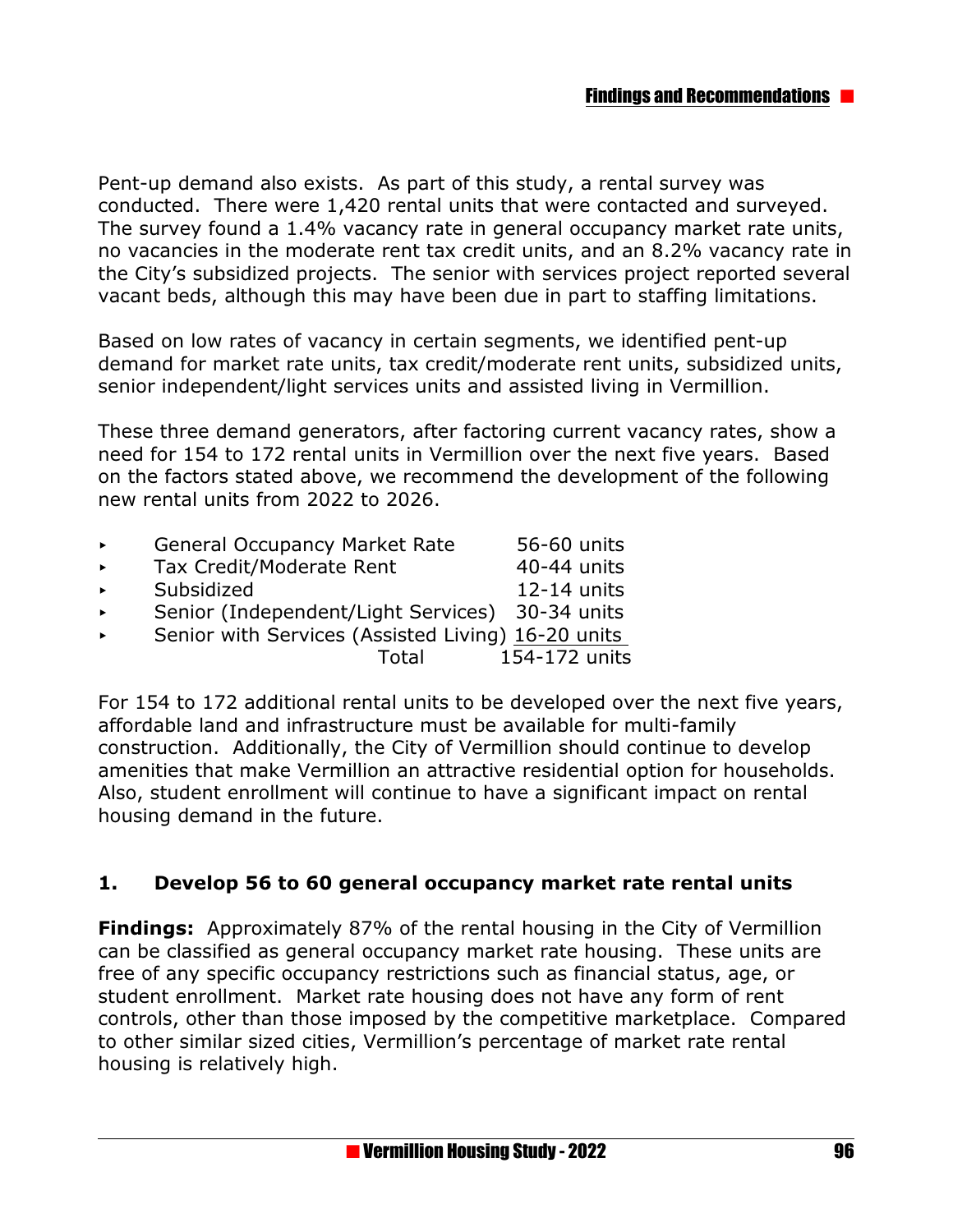Pent-up demand also exists. As part of this study, a rental survey was conducted. There were 1,420 rental units that were contacted and surveyed. The survey found a 1.4% vacancy rate in general occupancy market rate units, no vacancies in the moderate rent tax credit units, and an 8.2% vacancy rate in the City's subsidized projects. The senior with services project reported several vacant beds, although this may have been due in part to staffing limitations.

Based on low rates of vacancy in certain segments, we identified pent-up demand for market rate units, tax credit/moderate rent units, subsidized units, senior independent/light services units and assisted living in Vermillion.

These three demand generators, after factoring current vacancy rates, show a need for 154 to 172 rental units in Vermillion over the next five years. Based on the factors stated above, we recommend the development of the following new rental units from 2022 to 2026.

- General Occupancy Market Rate — 56-60 units
- Tax Credit/Moderate Rent — 40-44 units
- Subsidized — 12-14 units
- Senior (Independent/Light Services) — 30-34 units
- Senior with Services (Assisted Living) — 16-20 units

Total — 154-172 units

For 154 to 172 additional rental units to be developed over the next five years, affordable land and infrastructure must be available for multi-family construction. Additionally, the City of Vermillion should continue to develop amenities that make Vermillion an attractive residential option for households. Also, student enrollment will continue to have a significant impact on rental housing demand in the future.

## 1. Develop 56 to 60 general occupancy market rate rental units

**Findings:** Approximately 87% of the rental housing in the City of Vermillion can be classified as general occupancy market rate housing. These units are free of any specific occupancy restrictions such as financial status, age, or student enrollment. Market rate housing does not have any form of rent controls, other than those imposed by the competitive marketplace. Compared to other similar sized cities, Vermillion's percentage of market rate rental housing is relatively high.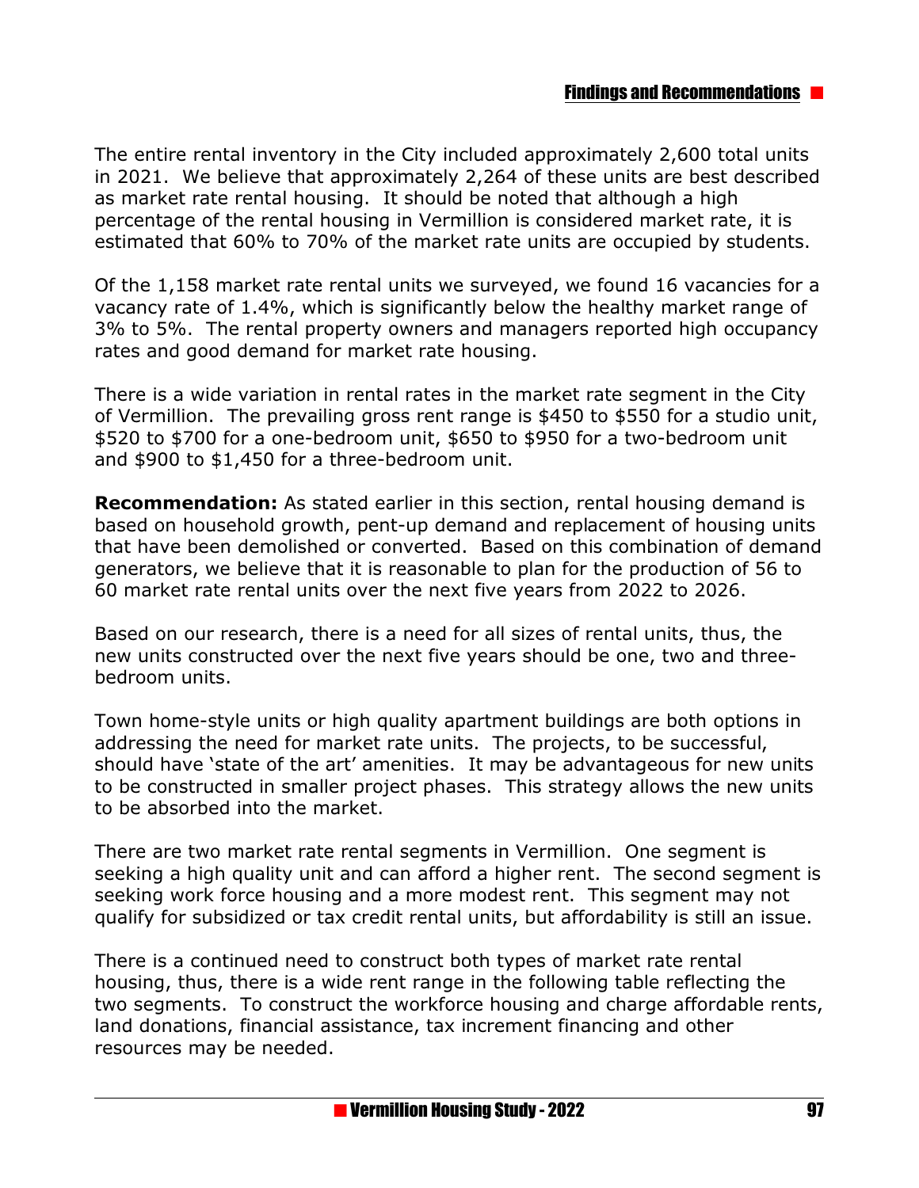The entire rental inventory in the City included approximately 2,600 total units in 2021. We believe that approximately 2,264 of these units are best described as market rate rental housing. It should be noted that although a high percentage of the rental housing in Vermillion is considered market rate, it is estimated that 60% to 70% of the market rate units are occupied by students.

Of the 1,158 market rate rental units we surveyed, we found 16 vacancies for a vacancy rate of 1.4%, which is significantly below the healthy market range of 3% to 5%. The rental property owners and managers reported high occupancy rates and good demand for market rate housing.

There is a wide variation in rental rates in the market rate segment in the City of Vermillion. The prevailing gross rent range is $450 to $550 for a studio unit, $520 to $700 for a one-bedroom unit, $650 to $950 for a two-bedroom unit and $900 to $1,450 for a three-bedroom unit.

**Recommendation:** As stated earlier in this section, rental housing demand is based on household growth, pent-up demand and replacement of housing units that have been demolished or converted. Based on this combination of demand generators, we believe that it is reasonable to plan for the production of 56 to 60 market rate rental units over the next five years from 2022 to 2026.

Based on our research, there is a need for all sizes of rental units, thus, the new units constructed over the next five years should be one, two and three-bedroom units.

Town home-style units or high quality apartment buildings are both options in addressing the need for market rate units. The projects, to be successful, should have 'state of the art' amenities. It may be advantageous for new units to be constructed in smaller project phases. This strategy allows the new units to be absorbed into the market.

There are two market rate rental segments in Vermillion. One segment is seeking a high quality unit and can afford a higher rent. The second segment is seeking work force housing and a more modest rent. This segment may not qualify for subsidized or tax credit rental units, but affordability is still an issue.

There is a continued need to construct both types of market rate rental housing, thus, there is a wide rent range in the following table reflecting the two segments. To construct the workforce housing and charge affordable rents, land donations, financial assistance, tax increment financing and other resources may be needed.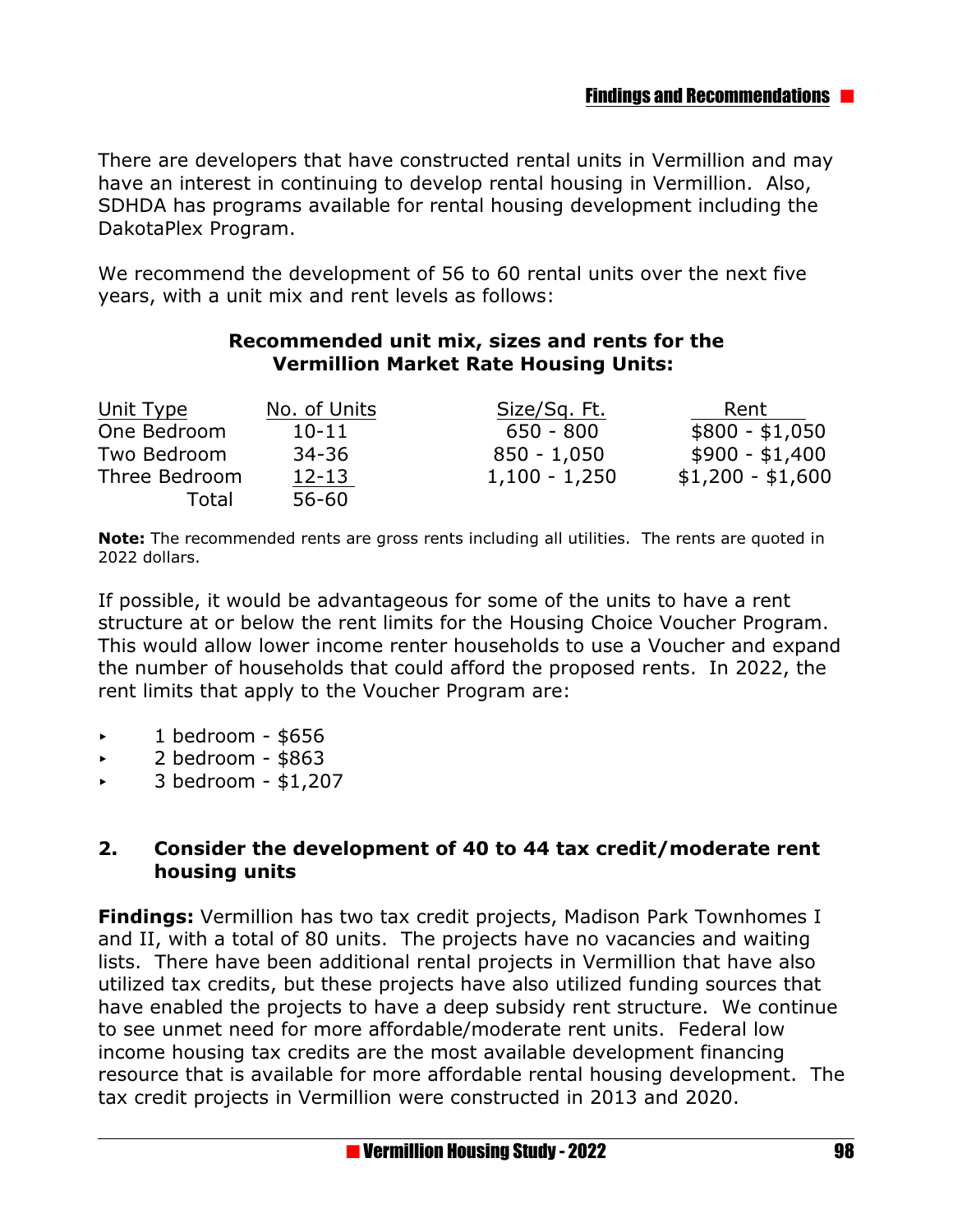There are developers that have constructed rental units in Vermillion and may have an interest in continuing to develop rental housing in Vermillion. Also, SDHDA has programs available for rental housing development including the DakotaPlex Program.

We recommend the development of 56 to 60 rental units over the next five years, with a unit mix and rent levels as follows:

**Recommended unit mix, sizes and rents for the Vermillion Market Rate Housing Units:**

| Unit Type | No. of Units | Size/Sq. Ft. | Rent |
|---|---|---|---|
| One Bedroom | 10-11 | 650 - 800 | $800 - $1,050 |
| Two Bedroom | 34-36 | 850 - 1,050 | $900 - $1,400 |
| Three Bedroom | 12-13 | 1,100 - 1,250 | $1,200 - $1,600 |
| Total | 56-60 | | |

**Note:** The recommended rents are gross rents including all utilities. The rents are quoted in 2022 dollars.

If possible, it would be advantageous for some of the units to have a rent structure at or below the rent limits for the Housing Choice Voucher Program. This would allow lower income renter households to use a Voucher and expand the number of households that could afford the proposed rents. In 2022, the rent limits that apply to the Voucher Program are:

- 1 bedroom - $656
- 2 bedroom - $863
- 3 bedroom - $1,207

## 2. Consider the development of 40 to 44 tax credit/moderate rent housing units

**Findings:** Vermillion has two tax credit projects, Madison Park Townhomes I and II, with a total of 80 units. The projects have no vacancies and waiting lists. There have been additional rental projects in Vermillion that have also utilized tax credits, but these projects have also utilized funding sources that have enabled the projects to have a deep subsidy rent structure. We continue to see unmet need for more affordable/moderate rent units. Federal low income housing tax credits are the most available development financing resource that is available for more affordable rental housing development. The tax credit projects in Vermillion were constructed in 2013 and 2020.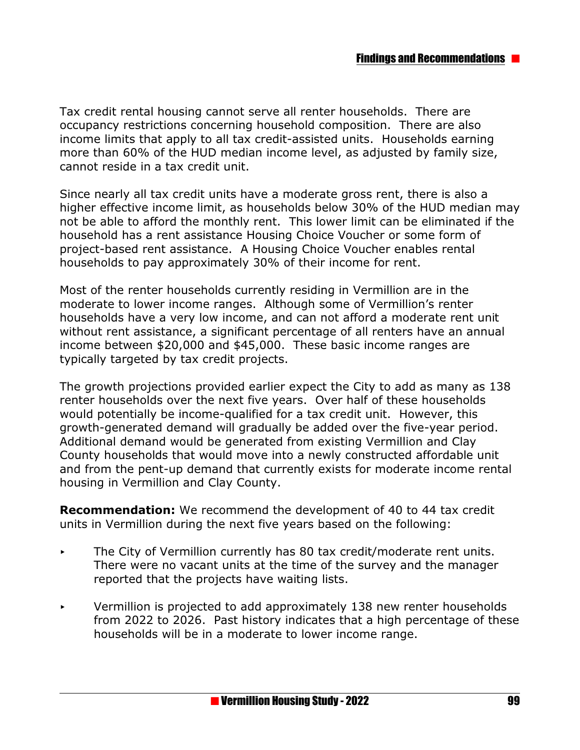Tax credit rental housing cannot serve all renter households. There are occupancy restrictions concerning household composition. There are also income limits that apply to all tax credit-assisted units. Households earning more than 60% of the HUD median income level, as adjusted by family size, cannot reside in a tax credit unit.

Since nearly all tax credit units have a moderate gross rent, there is also a higher effective income limit, as households below 30% of the HUD median may not be able to afford the monthly rent. This lower limit can be eliminated if the household has a rent assistance Housing Choice Voucher or some form of project-based rent assistance. A Housing Choice Voucher enables rental households to pay approximately 30% of their income for rent.

Most of the renter households currently residing in Vermillion are in the moderate to lower income ranges. Although some of Vermillion's renter households have a very low income, and can not afford a moderate rent unit without rent assistance, a significant percentage of all renters have an annual income between $20,000 and $45,000. These basic income ranges are typically targeted by tax credit projects.

The growth projections provided earlier expect the City to add as many as 138 renter households over the next five years. Over half of these households would potentially be income-qualified for a tax credit unit. However, this growth-generated demand will gradually be added over the five-year period. Additional demand would be generated from existing Vermillion and Clay County households that would move into a newly constructed affordable unit and from the pent-up demand that currently exists for moderate income rental housing in Vermillion and Clay County.

**Recommendation:** We recommend the development of 40 to 44 tax credit units in Vermillion during the next five years based on the following:

- The City of Vermillion currently has 80 tax credit/moderate rent units. There were no vacant units at the time of the survey and the manager reported that the projects have waiting lists.
- Vermillion is projected to add approximately 138 new renter households from 2022 to 2026. Past history indicates that a high percentage of these households will be in a moderate to lower income range.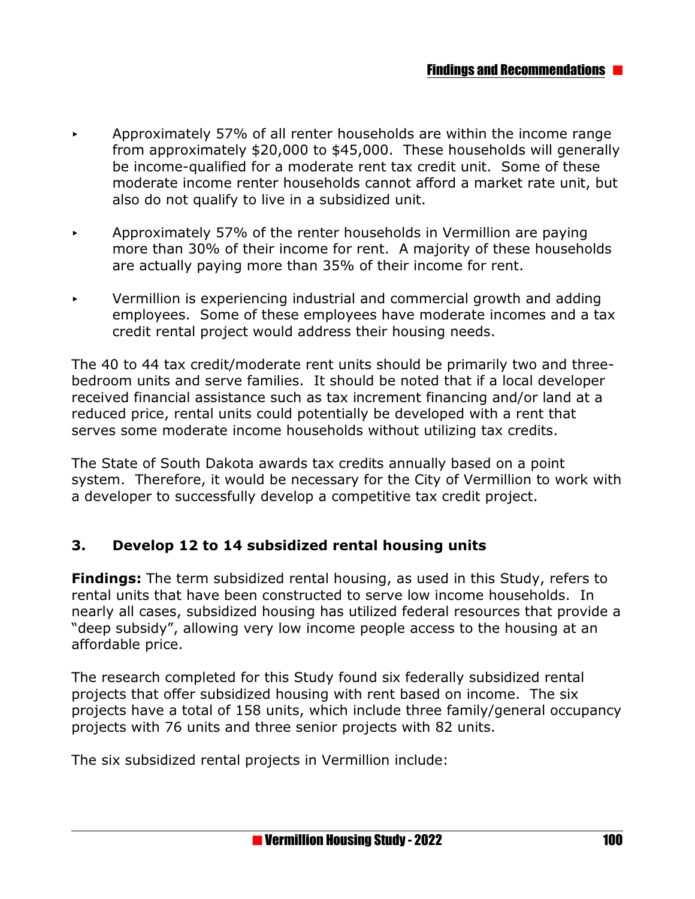- Approximately 57% of all renter households are within the income range from approximately $20,000 to $45,000. These households will generally be income-qualified for a moderate rent tax credit unit. Some of these moderate income renter households cannot afford a market rate unit, but also do not qualify to live in a subsidized unit.

- Approximately 57% of the renter households in Vermillion are paying more than 30% of their income for rent. A majority of these households are actually paying more than 35% of their income for rent.

- Vermillion is experiencing industrial and commercial growth and adding employees. Some of these employees have moderate incomes and a tax credit rental project would address their housing needs.

The 40 to 44 tax credit/moderate rent units should be primarily two and three-bedroom units and serve families. It should be noted that if a local developer received financial assistance such as tax increment financing and/or land at a reduced price, rental units could potentially be developed with a rent that serves some moderate income households without utilizing tax credits.

The State of South Dakota awards tax credits annually based on a point system. Therefore, it would be necessary for the City of Vermillion to work with a developer to successfully develop a competitive tax credit project.

### 3. Develop 12 to 14 subsidized rental housing units

**Findings:** The term subsidized rental housing, as used in this Study, refers to rental units that have been constructed to serve low income households. In nearly all cases, subsidized housing has utilized federal resources that provide a "deep subsidy", allowing very low income people access to the housing at an affordable price.

The research completed for this Study found six federally subsidized rental projects that offer subsidized housing with rent based on income. The six projects have a total of 158 units, which include three family/general occupancy projects with 76 units and three senior projects with 82 units.

The six subsidized rental projects in Vermillion include: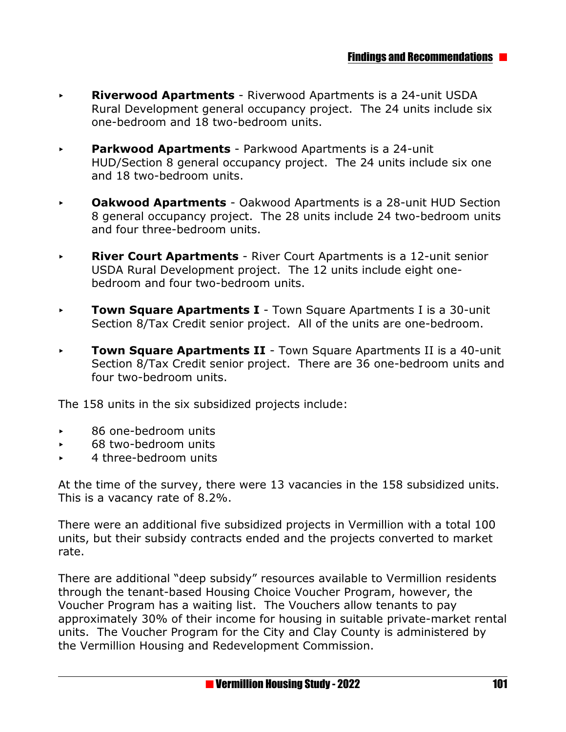- **Riverwood Apartments** - Riverwood Apartments is a 24-unit USDA Rural Development general occupancy project. The 24 units include six one-bedroom and 18 two-bedroom units.

- **Parkwood Apartments** - Parkwood Apartments is a 24-unit HUD/Section 8 general occupancy project. The 24 units include six one and 18 two-bedroom units.

- **Oakwood Apartments** - Oakwood Apartments is a 28-unit HUD Section 8 general occupancy project. The 28 units include 24 two-bedroom units and four three-bedroom units.

- **River Court Apartments** - River Court Apartments is a 12-unit senior USDA Rural Development project. The 12 units include eight one-bedroom and four two-bedroom units.

- **Town Square Apartments I** - Town Square Apartments I is a 30-unit Section 8/Tax Credit senior project. All of the units are one-bedroom.

- **Town Square Apartments II** - Town Square Apartments II is a 40-unit Section 8/Tax Credit senior project. There are 36 one-bedroom units and four two-bedroom units.

The 158 units in the six subsidized projects include:

- 86 one-bedroom units
- 68 two-bedroom units
- 4 three-bedroom units

At the time of the survey, there were 13 vacancies in the 158 subsidized units. This is a vacancy rate of 8.2%.

There were an additional five subsidized projects in Vermillion with a total 100 units, but their subsidy contracts ended and the projects converted to market rate.

There are additional "deep subsidy" resources available to Vermillion residents through the tenant-based Housing Choice Voucher Program, however, the Voucher Program has a waiting list. The Vouchers allow tenants to pay approximately 30% of their income for housing in suitable private-market rental units. The Voucher Program for the City and Clay County is administered by the Vermillion Housing and Redevelopment Commission.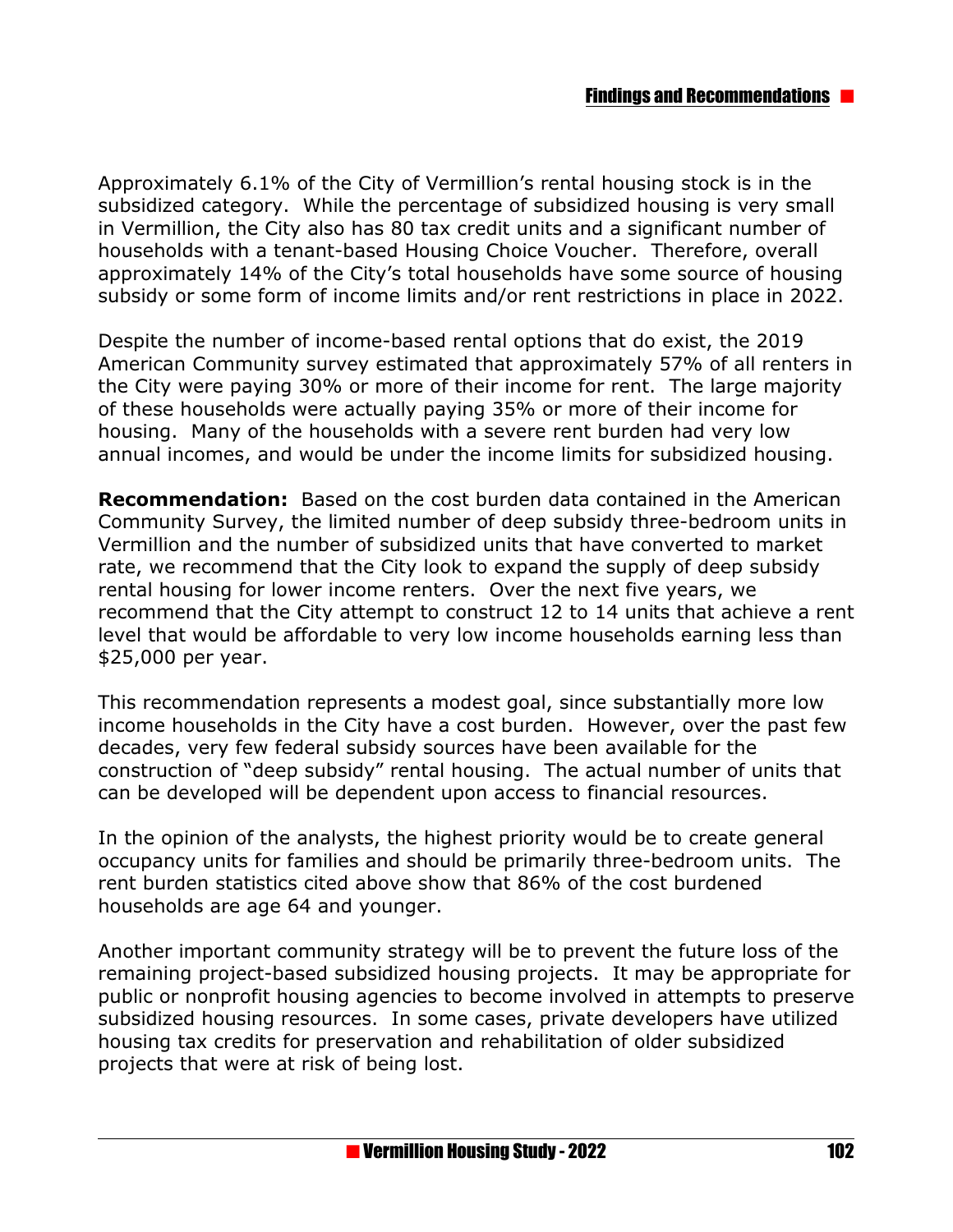Approximately 6.1% of the City of Vermillion's rental housing stock is in the subsidized category. While the percentage of subsidized housing is very small in Vermillion, the City also has 80 tax credit units and a significant number of households with a tenant-based Housing Choice Voucher. Therefore, overall approximately 14% of the City's total households have some source of housing subsidy or some form of income limits and/or rent restrictions in place in 2022.

Despite the number of income-based rental options that do exist, the 2019 American Community survey estimated that approximately 57% of all renters in the City were paying 30% or more of their income for rent. The large majority of these households were actually paying 35% or more of their income for housing. Many of the households with a severe rent burden had very low annual incomes, and would be under the income limits for subsidized housing.

**Recommendation:** Based on the cost burden data contained in the American Community Survey, the limited number of deep subsidy three-bedroom units in Vermillion and the number of subsidized units that have converted to market rate, we recommend that the City look to expand the supply of deep subsidy rental housing for lower income renters. Over the next five years, we recommend that the City attempt to construct 12 to 14 units that achieve a rent level that would be affordable to very low income households earning less than $25,000 per year.

This recommendation represents a modest goal, since substantially more low income households in the City have a cost burden. However, over the past few decades, very few federal subsidy sources have been available for the construction of "deep subsidy" rental housing. The actual number of units that can be developed will be dependent upon access to financial resources.

In the opinion of the analysts, the highest priority would be to create general occupancy units for families and should be primarily three-bedroom units. The rent burden statistics cited above show that 86% of the cost burdened households are age 64 and younger.

Another important community strategy will be to prevent the future loss of the remaining project-based subsidized housing projects. It may be appropriate for public or nonprofit housing agencies to become involved in attempts to preserve subsidized housing resources. In some cases, private developers have utilized housing tax credits for preservation and rehabilitation of older subsidized projects that were at risk of being lost.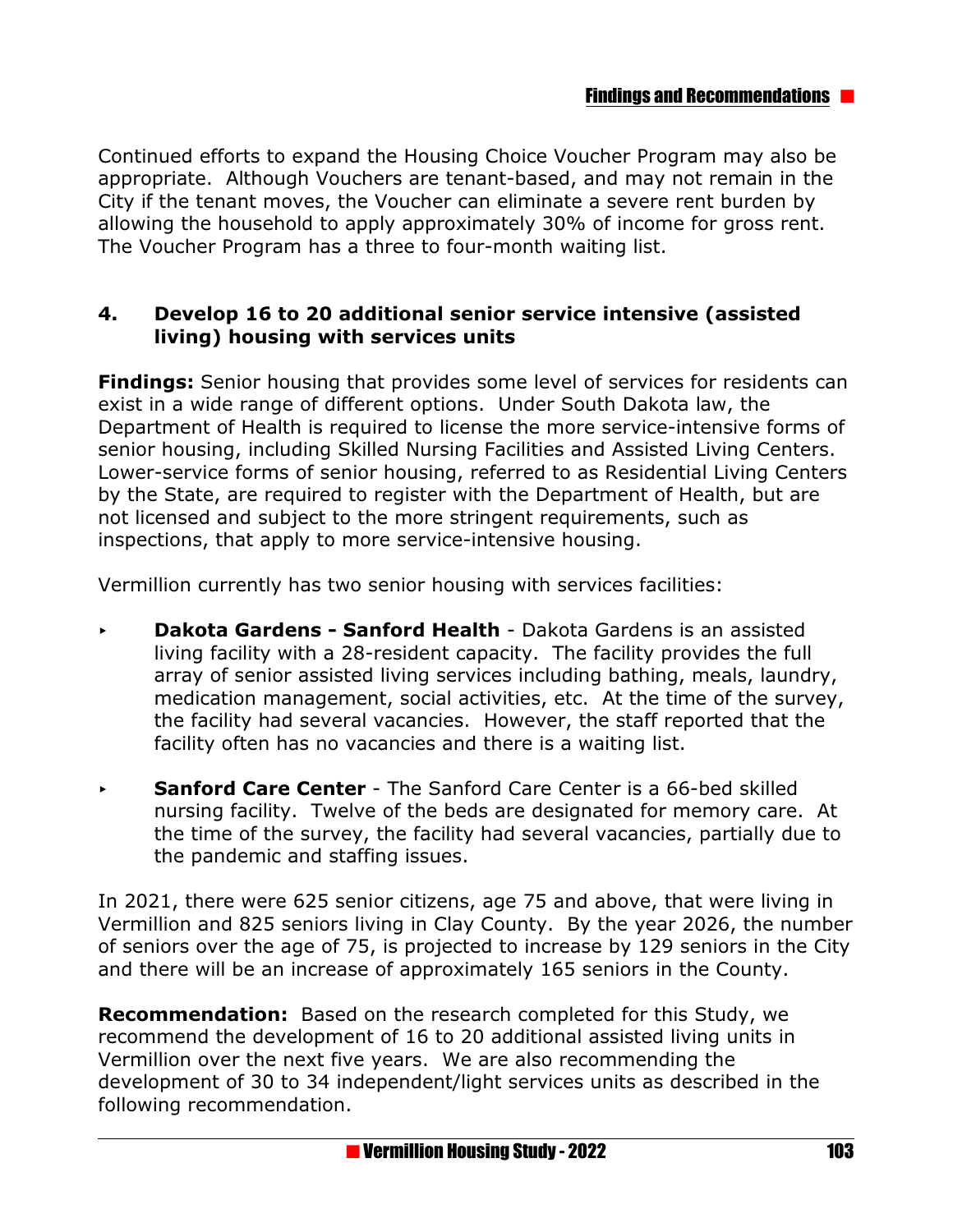Continued efforts to expand the Housing Choice Voucher Program may also be appropriate. Although Vouchers are tenant-based, and may not remain in the City if the tenant moves, the Voucher can eliminate a severe rent burden by allowing the household to apply approximately 30% of income for gross rent. The Voucher Program has a three to four-month waiting list.

### 4. Develop 16 to 20 additional senior service intensive (assisted living) housing with services units

**Findings:** Senior housing that provides some level of services for residents can exist in a wide range of different options. Under South Dakota law, the Department of Health is required to license the more service-intensive forms of senior housing, including Skilled Nursing Facilities and Assisted Living Centers. Lower-service forms of senior housing, referred to as Residential Living Centers by the State, are required to register with the Department of Health, but are not licensed and subject to the more stringent requirements, such as inspections, that apply to more service-intensive housing.

Vermillion currently has two senior housing with services facilities:

- **Dakota Gardens - Sanford Health** - Dakota Gardens is an assisted living facility with a 28-resident capacity. The facility provides the full array of senior assisted living services including bathing, meals, laundry, medication management, social activities, etc. At the time of the survey, the facility had several vacancies. However, the staff reported that the facility often has no vacancies and there is a waiting list.

- **Sanford Care Center** - The Sanford Care Center is a 66-bed skilled nursing facility. Twelve of the beds are designated for memory care. At the time of the survey, the facility had several vacancies, partially due to the pandemic and staffing issues.

In 2021, there were 625 senior citizens, age 75 and above, that were living in Vermillion and 825 seniors living in Clay County. By the year 2026, the number of seniors over the age of 75, is projected to increase by 129 seniors in the City and there will be an increase of approximately 165 seniors in the County.

**Recommendation:** Based on the research completed for this Study, we recommend the development of 16 to 20 additional assisted living units in Vermillion over the next five years. We are also recommending the development of 30 to 34 independent/light services units as described in the following recommendation.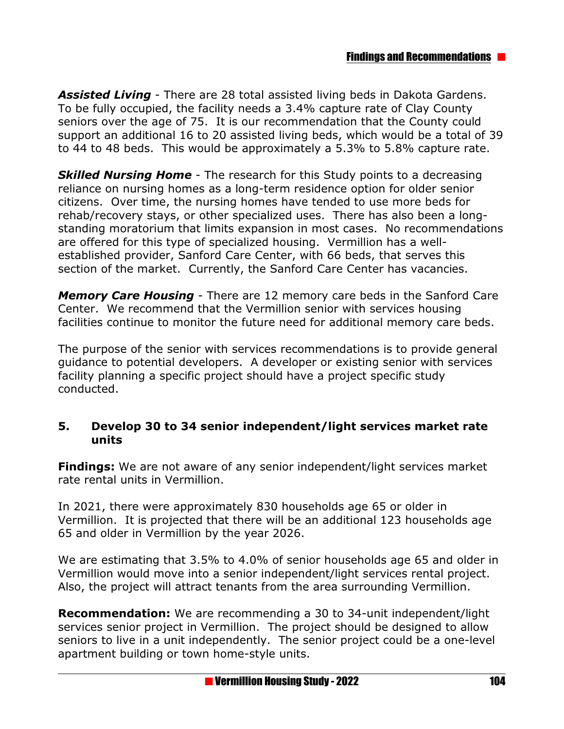***Assisted Living*** - There are 28 total assisted living beds in Dakota Gardens. To be fully occupied, the facility needs a 3.4% capture rate of Clay County seniors over the age of 75. It is our recommendation that the County could support an additional 16 to 20 assisted living beds, which would be a total of 39 to 44 to 48 beds. This would be approximately a 5.3% to 5.8% capture rate.

***Skilled Nursing Home*** - The research for this Study points to a decreasing reliance on nursing homes as a long-term residence option for older senior citizens. Over time, the nursing homes have tended to use more beds for rehab/recovery stays, or other specialized uses. There has also been a long-standing moratorium that limits expansion in most cases. No recommendations are offered for this type of specialized housing. Vermillion has a well-established provider, Sanford Care Center, with 66 beds, that serves this section of the market. Currently, the Sanford Care Center has vacancies.

***Memory Care Housing*** - There are 12 memory care beds in the Sanford Care Center. We recommend that the Vermillion senior with services housing facilities continue to monitor the future need for additional memory care beds.

The purpose of the senior with services recommendations is to provide general guidance to potential developers. A developer or existing senior with services facility planning a specific project should have a project specific study conducted.

### 5. Develop 30 to 34 senior independent/light services market rate units

**Findings:** We are not aware of any senior independent/light services market rate rental units in Vermillion.

In 2021, there were approximately 830 households age 65 or older in Vermillion. It is projected that there will be an additional 123 households age 65 and older in Vermillion by the year 2026.

We are estimating that 3.5% to 4.0% of senior households age 65 and older in Vermillion would move into a senior independent/light services rental project. Also, the project will attract tenants from the area surrounding Vermillion.

**Recommendation:** We are recommending a 30 to 34-unit independent/light services senior project in Vermillion. The project should be designed to allow seniors to live in a unit independently. The senior project could be a one-level apartment building or town home-style units.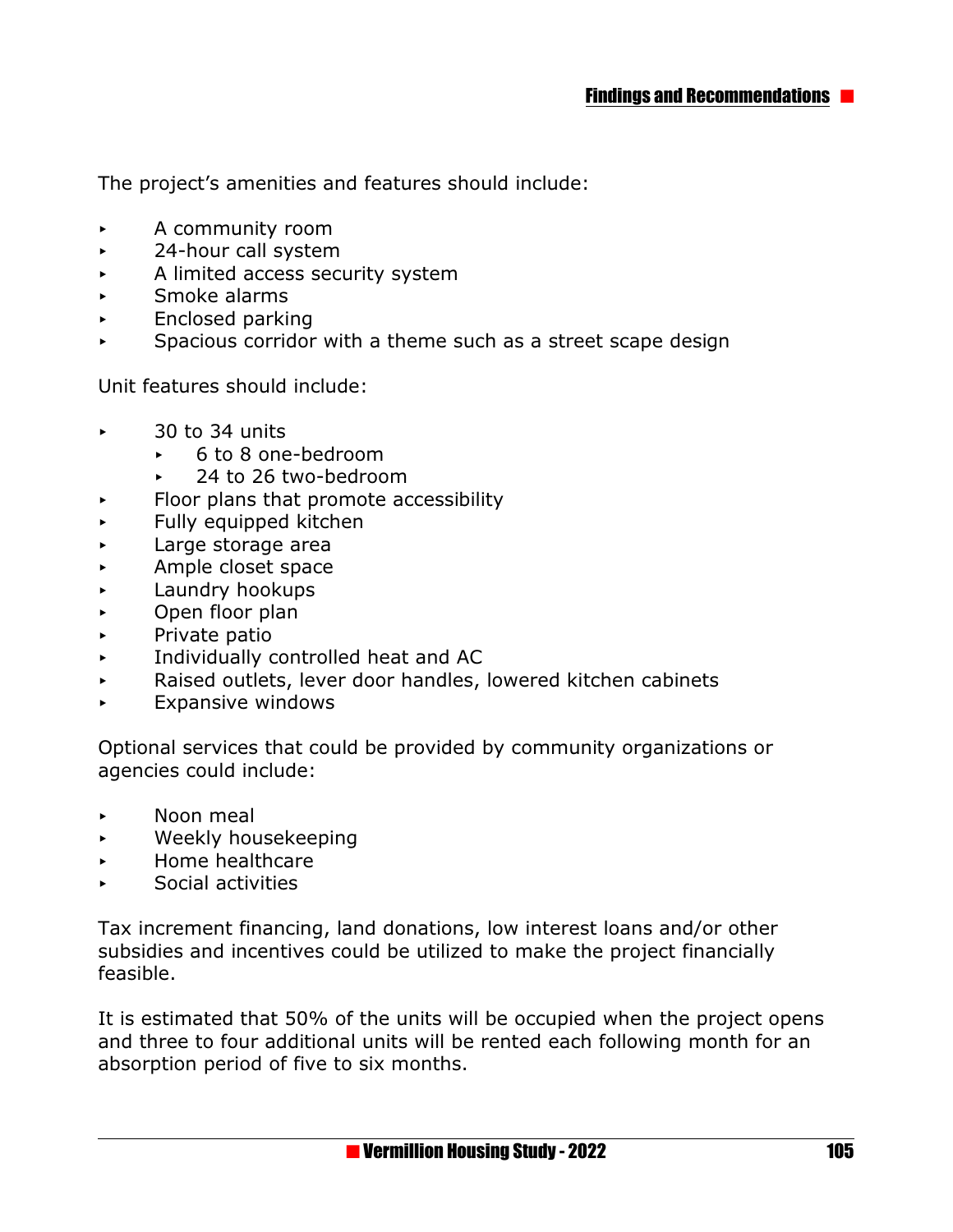The project's amenities and features should include:

- A community room
- 24-hour call system
- A limited access security system
- Smoke alarms
- Enclosed parking
- Spacious corridor with a theme such as a street scape design

Unit features should include:

- 30 to 34 units
  - 6 to 8 one-bedroom
  - 24 to 26 two-bedroom
- Floor plans that promote accessibility
- Fully equipped kitchen
- Large storage area
- Ample closet space
- Laundry hookups
- Open floor plan
- Private patio
- Individually controlled heat and AC
- Raised outlets, lever door handles, lowered kitchen cabinets
- Expansive windows

Optional services that could be provided by community organizations or agencies could include:

- Noon meal
- Weekly housekeeping
- Home healthcare
- Social activities

Tax increment financing, land donations, low interest loans and/or other subsidies and incentives could be utilized to make the project financially feasible.

It is estimated that 50% of the units will be occupied when the project opens and three to four additional units will be rented each following month for an absorption period of five to six months.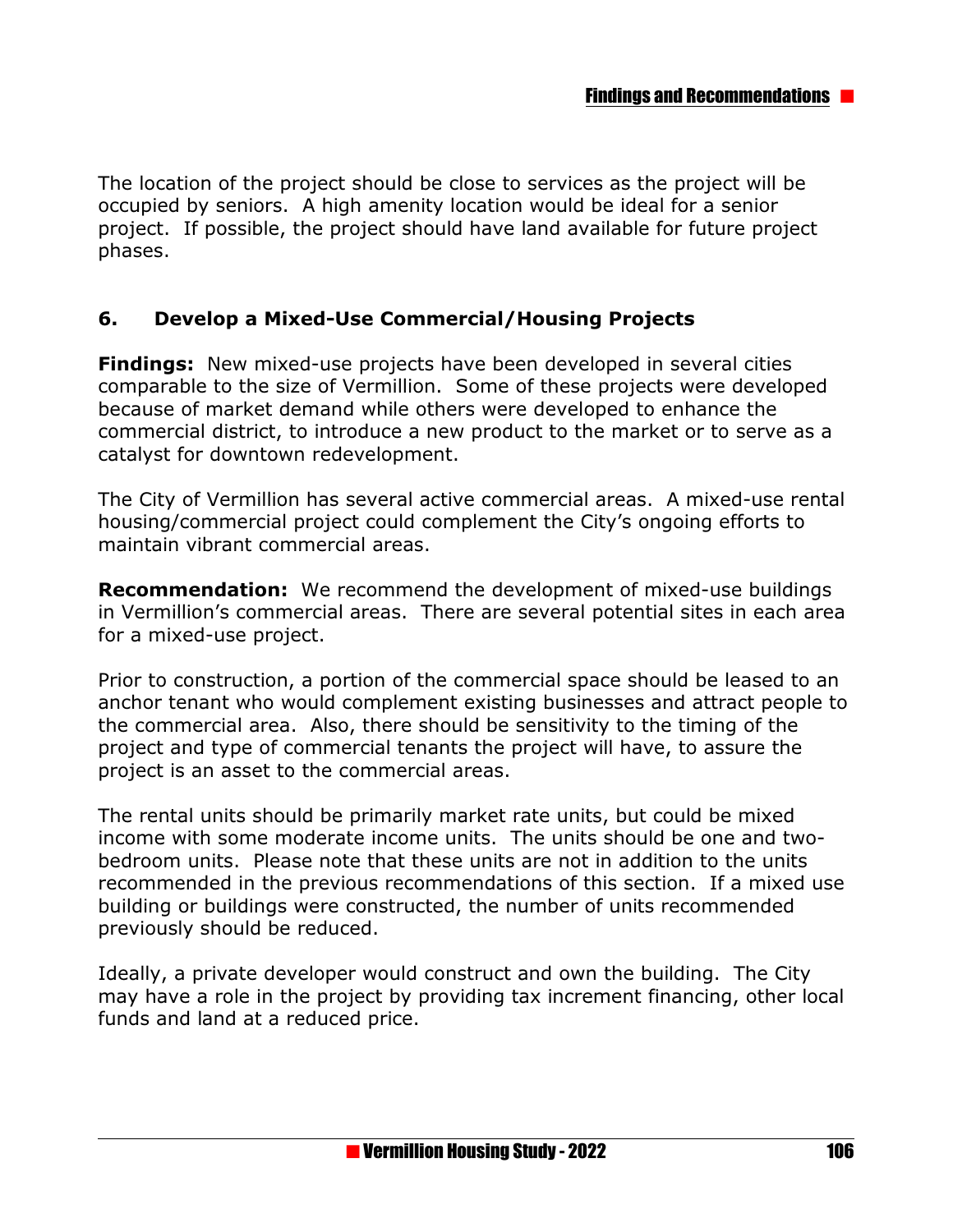The location of the project should be close to services as the project will be occupied by seniors. A high amenity location would be ideal for a senior project. If possible, the project should have land available for future project phases.

### 6. Develop a Mixed-Use Commercial/Housing Projects

**Findings:** New mixed-use projects have been developed in several cities comparable to the size of Vermillion. Some of these projects were developed because of market demand while others were developed to enhance the commercial district, to introduce a new product to the market or to serve as a catalyst for downtown redevelopment.

The City of Vermillion has several active commercial areas. A mixed-use rental housing/commercial project could complement the City's ongoing efforts to maintain vibrant commercial areas.

**Recommendation:** We recommend the development of mixed-use buildings in Vermillion's commercial areas. There are several potential sites in each area for a mixed-use project.

Prior to construction, a portion of the commercial space should be leased to an anchor tenant who would complement existing businesses and attract people to the commercial area. Also, there should be sensitivity to the timing of the project and type of commercial tenants the project will have, to assure the project is an asset to the commercial areas.

The rental units should be primarily market rate units, but could be mixed income with some moderate income units. The units should be one and two-bedroom units. Please note that these units are not in addition to the units recommended in the previous recommendations of this section. If a mixed use building or buildings were constructed, the number of units recommended previously should be reduced.

Ideally, a private developer would construct and own the building. The City may have a role in the project by providing tax increment financing, other local funds and land at a reduced price.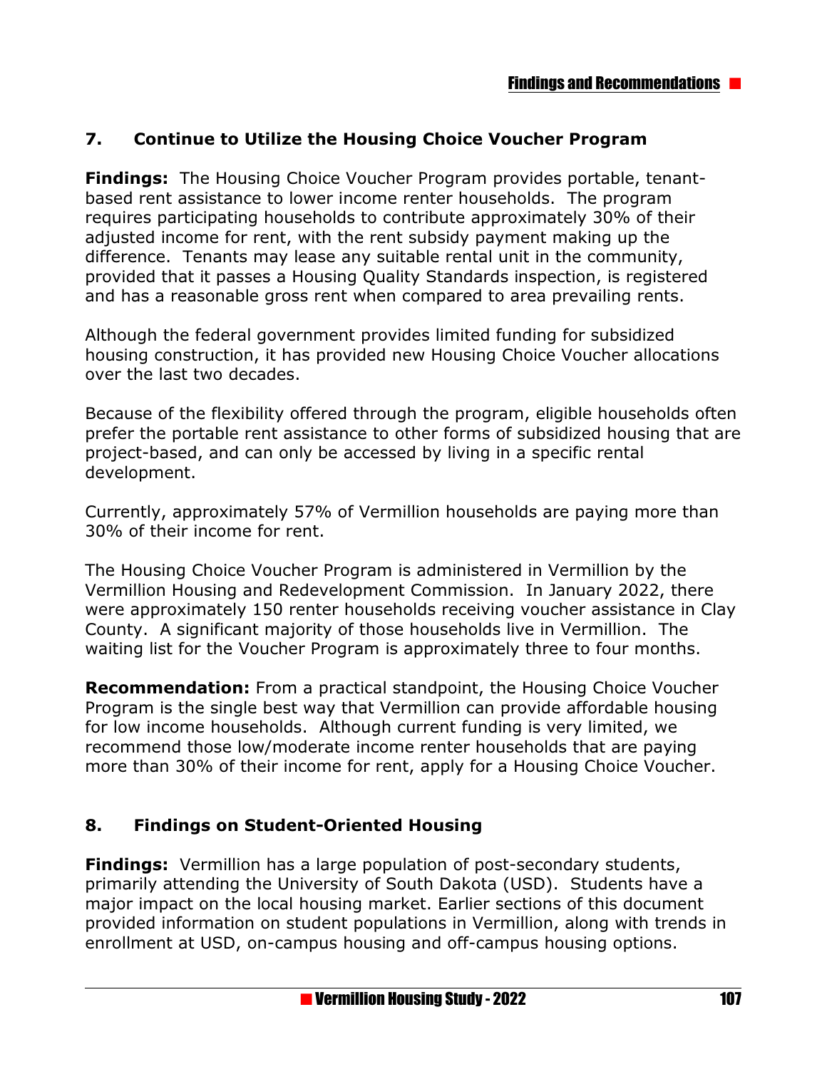## 7. Continue to Utilize the Housing Choice Voucher Program

**Findings:** The Housing Choice Voucher Program provides portable, tenant-based rent assistance to lower income renter households. The program requires participating households to contribute approximately 30% of their adjusted income for rent, with the rent subsidy payment making up the difference. Tenants may lease any suitable rental unit in the community, provided that it passes a Housing Quality Standards inspection, is registered and has a reasonable gross rent when compared to area prevailing rents.

Although the federal government provides limited funding for subsidized housing construction, it has provided new Housing Choice Voucher allocations over the last two decades.

Because of the flexibility offered through the program, eligible households often prefer the portable rent assistance to other forms of subsidized housing that are project-based, and can only be accessed by living in a specific rental development.

Currently, approximately 57% of Vermillion households are paying more than 30% of their income for rent.

The Housing Choice Voucher Program is administered in Vermillion by the Vermillion Housing and Redevelopment Commission. In January 2022, there were approximately 150 renter households receiving voucher assistance in Clay County. A significant majority of those households live in Vermillion. The waiting list for the Voucher Program is approximately three to four months.

**Recommendation:** From a practical standpoint, the Housing Choice Voucher Program is the single best way that Vermillion can provide affordable housing for low income households. Although current funding is very limited, we recommend those low/moderate income renter households that are paying more than 30% of their income for rent, apply for a Housing Choice Voucher.

## 8. Findings on Student-Oriented Housing

**Findings:** Vermillion has a large population of post-secondary students, primarily attending the University of South Dakota (USD). Students have a major impact on the local housing market. Earlier sections of this document provided information on student populations in Vermillion, along with trends in enrollment at USD, on-campus housing and off-campus housing options.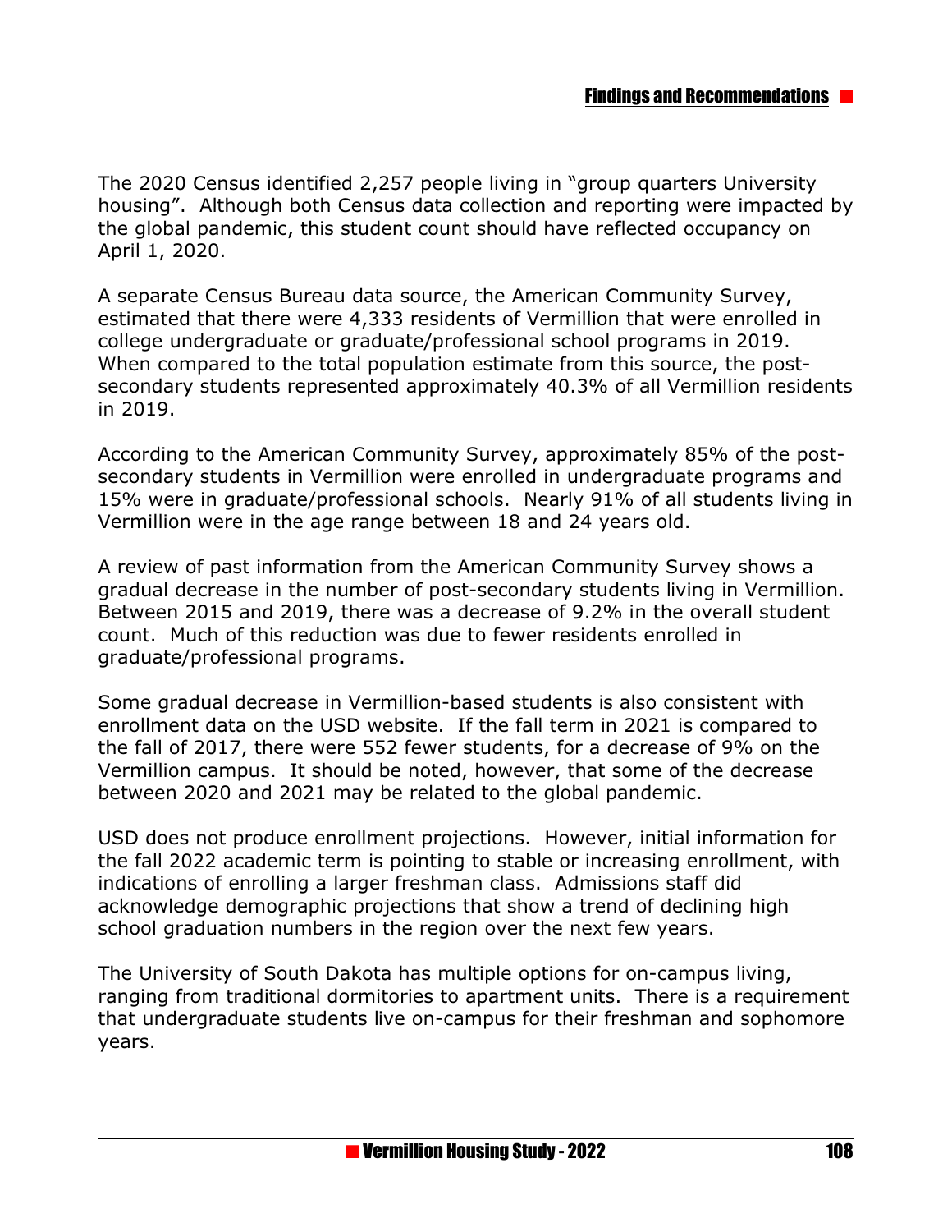The 2020 Census identified 2,257 people living in "group quarters University housing". Although both Census data collection and reporting were impacted by the global pandemic, this student count should have reflected occupancy on April 1, 2020.

A separate Census Bureau data source, the American Community Survey, estimated that there were 4,333 residents of Vermillion that were enrolled in college undergraduate or graduate/professional school programs in 2019. When compared to the total population estimate from this source, the post-secondary students represented approximately 40.3% of all Vermillion residents in 2019.

According to the American Community Survey, approximately 85% of the post-secondary students in Vermillion were enrolled in undergraduate programs and 15% were in graduate/professional schools. Nearly 91% of all students living in Vermillion were in the age range between 18 and 24 years old.

A review of past information from the American Community Survey shows a gradual decrease in the number of post-secondary students living in Vermillion. Between 2015 and 2019, there was a decrease of 9.2% in the overall student count. Much of this reduction was due to fewer residents enrolled in graduate/professional programs.

Some gradual decrease in Vermillion-based students is also consistent with enrollment data on the USD website. If the fall term in 2021 is compared to the fall of 2017, there were 552 fewer students, for a decrease of 9% on the Vermillion campus. It should be noted, however, that some of the decrease between 2020 and 2021 may be related to the global pandemic.

USD does not produce enrollment projections. However, initial information for the fall 2022 academic term is pointing to stable or increasing enrollment, with indications of enrolling a larger freshman class. Admissions staff did acknowledge demographic projections that show a trend of declining high school graduation numbers in the region over the next few years.

The University of South Dakota has multiple options for on-campus living, ranging from traditional dormitories to apartment units. There is a requirement that undergraduate students live on-campus for their freshman and sophomore years.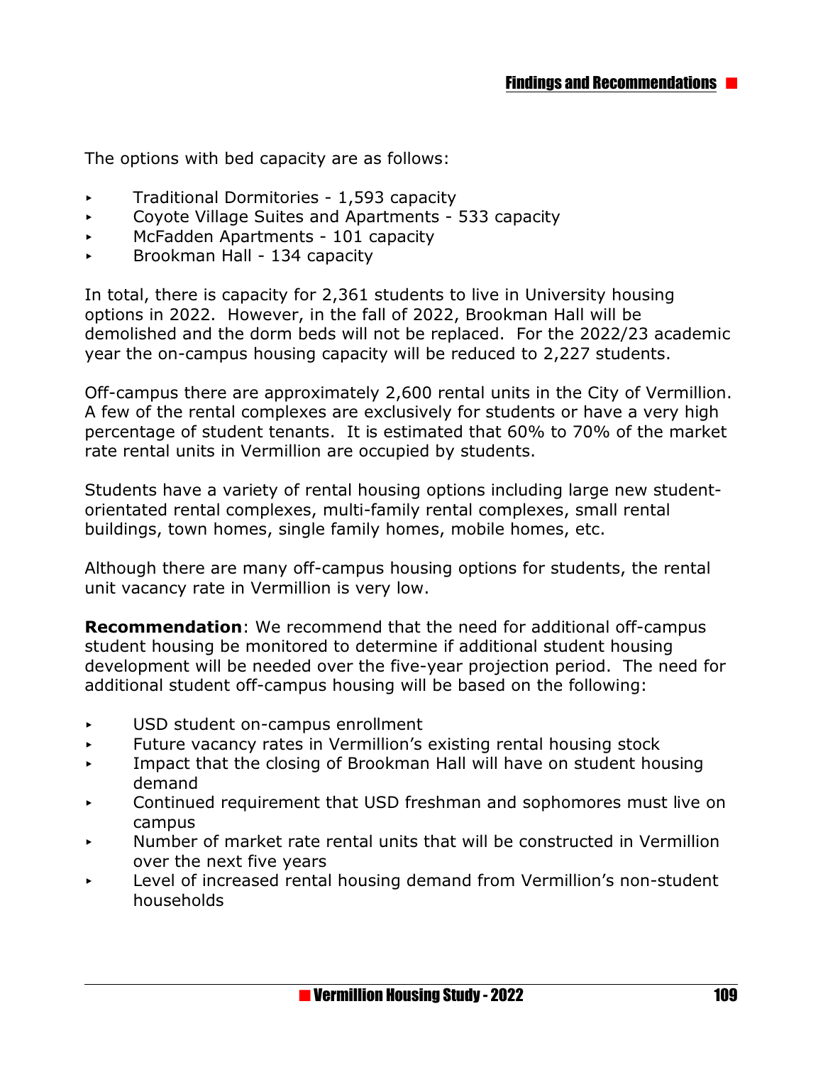The options with bed capacity are as follows:

- Traditional Dormitories - 1,593 capacity
- Coyote Village Suites and Apartments - 533 capacity
- McFadden Apartments - 101 capacity
- Brookman Hall - 134 capacity

In total, there is capacity for 2,361 students to live in University housing options in 2022. However, in the fall of 2022, Brookman Hall will be demolished and the dorm beds will not be replaced. For the 2022/23 academic year the on-campus housing capacity will be reduced to 2,227 students.

Off-campus there are approximately 2,600 rental units in the City of Vermillion. A few of the rental complexes are exclusively for students or have a very high percentage of student tenants. It is estimated that 60% to 70% of the market rate rental units in Vermillion are occupied by students.

Students have a variety of rental housing options including large new student-orientated rental complexes, multi-family rental complexes, small rental buildings, town homes, single family homes, mobile homes, etc.

Although there are many off-campus housing options for students, the rental unit vacancy rate in Vermillion is very low.

**Recommendation**: We recommend that the need for additional off-campus student housing be monitored to determine if additional student housing development will be needed over the five-year projection period. The need for additional student off-campus housing will be based on the following:

- USD student on-campus enrollment
- Future vacancy rates in Vermillion's existing rental housing stock
- Impact that the closing of Brookman Hall will have on student housing demand
- Continued requirement that USD freshman and sophomores must live on campus
- Number of market rate rental units that will be constructed in Vermillion over the next five years
- Level of increased rental housing demand from Vermillion's non-student households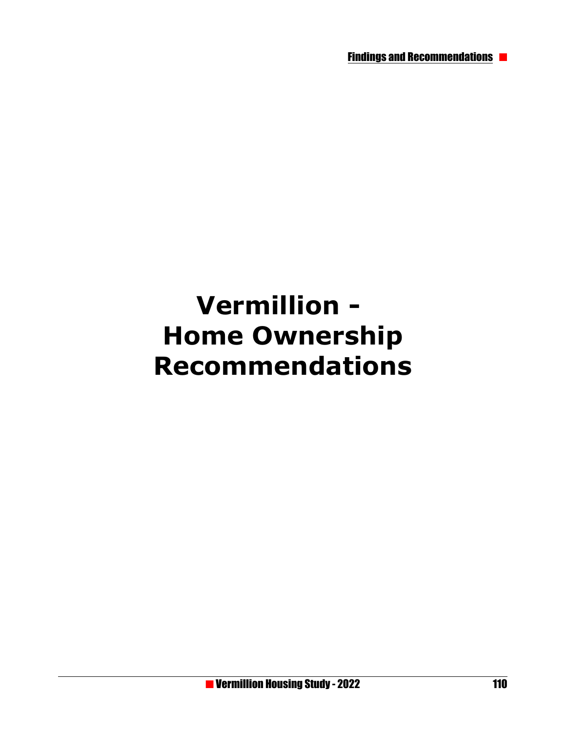# Vermillion - Home Ownership Recommendations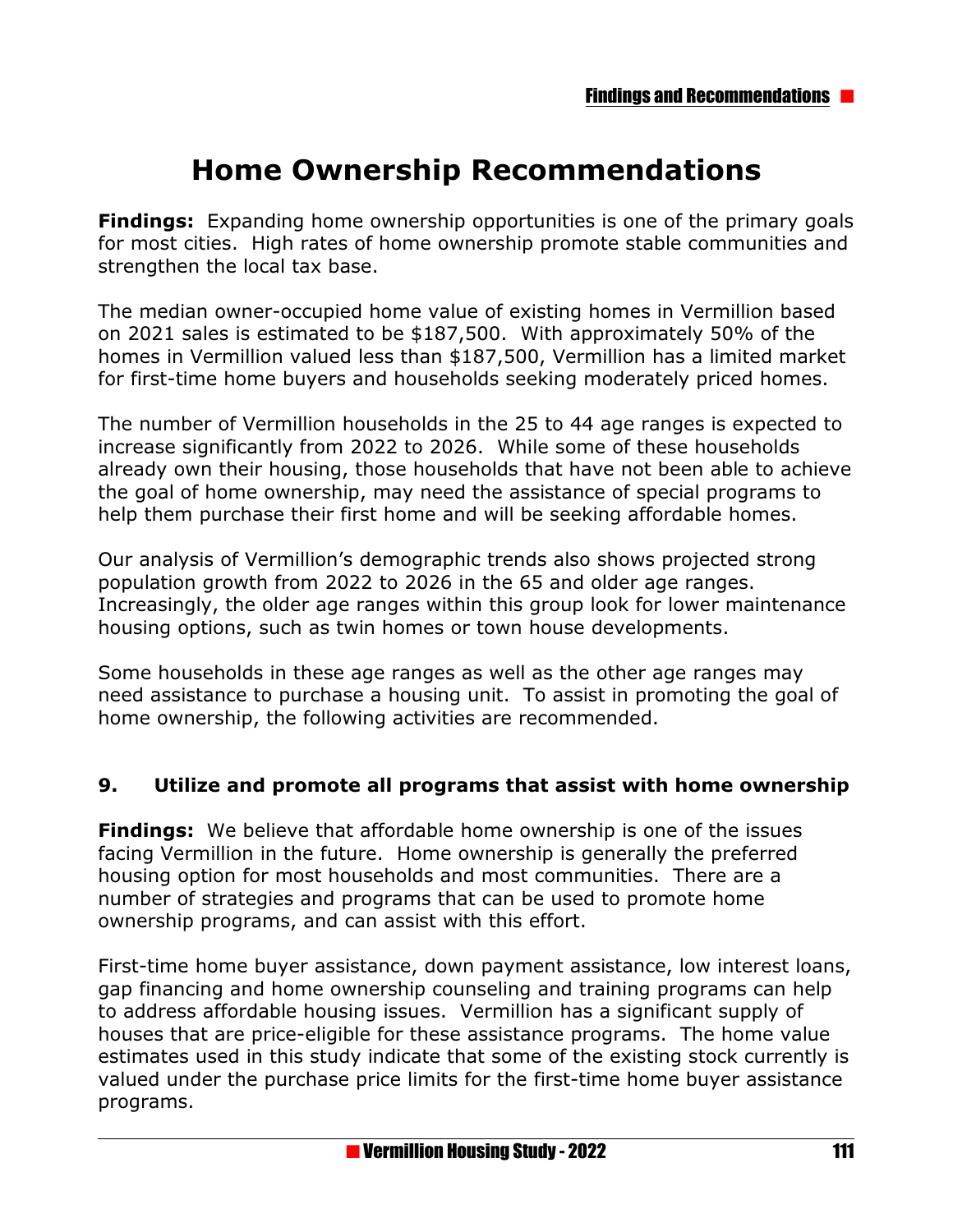# Home Ownership Recommendations

**Findings:** Expanding home ownership opportunities is one of the primary goals for most cities. High rates of home ownership promote stable communities and strengthen the local tax base.

The median owner-occupied home value of existing homes in Vermillion based on 2021 sales is estimated to be $187,500. With approximately 50% of the homes in Vermillion valued less than $187,500, Vermillion has a limited market for first-time home buyers and households seeking moderately priced homes.

The number of Vermillion households in the 25 to 44 age ranges is expected to increase significantly from 2022 to 2026. While some of these households already own their housing, those households that have not been able to achieve the goal of home ownership, may need the assistance of special programs to help them purchase their first home and will be seeking affordable homes.

Our analysis of Vermillion's demographic trends also shows projected strong population growth from 2022 to 2026 in the 65 and older age ranges. Increasingly, the older age ranges within this group look for lower maintenance housing options, such as twin homes or town house developments.

Some households in these age ranges as well as the other age ranges may need assistance to purchase a housing unit. To assist in promoting the goal of home ownership, the following activities are recommended.

### 9. Utilize and promote all programs that assist with home ownership

**Findings:** We believe that affordable home ownership is one of the issues facing Vermillion in the future. Home ownership is generally the preferred housing option for most households and most communities. There are a number of strategies and programs that can be used to promote home ownership programs, and can assist with this effort.

First-time home buyer assistance, down payment assistance, low interest loans, gap financing and home ownership counseling and training programs can help to address affordable housing issues. Vermillion has a significant supply of houses that are price-eligible for these assistance programs. The home value estimates used in this study indicate that some of the existing stock currently is valued under the purchase price limits for the first-time home buyer assistance programs.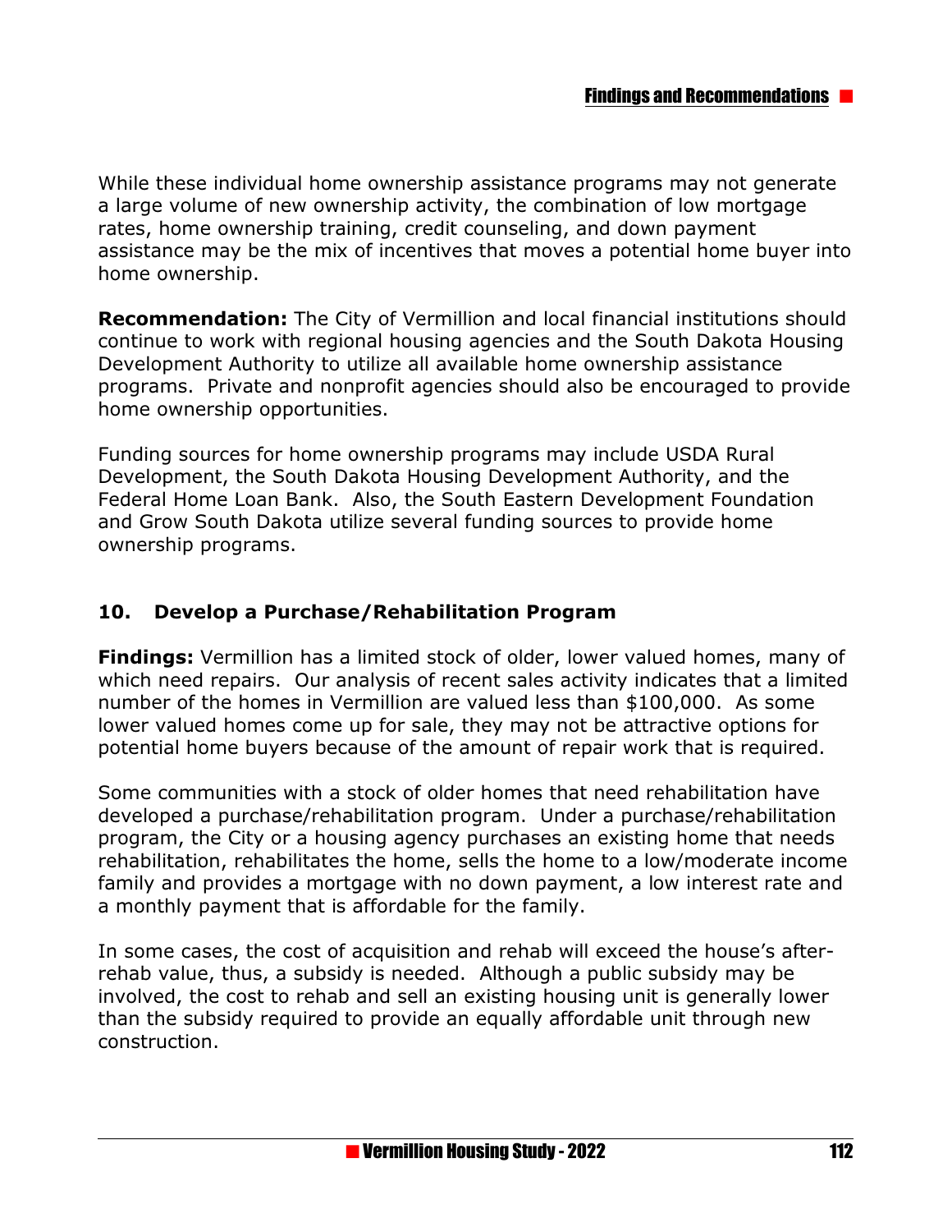While these individual home ownership assistance programs may not generate a large volume of new ownership activity, the combination of low mortgage rates, home ownership training, credit counseling, and down payment assistance may be the mix of incentives that moves a potential home buyer into home ownership.

**Recommendation:** The City of Vermillion and local financial institutions should continue to work with regional housing agencies and the South Dakota Housing Development Authority to utilize all available home ownership assistance programs. Private and nonprofit agencies should also be encouraged to provide home ownership opportunities.

Funding sources for home ownership programs may include USDA Rural Development, the South Dakota Housing Development Authority, and the Federal Home Loan Bank. Also, the South Eastern Development Foundation and Grow South Dakota utilize several funding sources to provide home ownership programs.

### 10. Develop a Purchase/Rehabilitation Program

**Findings:** Vermillion has a limited stock of older, lower valued homes, many of which need repairs. Our analysis of recent sales activity indicates that a limited number of the homes in Vermillion are valued less than $100,000. As some lower valued homes come up for sale, they may not be attractive options for potential home buyers because of the amount of repair work that is required.

Some communities with a stock of older homes that need rehabilitation have developed a purchase/rehabilitation program. Under a purchase/rehabilitation program, the City or a housing agency purchases an existing home that needs rehabilitation, rehabilitates the home, sells the home to a low/moderate income family and provides a mortgage with no down payment, a low interest rate and a monthly payment that is affordable for the family.

In some cases, the cost of acquisition and rehab will exceed the house's after-rehab value, thus, a subsidy is needed. Although a public subsidy may be involved, the cost to rehab and sell an existing housing unit is generally lower than the subsidy required to provide an equally affordable unit through new construction.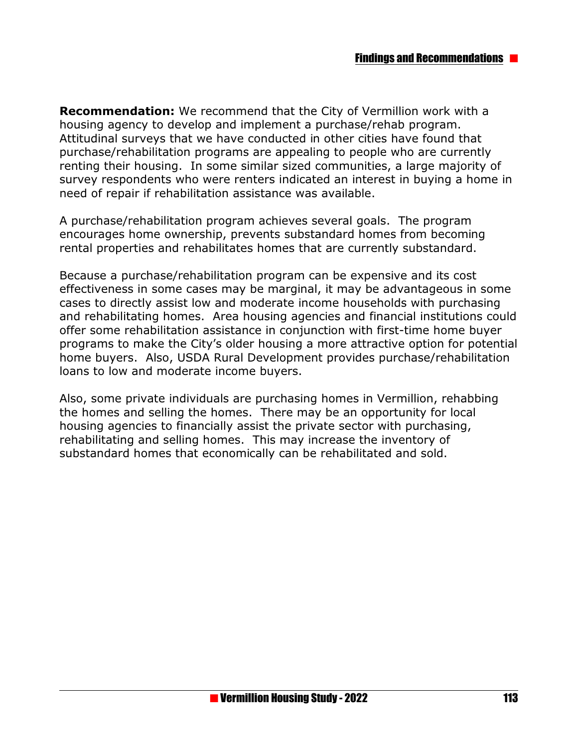**Recommendation:** We recommend that the City of Vermillion work with a housing agency to develop and implement a purchase/rehab program. Attitudinal surveys that we have conducted in other cities have found that purchase/rehabilitation programs are appealing to people who are currently renting their housing. In some similar sized communities, a large majority of survey respondents who were renters indicated an interest in buying a home in need of repair if rehabilitation assistance was available.

A purchase/rehabilitation program achieves several goals. The program encourages home ownership, prevents substandard homes from becoming rental properties and rehabilitates homes that are currently substandard.

Because a purchase/rehabilitation program can be expensive and its cost effectiveness in some cases may be marginal, it may be advantageous in some cases to directly assist low and moderate income households with purchasing and rehabilitating homes. Area housing agencies and financial institutions could offer some rehabilitation assistance in conjunction with first-time home buyer programs to make the City's older housing a more attractive option for potential home buyers. Also, USDA Rural Development provides purchase/rehabilitation loans to low and moderate income buyers.

Also, some private individuals are purchasing homes in Vermillion, rehabbing the homes and selling the homes. There may be an opportunity for local housing agencies to financially assist the private sector with purchasing, rehabilitating and selling homes. This may increase the inventory of substandard homes that economically can be rehabilitated and sold.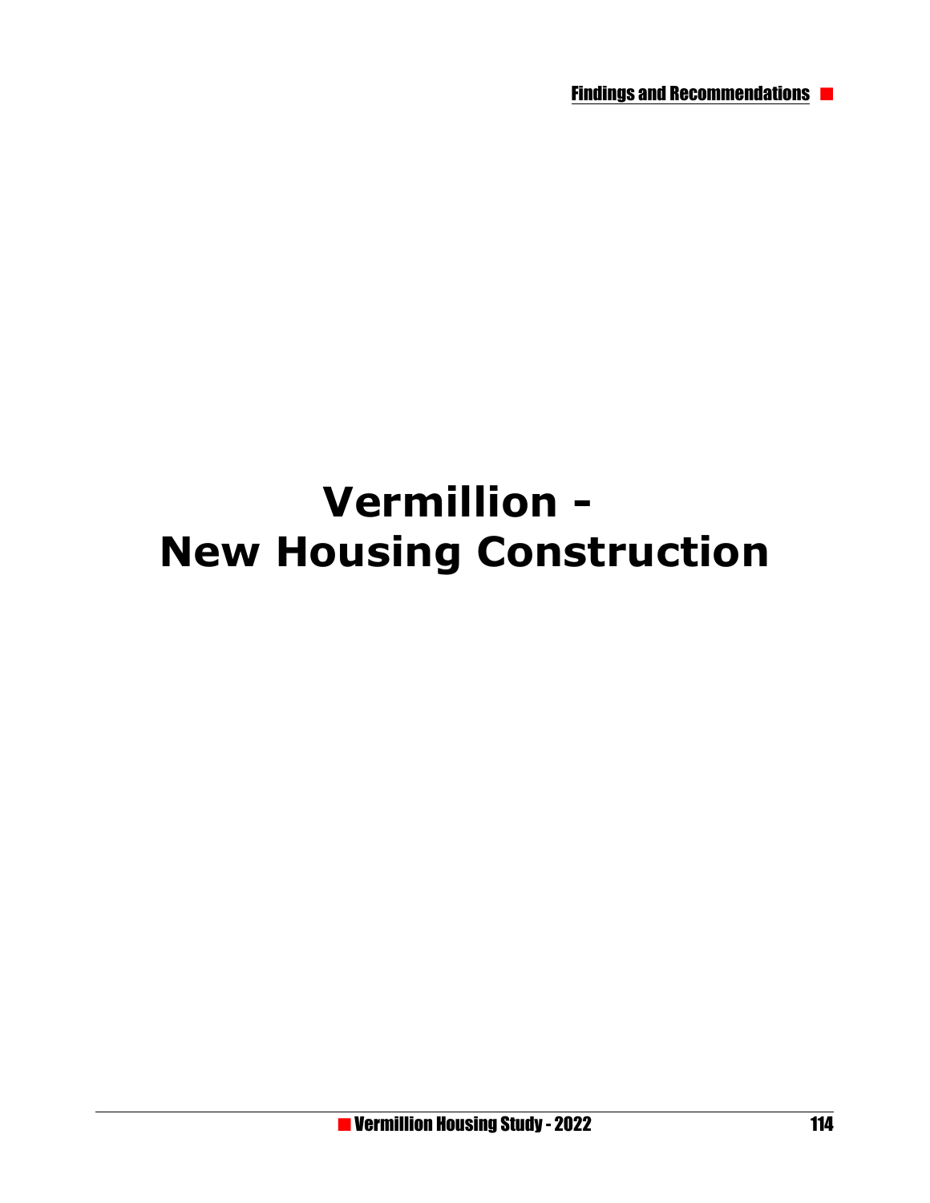# Vermillion - New Housing Construction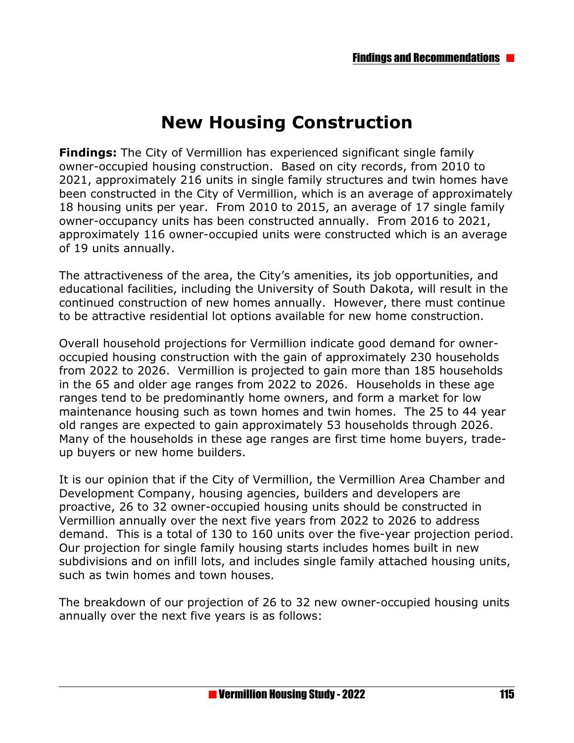# New Housing Construction

**Findings:** The City of Vermillion has experienced significant single family owner-occupied housing construction. Based on city records, from 2010 to 2021, approximately 216 units in single family structures and twin homes have been constructed in the City of Vermillion, which is an average of approximately 18 housing units per year. From 2010 to 2015, an average of 17 single family owner-occupancy units has been constructed annually. From 2016 to 2021, approximately 116 owner-occupied units were constructed which is an average of 19 units annually.

The attractiveness of the area, the City's amenities, its job opportunities, and educational facilities, including the University of South Dakota, will result in the continued construction of new homes annually. However, there must continue to be attractive residential lot options available for new home construction.

Overall household projections for Vermillion indicate good demand for owner-occupied housing construction with the gain of approximately 230 households from 2022 to 2026. Vermillion is projected to gain more than 185 households in the 65 and older age ranges from 2022 to 2026. Households in these age ranges tend to be predominantly home owners, and form a market for low maintenance housing such as town homes and twin homes. The 25 to 44 year old ranges are expected to gain approximately 53 households through 2026. Many of the households in these age ranges are first time home buyers, trade-up buyers or new home builders.

It is our opinion that if the City of Vermillion, the Vermillion Area Chamber and Development Company, housing agencies, builders and developers are proactive, 26 to 32 owner-occupied housing units should be constructed in Vermillion annually over the next five years from 2022 to 2026 to address demand. This is a total of 130 to 160 units over the five-year projection period. Our projection for single family housing starts includes homes built in new subdivisions and on infill lots, and includes single family attached housing units, such as twin homes and town houses.

The breakdown of our projection of 26 to 32 new owner-occupied housing units annually over the next five years is as follows: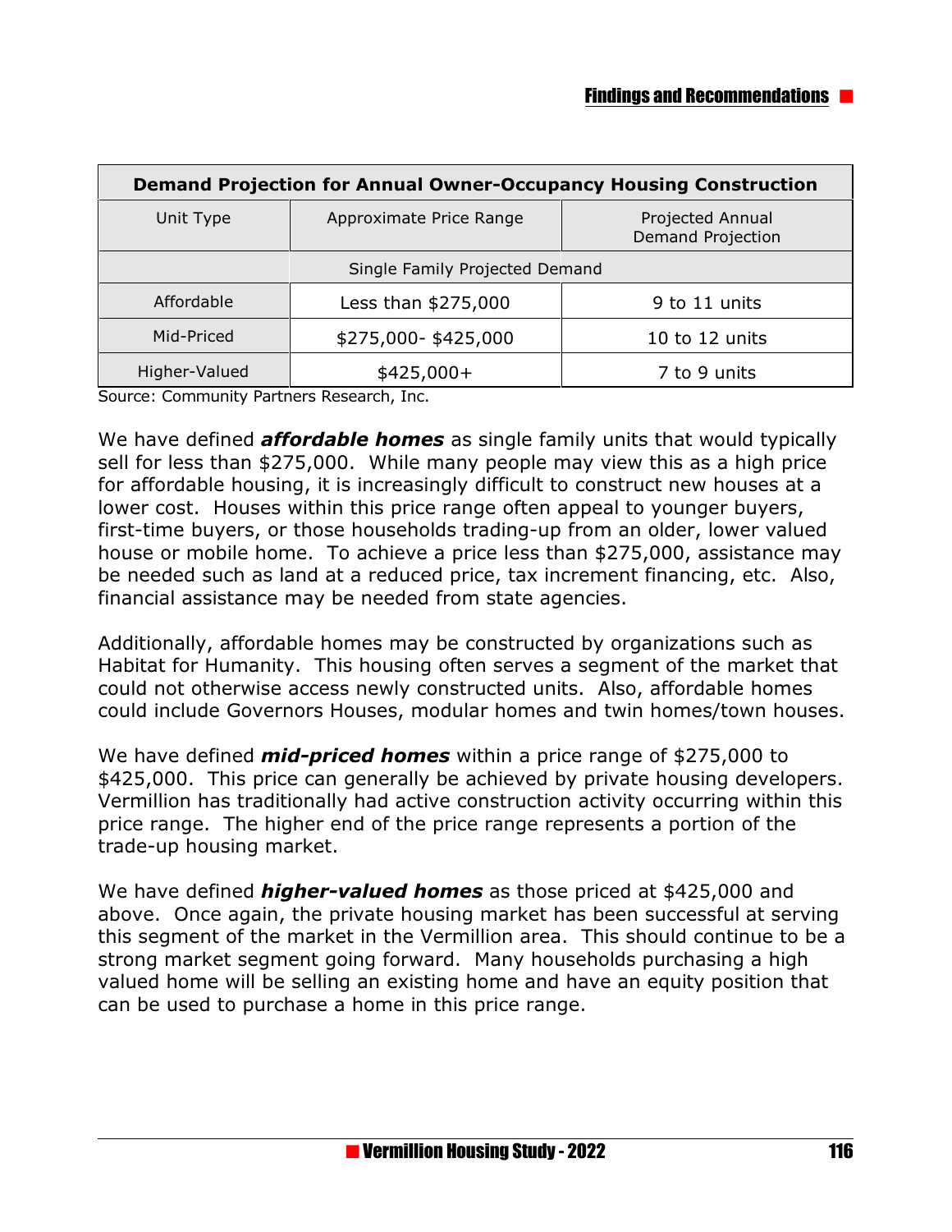| Demand Projection for Annual Owner-Occupancy Housing Construction | | |
|---|---|---|
| Unit Type | Approximate Price Range | Projected Annual Demand Projection |
| | Single Family Projected Demand | |
| Affordable | Less than $275,000 | 9 to 11 units |
| Mid-Priced | $275,000- $425,000 | 10 to 12 units |
| Higher-Valued | $425,000+ | 7 to 9 units |

Source: Community Partners Research, Inc.

We have defined ***affordable homes*** as single family units that would typically sell for less than $275,000. While many people may view this as a high price for affordable housing, it is increasingly difficult to construct new houses at a lower cost. Houses within this price range often appeal to younger buyers, first-time buyers, or those households trading-up from an older, lower valued house or mobile home. To achieve a price less than $275,000, assistance may be needed such as land at a reduced price, tax increment financing, etc. Also, financial assistance may be needed from state agencies.

Additionally, affordable homes may be constructed by organizations such as Habitat for Humanity. This housing often serves a segment of the market that could not otherwise access newly constructed units. Also, affordable homes could include Governors Houses, modular homes and twin homes/town houses.

We have defined ***mid-priced homes*** within a price range of $275,000 to $425,000. This price can generally be achieved by private housing developers. Vermillion has traditionally had active construction activity occurring within this price range. The higher end of the price range represents a portion of the trade-up housing market.

We have defined ***higher-valued homes*** as those priced at $425,000 and above. Once again, the private housing market has been successful at serving this segment of the market in the Vermillion area. This should continue to be a strong market segment going forward. Many households purchasing a high valued home will be selling an existing home and have an equity position that can be used to purchase a home in this price range.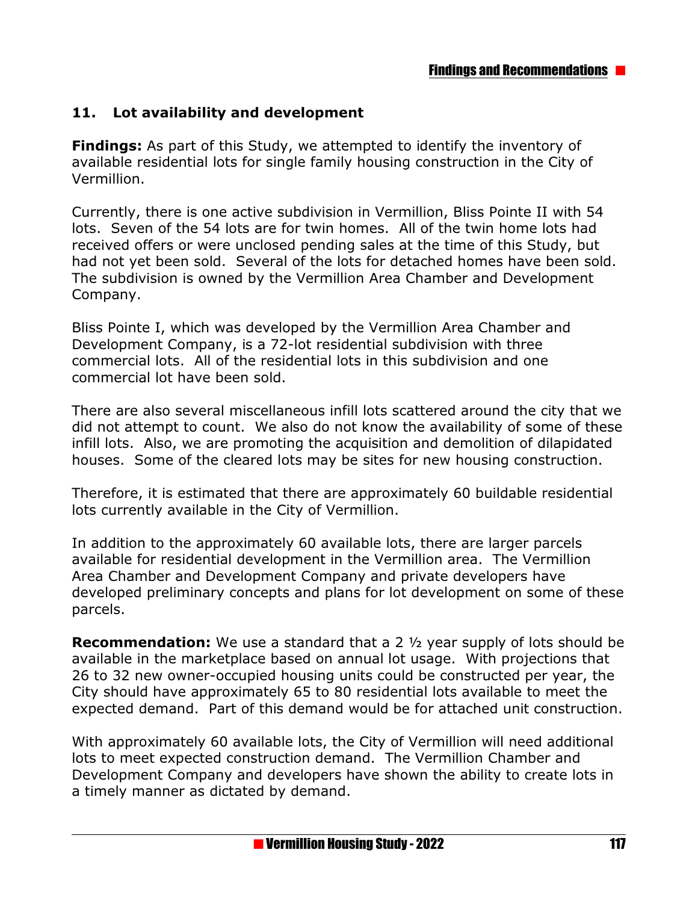### 11. Lot availability and development

**Findings:** As part of this Study, we attempted to identify the inventory of available residential lots for single family housing construction in the City of Vermillion.

Currently, there is one active subdivision in Vermillion, Bliss Pointe II with 54 lots. Seven of the 54 lots are for twin homes. All of the twin home lots had received offers or were unclosed pending sales at the time of this Study, but had not yet been sold. Several of the lots for detached homes have been sold. The subdivision is owned by the Vermillion Area Chamber and Development Company.

Bliss Pointe I, which was developed by the Vermillion Area Chamber and Development Company, is a 72-lot residential subdivision with three commercial lots. All of the residential lots in this subdivision and one commercial lot have been sold.

There are also several miscellaneous infill lots scattered around the city that we did not attempt to count. We also do not know the availability of some of these infill lots. Also, we are promoting the acquisition and demolition of dilapidated houses. Some of the cleared lots may be sites for new housing construction.

Therefore, it is estimated that there are approximately 60 buildable residential lots currently available in the City of Vermillion.

In addition to the approximately 60 available lots, there are larger parcels available for residential development in the Vermillion area. The Vermillion Area Chamber and Development Company and private developers have developed preliminary concepts and plans for lot development on some of these parcels.

**Recommendation:** We use a standard that a 2 ½ year supply of lots should be available in the marketplace based on annual lot usage. With projections that 26 to 32 new owner-occupied housing units could be constructed per year, the City should have approximately 65 to 80 residential lots available to meet the expected demand. Part of this demand would be for attached unit construction.

With approximately 60 available lots, the City of Vermillion will need additional lots to meet expected construction demand. The Vermillion Chamber and Development Company and developers have shown the ability to create lots in a timely manner as dictated by demand.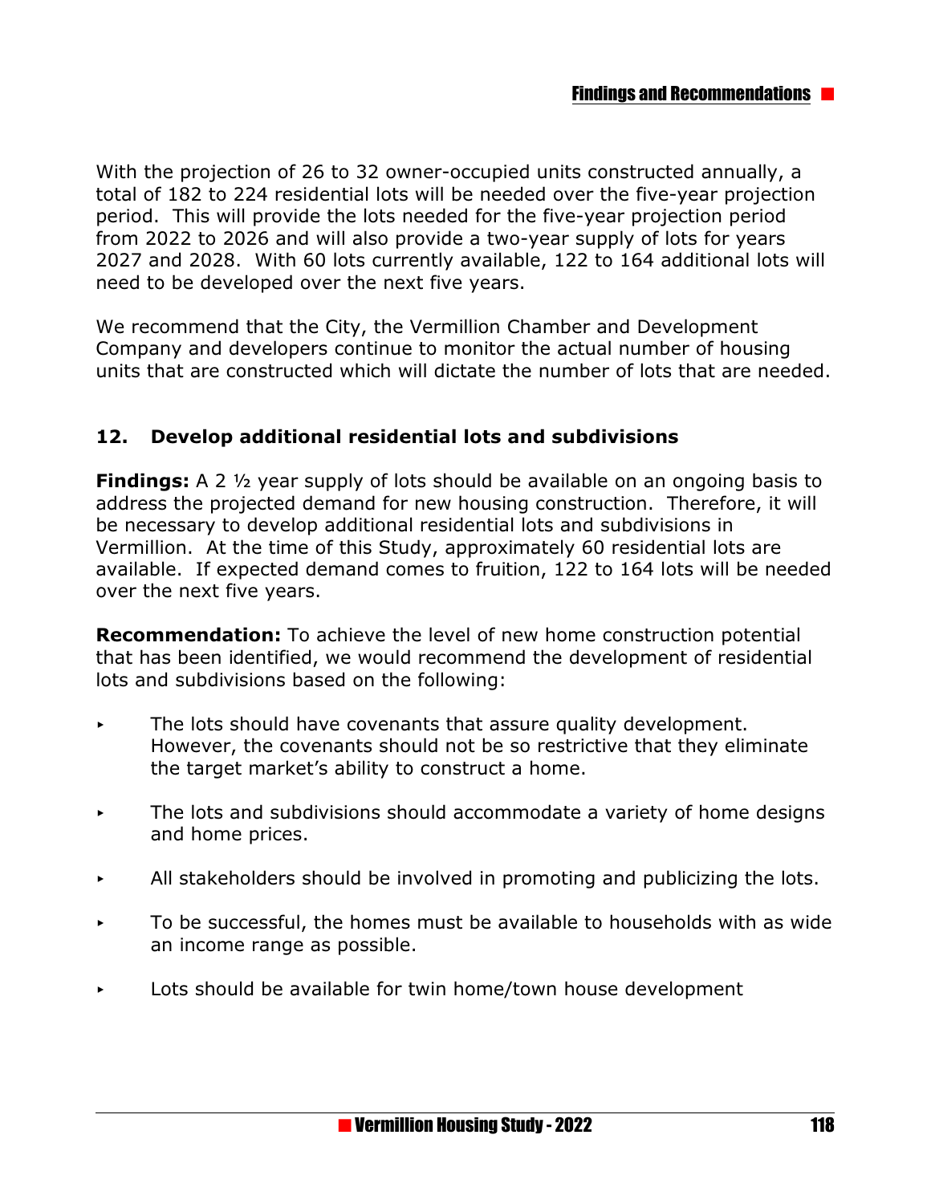With the projection of 26 to 32 owner-occupied units constructed annually, a total of 182 to 224 residential lots will be needed over the five-year projection period. This will provide the lots needed for the five-year projection period from 2022 to 2026 and will also provide a two-year supply of lots for years 2027 and 2028. With 60 lots currently available, 122 to 164 additional lots will need to be developed over the next five years.

We recommend that the City, the Vermillion Chamber and Development Company and developers continue to monitor the actual number of housing units that are constructed which will dictate the number of lots that are needed.

### 12. Develop additional residential lots and subdivisions

**Findings:** A 2 ½ year supply of lots should be available on an ongoing basis to address the projected demand for new housing construction. Therefore, it will be necessary to develop additional residential lots and subdivisions in Vermillion. At the time of this Study, approximately 60 residential lots are available. If expected demand comes to fruition, 122 to 164 lots will be needed over the next five years.

**Recommendation:** To achieve the level of new home construction potential that has been identified, we would recommend the development of residential lots and subdivisions based on the following:

- The lots should have covenants that assure quality development. However, the covenants should not be so restrictive that they eliminate the target market's ability to construct a home.
- The lots and subdivisions should accommodate a variety of home designs and home prices.
- All stakeholders should be involved in promoting and publicizing the lots.
- To be successful, the homes must be available to households with as wide an income range as possible.
- Lots should be available for twin home/town house development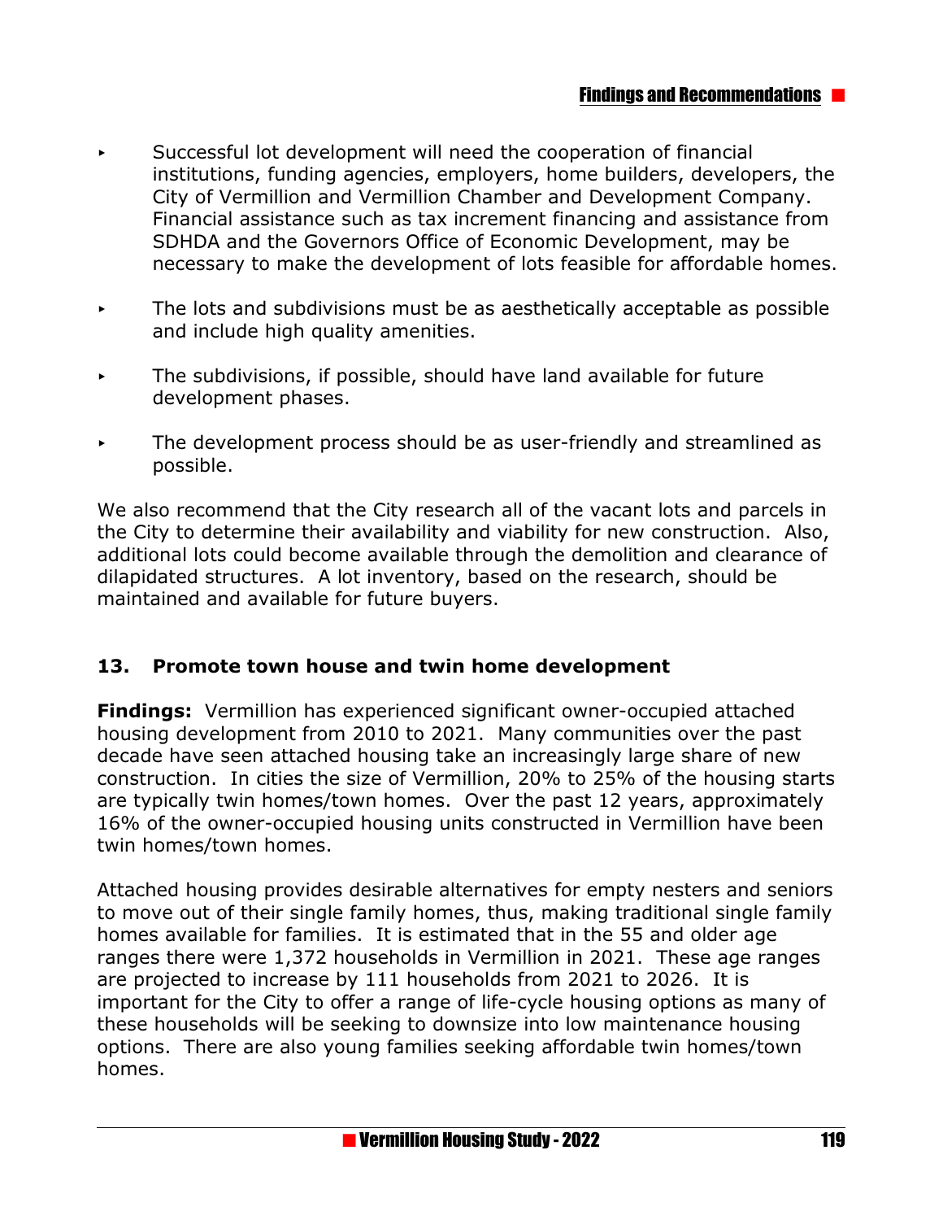- Successful lot development will need the cooperation of financial institutions, funding agencies, employers, home builders, developers, the City of Vermillion and Vermillion Chamber and Development Company. Financial assistance such as tax increment financing and assistance from SDHDA and the Governors Office of Economic Development, may be necessary to make the development of lots feasible for affordable homes.

- The lots and subdivisions must be as aesthetically acceptable as possible and include high quality amenities.

- The subdivisions, if possible, should have land available for future development phases.

- The development process should be as user-friendly and streamlined as possible.

We also recommend that the City research all of the vacant lots and parcels in the City to determine their availability and viability for new construction. Also, additional lots could become available through the demolition and clearance of dilapidated structures. A lot inventory, based on the research, should be maintained and available for future buyers.

### 13. Promote town house and twin home development

**Findings:** Vermillion has experienced significant owner-occupied attached housing development from 2010 to 2021. Many communities over the past decade have seen attached housing take an increasingly large share of new construction. In cities the size of Vermillion, 20% to 25% of the housing starts are typically twin homes/town homes. Over the past 12 years, approximately 16% of the owner-occupied housing units constructed in Vermillion have been twin homes/town homes.

Attached housing provides desirable alternatives for empty nesters and seniors to move out of their single family homes, thus, making traditional single family homes available for families. It is estimated that in the 55 and older age ranges there were 1,372 households in Vermillion in 2021. These age ranges are projected to increase by 111 households from 2021 to 2026. It is important for the City to offer a range of life-cycle housing options as many of these households will be seeking to downsize into low maintenance housing options. There are also young families seeking affordable twin homes/town homes.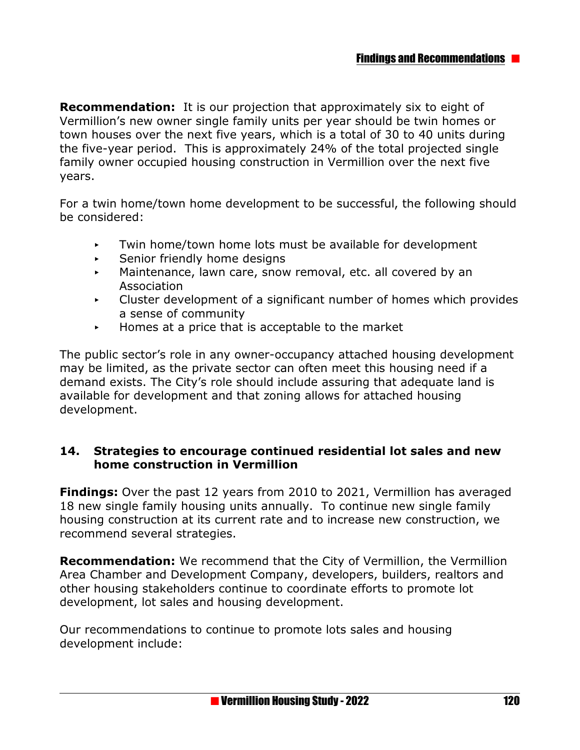**Recommendation:** It is our projection that approximately six to eight of Vermillion's new owner single family units per year should be twin homes or town houses over the next five years, which is a total of 30 to 40 units during the five-year period. This is approximately 24% of the total projected single family owner occupied housing construction in Vermillion over the next five years.

For a twin home/town home development to be successful, the following should be considered:

- Twin home/town home lots must be available for development
- Senior friendly home designs
- Maintenance, lawn care, snow removal, etc. all covered by an Association
- Cluster development of a significant number of homes which provides a sense of community
- Homes at a price that is acceptable to the market

The public sector's role in any owner-occupancy attached housing development may be limited, as the private sector can often meet this housing need if a demand exists. The City's role should include assuring that adequate land is available for development and that zoning allows for attached housing development.

### 14. Strategies to encourage continued residential lot sales and new home construction in Vermillion

**Findings:** Over the past 12 years from 2010 to 2021, Vermillion has averaged 18 new single family housing units annually. To continue new single family housing construction at its current rate and to increase new construction, we recommend several strategies.

**Recommendation:** We recommend that the City of Vermillion, the Vermillion Area Chamber and Development Company, developers, builders, realtors and other housing stakeholders continue to coordinate efforts to promote lot development, lot sales and housing development.

Our recommendations to continue to promote lots sales and housing development include: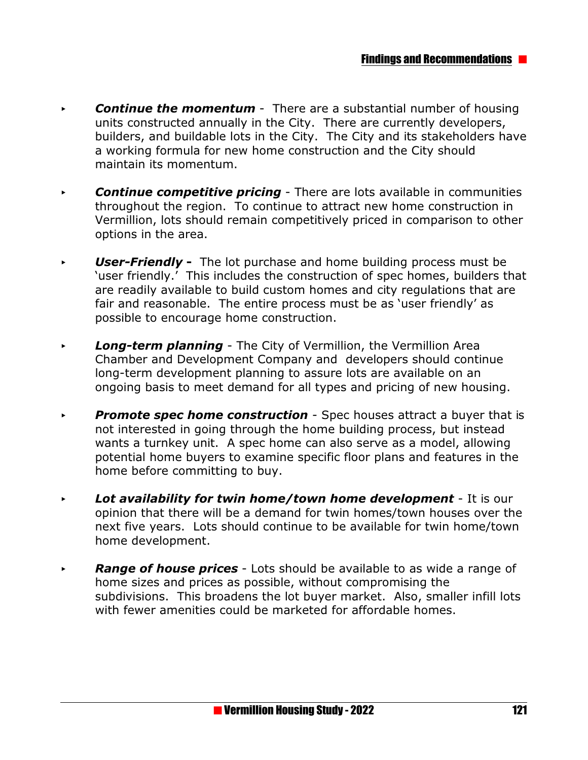- ***Continue the momentum*** - There are a substantial number of housing units constructed annually in the City. There are currently developers, builders, and buildable lots in the City. The City and its stakeholders have a working formula for new home construction and the City should maintain its momentum.

- ***Continue competitive pricing*** - There are lots available in communities throughout the region. To continue to attract new home construction in Vermillion, lots should remain competitively priced in comparison to other options in the area.

- ***User-Friendly -*** The lot purchase and home building process must be 'user friendly.' This includes the construction of spec homes, builders that are readily available to build custom homes and city regulations that are fair and reasonable. The entire process must be as 'user friendly' as possible to encourage home construction.

- ***Long-term planning*** - The City of Vermillion, the Vermillion Area Chamber and Development Company and developers should continue long-term development planning to assure lots are available on an ongoing basis to meet demand for all types and pricing of new housing.

- ***Promote spec home construction*** - Spec houses attract a buyer that is not interested in going through the home building process, but instead wants a turnkey unit. A spec home can also serve as a model, allowing potential home buyers to examine specific floor plans and features in the home before committing to buy.

- ***Lot availability for twin home/town home development*** - It is our opinion that there will be a demand for twin homes/town houses over the next five years. Lots should continue to be available for twin home/town home development.

- ***Range of house prices*** - Lots should be available to as wide a range of home sizes and prices as possible, without compromising the subdivisions. This broadens the lot buyer market. Also, smaller infill lots with fewer amenities could be marketed for affordable homes.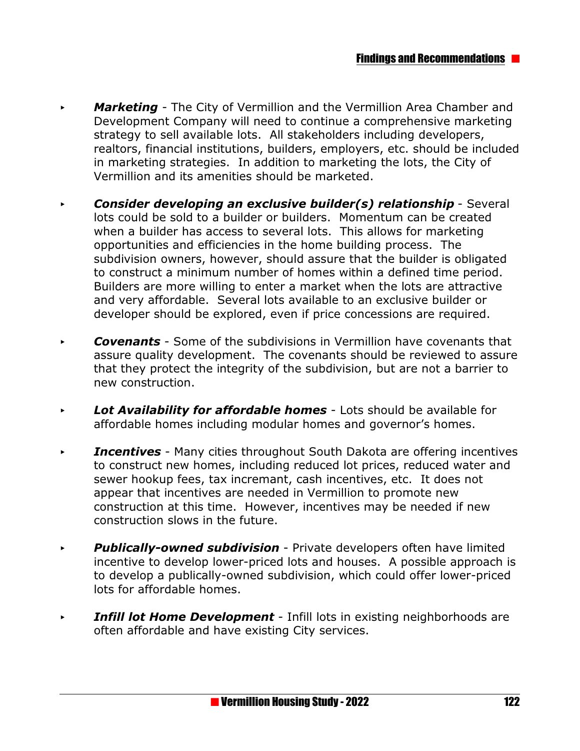- ***Marketing*** - The City of Vermillion and the Vermillion Area Chamber and Development Company will need to continue a comprehensive marketing strategy to sell available lots. All stakeholders including developers, realtors, financial institutions, builders, employers, etc. should be included in marketing strategies. In addition to marketing the lots, the City of Vermillion and its amenities should be marketed.

- ***Consider developing an exclusive builder(s) relationship*** - Several lots could be sold to a builder or builders. Momentum can be created when a builder has access to several lots. This allows for marketing opportunities and efficiencies in the home building process. The subdivision owners, however, should assure that the builder is obligated to construct a minimum number of homes within a defined time period. Builders are more willing to enter a market when the lots are attractive and very affordable. Several lots available to an exclusive builder or developer should be explored, even if price concessions are required.

- ***Covenants*** - Some of the subdivisions in Vermillion have covenants that assure quality development. The covenants should be reviewed to assure that they protect the integrity of the subdivision, but are not a barrier to new construction.

- ***Lot Availability for affordable homes*** - Lots should be available for affordable homes including modular homes and governor's homes.

- ***Incentives*** - Many cities throughout South Dakota are offering incentives to construct new homes, including reduced lot prices, reduced water and sewer hookup fees, tax incremant, cash incentives, etc. It does not appear that incentives are needed in Vermillion to promote new construction at this time. However, incentives may be needed if new construction slows in the future.

- ***Publically-owned subdivision*** - Private developers often have limited incentive to develop lower-priced lots and houses. A possible approach is to develop a publically-owned subdivision, which could offer lower-priced lots for affordable homes.

- ***Infill lot Home Development*** - Infill lots in existing neighborhoods are often affordable and have existing City services.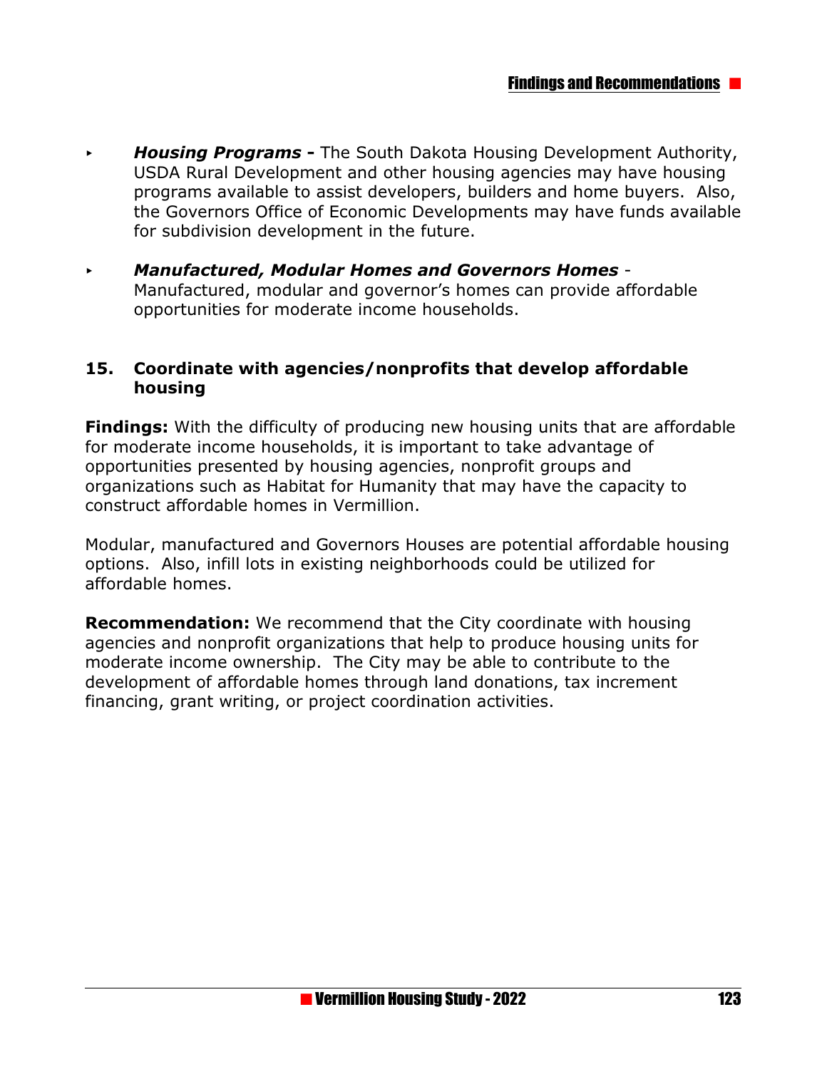- ***Housing Programs -*** The South Dakota Housing Development Authority, USDA Rural Development and other housing agencies may have housing programs available to assist developers, builders and home buyers. Also, the Governors Office of Economic Developments may have funds available for subdivision development in the future.

- ***Manufactured, Modular Homes and Governors Homes*** - Manufactured, modular and governor's homes can provide affordable opportunities for moderate income households.

### 15. Coordinate with agencies/nonprofits that develop affordable housing

**Findings:** With the difficulty of producing new housing units that are affordable for moderate income households, it is important to take advantage of opportunities presented by housing agencies, nonprofit groups and organizations such as Habitat for Humanity that may have the capacity to construct affordable homes in Vermillion.

Modular, manufactured and Governors Houses are potential affordable housing options. Also, infill lots in existing neighborhoods could be utilized for affordable homes.

**Recommendation:** We recommend that the City coordinate with housing agencies and nonprofit organizations that help to produce housing units for moderate income ownership. The City may be able to contribute to the development of affordable homes through land donations, tax increment financing, grant writing, or project coordination activities.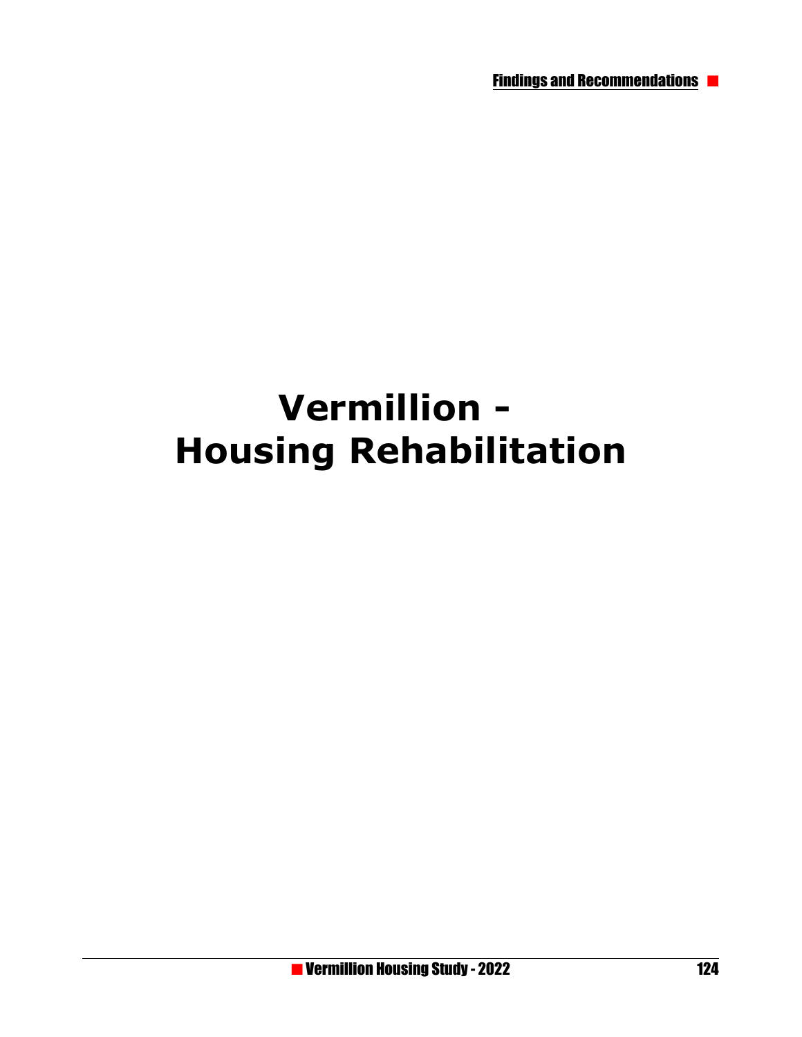# Vermillion - Housing Rehabilitation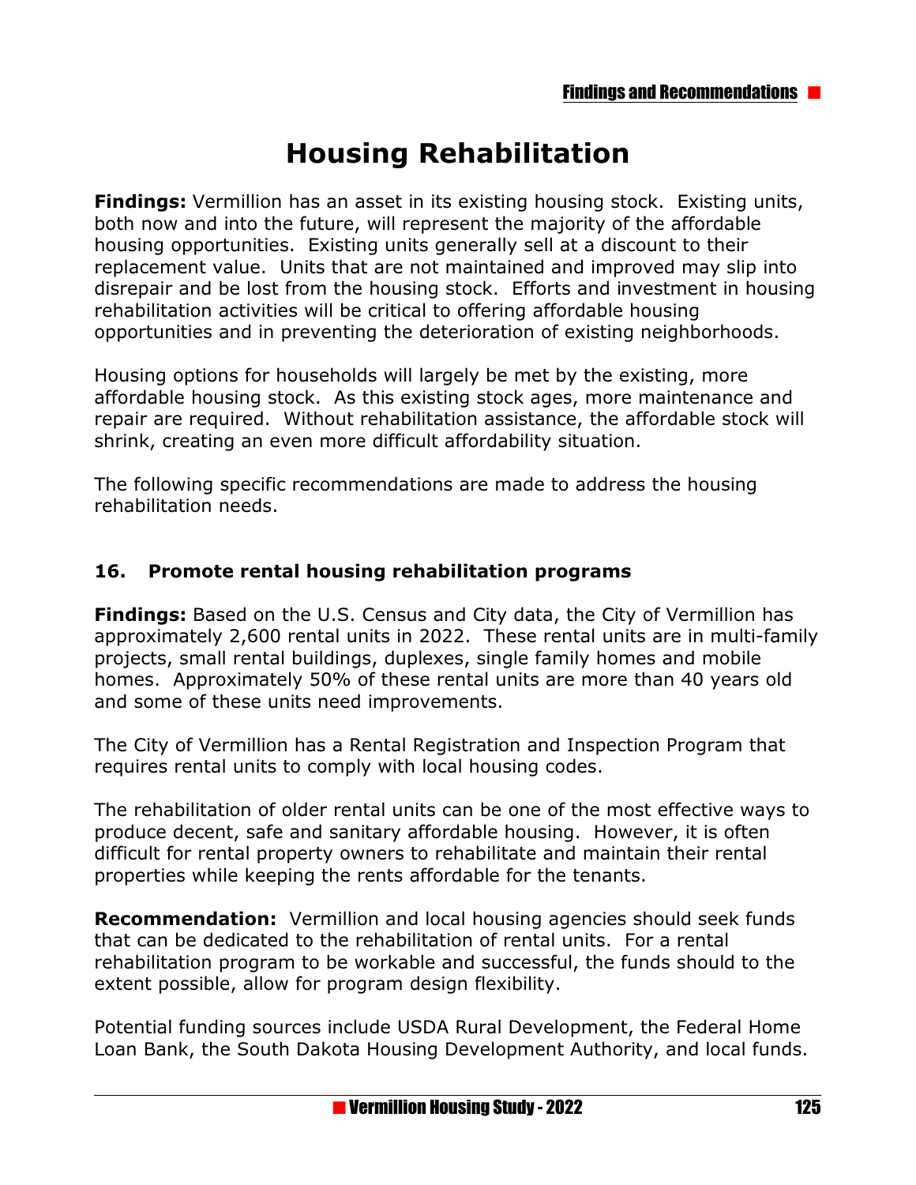# Housing Rehabilitation

**Findings:** Vermillion has an asset in its existing housing stock. Existing units, both now and into the future, will represent the majority of the affordable housing opportunities. Existing units generally sell at a discount to their replacement value. Units that are not maintained and improved may slip into disrepair and be lost from the housing stock. Efforts and investment in housing rehabilitation activities will be critical to offering affordable housing opportunities and in preventing the deterioration of existing neighborhoods.

Housing options for households will largely be met by the existing, more affordable housing stock. As this existing stock ages, more maintenance and repair are required. Without rehabilitation assistance, the affordable stock will shrink, creating an even more difficult affordability situation.

The following specific recommendations are made to address the housing rehabilitation needs.

### 16. Promote rental housing rehabilitation programs

**Findings:** Based on the U.S. Census and City data, the City of Vermillion has approximately 2,600 rental units in 2022. These rental units are in multi-family projects, small rental buildings, duplexes, single family homes and mobile homes. Approximately 50% of these rental units are more than 40 years old and some of these units need improvements.

The City of Vermillion has a Rental Registration and Inspection Program that requires rental units to comply with local housing codes.

The rehabilitation of older rental units can be one of the most effective ways to produce decent, safe and sanitary affordable housing. However, it is often difficult for rental property owners to rehabilitate and maintain their rental properties while keeping the rents affordable for the tenants.

**Recommendation:** Vermillion and local housing agencies should seek funds that can be dedicated to the rehabilitation of rental units. For a rental rehabilitation program to be workable and successful, the funds should to the extent possible, allow for program design flexibility.

Potential funding sources include USDA Rural Development, the Federal Home Loan Bank, the South Dakota Housing Development Authority, and local funds.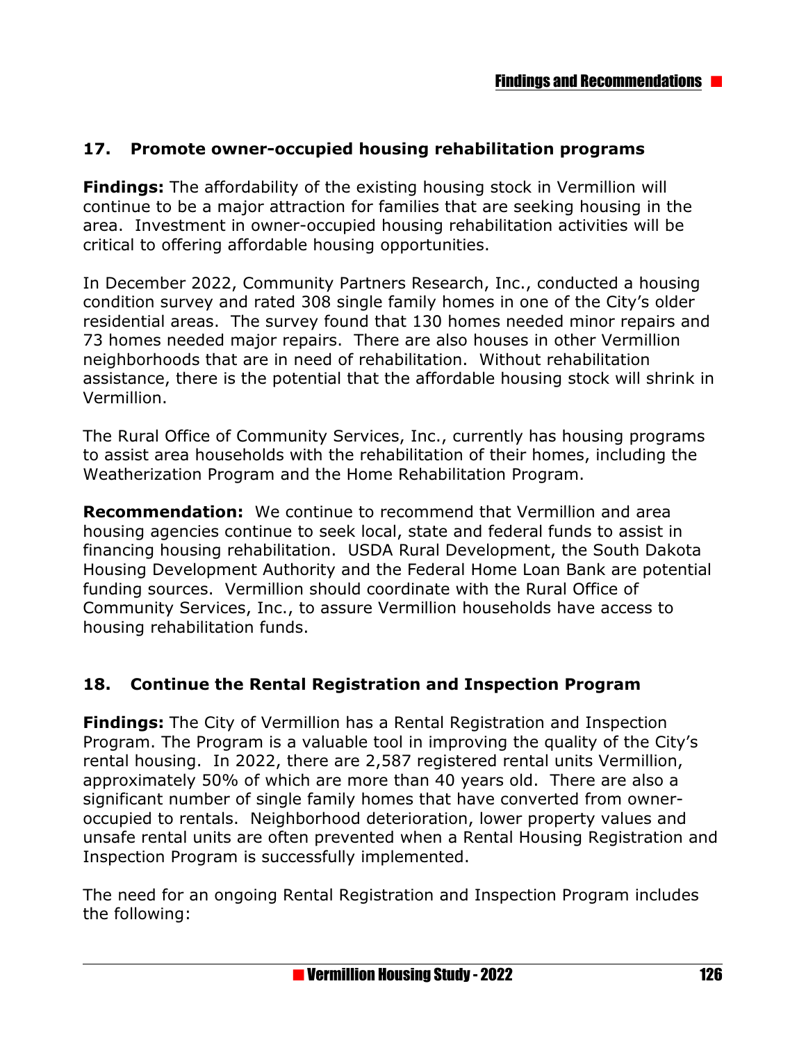### 17. Promote owner-occupied housing rehabilitation programs

**Findings:** The affordability of the existing housing stock in Vermillion will continue to be a major attraction for families that are seeking housing in the area. Investment in owner-occupied housing rehabilitation activities will be critical to offering affordable housing opportunities.

In December 2022, Community Partners Research, Inc., conducted a housing condition survey and rated 308 single family homes in one of the City's older residential areas. The survey found that 130 homes needed minor repairs and 73 homes needed major repairs. There are also houses in other Vermillion neighborhoods that are in need of rehabilitation. Without rehabilitation assistance, there is the potential that the affordable housing stock will shrink in Vermillion.

The Rural Office of Community Services, Inc., currently has housing programs to assist area households with the rehabilitation of their homes, including the Weatherization Program and the Home Rehabilitation Program.

**Recommendation:** We continue to recommend that Vermillion and area housing agencies continue to seek local, state and federal funds to assist in financing housing rehabilitation. USDA Rural Development, the South Dakota Housing Development Authority and the Federal Home Loan Bank are potential funding sources. Vermillion should coordinate with the Rural Office of Community Services, Inc., to assure Vermillion households have access to housing rehabilitation funds.

### 18. Continue the Rental Registration and Inspection Program

**Findings:** The City of Vermillion has a Rental Registration and Inspection Program. The Program is a valuable tool in improving the quality of the City's rental housing. In 2022, there are 2,587 registered rental units Vermillion, approximately 50% of which are more than 40 years old. There are also a significant number of single family homes that have converted from owner-occupied to rentals. Neighborhood deterioration, lower property values and unsafe rental units are often prevented when a Rental Housing Registration and Inspection Program is successfully implemented.

The need for an ongoing Rental Registration and Inspection Program includes the following: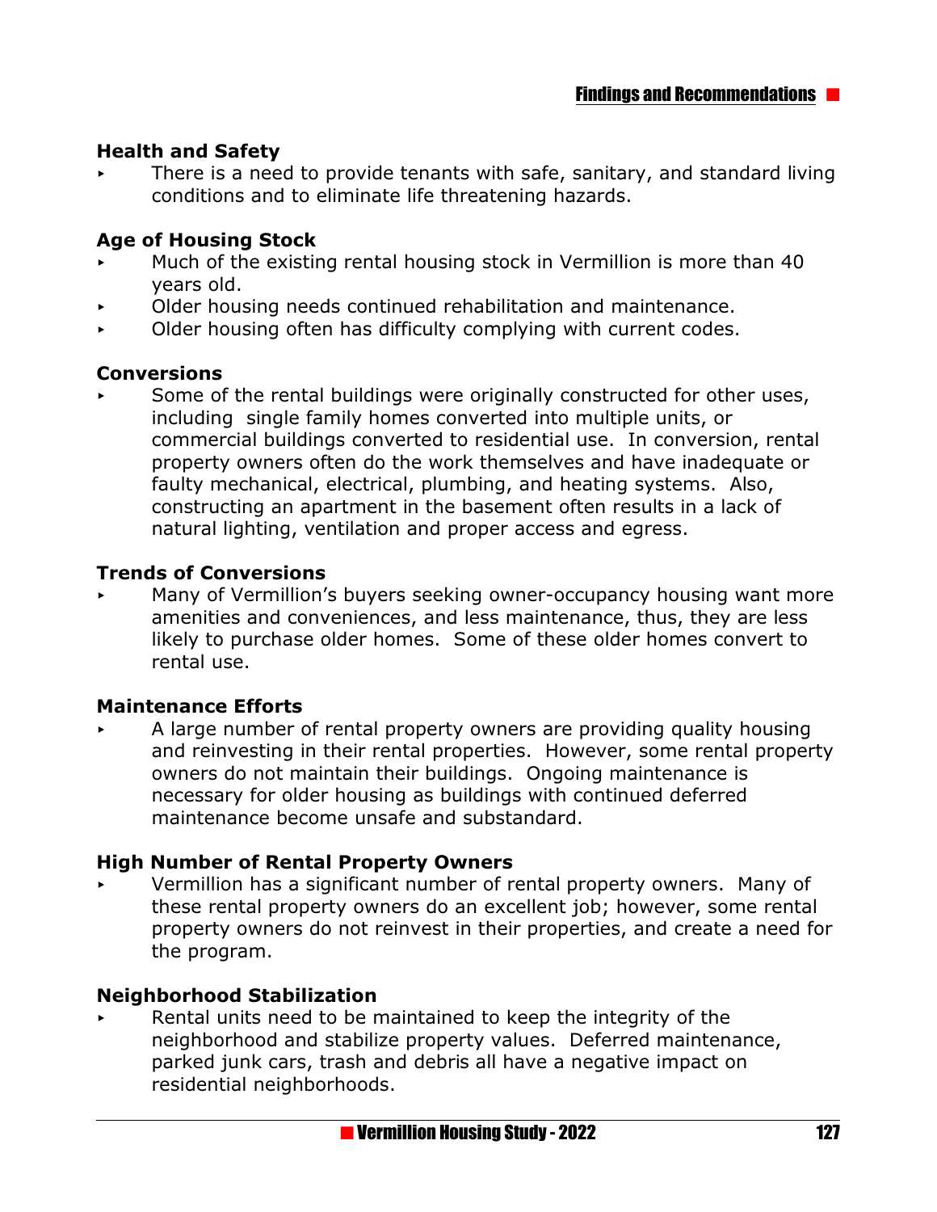### Health and Safety

- There is a need to provide tenants with safe, sanitary, and standard living conditions and to eliminate life threatening hazards.

### Age of Housing Stock

- Much of the existing rental housing stock in Vermillion is more than 40 years old.
- Older housing needs continued rehabilitation and maintenance.
- Older housing often has difficulty complying with current codes.

### Conversions

- Some of the rental buildings were originally constructed for other uses, including single family homes converted into multiple units, or commercial buildings converted to residential use. In conversion, rental property owners often do the work themselves and have inadequate or faulty mechanical, electrical, plumbing, and heating systems. Also, constructing an apartment in the basement often results in a lack of natural lighting, ventilation and proper access and egress.

### Trends of Conversions

- Many of Vermillion's buyers seeking owner-occupancy housing want more amenities and conveniences, and less maintenance, thus, they are less likely to purchase older homes. Some of these older homes convert to rental use.

### Maintenance Efforts

- A large number of rental property owners are providing quality housing and reinvesting in their rental properties. However, some rental property owners do not maintain their buildings. Ongoing maintenance is necessary for older housing as buildings with continued deferred maintenance become unsafe and substandard.

### High Number of Rental Property Owners

- Vermillion has a significant number of rental property owners. Many of these rental property owners do an excellent job; however, some rental property owners do not reinvest in their properties, and create a need for the program.

### Neighborhood Stabilization

- Rental units need to be maintained to keep the integrity of the neighborhood and stabilize property values. Deferred maintenance, parked junk cars, trash and debris all have a negative impact on residential neighborhoods.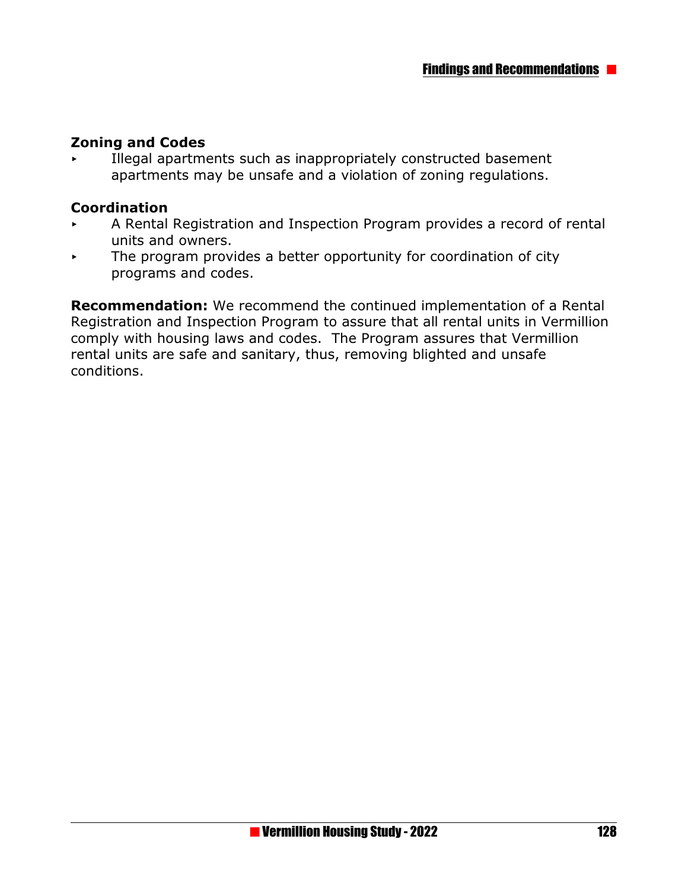**Zoning and Codes**

- Illegal apartments such as inappropriately constructed basement apartments may be unsafe and a violation of zoning regulations.

**Coordination**

- A Rental Registration and Inspection Program provides a record of rental units and owners.
- The program provides a better opportunity for coordination of city programs and codes.

**Recommendation:** We recommend the continued implementation of a Rental Registration and Inspection Program to assure that all rental units in Vermillion comply with housing laws and codes. The Program assures that Vermillion rental units are safe and sanitary, thus, removing blighted and unsafe conditions.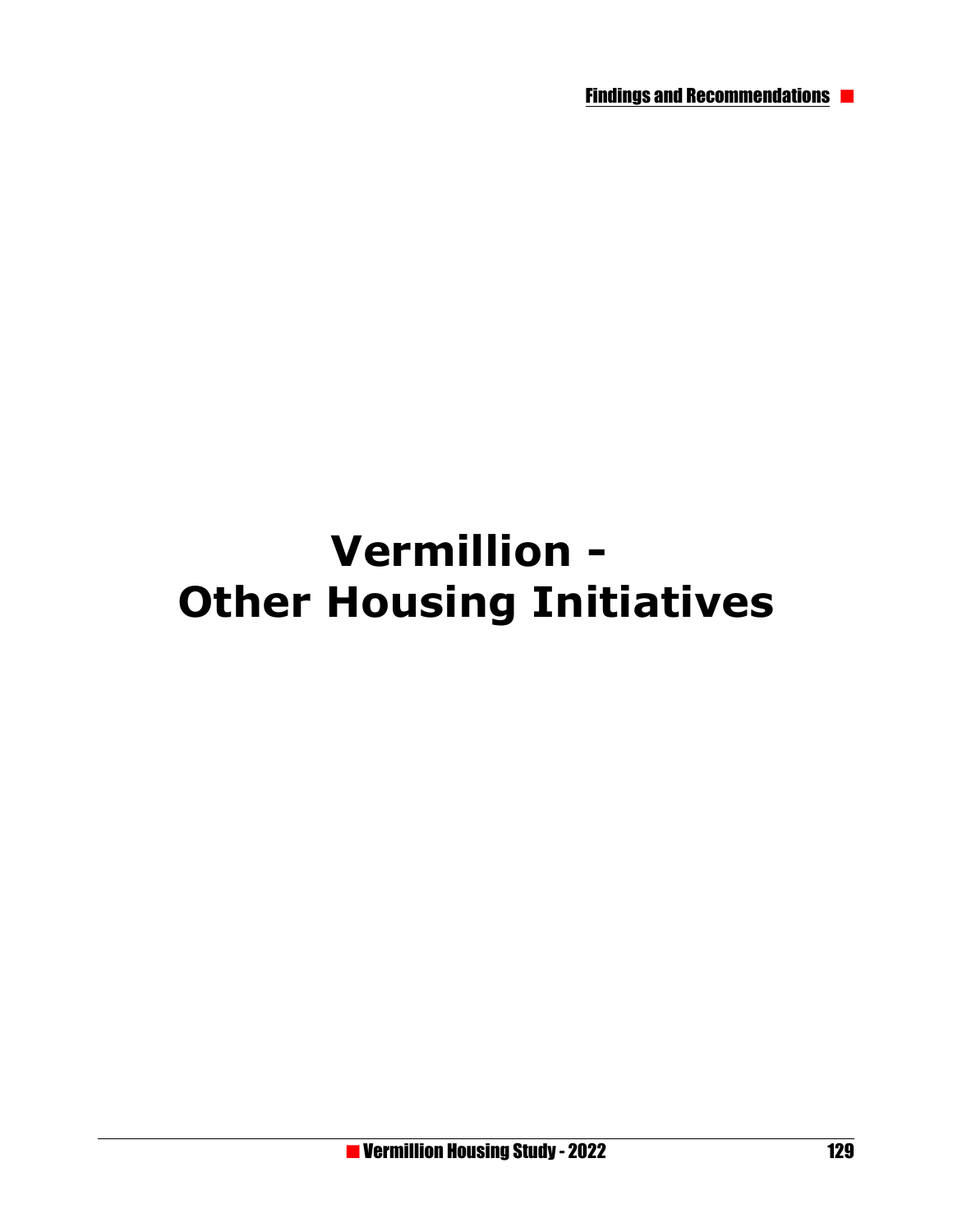# Vermillion - Other Housing Initiatives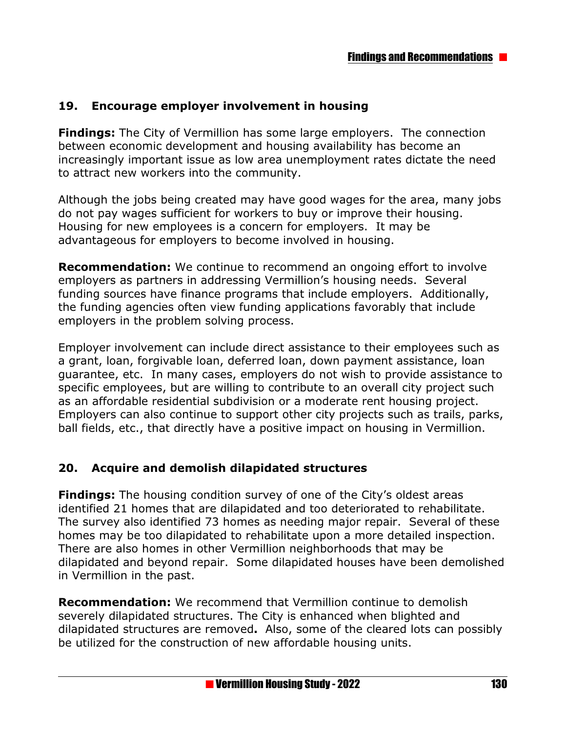## 19. Encourage employer involvement in housing

**Findings:** The City of Vermillion has some large employers. The connection between economic development and housing availability has become an increasingly important issue as low area unemployment rates dictate the need to attract new workers into the community.

Although the jobs being created may have good wages for the area, many jobs do not pay wages sufficient for workers to buy or improve their housing. Housing for new employees is a concern for employers. It may be advantageous for employers to become involved in housing.

**Recommendation:** We continue to recommend an ongoing effort to involve employers as partners in addressing Vermillion's housing needs. Several funding sources have finance programs that include employers. Additionally, the funding agencies often view funding applications favorably that include employers in the problem solving process.

Employer involvement can include direct assistance to their employees such as a grant, loan, forgivable loan, deferred loan, down payment assistance, loan guarantee, etc. In many cases, employers do not wish to provide assistance to specific employees, but are willing to contribute to an overall city project such as an affordable residential subdivision or a moderate rent housing project. Employers can also continue to support other city projects such as trails, parks, ball fields, etc., that directly have a positive impact on housing in Vermillion.

## 20. Acquire and demolish dilapidated structures

**Findings:** The housing condition survey of one of the City's oldest areas identified 21 homes that are dilapidated and too deteriorated to rehabilitate. The survey also identified 73 homes as needing major repair. Several of these homes may be too dilapidated to rehabilitate upon a more detailed inspection. There are also homes in other Vermillion neighborhoods that may be dilapidated and beyond repair. Some dilapidated houses have been demolished in Vermillion in the past.

**Recommendation:** We recommend that Vermillion continue to demolish severely dilapidated structures. The City is enhanced when blighted and dilapidated structures are removed**.** Also, some of the cleared lots can possibly be utilized for the construction of new affordable housing units.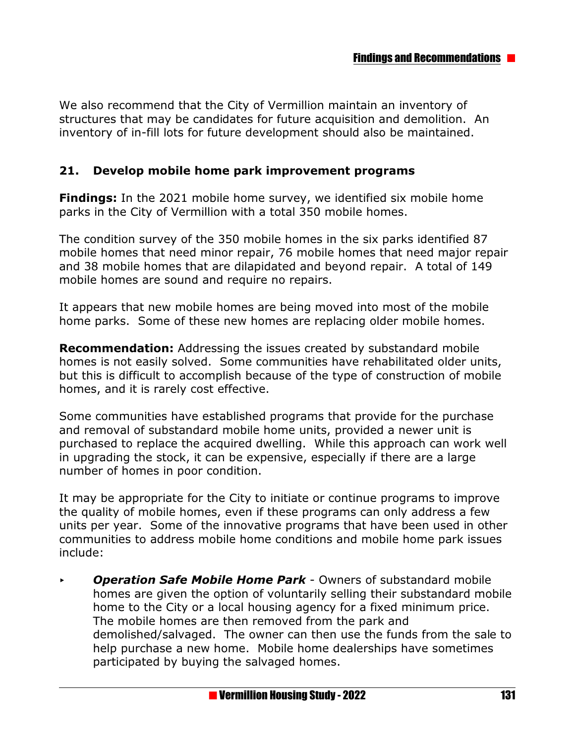We also recommend that the City of Vermillion maintain an inventory of structures that may be candidates for future acquisition and demolition. An inventory of in-fill lots for future development should also be maintained.

## 21. Develop mobile home park improvement programs

**Findings:** In the 2021 mobile home survey, we identified six mobile home parks in the City of Vermillion with a total 350 mobile homes.

The condition survey of the 350 mobile homes in the six parks identified 87 mobile homes that need minor repair, 76 mobile homes that need major repair and 38 mobile homes that are dilapidated and beyond repair. A total of 149 mobile homes are sound and require no repairs.

It appears that new mobile homes are being moved into most of the mobile home parks. Some of these new homes are replacing older mobile homes.

**Recommendation:** Addressing the issues created by substandard mobile homes is not easily solved. Some communities have rehabilitated older units, but this is difficult to accomplish because of the type of construction of mobile homes, and it is rarely cost effective.

Some communities have established programs that provide for the purchase and removal of substandard mobile home units, provided a newer unit is purchased to replace the acquired dwelling. While this approach can work well in upgrading the stock, it can be expensive, especially if there are a large number of homes in poor condition.

It may be appropriate for the City to initiate or continue programs to improve the quality of mobile homes, even if these programs can only address a few units per year. Some of the innovative programs that have been used in other communities to address mobile home conditions and mobile home park issues include:

- ***Operation Safe Mobile Home Park*** - Owners of substandard mobile homes are given the option of voluntarily selling their substandard mobile home to the City or a local housing agency for a fixed minimum price. The mobile homes are then removed from the park and demolished/salvaged. The owner can then use the funds from the sale to help purchase a new home. Mobile home dealerships have sometimes participated by buying the salvaged homes.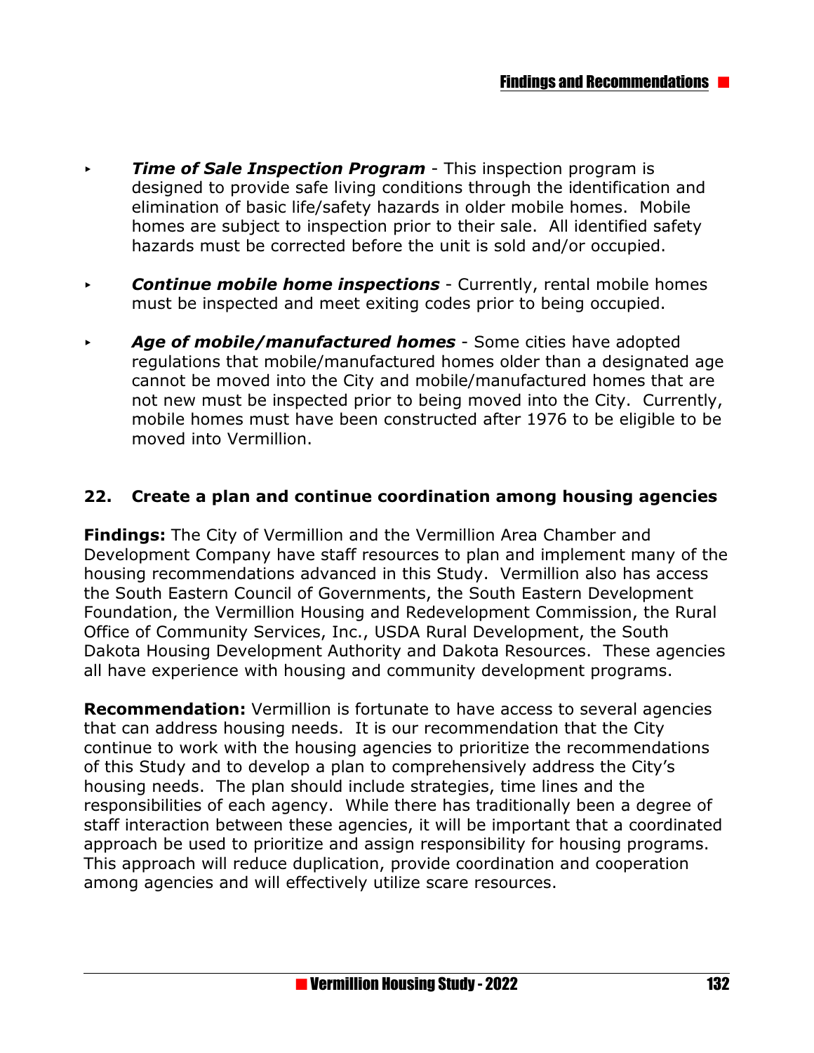- ***Time of Sale Inspection Program*** - This inspection program is designed to provide safe living conditions through the identification and elimination of basic life/safety hazards in older mobile homes. Mobile homes are subject to inspection prior to their sale. All identified safety hazards must be corrected before the unit is sold and/or occupied.

- ***Continue mobile home inspections*** - Currently, rental mobile homes must be inspected and meet exiting codes prior to being occupied.

- ***Age of mobile/manufactured homes*** - Some cities have adopted regulations that mobile/manufactured homes older than a designated age cannot be moved into the City and mobile/manufactured homes that are not new must be inspected prior to being moved into the City. Currently, mobile homes must have been constructed after 1976 to be eligible to be moved into Vermillion.

### 22. Create a plan and continue coordination among housing agencies

**Findings:** The City of Vermillion and the Vermillion Area Chamber and Development Company have staff resources to plan and implement many of the housing recommendations advanced in this Study. Vermillion also has access the South Eastern Council of Governments, the South Eastern Development Foundation, the Vermillion Housing and Redevelopment Commission, the Rural Office of Community Services, Inc., USDA Rural Development, the South Dakota Housing Development Authority and Dakota Resources. These agencies all have experience with housing and community development programs.

**Recommendation:** Vermillion is fortunate to have access to several agencies that can address housing needs. It is our recommendation that the City continue to work with the housing agencies to prioritize the recommendations of this Study and to develop a plan to comprehensively address the City's housing needs. The plan should include strategies, time lines and the responsibilities of each agency. While there has traditionally been a degree of staff interaction between these agencies, it will be important that a coordinated approach be used to prioritize and assign responsibility for housing programs. This approach will reduce duplication, provide coordination and cooperation among agencies and will effectively utilize scare resources.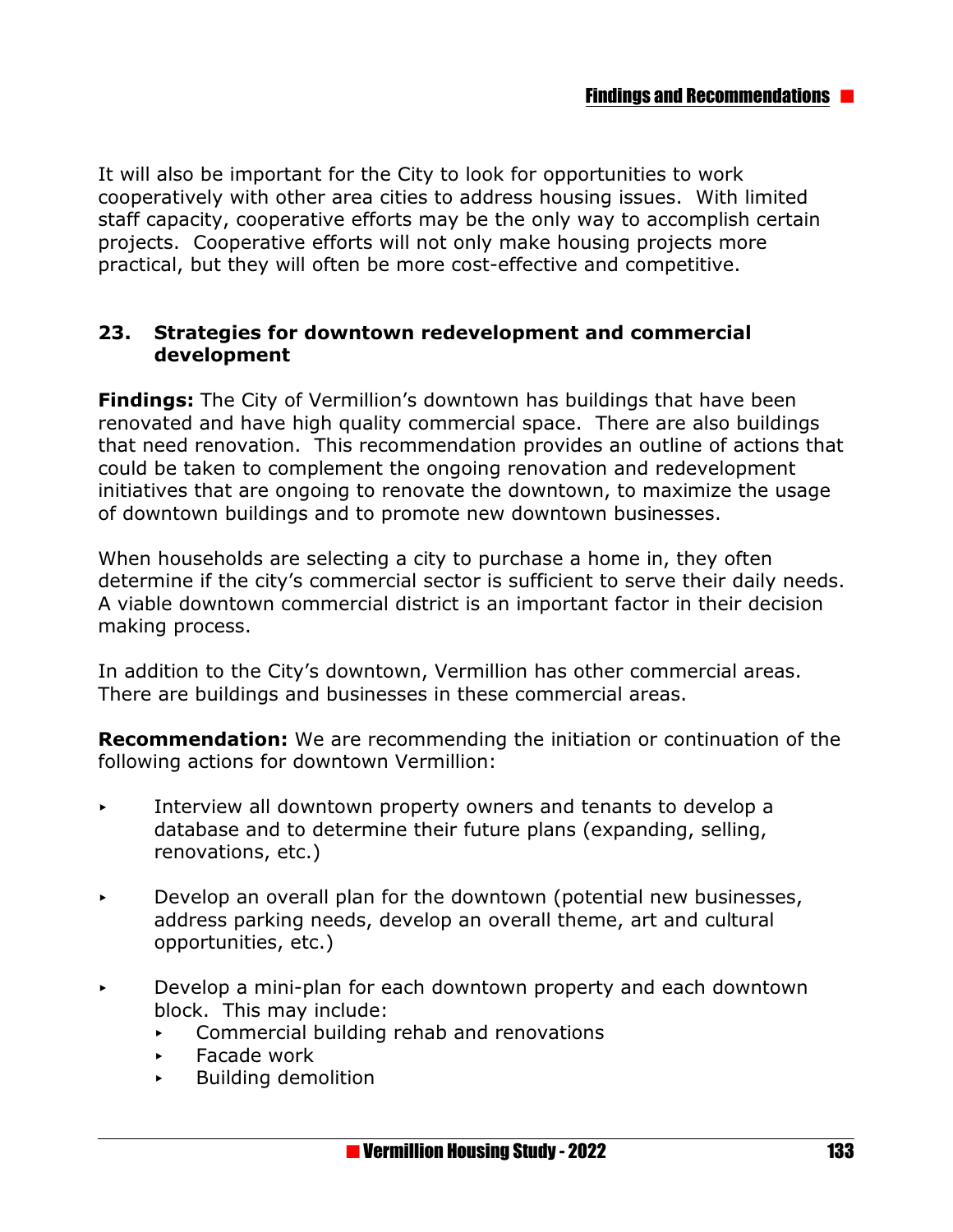It will also be important for the City to look for opportunities to work cooperatively with other area cities to address housing issues. With limited staff capacity, cooperative efforts may be the only way to accomplish certain projects. Cooperative efforts will not only make housing projects more practical, but they will often be more cost-effective and competitive.

### 23. Strategies for downtown redevelopment and commercial development

**Findings:** The City of Vermillion's downtown has buildings that have been renovated and have high quality commercial space. There are also buildings that need renovation. This recommendation provides an outline of actions that could be taken to complement the ongoing renovation and redevelopment initiatives that are ongoing to renovate the downtown, to maximize the usage of downtown buildings and to promote new downtown businesses.

When households are selecting a city to purchase a home in, they often determine if the city's commercial sector is sufficient to serve their daily needs. A viable downtown commercial district is an important factor in their decision making process.

In addition to the City's downtown, Vermillion has other commercial areas. There are buildings and businesses in these commercial areas.

**Recommendation:** We are recommending the initiation or continuation of the following actions for downtown Vermillion:

- Interview all downtown property owners and tenants to develop a database and to determine their future plans (expanding, selling, renovations, etc.)
- Develop an overall plan for the downtown (potential new businesses, address parking needs, develop an overall theme, art and cultural opportunities, etc.)
- Develop a mini-plan for each downtown property and each downtown block. This may include:
  - Commercial building rehab and renovations
  - Facade work
  - Building demolition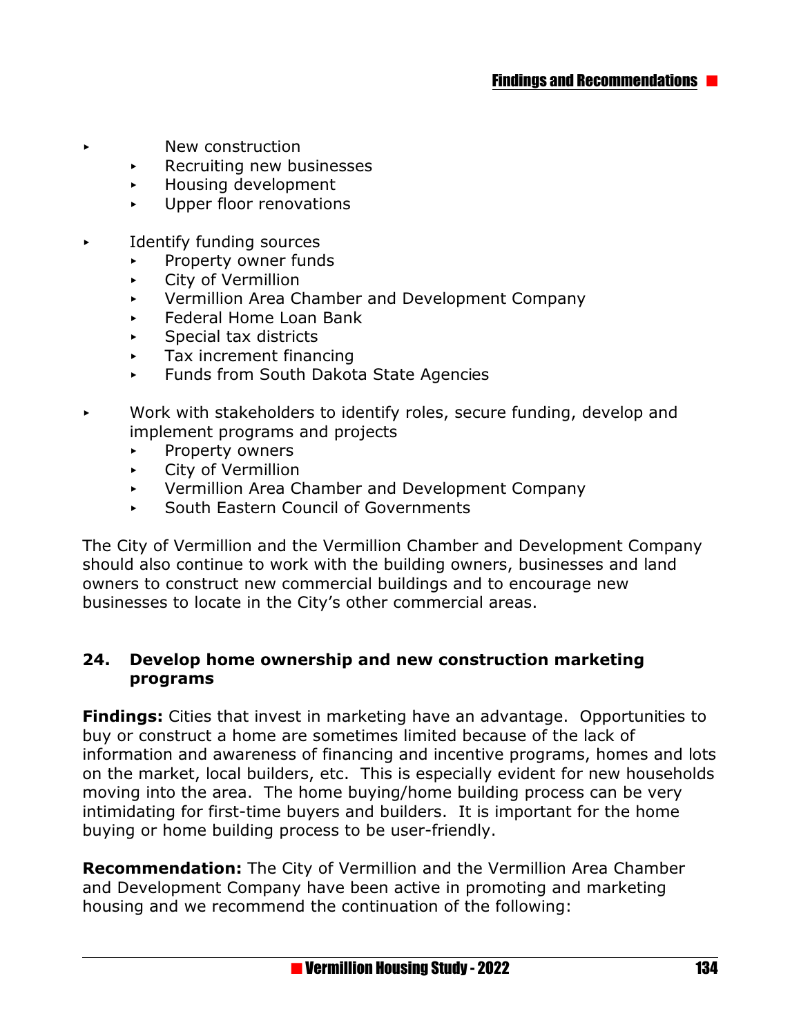- New construction
    - Recruiting new businesses
    - Housing development
    - Upper floor renovations

- Identify funding sources
    - Property owner funds
    - City of Vermillion
    - Vermillion Area Chamber and Development Company
    - Federal Home Loan Bank
    - Special tax districts
    - Tax increment financing
    - Funds from South Dakota State Agencies

- Work with stakeholders to identify roles, secure funding, develop and implement programs and projects
    - Property owners
    - City of Vermillion
    - Vermillion Area Chamber and Development Company
    - South Eastern Council of Governments

The City of Vermillion and the Vermillion Chamber and Development Company should also continue to work with the building owners, businesses and land owners to construct new commercial buildings and to encourage new businesses to locate in the City's other commercial areas.

### 24. Develop home ownership and new construction marketing programs

**Findings:** Cities that invest in marketing have an advantage. Opportunities to buy or construct a home are sometimes limited because of the lack of information and awareness of financing and incentive programs, homes and lots on the market, local builders, etc. This is especially evident for new households moving into the area. The home buying/home building process can be very intimidating for first-time buyers and builders. It is important for the home buying or home building process to be user-friendly.

**Recommendation:** The City of Vermillion and the Vermillion Area Chamber and Development Company have been active in promoting and marketing housing and we recommend the continuation of the following: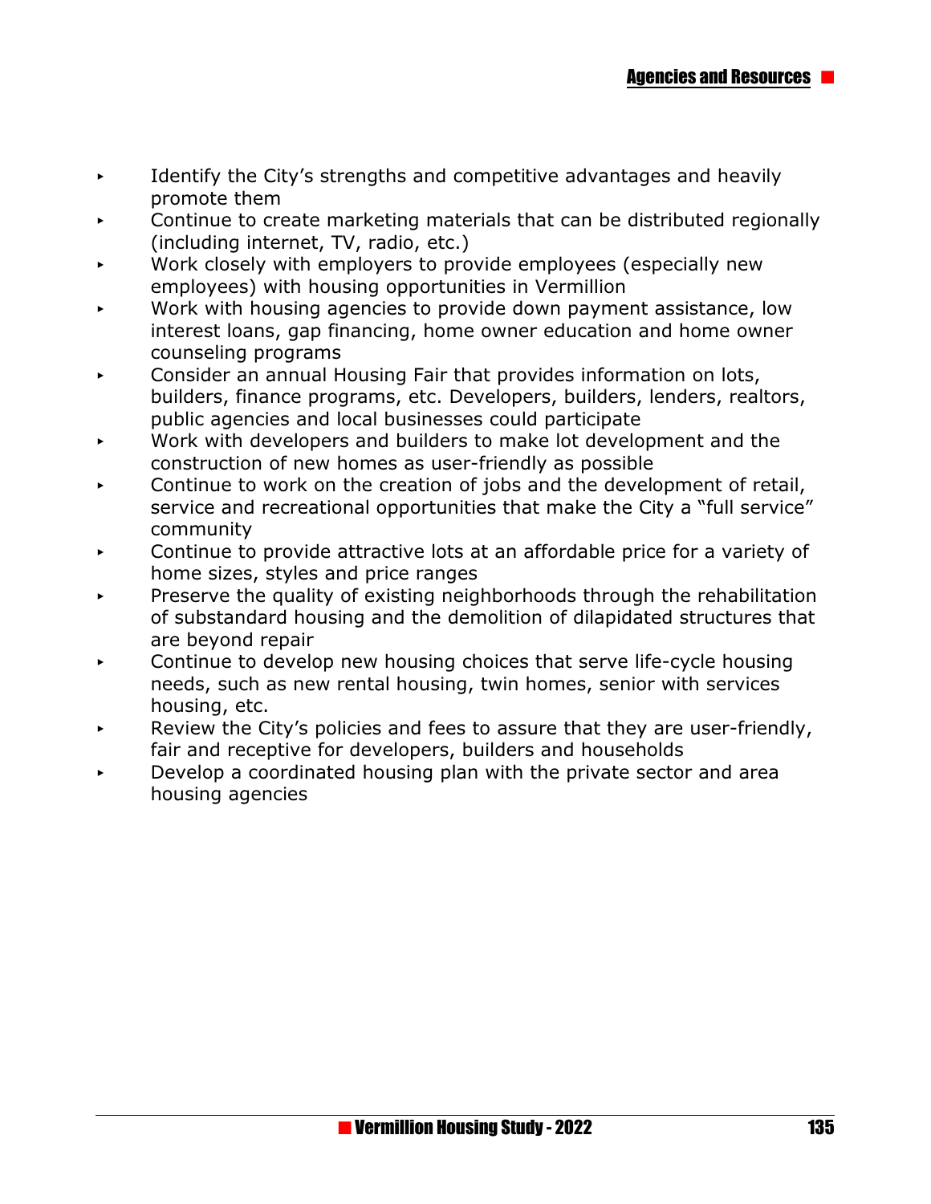- Identify the City's strengths and competitive advantages and heavily promote them
- Continue to create marketing materials that can be distributed regionally (including internet, TV, radio, etc.)
- Work closely with employers to provide employees (especially new employees) with housing opportunities in Vermillion
- Work with housing agencies to provide down payment assistance, low interest loans, gap financing, home owner education and home owner counseling programs
- Consider an annual Housing Fair that provides information on lots, builders, finance programs, etc. Developers, builders, lenders, realtors, public agencies and local businesses could participate
- Work with developers and builders to make lot development and the construction of new homes as user-friendly as possible
- Continue to work on the creation of jobs and the development of retail, service and recreational opportunities that make the City a "full service" community
- Continue to provide attractive lots at an affordable price for a variety of home sizes, styles and price ranges
- Preserve the quality of existing neighborhoods through the rehabilitation of substandard housing and the demolition of dilapidated structures that are beyond repair
- Continue to develop new housing choices that serve life-cycle housing needs, such as new rental housing, twin homes, senior with services housing, etc.
- Review the City's policies and fees to assure that they are user-friendly, fair and receptive for developers, builders and households
- Develop a coordinated housing plan with the private sector and area housing agencies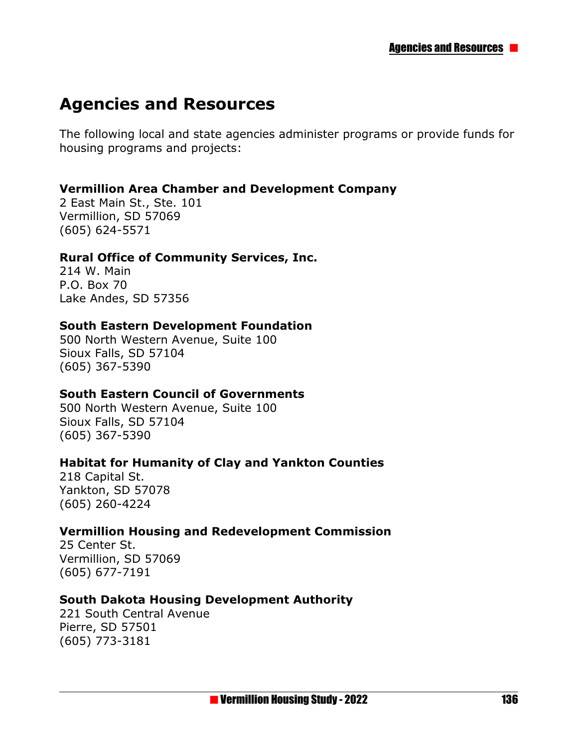# Agencies and Resources

The following local and state agencies administer programs or provide funds for housing programs and projects:

**Vermillion Area Chamber and Development Company**
2 East Main St., Ste. 101
Vermillion, SD 57069
(605) 624-5571

**Rural Office of Community Services, Inc.**
214 W. Main
P.O. Box 70
Lake Andes, SD 57356

**South Eastern Development Foundation**
500 North Western Avenue, Suite 100
Sioux Falls, SD 57104
(605) 367-5390

**South Eastern Council of Governments**
500 North Western Avenue, Suite 100
Sioux Falls, SD 57104
(605) 367-5390

**Habitat for Humanity of Clay and Yankton Counties**
218 Capital St.
Yankton, SD 57078
(605) 260-4224

**Vermillion Housing and Redevelopment Commission**
25 Center St.
Vermillion, SD 57069
(605) 677-7191

**South Dakota Housing Development Authority**
221 South Central Avenue
Pierre, SD 57501
(605) 773-3181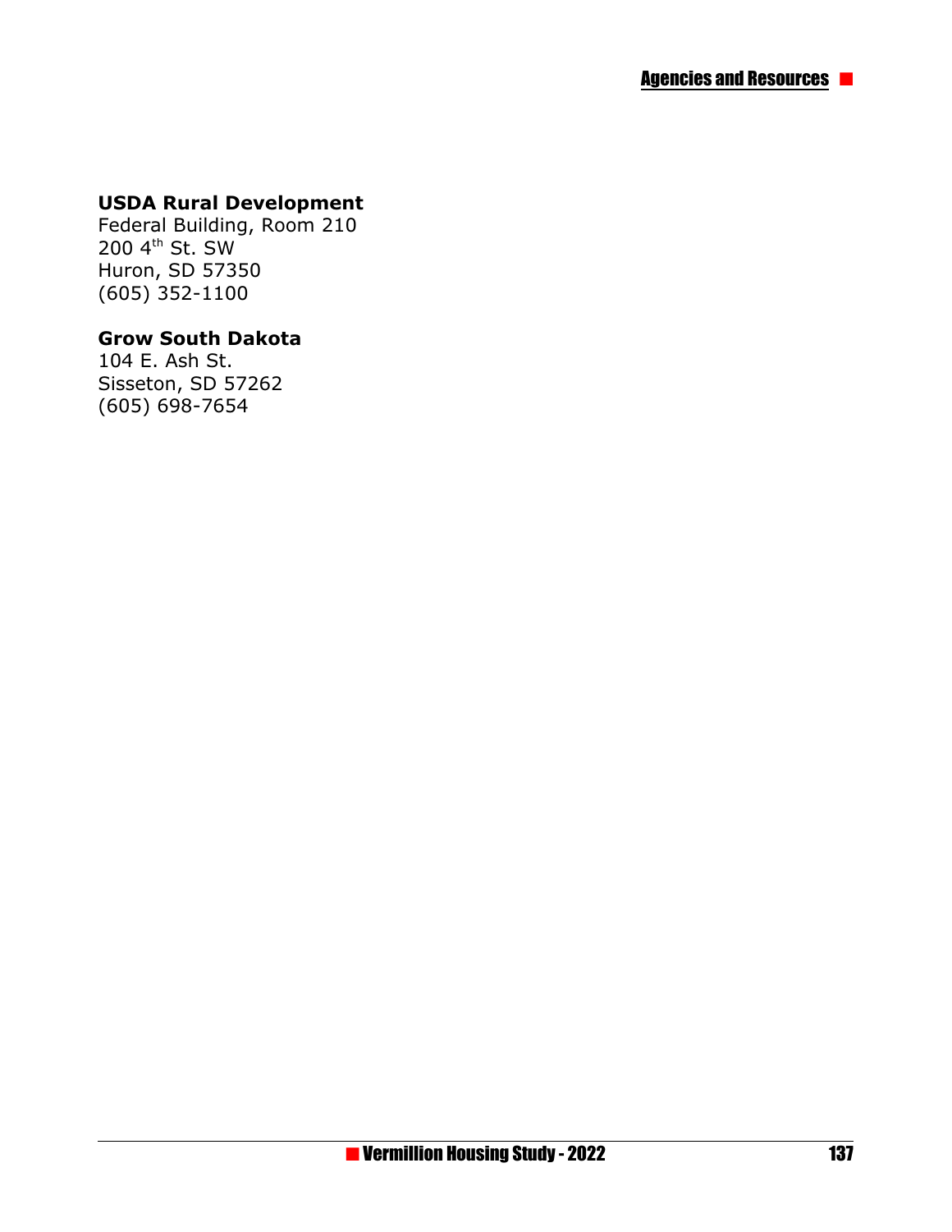**USDA Rural Development**
Federal Building, Room 210
200 4th St. SW
Huron, SD 57350
(605) 352-1100

**Grow South Dakota**
104 E. Ash St.
Sisseton, SD 57262
(605) 698-7654